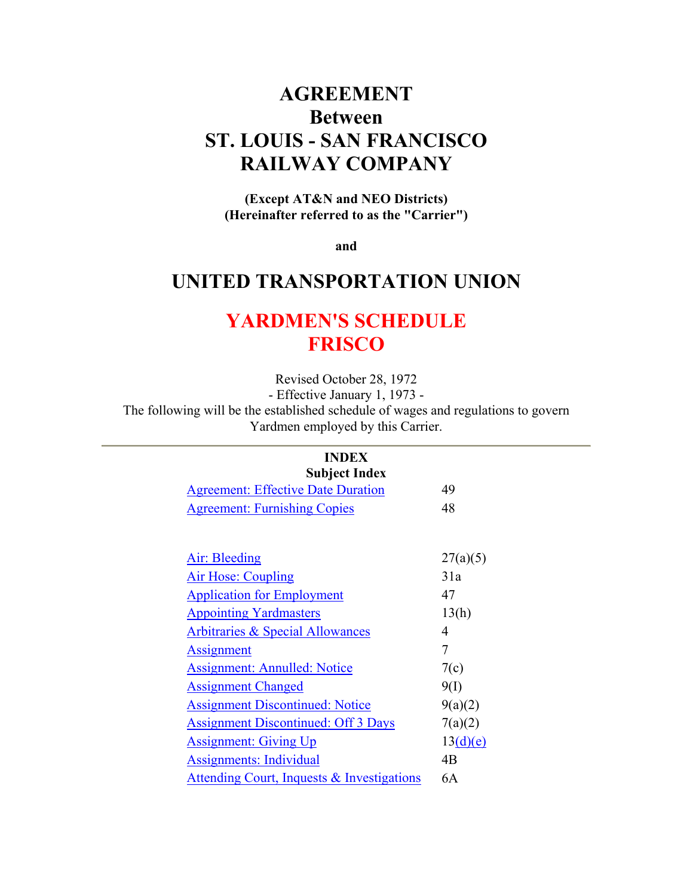# AGREEMENT
# Between
# ST. LOUIS - SAN FRANCISCO RAILWAY COMPANY

**(Except AT&N and NEO Districts)**
**(Hereinafter referred to as the "Carrier")**

**and**

# UNITED TRANSPORTATION UNION

# YARDMEN'S SCHEDULE FRISCO

Revised October 28, 1972
- Effective January 1, 1973 -
The following will be the established schedule of wages and regulations to govern Yardmen employed by this Carrier.

---

## INDEX
### Subject Index

| | |
|---|---|
| Agreement: Effective Date Duration | 49 |
| Agreement: Furnishing Copies | 48 |
| | |
| Air: Bleeding | 27(a)(5) |
| Air Hose: Coupling | 31a |
| Application for Employment | 47 |
| Appointing Yardmasters | 13(h) |
| Arbitraries & Special Allowances | 4 |
| Assignment | 7 |
| Assignment: Annulled: Notice | 7(c) |
| Assignment Changed | 9(I) |
| Assignment Discontinued: Notice | 9(a)(2) |
| Assignment Discontinued: Off 3 Days | 7(a)(2) |
| Assignment: Giving Up | 13(d)(e) |
| Assignments: Individual | 4B |
| Attending Court, Inquests & Investigations | 6A |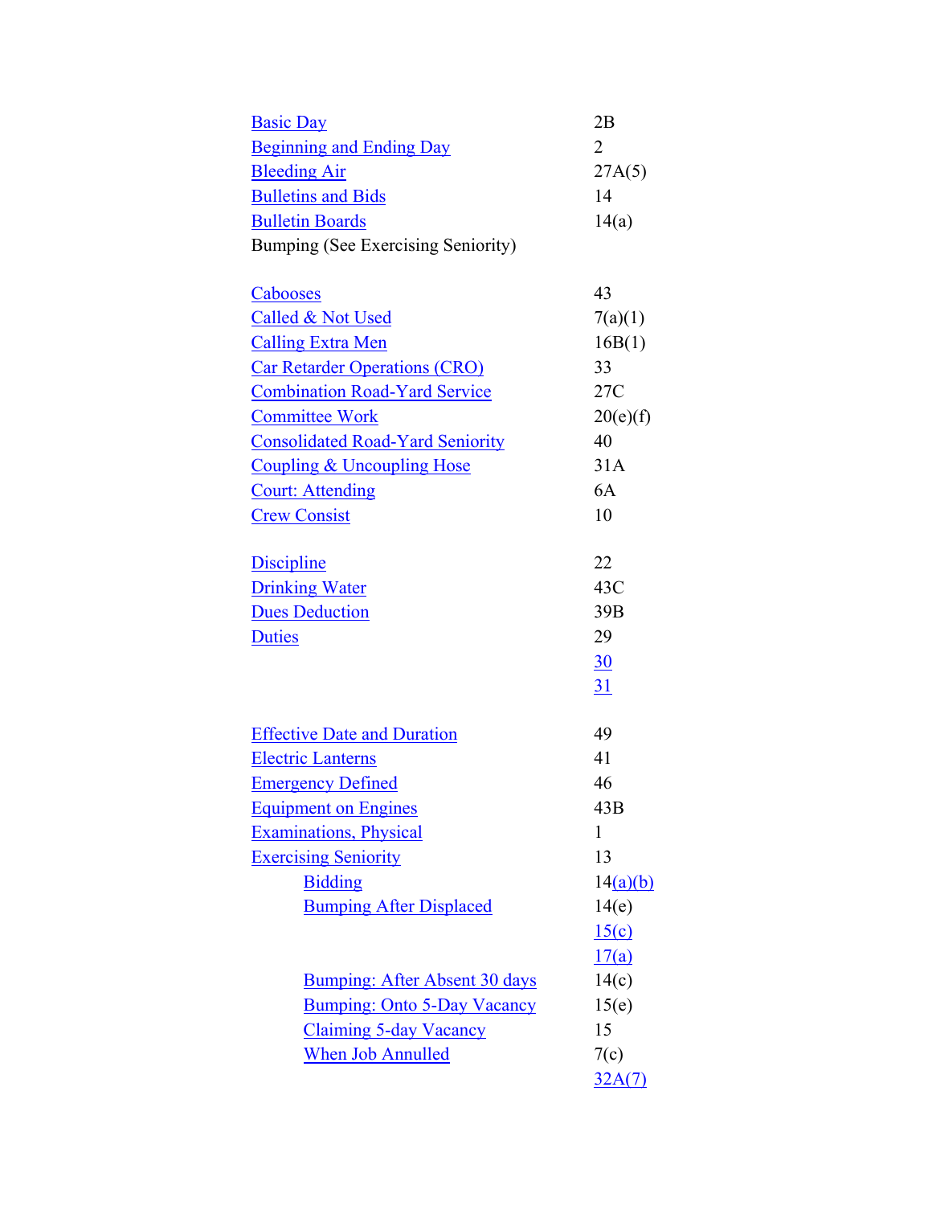| | |
|---|---|
| Basic Day | 2B |
| Beginning and Ending Day | 2 |
| Bleeding Air | 27A(5) |
| Bulletins and Bids | 14 |
| Bulletin Boards | 14(a) |
| Bumping (See Exercising Seniority) | |
| | |
| Cabooses | 43 |
| Called & Not Used | 7(a)(1) |
| Calling Extra Men | 16B(1) |
| Car Retarder Operations (CRO) | 33 |
| Combination Road-Yard Service | 27C |
| Committee Work | 20(e)(f) |
| Consolidated Road-Yard Seniority | 40 |
| Coupling & Uncoupling Hose | 31A |
| Court: Attending | 6A |
| Crew Consist | 10 |
| | |
| Discipline | 22 |
| Drinking Water | 43C |
| Dues Deduction | 39B |
| Duties | 29 |
| | 30 |
| | 31 |
| | |
| Effective Date and Duration | 49 |
| Electric Lanterns | 41 |
| Emergency Defined | 46 |
| Equipment on Engines | 43B |
| Examinations, Physical | 1 |
| Exercising Seniority | 13 |
| Bidding | 14(a)(b) |
| Bumping After Displaced | 14(e) |
| | 15(c) |
| | 17(a) |
| Bumping: After Absent 30 days | 14(c) |
| Bumping: Onto 5-Day Vacancy | 15(e) |
| Claiming 5-day Vacancy | 15 |
| When Job Annulled | 7(c) |
| | 32A(7) |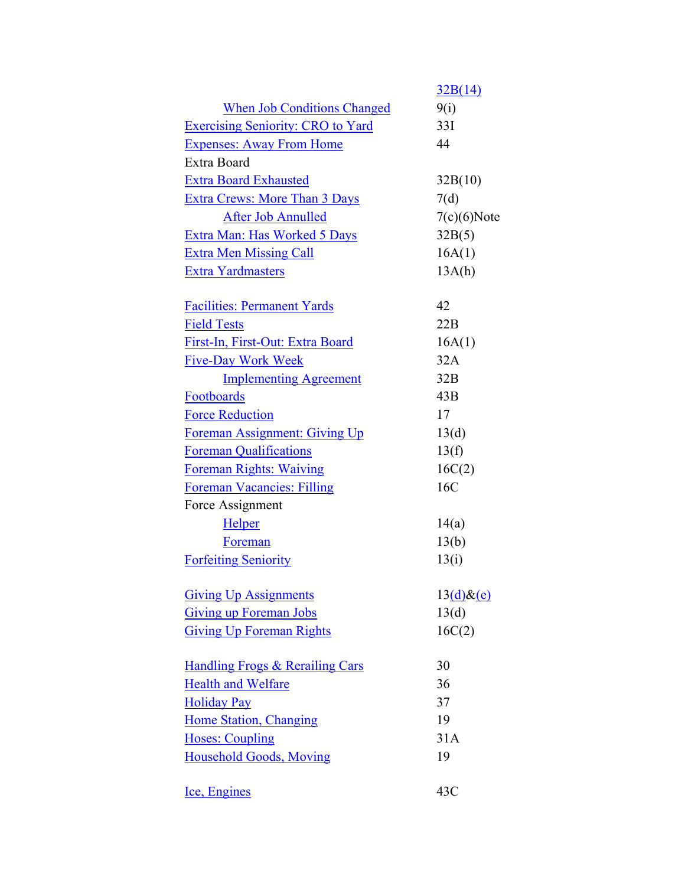| | |
|---|---|
| | 32B(14) |
| &nbsp;&nbsp;&nbsp;&nbsp;When Job Conditions Changed | 9(i) |
| Exercising Seniority: CRO to Yard | 33I |
| Expenses: Away From Home | 44 |
| Extra Board | |
| Extra Board Exhausted | 32B(10) |
| Extra Crews: More Than 3 Days | 7(d) |
| &nbsp;&nbsp;&nbsp;&nbsp;After Job Annulled | 7(c)(6)Note |
| Extra Man: Has Worked 5 Days | 32B(5) |
| Extra Men Missing Call | 16A(1) |
| Extra Yardmasters | 13A(h) |
| | |
| Facilities: Permanent Yards | 42 |
| Field Tests | 22B |
| First-In, First-Out: Extra Board | 16A(1) |
| Five-Day Work Week | 32A |
| &nbsp;&nbsp;&nbsp;&nbsp;Implementing Agreement | 32B |
| Footboards | 43B |
| Force Reduction | 17 |
| Foreman Assignment: Giving Up | 13(d) |
| Foreman Qualifications | 13(f) |
| Foreman Rights: Waiving | 16C(2) |
| Foreman Vacancies: Filling | 16C |
| Force Assignment | |
| &nbsp;&nbsp;&nbsp;&nbsp;Helper | 14(a) |
| &nbsp;&nbsp;&nbsp;&nbsp;Foreman | 13(b) |
| Forfeiting Seniority | 13(i) |
| | |
| Giving Up Assignments | 13(d)&(e) |
| Giving up Foreman Jobs | 13(d) |
| Giving Up Foreman Rights | 16C(2) |
| | |
| Handling Frogs & Rerailing Cars | 30 |
| Health and Welfare | 36 |
| Holiday Pay | 37 |
| Home Station, Changing | 19 |
| Hoses: Coupling | 31A |
| Household Goods, Moving | 19 |
| | |
| Ice, Engines | 43C |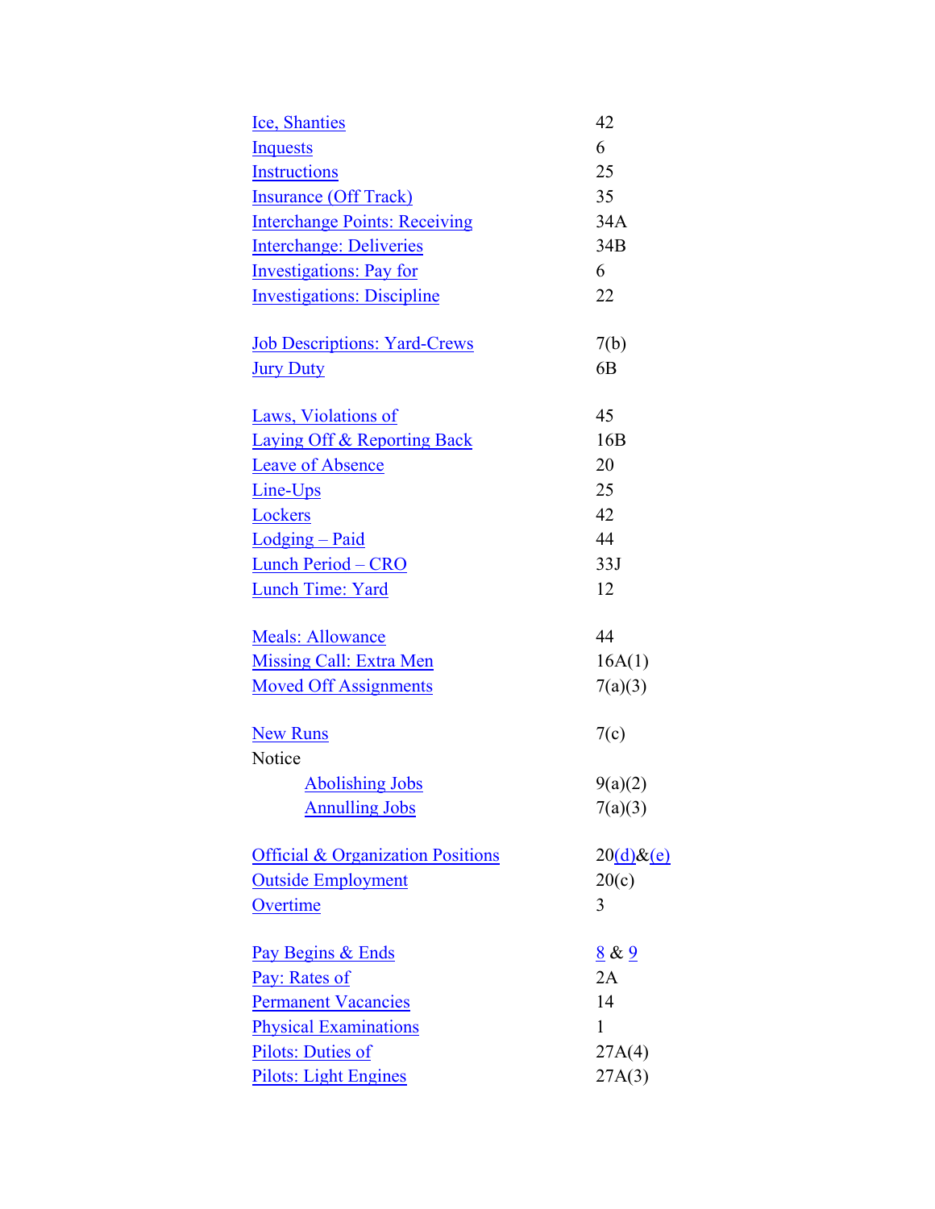| | |
|---|---|
| Ice, Shanties | 42 |
| Inquests | 6 |
| Instructions | 25 |
| Insurance (Off Track) | 35 |
| Interchange Points: Receiving | 34A |
| Interchange: Deliveries | 34B |
| Investigations: Pay for | 6 |
| Investigations: Discipline | 22 |
| | |
| Job Descriptions: Yard-Crews | 7(b) |
| Jury Duty | 6B |
| | |
| Laws, Violations of | 45 |
| Laying Off & Reporting Back | 16B |
| Leave of Absence | 20 |
| Line-Ups | 25 |
| Lockers | 42 |
| Lodging – Paid | 44 |
| Lunch Period – CRO | 33J |
| Lunch Time: Yard | 12 |
| | |
| Meals: Allowance | 44 |
| Missing Call: Extra Men | 16A(1) |
| Moved Off Assignments | 7(a)(3) |
| | |
| New Runs | 7(c) |
| Notice | |
| Abolishing Jobs | 9(a)(2) |
| Annulling Jobs | 7(a)(3) |
| | |
| Official & Organization Positions | 20(d)&(e) |
| Outside Employment | 20(c) |
| Overtime | 3 |
| | |
| Pay Begins & Ends | 8 & 9 |
| Pay: Rates of | 2A |
| Permanent Vacancies | 14 |
| Physical Examinations | 1 |
| Pilots: Duties of | 27A(4) |
| Pilots: Light Engines | 27A(3) |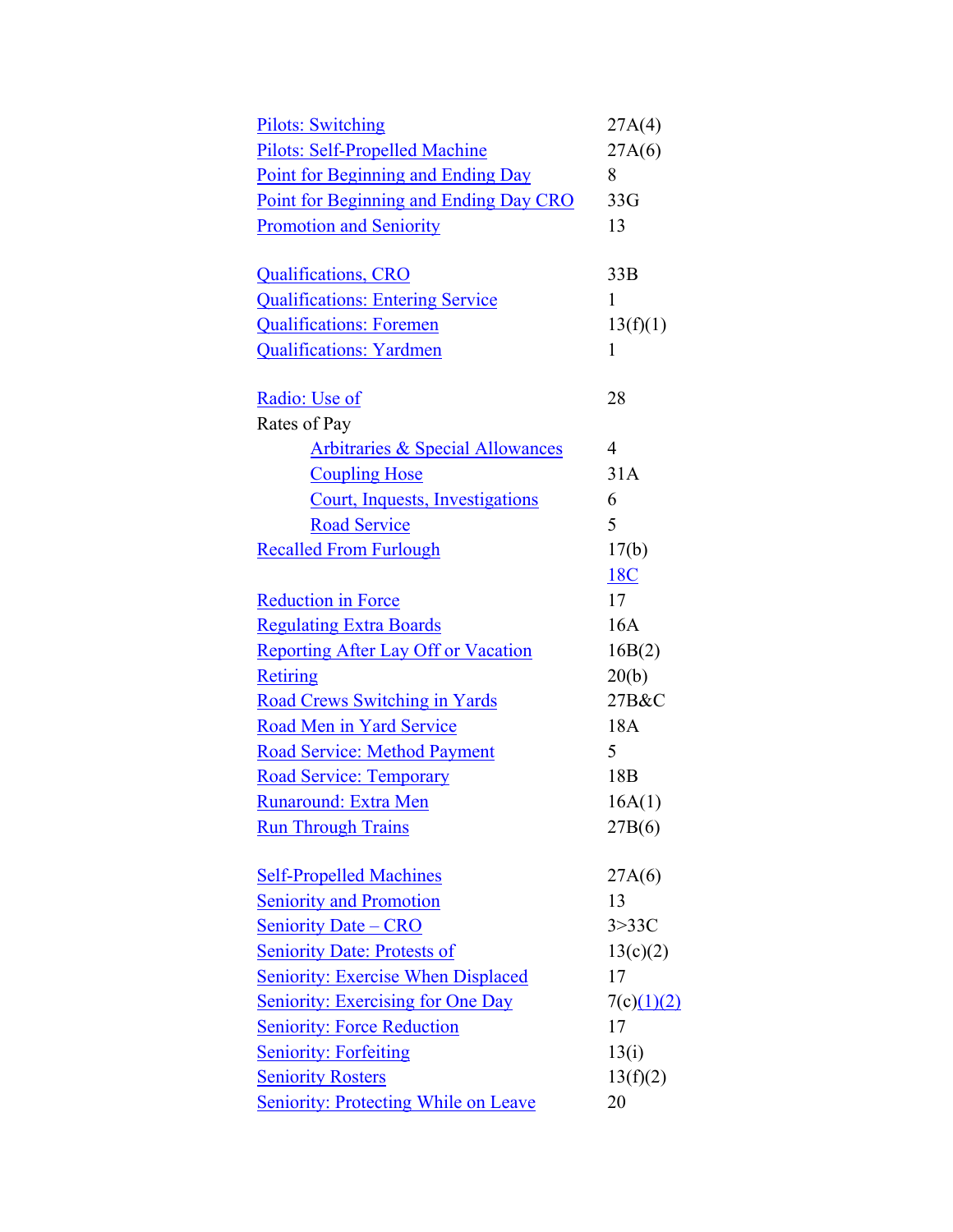| | |
|---|---|
| Pilots: Switching | 27A(4) |
| Pilots: Self-Propelled Machine | 27A(6) |
| Point for Beginning and Ending Day | 8 |
| Point for Beginning and Ending Day CRO | 33G |
| Promotion and Seniority | 13 |
| | |
| Qualifications, CRO | 33B |
| Qualifications: Entering Service | 1 |
| Qualifications: Foremen | 13(f)(1) |
| Qualifications: Yardmen | 1 |
| | |
| Radio: Use of | 28 |
| Rates of Pay | |
| Arbitraries & Special Allowances | 4 |
| Coupling Hose | 31A |
| Court, Inquests, Investigations | 6 |
| Road Service | 5 |
| Recalled From Furlough | 17(b) |
| | 18C |
| Reduction in Force | 17 |
| Regulating Extra Boards | 16A |
| Reporting After Lay Off or Vacation | 16B(2) |
| Retiring | 20(b) |
| Road Crews Switching in Yards | 27B&C |
| Road Men in Yard Service | 18A |
| Road Service: Method Payment | 5 |
| Road Service: Temporary | 18B |
| Runaround: Extra Men | 16A(1) |
| Run Through Trains | 27B(6) |
| | |
| Self-Propelled Machines | 27A(6) |
| Seniority and Promotion | 13 |
| Seniority Date – CRO | 3>33C |
| Seniority Date: Protests of | 13(c)(2) |
| Seniority: Exercise When Displaced | 17 |
| Seniority: Exercising for One Day | 7(c)(1)(2) |
| Seniority: Force Reduction | 17 |
| Seniority: Forfeiting | 13(i) |
| Seniority Rosters | 13(f)(2) |
| Seniority: Protecting While on Leave | 20 |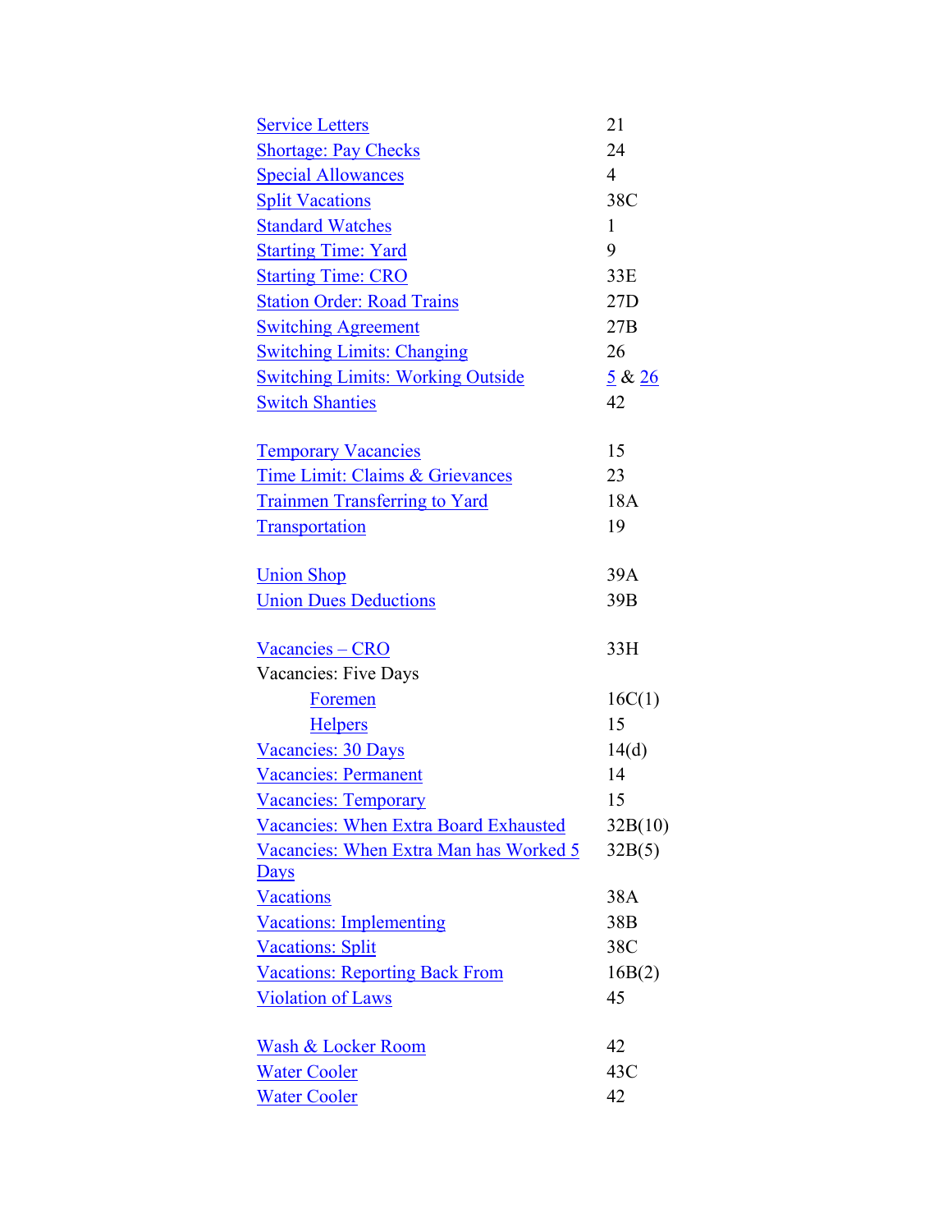| | |
|---|---|
| Service Letters | 21 |
| Shortage: Pay Checks | 24 |
| Special Allowances | 4 |
| Split Vacations | 38C |
| Standard Watches | 1 |
| Starting Time: Yard | 9 |
| Starting Time: CRO | 33E |
| Station Order: Road Trains | 27D |
| Switching Agreement | 27B |
| Switching Limits: Changing | 26 |
| Switching Limits: Working Outside | 5 & 26 |
| Switch Shanties | 42 |
| | |
| Temporary Vacancies | 15 |
| Time Limit: Claims & Grievances | 23 |
| Trainmen Transferring to Yard | 18A |
| Transportation | 19 |
| | |
| Union Shop | 39A |
| Union Dues Deductions | 39B |
| | |
| Vacancies – CRO | 33H |
| Vacancies: Five Days | |
| Foremen | 16C(1) |
| Helpers | 15 |
| Vacancies: 30 Days | 14(d) |
| Vacancies: Permanent | 14 |
| Vacancies: Temporary | 15 |
| Vacancies: When Extra Board Exhausted | 32B(10) |
| Vacancies: When Extra Man has Worked 5 Days | 32B(5) |
| Vacations | 38A |
| Vacations: Implementing | 38B |
| Vacations: Split | 38C |
| Vacations: Reporting Back From | 16B(2) |
| Violation of Laws | 45 |
| | |
| Wash & Locker Room | 42 |
| Water Cooler | 43C |
| Water Cooler | 42 |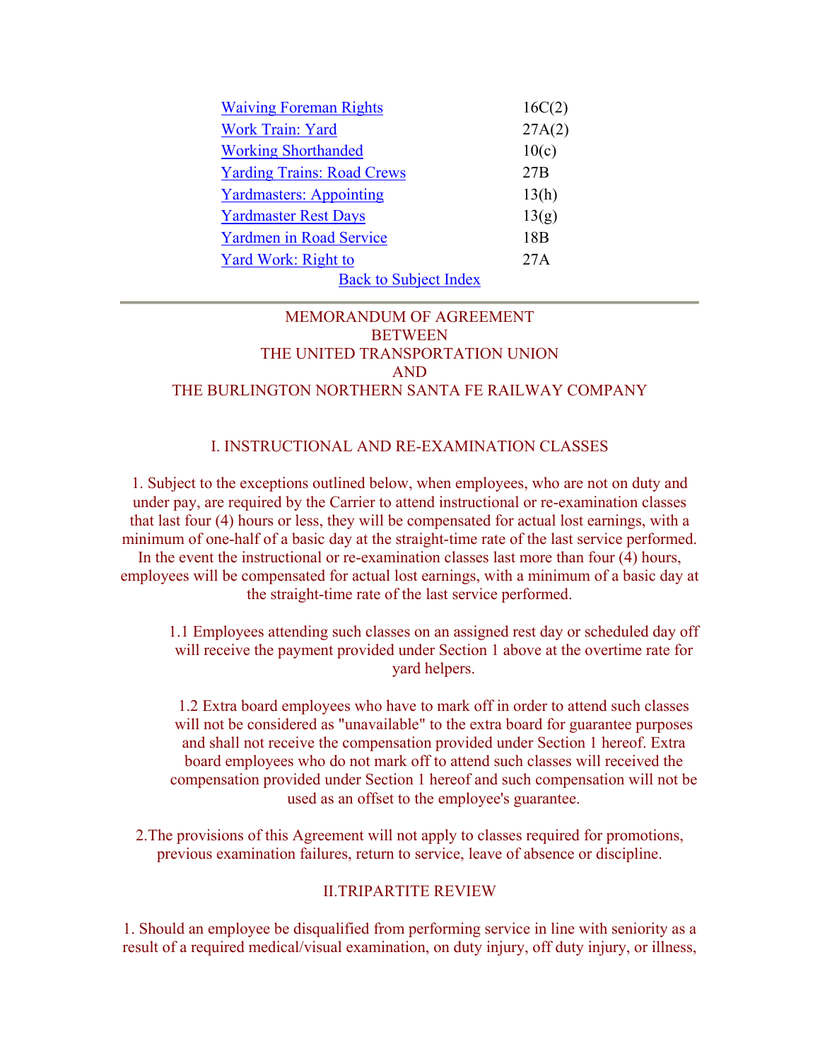| | |
|---|---|
| Waiving Foreman Rights | 16C(2) |
| Work Train: Yard | 27A(2) |
| Working Shorthanded | 10(c) |
| Yarding Trains: Road Crews | 27B |
| Yardmasters: Appointing | 13(h) |
| Yardmaster Rest Days | 13(g) |
| Yardmen in Road Service | 18B |
| Yard Work: Right to | 27A |

Back to Subject Index

---

MEMORANDUM OF AGREEMENT
BETWEEN
THE UNITED TRANSPORTATION UNION
AND
THE BURLINGTON NORTHERN SANTA FE RAILWAY COMPANY

## I. INSTRUCTIONAL AND RE-EXAMINATION CLASSES

1. Subject to the exceptions outlined below, when employees, who are not on duty and under pay, are required by the Carrier to attend instructional or re-examination classes that last four (4) hours or less, they will be compensated for actual lost earnings, with a minimum of one-half of a basic day at the straight-time rate of the last service performed. In the event the instructional or re-examination classes last more than four (4) hours, employees will be compensated for actual lost earnings, with a minimum of a basic day at the straight-time rate of the last service performed.

1.1 Employees attending such classes on an assigned rest day or scheduled day off will receive the payment provided under Section 1 above at the overtime rate for yard helpers.

1.2 Extra board employees who have to mark off in order to attend such classes will not be considered as "unavailable" to the extra board for guarantee purposes and shall not receive the compensation provided under Section 1 hereof. Extra board employees who do not mark off to attend such classes will received the compensation provided under Section 1 hereof and such compensation will not be used as an offset to the employee's guarantee.

2.The provisions of this Agreement will not apply to classes required for promotions, previous examination failures, return to service, leave of absence or discipline.

## II.TRIPARTITE REVIEW

1. Should an employee be disqualified from performing service in line with seniority as a result of a required medical/visual examination, on duty injury, off duty injury, or illness,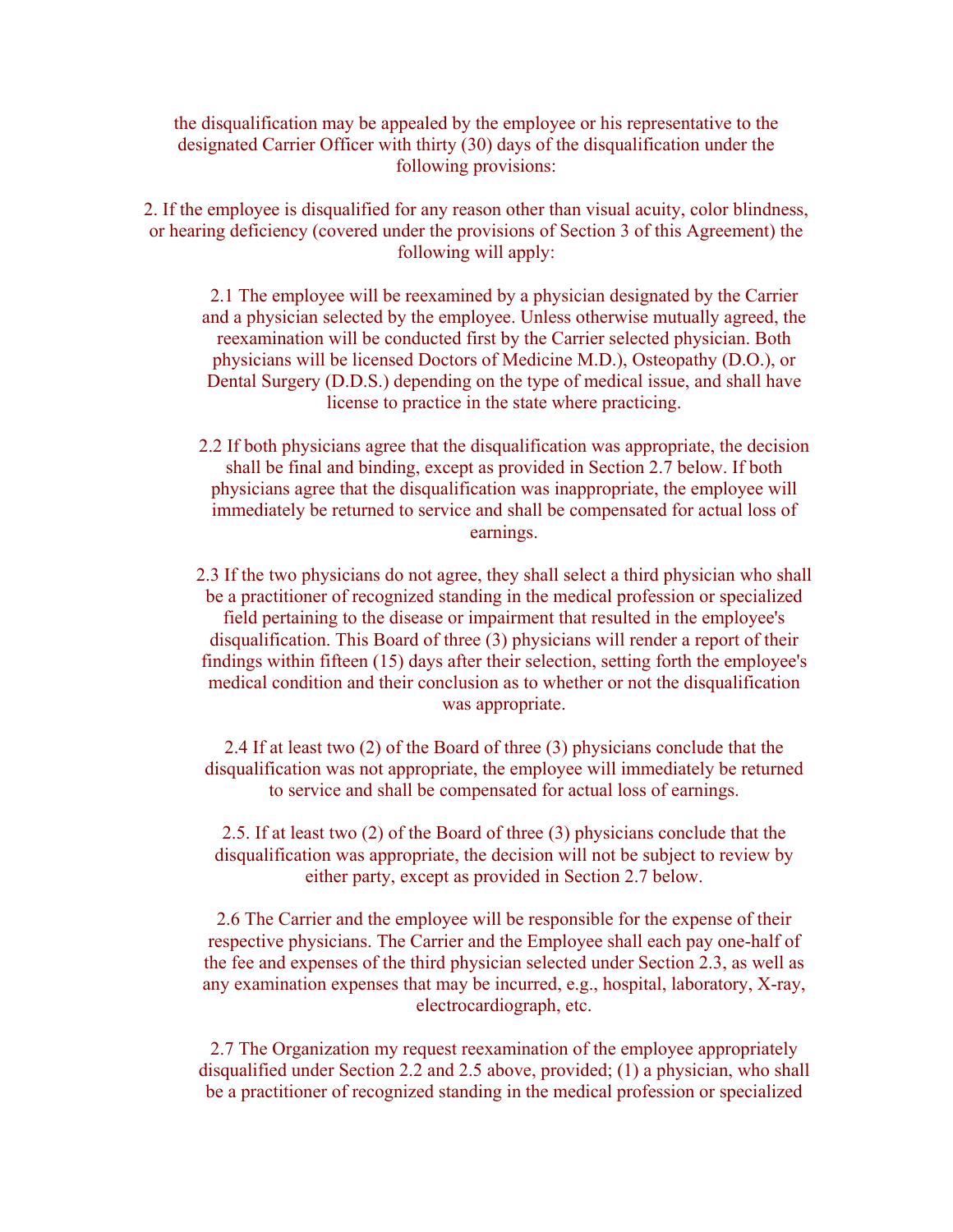the disqualification may be appealed by the employee or his representative to the designated Carrier Officer with thirty (30) days of the disqualification under the following provisions:

2. If the employee is disqualified for any reason other than visual acuity, color blindness, or hearing deficiency (covered under the provisions of Section 3 of this Agreement) the following will apply:

2.1 The employee will be reexamined by a physician designated by the Carrier and a physician selected by the employee. Unless otherwise mutually agreed, the reexamination will be conducted first by the Carrier selected physician. Both physicians will be licensed Doctors of Medicine M.D.), Osteopathy (D.O.), or Dental Surgery (D.D.S.) depending on the type of medical issue, and shall have license to practice in the state where practicing.

2.2 If both physicians agree that the disqualification was appropriate, the decision shall be final and binding, except as provided in Section 2.7 below. If both physicians agree that the disqualification was inappropriate, the employee will immediately be returned to service and shall be compensated for actual loss of earnings.

2.3 If the two physicians do not agree, they shall select a third physician who shall be a practitioner of recognized standing in the medical profession or specialized field pertaining to the disease or impairment that resulted in the employee's disqualification. This Board of three (3) physicians will render a report of their findings within fifteen (15) days after their selection, setting forth the employee's medical condition and their conclusion as to whether or not the disqualification was appropriate.

2.4 If at least two (2) of the Board of three (3) physicians conclude that the disqualification was not appropriate, the employee will immediately be returned to service and shall be compensated for actual loss of earnings.

2.5. If at least two (2) of the Board of three (3) physicians conclude that the disqualification was appropriate, the decision will not be subject to review by either party, except as provided in Section 2.7 below.

2.6 The Carrier and the employee will be responsible for the expense of their respective physicians. The Carrier and the Employee shall each pay one-half of the fee and expenses of the third physician selected under Section 2.3, as well as any examination expenses that may be incurred, e.g., hospital, laboratory, X-ray, electrocardiograph, etc.

2.7 The Organization my request reexamination of the employee appropriately disqualified under Section 2.2 and 2.5 above, provided; (1) a physician, who shall be a practitioner of recognized standing in the medical profession or specialized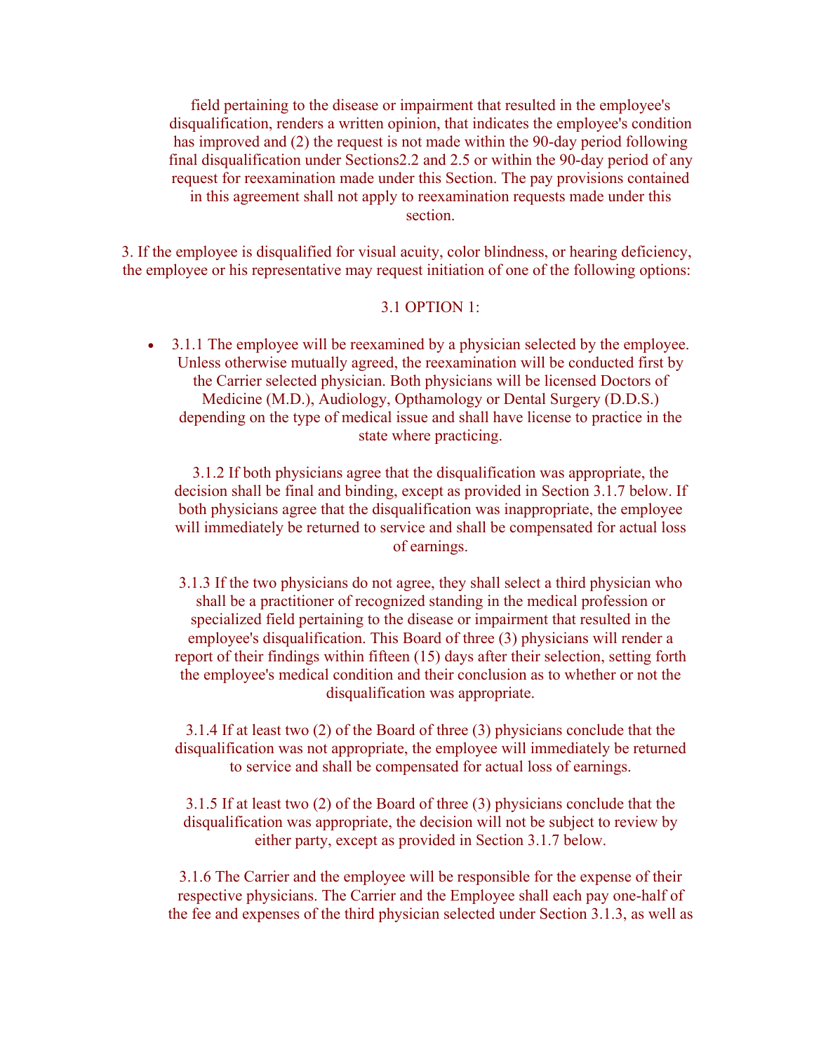field pertaining to the disease or impairment that resulted in the employee's disqualification, renders a written opinion, that indicates the employee's condition has improved and (2) the request is not made within the 90-day period following final disqualification under Sections2.2 and 2.5 or within the 90-day period of any request for reexamination made under this Section. The pay provisions contained in this agreement shall not apply to reexamination requests made under this section.

3. If the employee is disqualified for visual acuity, color blindness, or hearing deficiency, the employee or his representative may request initiation of one of the following options:

3.1 OPTION 1:

- 3.1.1 The employee will be reexamined by a physician selected by the employee. Unless otherwise mutually agreed, the reexamination will be conducted first by the Carrier selected physician. Both physicians will be licensed Doctors of Medicine (M.D.), Audiology, Opthamology or Dental Surgery (D.D.S.) depending on the type of medical issue and shall have license to practice in the state where practicing.

3.1.2 If both physicians agree that the disqualification was appropriate, the decision shall be final and binding, except as provided in Section 3.1.7 below. If both physicians agree that the disqualification was inappropriate, the employee will immediately be returned to service and shall be compensated for actual loss of earnings.

3.1.3 If the two physicians do not agree, they shall select a third physician who shall be a practitioner of recognized standing in the medical profession or specialized field pertaining to the disease or impairment that resulted in the employee's disqualification. This Board of three (3) physicians will render a report of their findings within fifteen (15) days after their selection, setting forth the employee's medical condition and their conclusion as to whether or not the disqualification was appropriate.

3.1.4 If at least two (2) of the Board of three (3) physicians conclude that the disqualification was not appropriate, the employee will immediately be returned to service and shall be compensated for actual loss of earnings.

3.1.5 If at least two (2) of the Board of three (3) physicians conclude that the disqualification was appropriate, the decision will not be subject to review by either party, except as provided in Section 3.1.7 below.

3.1.6 The Carrier and the employee will be responsible for the expense of their respective physicians. The Carrier and the Employee shall each pay one-half of the fee and expenses of the third physician selected under Section 3.1.3, as well as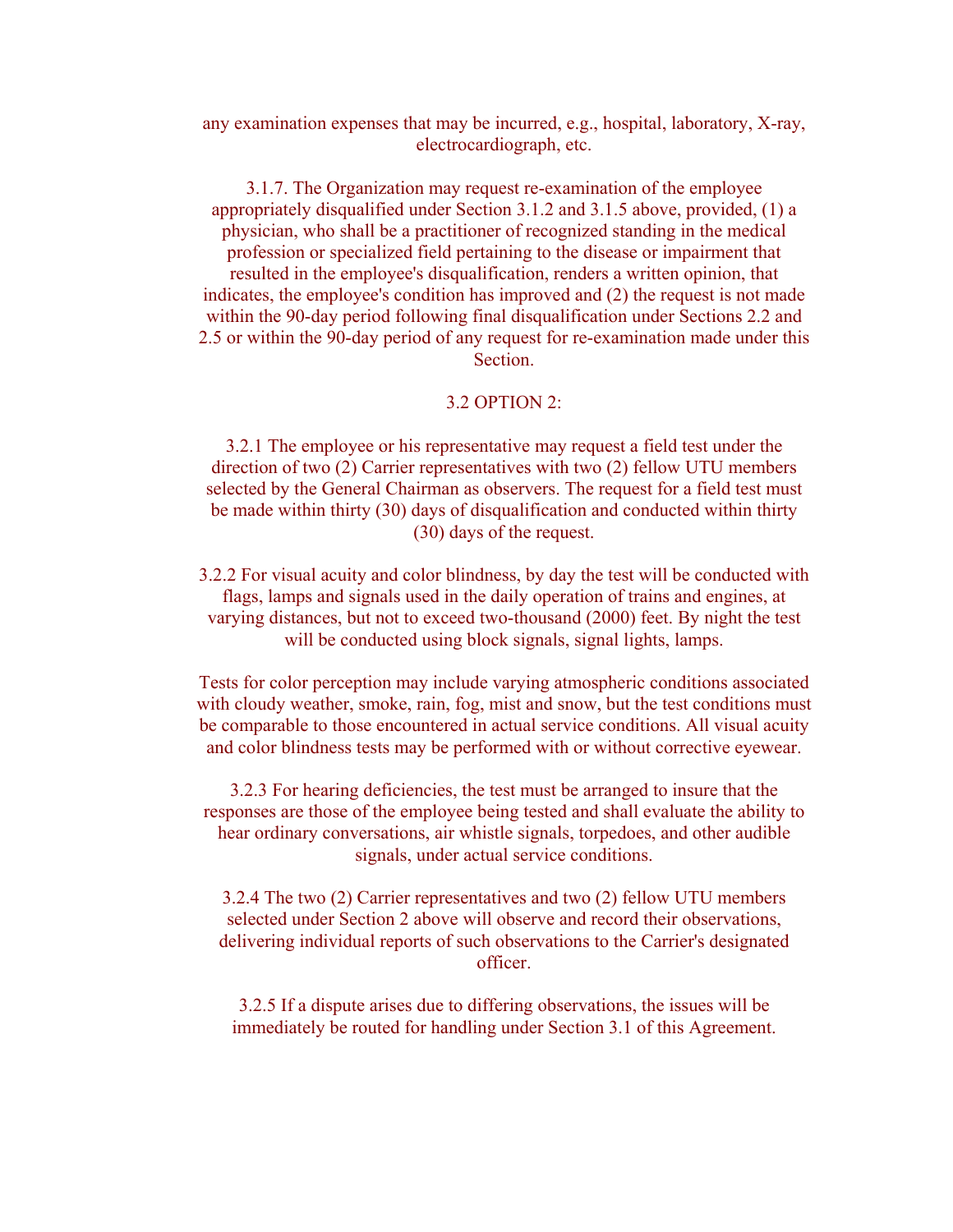any examination expenses that may be incurred, e.g., hospital, laboratory, X-ray, electrocardiograph, etc.

3.1.7. The Organization may request re-examination of the employee appropriately disqualified under Section 3.1.2 and 3.1.5 above, provided, (1) a physician, who shall be a practitioner of recognized standing in the medical profession or specialized field pertaining to the disease or impairment that resulted in the employee's disqualification, renders a written opinion, that indicates, the employee's condition has improved and (2) the request is not made within the 90-day period following final disqualification under Sections 2.2 and 2.5 or within the 90-day period of any request for re-examination made under this Section.

3.2 OPTION 2:

3.2.1 The employee or his representative may request a field test under the direction of two (2) Carrier representatives with two (2) fellow UTU members selected by the General Chairman as observers. The request for a field test must be made within thirty (30) days of disqualification and conducted within thirty (30) days of the request.

3.2.2 For visual acuity and color blindness, by day the test will be conducted with flags, lamps and signals used in the daily operation of trains and engines, at varying distances, but not to exceed two-thousand (2000) feet. By night the test will be conducted using block signals, signal lights, lamps.

Tests for color perception may include varying atmospheric conditions associated with cloudy weather, smoke, rain, fog, mist and snow, but the test conditions must be comparable to those encountered in actual service conditions. All visual acuity and color blindness tests may be performed with or without corrective eyewear.

3.2.3 For hearing deficiencies, the test must be arranged to insure that the responses are those of the employee being tested and shall evaluate the ability to hear ordinary conversations, air whistle signals, torpedoes, and other audible signals, under actual service conditions.

3.2.4 The two (2) Carrier representatives and two (2) fellow UTU members selected under Section 2 above will observe and record their observations, delivering individual reports of such observations to the Carrier's designated officer.

3.2.5 If a dispute arises due to differing observations, the issues will be immediately be routed for handling under Section 3.1 of this Agreement.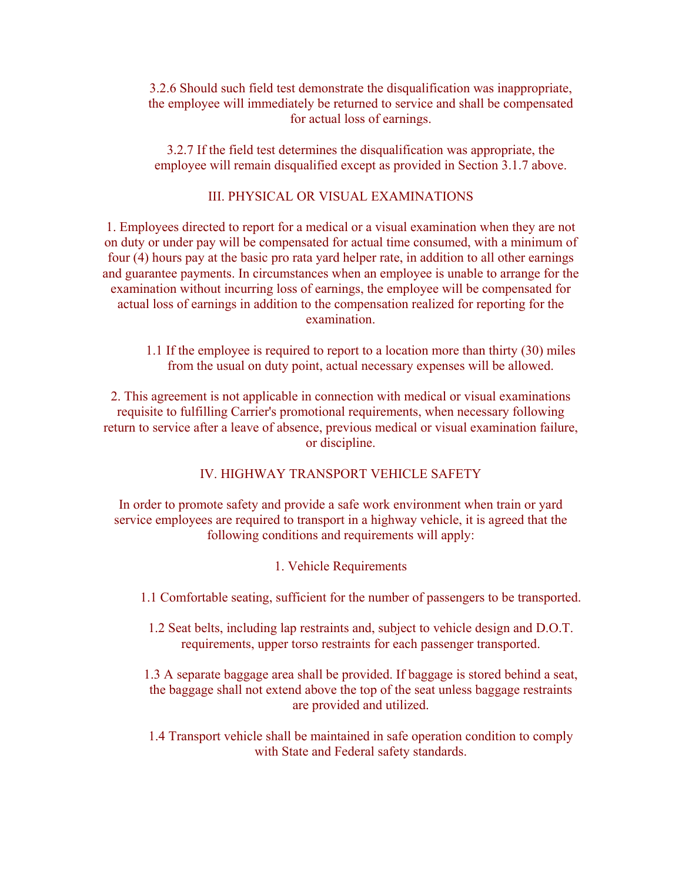3.2.6 Should such field test demonstrate the disqualification was inappropriate, the employee will immediately be returned to service and shall be compensated for actual loss of earnings.

3.2.7 If the field test determines the disqualification was appropriate, the employee will remain disqualified except as provided in Section 3.1.7 above.

## III. PHYSICAL OR VISUAL EXAMINATIONS

1. Employees directed to report for a medical or a visual examination when they are not on duty or under pay will be compensated for actual time consumed, with a minimum of four (4) hours pay at the basic pro rata yard helper rate, in addition to all other earnings and guarantee payments. In circumstances when an employee is unable to arrange for the examination without incurring loss of earnings, the employee will be compensated for actual loss of earnings in addition to the compensation realized for reporting for the examination.

1.1 If the employee is required to report to a location more than thirty (30) miles from the usual on duty point, actual necessary expenses will be allowed.

2. This agreement is not applicable in connection with medical or visual examinations requisite to fulfilling Carrier's promotional requirements, when necessary following return to service after a leave of absence, previous medical or visual examination failure, or discipline.

## IV. HIGHWAY TRANSPORT VEHICLE SAFETY

In order to promote safety and provide a safe work environment when train or yard service employees are required to transport in a highway vehicle, it is agreed that the following conditions and requirements will apply:

1. Vehicle Requirements

1.1 Comfortable seating, sufficient for the number of passengers to be transported.

1.2 Seat belts, including lap restraints and, subject to vehicle design and D.O.T. requirements, upper torso restraints for each passenger transported.

1.3 A separate baggage area shall be provided. If baggage is stored behind a seat, the baggage shall not extend above the top of the seat unless baggage restraints are provided and utilized.

1.4 Transport vehicle shall be maintained in safe operation condition to comply with State and Federal safety standards.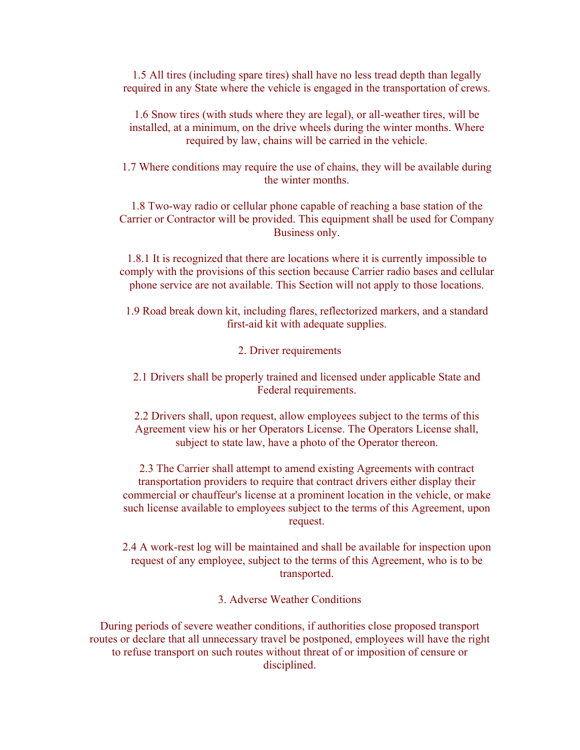1.5 All tires (including spare tires) shall have no less tread depth than legally required in any State where the vehicle is engaged in the transportation of crews.

1.6 Snow tires (with studs where they are legal), or all-weather tires, will be installed, at a minimum, on the drive wheels during the winter months. Where required by law, chains will be carried in the vehicle.

1.7 Where conditions may require the use of chains, they will be available during the winter months.

1.8 Two-way radio or cellular phone capable of reaching a base station of the Carrier or Contractor will be provided. This equipment shall be used for Company Business only.

1.8.1 It is recognized that there are locations where it is currently impossible to comply with the provisions of this section because Carrier radio bases and cellular phone service are not available. This Section will not apply to those locations.

1.9 Road break down kit, including flares, reflectorized markers, and a standard first-aid kit with adequate supplies.

## 2. Driver requirements

2.1 Drivers shall be properly trained and licensed under applicable State and Federal requirements.

2.2 Drivers shall, upon request, allow employees subject to the terms of this Agreement view his or her Operators License. The Operators License shall, subject to state law, have a photo of the Operator thereon.

2.3 The Carrier shall attempt to amend existing Agreements with contract transportation providers to require that contract drivers either display their commercial or chauffeur's license at a prominent location in the vehicle, or make such license available to employees subject to the terms of this Agreement, upon request.

2.4 A work-rest log will be maintained and shall be available for inspection upon request of any employee, subject to the terms of this Agreement, who is to be transported.

## 3. Adverse Weather Conditions

During periods of severe weather conditions, if authorities close proposed transport routes or declare that all unnecessary travel be postponed, employees will have the right to refuse transport on such routes without threat of or imposition of censure or disciplined.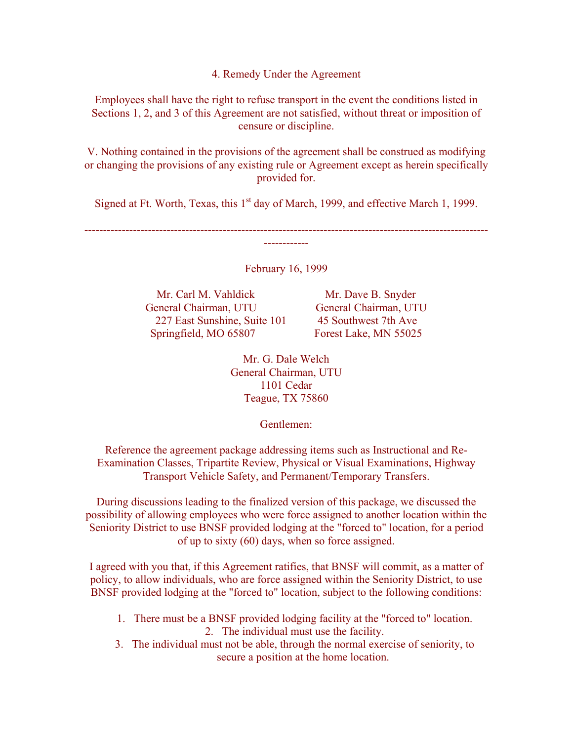4. Remedy Under the Agreement

Employees shall have the right to refuse transport in the event the conditions listed in Sections 1, 2, and 3 of this Agreement are not satisfied, without threat or imposition of censure or discipline.

V. Nothing contained in the provisions of the agreement shall be construed as modifying or changing the provisions of any existing rule or Agreement except as herein specifically provided for.

Signed at Ft. Worth, Texas, this 1st day of March, 1999, and effective March 1, 1999.

---

February 16, 1999

Mr. Carl M. Vahldick
General Chairman, UTU
227 East Sunshine, Suite 101
Springfield, MO 65807

Mr. Dave B. Snyder
General Chairman, UTU
45 Southwest 7th Ave
Forest Lake, MN 55025

Mr. G. Dale Welch
General Chairman, UTU
1101 Cedar
Teague, TX 75860

Gentlemen:

Reference the agreement package addressing items such as Instructional and Re-Examination Classes, Tripartite Review, Physical or Visual Examinations, Highway Transport Vehicle Safety, and Permanent/Temporary Transfers.

During discussions leading to the finalized version of this package, we discussed the possibility of allowing employees who were force assigned to another location within the Seniority District to use BNSF provided lodging at the "forced to" location, for a period of up to sixty (60) days, when so force assigned.

I agreed with you that, if this Agreement ratifies, that BNSF will commit, as a matter of policy, to allow individuals, who are force assigned within the Seniority District, to use BNSF provided lodging at the "forced to" location, subject to the following conditions:

1. There must be a BNSF provided lodging facility at the "forced to" location.
2. The individual must use the facility.
3. The individual must not be able, through the normal exercise of seniority, to secure a position at the home location.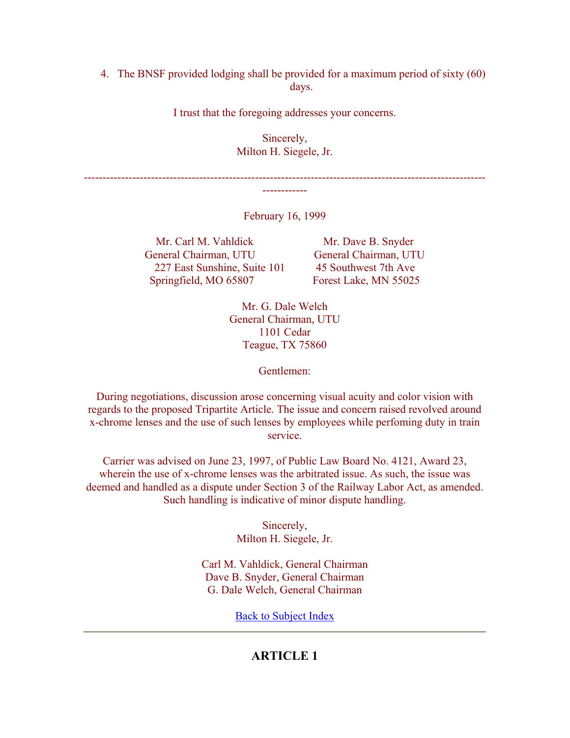4. The BNSF provided lodging shall be provided for a maximum period of sixty (60) days.

I trust that the foregoing addresses your concerns.

Sincerely,
Milton H. Siegele, Jr.

------------------------------------------------------------------------------------------------------------------------

February 16, 1999

Mr. Carl M. Vahldick
General Chairman, UTU
227 East Sunshine, Suite 101
Springfield, MO 65807

Mr. Dave B. Snyder
General Chairman, UTU
45 Southwest 7th Ave
Forest Lake, MN 55025

Mr. G. Dale Welch
General Chairman, UTU
1101 Cedar
Teague, TX 75860

Gentlemen:

During negotiations, discussion arose concerning visual acuity and color vision with regards to the proposed Tripartite Article. The issue and concern raised revolved around x-chrome lenses and the use of such lenses by employees while perfoming duty in train service.

Carrier was advised on June 23, 1997, of Public Law Board No. 4121, Award 23, wherein the use of x-chrome lenses was the arbitrated issue. As such, the issue was deemed and handled as a dispute under Section 3 of the Railway Labor Act, as amended. Such handling is indicative of minor dispute handling.

Sincerely,
Milton H. Siegele, Jr.

Carl M. Vahldick, General Chairman
Dave B. Snyder, General Chairman
G. Dale Welch, General Chairman

Back to Subject Index

---

## ARTICLE 1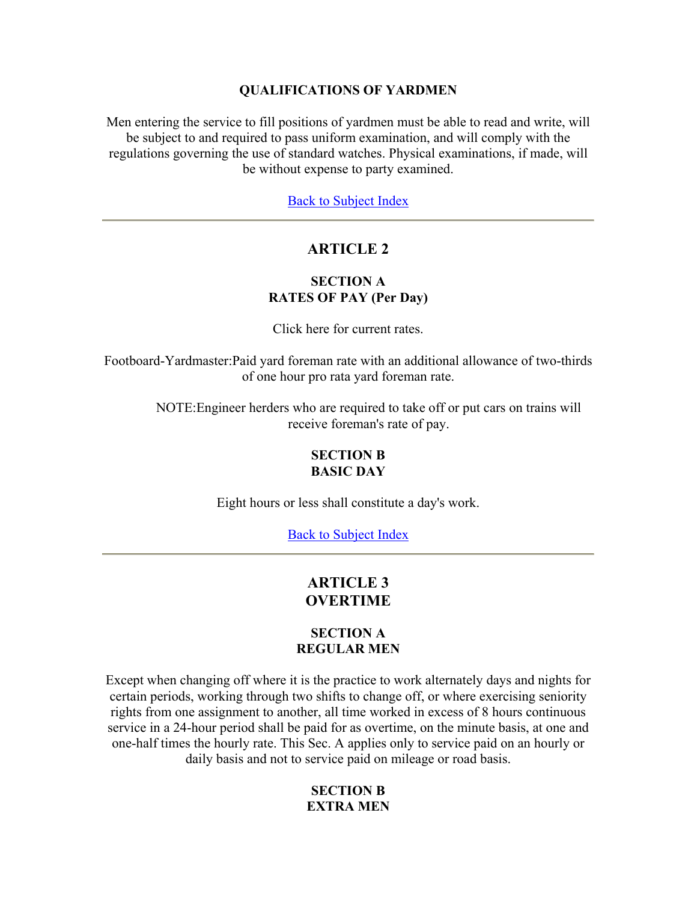### QUALIFICATIONS OF YARDMEN

Men entering the service to fill positions of yardmen must be able to read and write, will be subject to and required to pass uniform examination, and will comply with the regulations governing the use of standard watches. Physical examinations, if made, will be without expense to party examined.

Back to Subject Index

---

## ARTICLE 2

### SECTION A
### RATES OF PAY (Per Day)

Click here for current rates.

Footboard-Yardmaster:Paid yard foreman rate with an additional allowance of two-thirds of one hour pro rata yard foreman rate.

NOTE:Engineer herders who are required to take off or put cars on trains will receive foreman's rate of pay.

### SECTION B
### BASIC DAY

Eight hours or less shall constitute a day's work.

Back to Subject Index

---

## ARTICLE 3
## OVERTIME

### SECTION A
### REGULAR MEN

Except when changing off where it is the practice to work alternately days and nights for certain periods, working through two shifts to change off, or where exercising seniority rights from one assignment to another, all time worked in excess of 8 hours continuous service in a 24-hour period shall be paid for as overtime, on the minute basis, at one and one-half times the hourly rate. This Sec. A applies only to service paid on an hourly or daily basis and not to service paid on mileage or road basis.

### SECTION B
### EXTRA MEN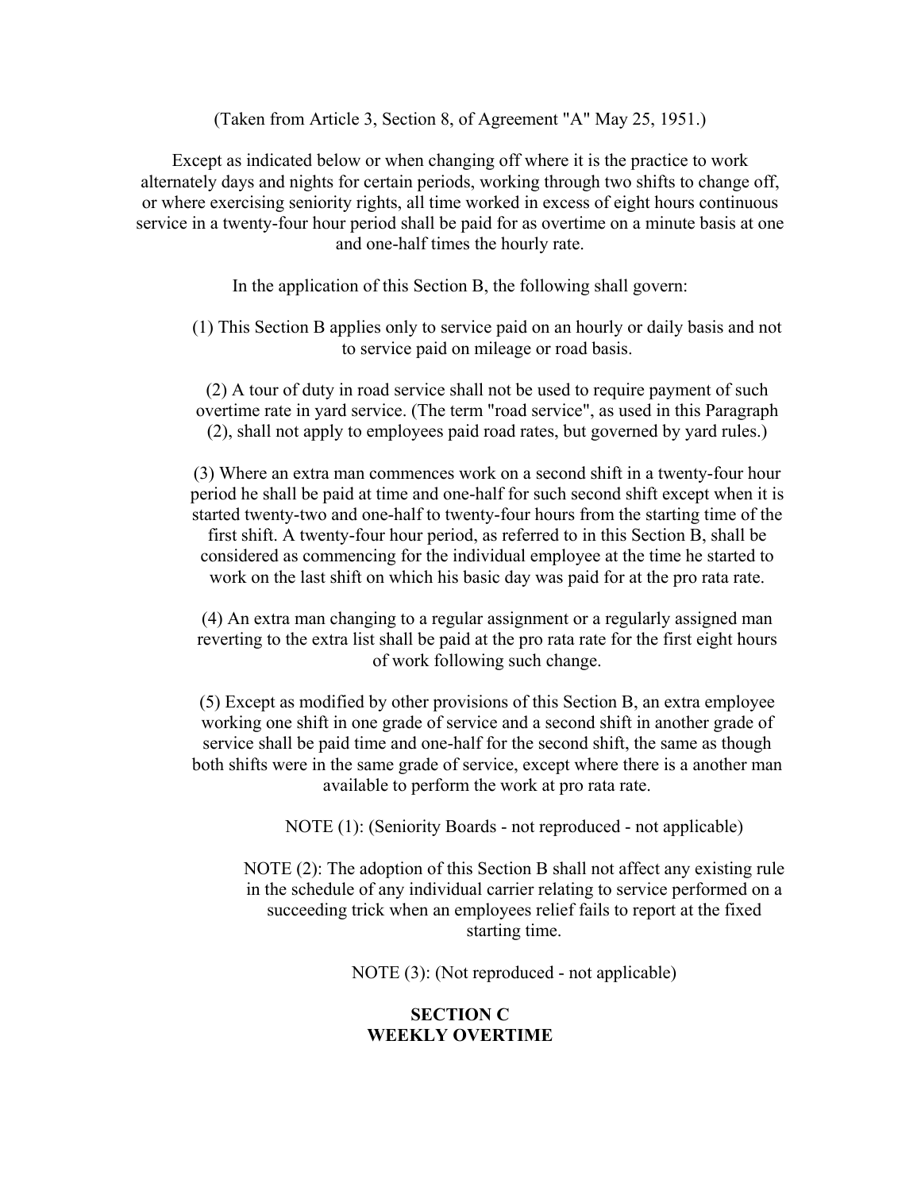(Taken from Article 3, Section 8, of Agreement "A" May 25, 1951.)

Except as indicated below or when changing off where it is the practice to work alternately days and nights for certain periods, working through two shifts to change off, or where exercising seniority rights, all time worked in excess of eight hours continuous service in a twenty-four hour period shall be paid for as overtime on a minute basis at one and one-half times the hourly rate.

In the application of this Section B, the following shall govern:

(1) This Section B applies only to service paid on an hourly or daily basis and not to service paid on mileage or road basis.

(2) A tour of duty in road service shall not be used to require payment of such overtime rate in yard service. (The term "road service", as used in this Paragraph (2), shall not apply to employees paid road rates, but governed by yard rules.)

(3) Where an extra man commences work on a second shift in a twenty-four hour period he shall be paid at time and one-half for such second shift except when it is started twenty-two and one-half to twenty-four hours from the starting time of the first shift. A twenty-four hour period, as referred to in this Section B, shall be considered as commencing for the individual employee at the time he started to work on the last shift on which his basic day was paid for at the pro rata rate.

(4) An extra man changing to a regular assignment or a regularly assigned man reverting to the extra list shall be paid at the pro rata rate for the first eight hours of work following such change.

(5) Except as modified by other provisions of this Section B, an extra employee working one shift in one grade of service and a second shift in another grade of service shall be paid time and one-half for the second shift, the same as though both shifts were in the same grade of service, except where there is a another man available to perform the work at pro rata rate.

NOTE (1): (Seniority Boards - not reproduced - not applicable)

NOTE (2): The adoption of this Section B shall not affect any existing rule in the schedule of any individual carrier relating to service performed on a succeeding trick when an employees relief fails to report at the fixed starting time.

NOTE (3): (Not reproduced - not applicable)

## SECTION C
## WEEKLY OVERTIME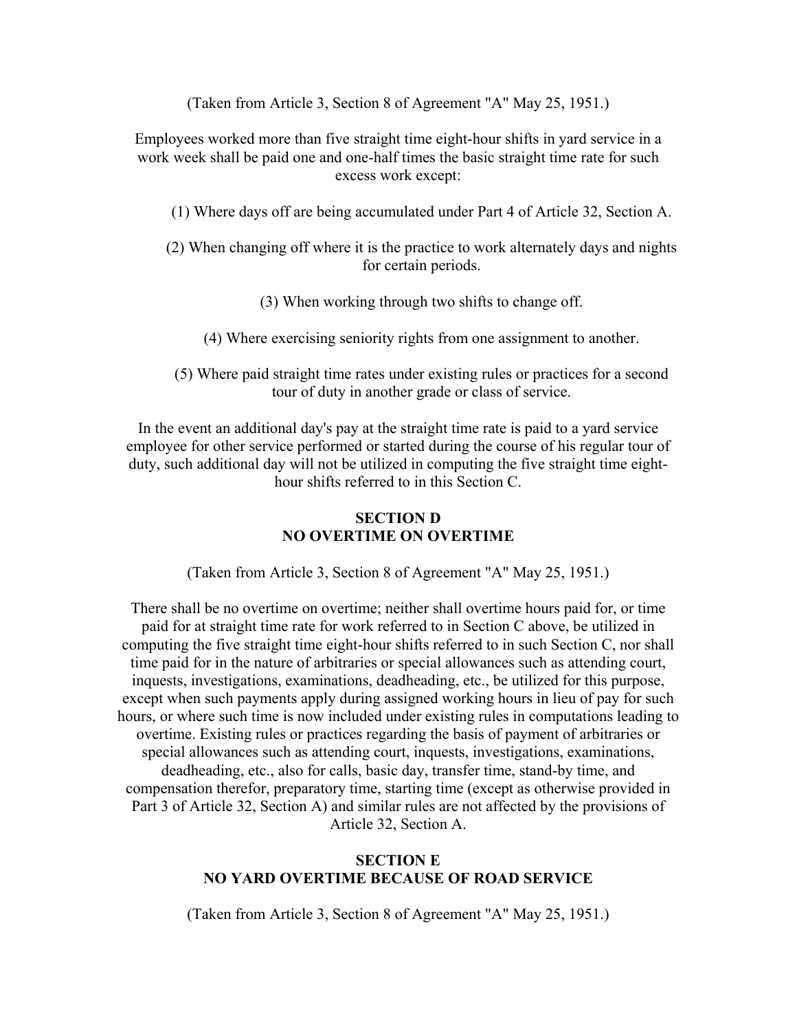(Taken from Article 3, Section 8 of Agreement "A" May 25, 1951.)

Employees worked more than five straight time eight-hour shifts in yard service in a work week shall be paid one and one-half times the basic straight time rate for such excess work except:

(1) Where days off are being accumulated under Part 4 of Article 32, Section A.

(2) When changing off where it is the practice to work alternately days and nights for certain periods.

(3) When working through two shifts to change off.

(4) Where exercising seniority rights from one assignment to another.

(5) Where paid straight time rates under existing rules or practices for a second tour of duty in another grade or class of service.

In the event an additional day's pay at the straight time rate is paid to a yard service employee for other service performed or started during the course of his regular tour of duty, such additional day will not be utilized in computing the five straight time eight-hour shifts referred to in this Section C.

## SECTION D
## NO OVERTIME ON OVERTIME

(Taken from Article 3, Section 8 of Agreement "A" May 25, 1951.)

There shall be no overtime on overtime; neither shall overtime hours paid for, or time paid for at straight time rate for work referred to in Section C above, be utilized in computing the five straight time eight-hour shifts referred to in such Section C, nor shall time paid for in the nature of arbitraries or special allowances such as attending court, inquests, investigations, examinations, deadheading, etc., be utilized for this purpose, except when such payments apply during assigned working hours in lieu of pay for such hours, or where such time is now included under existing rules in computations leading to overtime. Existing rules or practices regarding the basis of payment of arbitraries or special allowances such as attending court, inquests, investigations, examinations, deadheading, etc., also for calls, basic day, transfer time, stand-by time, and compensation therefor, preparatory time, starting time (except as otherwise provided in Part 3 of Article 32, Section A) and similar rules are not affected by the provisions of Article 32, Section A.

## SECTION E
## NO YARD OVERTIME BECAUSE OF ROAD SERVICE

(Taken from Article 3, Section 8 of Agreement "A" May 25, 1951.)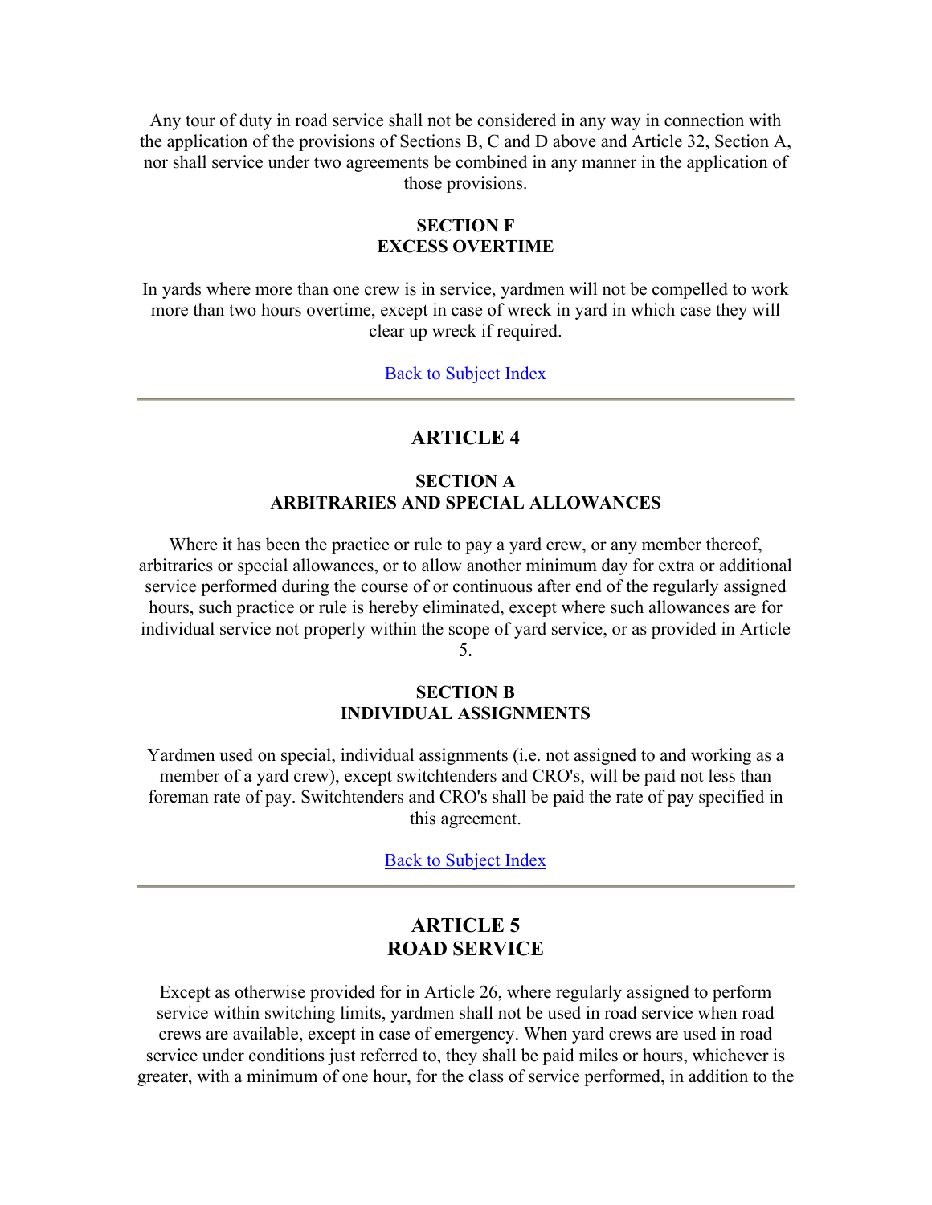Any tour of duty in road service shall not be considered in any way in connection with the application of the provisions of Sections B, C and D above and Article 32, Section A, nor shall service under two agreements be combined in any manner in the application of those provisions.

### SECTION F
### EXCESS OVERTIME

In yards where more than one crew is in service, yardmen will not be compelled to work more than two hours overtime, except in case of wreck in yard in which case they will clear up wreck if required.

Back to Subject Index

---

## ARTICLE 4

### SECTION A
### ARBITRARIES AND SPECIAL ALLOWANCES

Where it has been the practice or rule to pay a yard crew, or any member thereof, arbitraries or special allowances, or to allow another minimum day for extra or additional service performed during the course of or continuous after end of the regularly assigned hours, such practice or rule is hereby eliminated, except where such allowances are for individual service not properly within the scope of yard service, or as provided in Article 5.

### SECTION B
### INDIVIDUAL ASSIGNMENTS

Yardmen used on special, individual assignments (i.e. not assigned to and working as a member of a yard crew), except switchtenders and CRO's, will be paid not less than foreman rate of pay. Switchtenders and CRO's shall be paid the rate of pay specified in this agreement.

Back to Subject Index

---

## ARTICLE 5
## ROAD SERVICE

Except as otherwise provided for in Article 26, where regularly assigned to perform service within switching limits, yardmen shall not be used in road service when road crews are available, except in case of emergency. When yard crews are used in road service under conditions just referred to, they shall be paid miles or hours, whichever is greater, with a minimum of one hour, for the class of service performed, in addition to the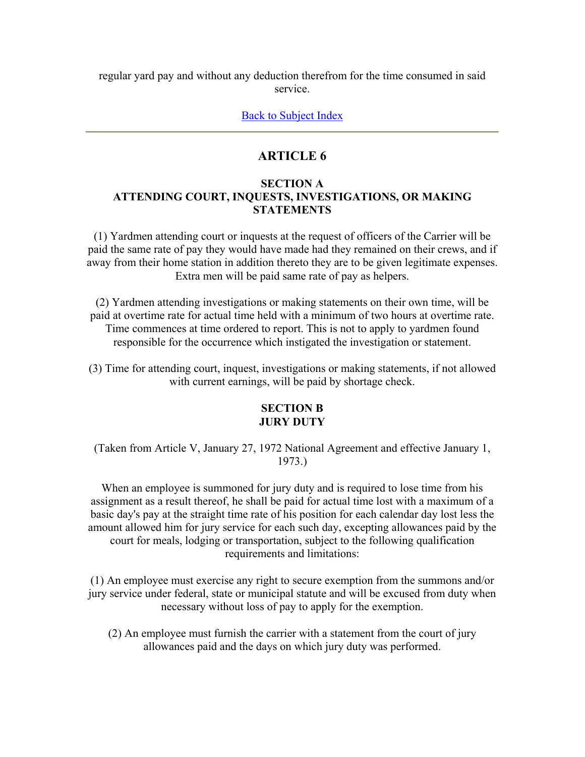regular yard pay and without any deduction therefrom for the time consumed in said service.

Back to Subject Index

---

## ARTICLE 6

### SECTION A
### ATTENDING COURT, INQUESTS, INVESTIGATIONS, OR MAKING STATEMENTS

(1) Yardmen attending court or inquests at the request of officers of the Carrier will be paid the same rate of pay they would have made had they remained on their crews, and if away from their home station in addition thereto they are to be given legitimate expenses. Extra men will be paid same rate of pay as helpers.

(2) Yardmen attending investigations or making statements on their own time, will be paid at overtime rate for actual time held with a minimum of two hours at overtime rate. Time commences at time ordered to report. This is not to apply to yardmen found responsible for the occurrence which instigated the investigation or statement.

(3) Time for attending court, inquest, investigations or making statements, if not allowed with current earnings, will be paid by shortage check.

### SECTION B
### JURY DUTY

(Taken from Article V, January 27, 1972 National Agreement and effective January 1, 1973.)

When an employee is summoned for jury duty and is required to lose time from his assignment as a result thereof, he shall be paid for actual time lost with a maximum of a basic day's pay at the straight time rate of his position for each calendar day lost less the amount allowed him for jury service for each such day, excepting allowances paid by the court for meals, lodging or transportation, subject to the following qualification requirements and limitations:

(1) An employee must exercise any right to secure exemption from the summons and/or jury service under federal, state or municipal statute and will be excused from duty when necessary without loss of pay to apply for the exemption.

(2) An employee must furnish the carrier with a statement from the court of jury allowances paid and the days on which jury duty was performed.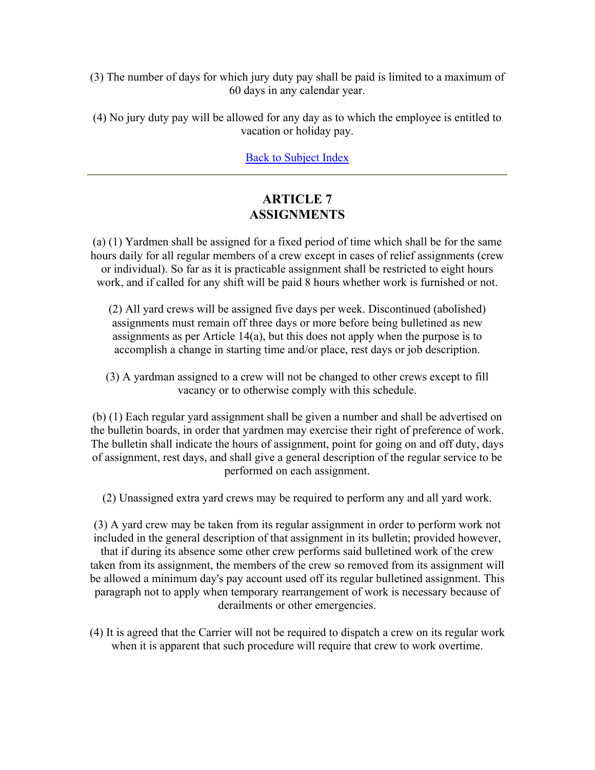(3) The number of days for which jury duty pay shall be paid is limited to a maximum of 60 days in any calendar year.

(4) No jury duty pay will be allowed for any day as to which the employee is entitled to vacation or holiday pay.

Back to Subject Index

---

## ARTICLE 7
## ASSIGNMENTS

(a) (1) Yardmen shall be assigned for a fixed period of time which shall be for the same hours daily for all regular members of a crew except in cases of relief assignments (crew or individual). So far as it is practicable assignment shall be restricted to eight hours work, and if called for any shift will be paid 8 hours whether work is furnished or not.

(2) All yard crews will be assigned five days per week. Discontinued (abolished) assignments must remain off three days or more before being bulletined as new assignments as per Article 14(a), but this does not apply when the purpose is to accomplish a change in starting time and/or place, rest days or job description.

(3) A yardman assigned to a crew will not be changed to other crews except to fill vacancy or to otherwise comply with this schedule.

(b) (1) Each regular yard assignment shall be given a number and shall be advertised on the bulletin boards, in order that yardmen may exercise their right of preference of work. The bulletin shall indicate the hours of assignment, point for going on and off duty, days of assignment, rest days, and shall give a general description of the regular service to be performed on each assignment.

(2) Unassigned extra yard crews may be required to perform any and all yard work.

(3) A yard crew may be taken from its regular assignment in order to perform work not included in the general description of that assignment in its bulletin; provided however, that if during its absence some other crew performs said bulletined work of the crew taken from its assignment, the members of the crew so removed from its assignment will be allowed a minimum day's pay account used off its regular bulletined assignment. This paragraph not to apply when temporary rearrangement of work is necessary because of derailments or other emergencies.

(4) It is agreed that the Carrier will not be required to dispatch a crew on its regular work when it is apparent that such procedure will require that crew to work overtime.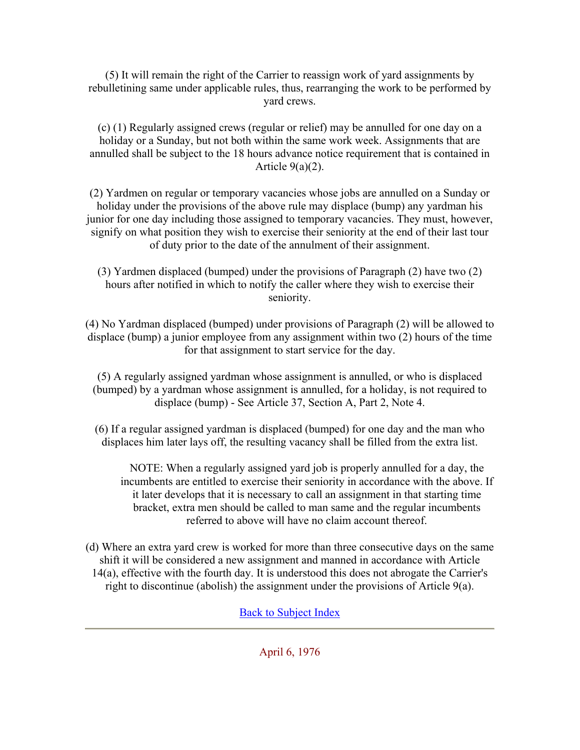(5) It will remain the right of the Carrier to reassign work of yard assignments by rebulletining same under applicable rules, thus, rearranging the work to be performed by yard crews.

(c) (1) Regularly assigned crews (regular or relief) may be annulled for one day on a holiday or a Sunday, but not both within the same work week. Assignments that are annulled shall be subject to the 18 hours advance notice requirement that is contained in Article 9(a)(2).

(2) Yardmen on regular or temporary vacancies whose jobs are annulled on a Sunday or holiday under the provisions of the above rule may displace (bump) any yardman his junior for one day including those assigned to temporary vacancies. They must, however, signify on what position they wish to exercise their seniority at the end of their last tour of duty prior to the date of the annulment of their assignment.

(3) Yardmen displaced (bumped) under the provisions of Paragraph (2) have two (2) hours after notified in which to notify the caller where they wish to exercise their seniority.

(4) No Yardman displaced (bumped) under provisions of Paragraph (2) will be allowed to displace (bump) a junior employee from any assignment within two (2) hours of the time for that assignment to start service for the day.

(5) A regularly assigned yardman whose assignment is annulled, or who is displaced (bumped) by a yardman whose assignment is annulled, for a holiday, is not required to displace (bump) - See Article 37, Section A, Part 2, Note 4.

(6) If a regular assigned yardman is displaced (bumped) for one day and the man who displaces him later lays off, the resulting vacancy shall be filled from the extra list.

> NOTE: When a regularly assigned yard job is properly annulled for a day, the incumbents are entitled to exercise their seniority in accordance with the above. If it later develops that it is necessary to call an assignment in that starting time bracket, extra men should be called to man same and the regular incumbents referred to above will have no claim account thereof.

(d) Where an extra yard crew is worked for more than three consecutive days on the same shift it will be considered a new assignment and manned in accordance with Article 14(a), effective with the fourth day. It is understood this does not abrogate the Carrier's right to discontinue (abolish) the assignment under the provisions of Article 9(a).

Back to Subject Index

---

April 6, 1976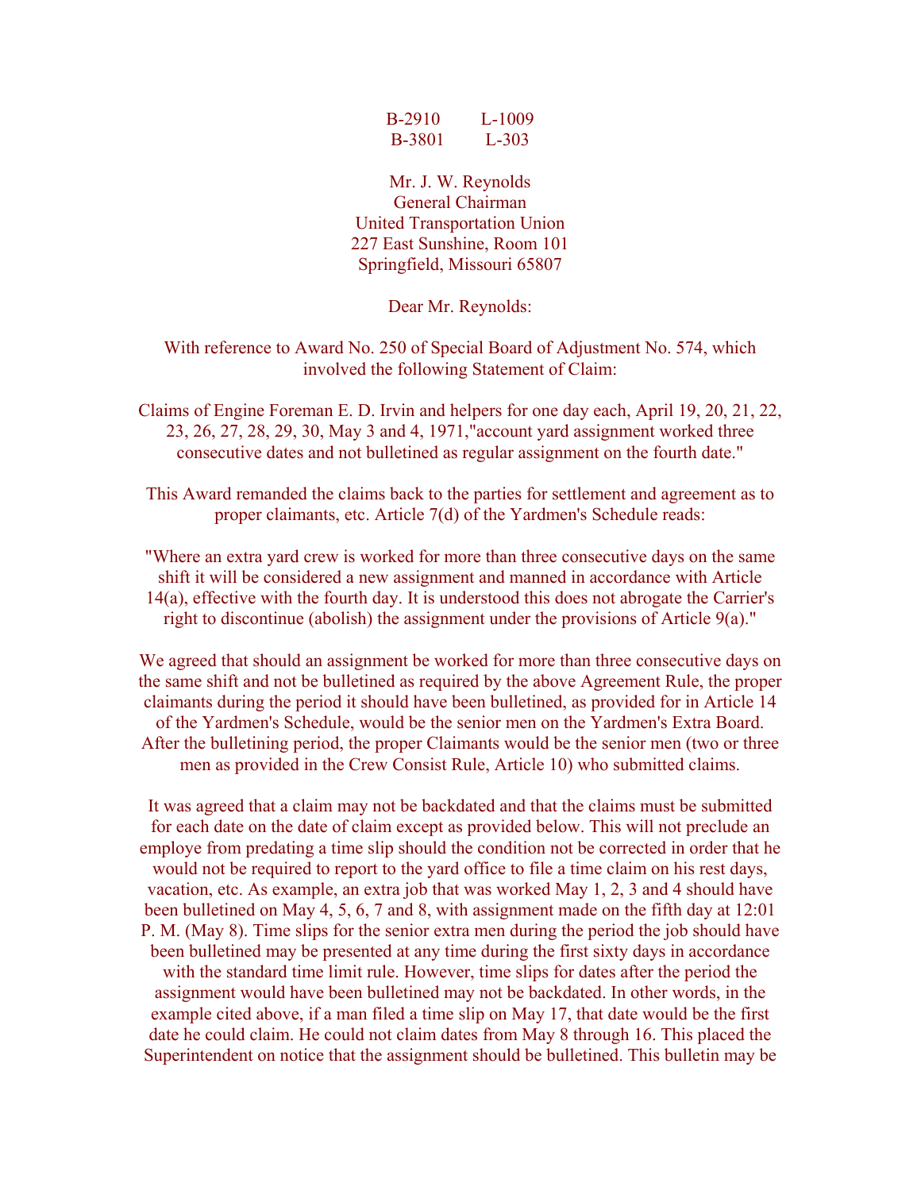B-2910 L-1009
B-3801 L-303

Mr. J. W. Reynolds
General Chairman
United Transportation Union
227 East Sunshine, Room 101
Springfield, Missouri 65807

Dear Mr. Reynolds:

With reference to Award No. 250 of Special Board of Adjustment No. 574, which involved the following Statement of Claim:

Claims of Engine Foreman E. D. Irvin and helpers for one day each, April 19, 20, 21, 22, 23, 26, 27, 28, 29, 30, May 3 and 4, 1971,"account yard assignment worked three consecutive dates and not bulletined as regular assignment on the fourth date."

This Award remanded the claims back to the parties for settlement and agreement as to proper claimants, etc. Article 7(d) of the Yardmen's Schedule reads:

"Where an extra yard crew is worked for more than three consecutive days on the same shift it will be considered a new assignment and manned in accordance with Article 14(a), effective with the fourth day. It is understood this does not abrogate the Carrier's right to discontinue (abolish) the assignment under the provisions of Article 9(a)."

We agreed that should an assignment be worked for more than three consecutive days on the same shift and not be bulletined as required by the above Agreement Rule, the proper claimants during the period it should have been bulletined, as provided for in Article 14 of the Yardmen's Schedule, would be the senior men on the Yardmen's Extra Board. After the bulletining period, the proper Claimants would be the senior men (two or three men as provided in the Crew Consist Rule, Article 10) who submitted claims.

It was agreed that a claim may not be backdated and that the claims must be submitted for each date on the date of claim except as provided below. This will not preclude an employe from predating a time slip should the condition not be corrected in order that he would not be required to report to the yard office to file a time claim on his rest days, vacation, etc. As example, an extra job that was worked May 1, 2, 3 and 4 should have been bulletined on May 4, 5, 6, 7 and 8, with assignment made on the fifth day at 12:01 P. M. (May 8). Time slips for the senior extra men during the period the job should have been bulletined may be presented at any time during the first sixty days in accordance with the standard time limit rule. However, time slips for dates after the period the assignment would have been bulletined may not be backdated. In other words, in the example cited above, if a man filed a time slip on May 17, that date would be the first date he could claim. He could not claim dates from May 8 through 16. This placed the Superintendent on notice that the assignment should be bulletined. This bulletin may be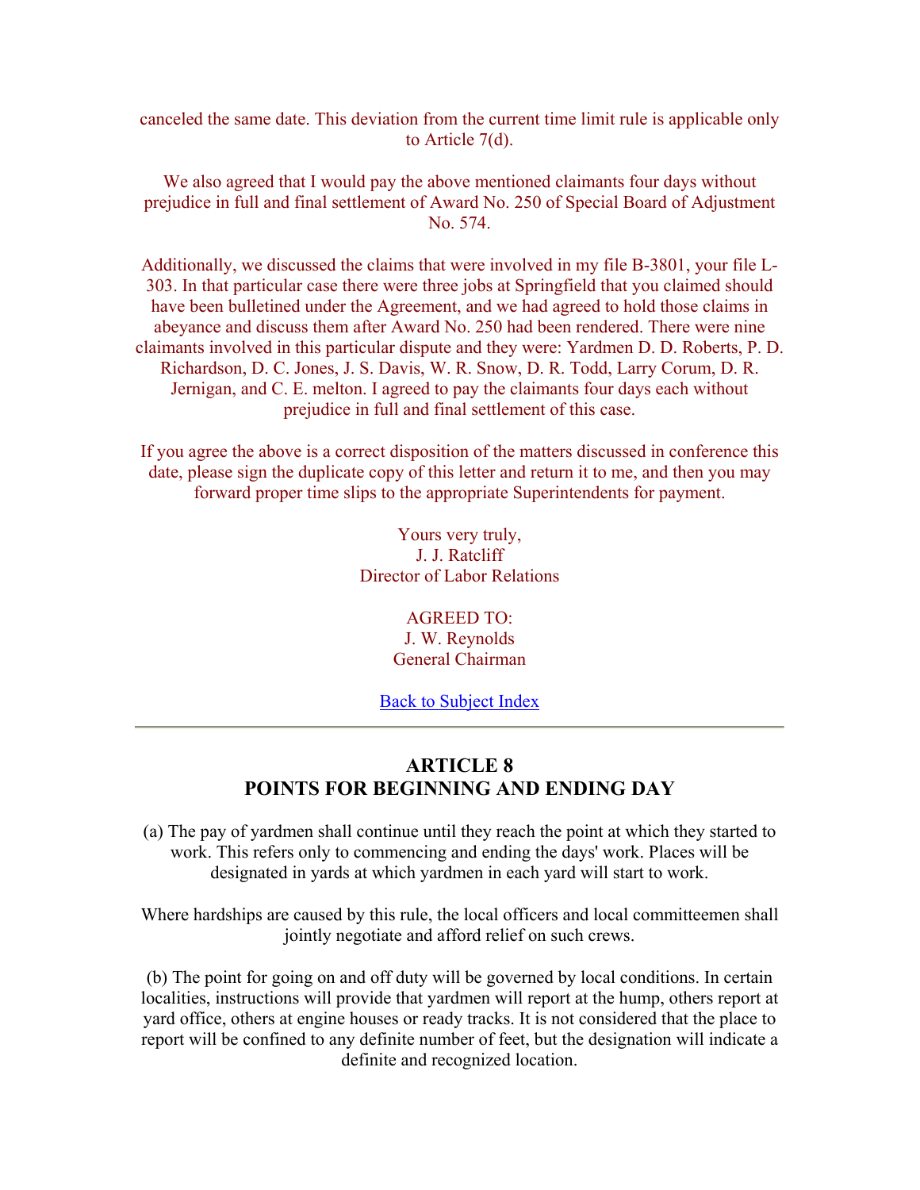canceled the same date. This deviation from the current time limit rule is applicable only to Article 7(d).

We also agreed that I would pay the above mentioned claimants four days without prejudice in full and final settlement of Award No. 250 of Special Board of Adjustment No. 574.

Additionally, we discussed the claims that were involved in my file B-3801, your file L-303. In that particular case there were three jobs at Springfield that you claimed should have been bulletined under the Agreement, and we had agreed to hold those claims in abeyance and discuss them after Award No. 250 had been rendered. There were nine claimants involved in this particular dispute and they were: Yardmen D. D. Roberts, P. D. Richardson, D. C. Jones, J. S. Davis, W. R. Snow, D. R. Todd, Larry Corum, D. R. Jernigan, and C. E. melton. I agreed to pay the claimants four days each without prejudice in full and final settlement of this case.

If you agree the above is a correct disposition of the matters discussed in conference this date, please sign the duplicate copy of this letter and return it to me, and then you may forward proper time slips to the appropriate Superintendents for payment.

Yours very truly,
J. J. Ratcliff
Director of Labor Relations

AGREED TO:
J. W. Reynolds
General Chairman

Back to Subject Index

---

## ARTICLE 8
## POINTS FOR BEGINNING AND ENDING DAY

(a) The pay of yardmen shall continue until they reach the point at which they started to work. This refers only to commencing and ending the days' work. Places will be designated in yards at which yardmen in each yard will start to work.

Where hardships are caused by this rule, the local officers and local committeemen shall jointly negotiate and afford relief on such crews.

(b) The point for going on and off duty will be governed by local conditions. In certain localities, instructions will provide that yardmen will report at the hump, others report at yard office, others at engine houses or ready tracks. It is not considered that the place to report will be confined to any definite number of feet, but the designation will indicate a definite and recognized location.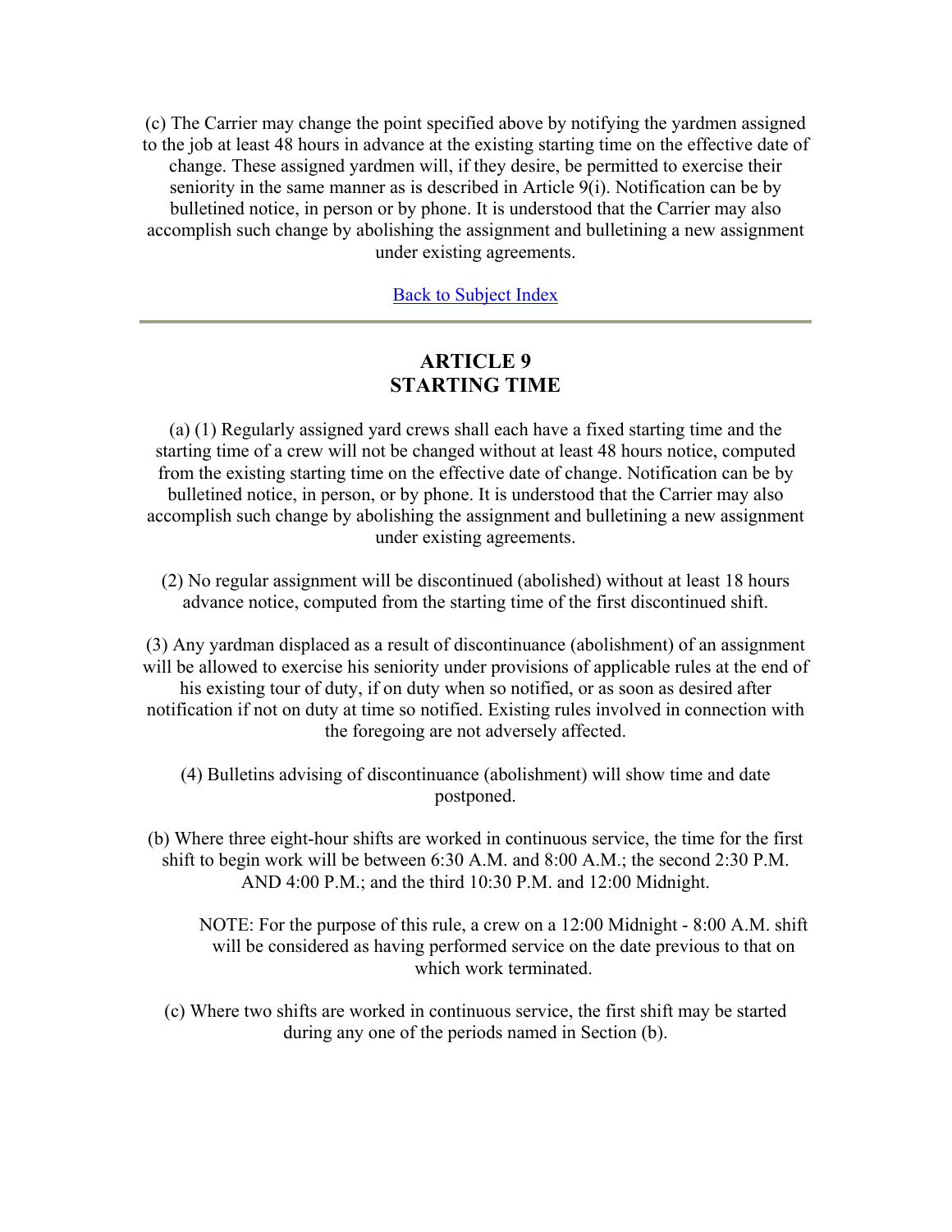(c) The Carrier may change the point specified above by notifying the yardmen assigned to the job at least 48 hours in advance at the existing starting time on the effective date of change. These assigned yardmen will, if they desire, be permitted to exercise their seniority in the same manner as is described in Article 9(i). Notification can be by bulletined notice, in person or by phone. It is understood that the Carrier may also accomplish such change by abolishing the assignment and bulletining a new assignment under existing agreements.

[Back to Subject Index]

---

## ARTICLE 9
## STARTING TIME

(a) (1) Regularly assigned yard crews shall each have a fixed starting time and the starting time of a crew will not be changed without at least 48 hours notice, computed from the existing starting time on the effective date of change. Notification can be by bulletined notice, in person, or by phone. It is understood that the Carrier may also accomplish such change by abolishing the assignment and bulletining a new assignment under existing agreements.

(2) No regular assignment will be discontinued (abolished) without at least 18 hours advance notice, computed from the starting time of the first discontinued shift.

(3) Any yardman displaced as a result of discontinuance (abolishment) of an assignment will be allowed to exercise his seniority under provisions of applicable rules at the end of his existing tour of duty, if on duty when so notified, or as soon as desired after notification if not on duty at time so notified. Existing rules involved in connection with the foregoing are not adversely affected.

(4) Bulletins advising of discontinuance (abolishment) will show time and date postponed.

(b) Where three eight-hour shifts are worked in continuous service, the time for the first shift to begin work will be between 6:30 A.M. and 8:00 A.M.; the second 2:30 P.M. AND 4:00 P.M.; and the third 10:30 P.M. and 12:00 Midnight.

> NOTE: For the purpose of this rule, a crew on a 12:00 Midnight - 8:00 A.M. shift will be considered as having performed service on the date previous to that on which work terminated.

(c) Where two shifts are worked in continuous service, the first shift may be started during any one of the periods named in Section (b).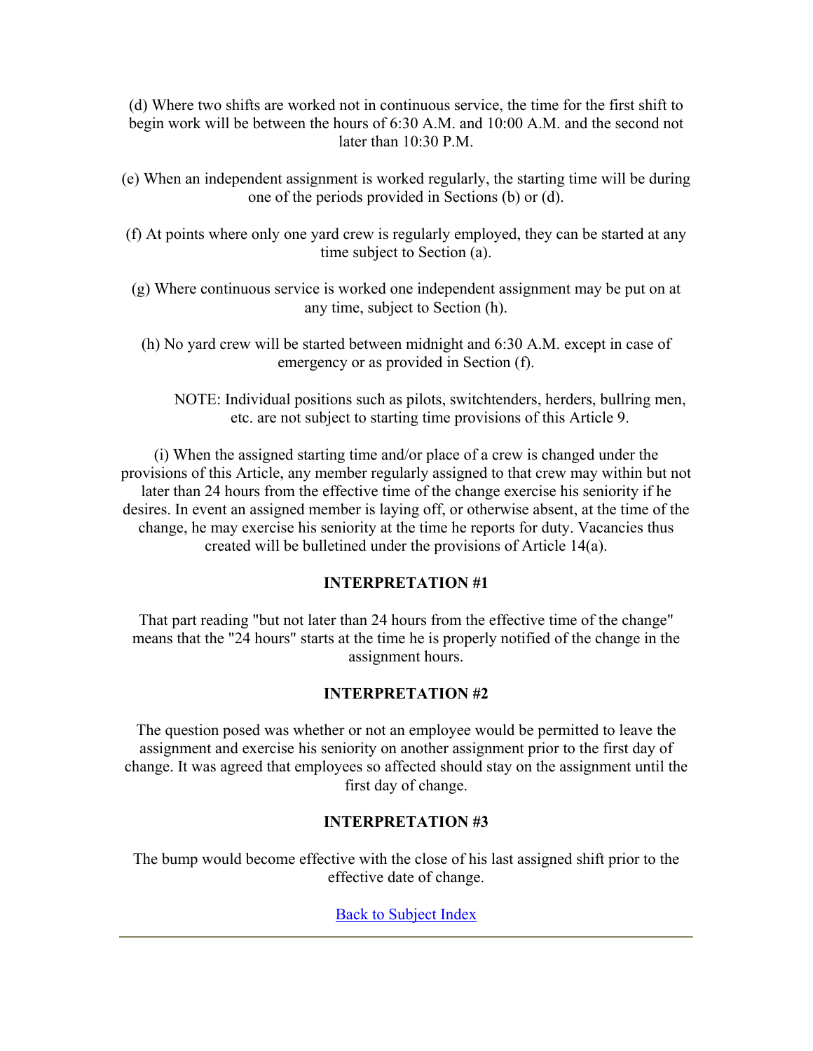(d) Where two shifts are worked not in continuous service, the time for the first shift to begin work will be between the hours of 6:30 A.M. and 10:00 A.M. and the second not later than 10:30 P.M.

(e) When an independent assignment is worked regularly, the starting time will be during one of the periods provided in Sections (b) or (d).

(f) At points where only one yard crew is regularly employed, they can be started at any time subject to Section (a).

(g) Where continuous service is worked one independent assignment may be put on at any time, subject to Section (h).

(h) No yard crew will be started between midnight and 6:30 A.M. except in case of emergency or as provided in Section (f).

NOTE: Individual positions such as pilots, switchtenders, herders, bullring men, etc. are not subject to starting time provisions of this Article 9.

(i) When the assigned starting time and/or place of a crew is changed under the provisions of this Article, any member regularly assigned to that crew may within but not later than 24 hours from the effective time of the change exercise his seniority if he desires. In event an assigned member is laying off, or otherwise absent, at the time of the change, he may exercise his seniority at the time he reports for duty. Vacancies thus created will be bulletined under the provisions of Article 14(a).

**INTERPRETATION #1**

That part reading "but not later than 24 hours from the effective time of the change" means that the "24 hours" starts at the time he is properly notified of the change in the assignment hours.

**INTERPRETATION #2**

The question posed was whether or not an employee would be permitted to leave the assignment and exercise his seniority on another assignment prior to the first day of change. It was agreed that employees so affected should stay on the assignment until the first day of change.

**INTERPRETATION #3**

The bump would become effective with the close of his last assigned shift prior to the effective date of change.

Back to Subject Index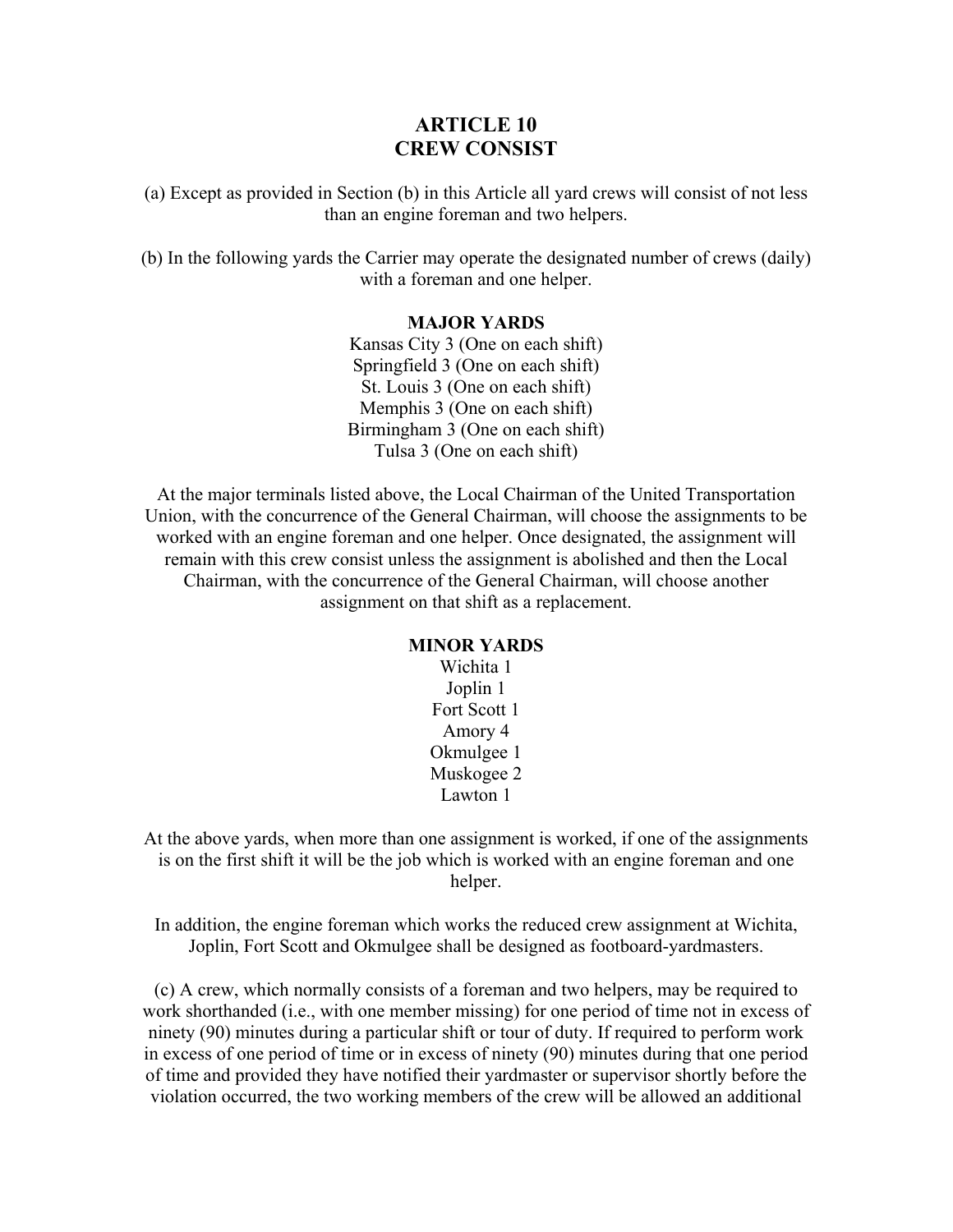# ARTICLE 10
# CREW CONSIST

(a) Except as provided in Section (b) in this Article all yard crews will consist of not less than an engine foreman and two helpers.

(b) In the following yards the Carrier may operate the designated number of crews (daily) with a foreman and one helper.

**MAJOR YARDS**

Kansas City 3 (One on each shift)
Springfield 3 (One on each shift)
St. Louis 3 (One on each shift)
Memphis 3 (One on each shift)
Birmingham 3 (One on each shift)
Tulsa 3 (One on each shift)

At the major terminals listed above, the Local Chairman of the United Transportation Union, with the concurrence of the General Chairman, will choose the assignments to be worked with an engine foreman and one helper. Once designated, the assignment will remain with this crew consist unless the assignment is abolished and then the Local Chairman, with the concurrence of the General Chairman, will choose another assignment on that shift as a replacement.

**MINOR YARDS**

Wichita 1
Joplin 1
Fort Scott 1
Amory 4
Okmulgee 1
Muskogee 2
Lawton 1

At the above yards, when more than one assignment is worked, if one of the assignments is on the first shift it will be the job which is worked with an engine foreman and one helper.

In addition, the engine foreman which works the reduced crew assignment at Wichita, Joplin, Fort Scott and Okmulgee shall be designed as footboard-yardmasters.

(c) A crew, which normally consists of a foreman and two helpers, may be required to work shorthanded (i.e., with one member missing) for one period of time not in excess of ninety (90) minutes during a particular shift or tour of duty. If required to perform work in excess of one period of time or in excess of ninety (90) minutes during that one period of time and provided they have notified their yardmaster or supervisor shortly before the violation occurred, the two working members of the crew will be allowed an additional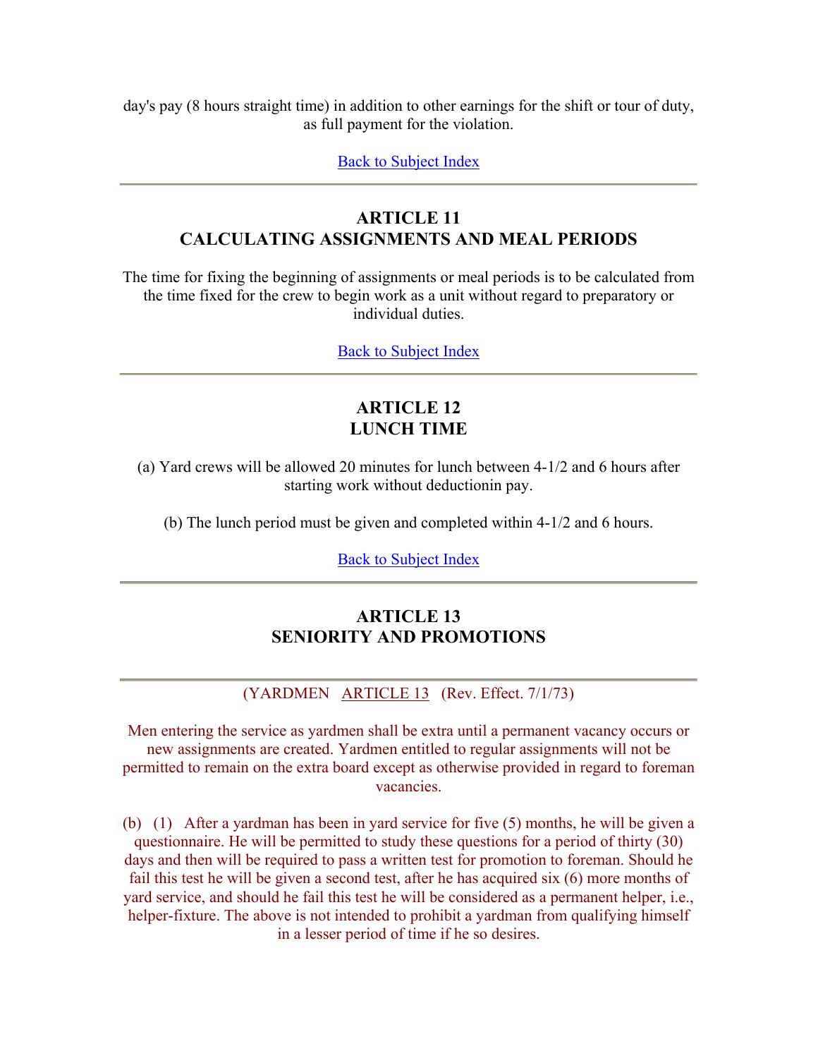day's pay (8 hours straight time) in addition to other earnings for the shift or tour of duty, as full payment for the violation.

Back to Subject Index

---

## ARTICLE 11
## CALCULATING ASSIGNMENTS AND MEAL PERIODS

The time for fixing the beginning of assignments or meal periods is to be calculated from the time fixed for the crew to begin work as a unit without regard to preparatory or individual duties.

Back to Subject Index

---

## ARTICLE 12
## LUNCH TIME

(a) Yard crews will be allowed 20 minutes for lunch between 4-1/2 and 6 hours after starting work without deductionin pay.

(b) The lunch period must be given and completed within 4-1/2 and 6 hours.

Back to Subject Index

---

## ARTICLE 13
## SENIORITY AND PROMOTIONS

---

(YARDMEN ARTICLE 13 (Rev. Effect. 7/1/73)

Men entering the service as yardmen shall be extra until a permanent vacancy occurs or new assignments are created. Yardmen entitled to regular assignments will not be permitted to remain on the extra board except as otherwise provided in regard to foreman vacancies.

(b) (1) After a yardman has been in yard service for five (5) months, he will be given a questionnaire. He will be permitted to study these questions for a period of thirty (30) days and then will be required to pass a written test for promotion to foreman. Should he fail this test he will be given a second test, after he has acquired six (6) more months of yard service, and should he fail this test he will be considered as a permanent helper, i.e., helper-fixture. The above is not intended to prohibit a yardman from qualifying himself in a lesser period of time if he so desires.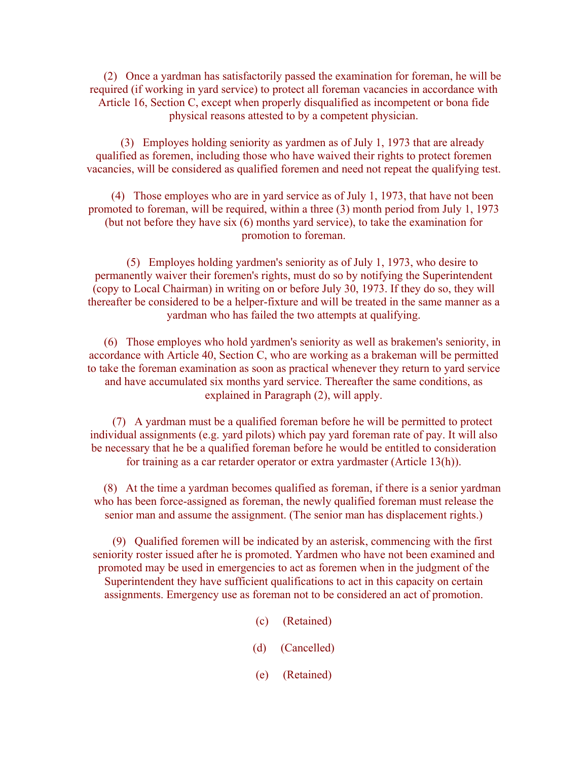(2) Once a yardman has satisfactorily passed the examination for foreman, he will be required (if working in yard service) to protect all foreman vacancies in accordance with Article 16, Section C, except when properly disqualified as incompetent or bona fide physical reasons attested to by a competent physician.

(3) Employes holding seniority as yardmen as of July 1, 1973 that are already qualified as foremen, including those who have waived their rights to protect foremen vacancies, will be considered as qualified foremen and need not repeat the qualifying test.

(4) Those employes who are in yard service as of July 1, 1973, that have not been promoted to foreman, will be required, within a three (3) month period from July 1, 1973 (but not before they have six (6) months yard service), to take the examination for promotion to foreman.

(5) Employes holding yardmen's seniority as of July 1, 1973, who desire to permanently waiver their foremen's rights, must do so by notifying the Superintendent (copy to Local Chairman) in writing on or before July 30, 1973. If they do so, they will thereafter be considered to be a helper-fixture and will be treated in the same manner as a yardman who has failed the two attempts at qualifying.

(6) Those employes who hold yardmen's seniority as well as brakemen's seniority, in accordance with Article 40, Section C, who are working as a brakeman will be permitted to take the foreman examination as soon as practical whenever they return to yard service and have accumulated six months yard service. Thereafter the same conditions, as explained in Paragraph (2), will apply.

(7) A yardman must be a qualified foreman before he will be permitted to protect individual assignments (e.g. yard pilots) which pay yard foreman rate of pay. It will also be necessary that he be a qualified foreman before he would be entitled to consideration for training as a car retarder operator or extra yardmaster (Article 13(h)).

(8) At the time a yardman becomes qualified as foreman, if there is a senior yardman who has been force-assigned as foreman, the newly qualified foreman must release the senior man and assume the assignment. (The senior man has displacement rights.)

(9) Qualified foremen will be indicated by an asterisk, commencing with the first seniority roster issued after he is promoted. Yardmen who have not been examined and promoted may be used in emergencies to act as foremen when in the judgment of the Superintendent they have sufficient qualifications to act in this capacity on certain assignments. Emergency use as foreman not to be considered an act of promotion.

(c) (Retained)

(d) (Cancelled)

(e) (Retained)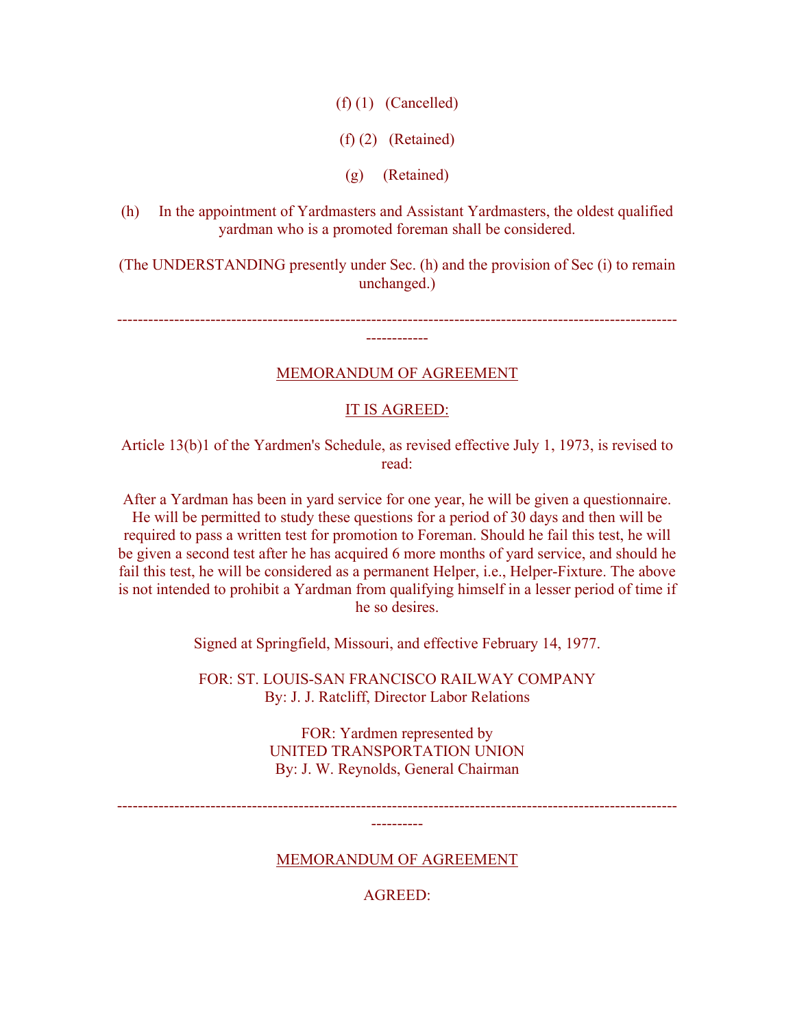(f) (1) (Cancelled)

(f) (2) (Retained)

(g) (Retained)

(h) In the appointment of Yardmasters and Assistant Yardmasters, the oldest qualified yardman who is a promoted foreman shall be considered.

(The UNDERSTANDING presently under Sec. (h) and the provision of Sec (i) to remain unchanged.)

---

MEMORANDUM OF AGREEMENT

IT IS AGREED:

Article 13(b)1 of the Yardmen's Schedule, as revised effective July 1, 1973, is revised to read:

After a Yardman has been in yard service for one year, he will be given a questionnaire. He will be permitted to study these questions for a period of 30 days and then will be required to pass a written test for promotion to Foreman. Should he fail this test, he will be given a second test after he has acquired 6 more months of yard service, and should he fail this test, he will be considered as a permanent Helper, i.e., Helper-Fixture. The above is not intended to prohibit a Yardman from qualifying himself in a lesser period of time if he so desires.

Signed at Springfield, Missouri, and effective February 14, 1977.

FOR: ST. LOUIS-SAN FRANCISCO RAILWAY COMPANY
By: J. J. Ratcliff, Director Labor Relations

FOR: Yardmen represented by
UNITED TRANSPORTATION UNION
By: J. W. Reynolds, General Chairman

---

MEMORANDUM OF AGREEMENT

AGREED: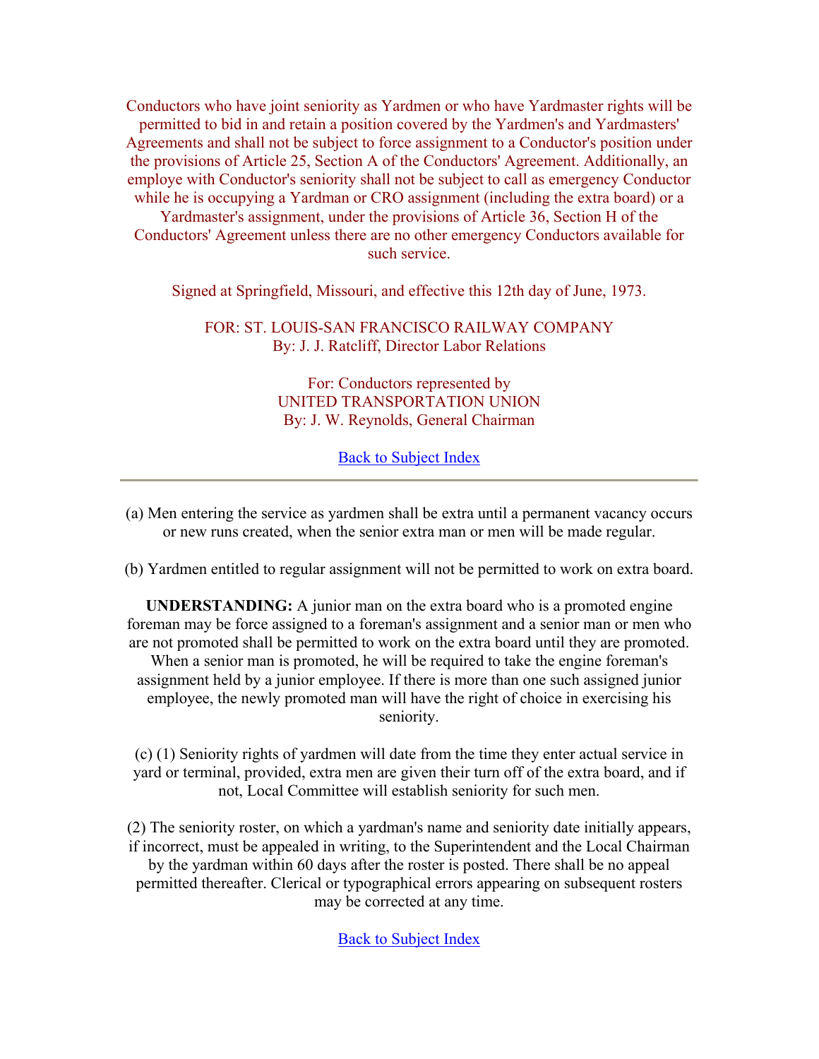Conductors who have joint seniority as Yardmen or who have Yardmaster rights will be permitted to bid in and retain a position covered by the Yardmen's and Yardmasters' Agreements and shall not be subject to force assignment to a Conductor's position under the provisions of Article 25, Section A of the Conductors' Agreement. Additionally, an employe with Conductor's seniority shall not be subject to call as emergency Conductor while he is occupying a Yardman or CRO assignment (including the extra board) or a Yardmaster's assignment, under the provisions of Article 36, Section H of the Conductors' Agreement unless there are no other emergency Conductors available for such service.

Signed at Springfield, Missouri, and effective this 12th day of June, 1973.

FOR: ST. LOUIS-SAN FRANCISCO RAILWAY COMPANY
By: J. J. Ratcliff, Director Labor Relations

For: Conductors represented by
UNITED TRANSPORTATION UNION
By: J. W. Reynolds, General Chairman

Back to Subject Index

---

(a) Men entering the service as yardmen shall be extra until a permanent vacancy occurs or new runs created, when the senior extra man or men will be made regular.

(b) Yardmen entitled to regular assignment will not be permitted to work on extra board.

**UNDERSTANDING:** A junior man on the extra board who is a promoted engine foreman may be force assigned to a foreman's assignment and a senior man or men who are not promoted shall be permitted to work on the extra board until they are promoted. When a senior man is promoted, he will be required to take the engine foreman's assignment held by a junior employee. If there is more than one such assigned junior employee, the newly promoted man will have the right of choice in exercising his seniority.

(c) (1) Seniority rights of yardmen will date from the time they enter actual service in yard or terminal, provided, extra men are given their turn off of the extra board, and if not, Local Committee will establish seniority for such men.

(2) The seniority roster, on which a yardman's name and seniority date initially appears, if incorrect, must be appealed in writing, to the Superintendent and the Local Chairman by the yardman within 60 days after the roster is posted. There shall be no appeal permitted thereafter. Clerical or typographical errors appearing on subsequent rosters may be corrected at any time.

Back to Subject Index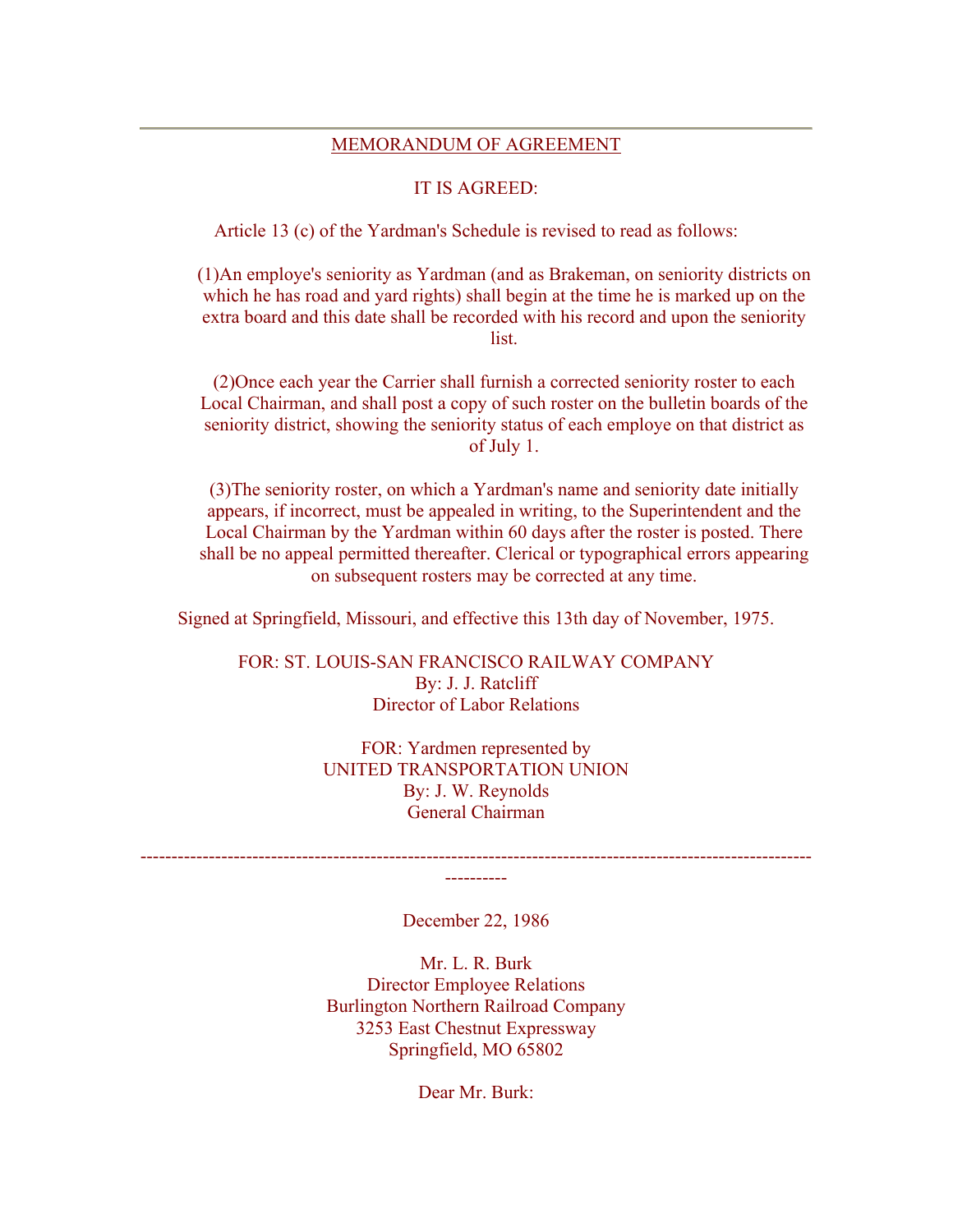---

MEMORANDUM OF AGREEMENT

IT IS AGREED:

Article 13 (c) of the Yardman's Schedule is revised to read as follows:

(1)An employe's seniority as Yardman (and as Brakeman, on seniority districts on which he has road and yard rights) shall begin at the time he is marked up on the extra board and this date shall be recorded with his record and upon the seniority list.

(2)Once each year the Carrier shall furnish a corrected seniority roster to each Local Chairman, and shall post a copy of such roster on the bulletin boards of the seniority district, showing the seniority status of each employe on that district as of July 1.

(3)The seniority roster, on which a Yardman's name and seniority date initially appears, if incorrect, must be appealed in writing, to the Superintendent and the Local Chairman by the Yardman within 60 days after the roster is posted. There shall be no appeal permitted thereafter. Clerical or typographical errors appearing on subsequent rosters may be corrected at any time.

Signed at Springfield, Missouri, and effective this 13th day of November, 1975.

FOR: ST. LOUIS-SAN FRANCISCO RAILWAY COMPANY
By: J. J. Ratcliff
Director of Labor Relations

FOR: Yardmen represented by
UNITED TRANSPORTATION UNION
By: J. W. Reynolds
General Chairman

---

December 22, 1986

Mr. L. R. Burk
Director Employee Relations
Burlington Northern Railroad Company
3253 East Chestnut Expressway
Springfield, MO 65802

Dear Mr. Burk: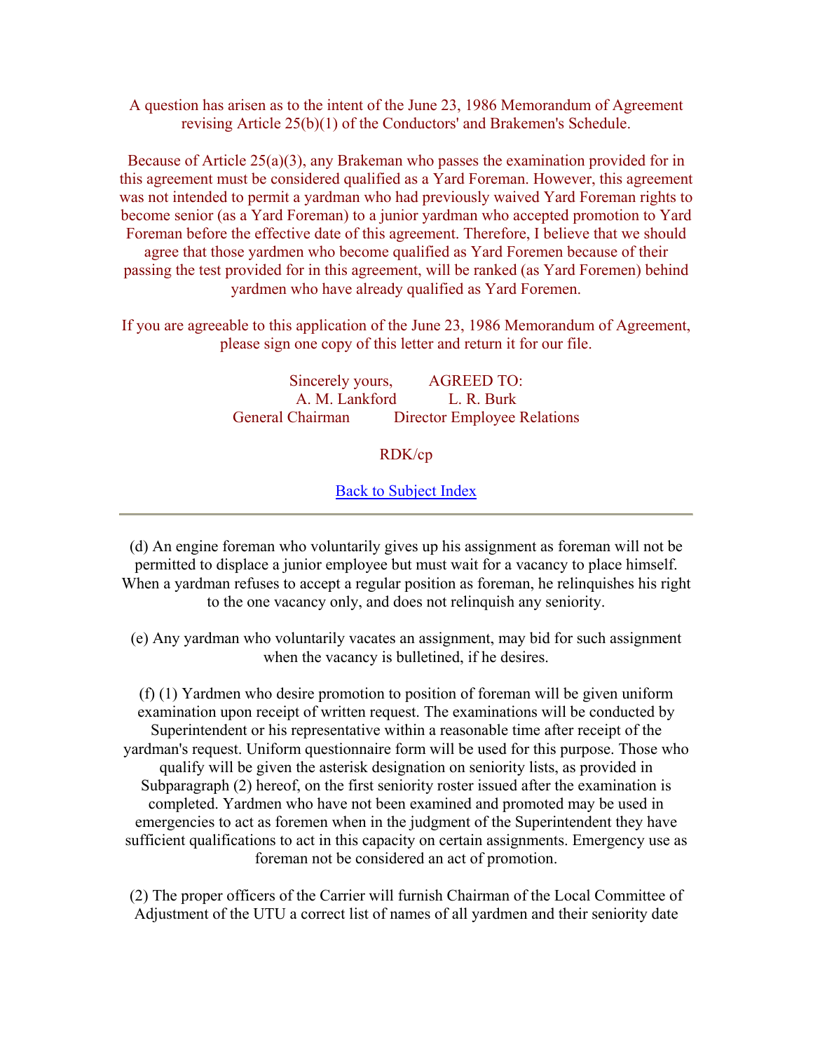A question has arisen as to the intent of the June 23, 1986 Memorandum of Agreement revising Article 25(b)(1) of the Conductors' and Brakemen's Schedule.

Because of Article 25(a)(3), any Brakeman who passes the examination provided for in this agreement must be considered qualified as a Yard Foreman. However, this agreement was not intended to permit a yardman who had previously waived Yard Foreman rights to become senior (as a Yard Foreman) to a junior yardman who accepted promotion to Yard Foreman before the effective date of this agreement. Therefore, I believe that we should agree that those yardmen who become qualified as Yard Foremen because of their passing the test provided for in this agreement, will be ranked (as Yard Foremen) behind yardmen who have already qualified as Yard Foremen.

If you are agreeable to this application of the June 23, 1986 Memorandum of Agreement, please sign one copy of this letter and return it for our file.

| Sincerely yours, | AGREED TO: |
|---|---|
| A. M. Lankford | L. R. Burk |
| General Chairman | Director Employee Relations |

RDK/cp

Back to Subject Index

---

(d) An engine foreman who voluntarily gives up his assignment as foreman will not be permitted to displace a junior employee but must wait for a vacancy to place himself. When a yardman refuses to accept a regular position as foreman, he relinquishes his right to the one vacancy only, and does not relinquish any seniority.

(e) Any yardman who voluntarily vacates an assignment, may bid for such assignment when the vacancy is bulletined, if he desires.

(f) (1) Yardmen who desire promotion to position of foreman will be given uniform examination upon receipt of written request. The examinations will be conducted by Superintendent or his representative within a reasonable time after receipt of the yardman's request. Uniform questionnaire form will be used for this purpose. Those who qualify will be given the asterisk designation on seniority lists, as provided in Subparagraph (2) hereof, on the first seniority roster issued after the examination is completed. Yardmen who have not been examined and promoted may be used in emergencies to act as foremen when in the judgment of the Superintendent they have sufficient qualifications to act in this capacity on certain assignments. Emergency use as foreman not be considered an act of promotion.

(2) The proper officers of the Carrier will furnish Chairman of the Local Committee of Adjustment of the UTU a correct list of names of all yardmen and their seniority date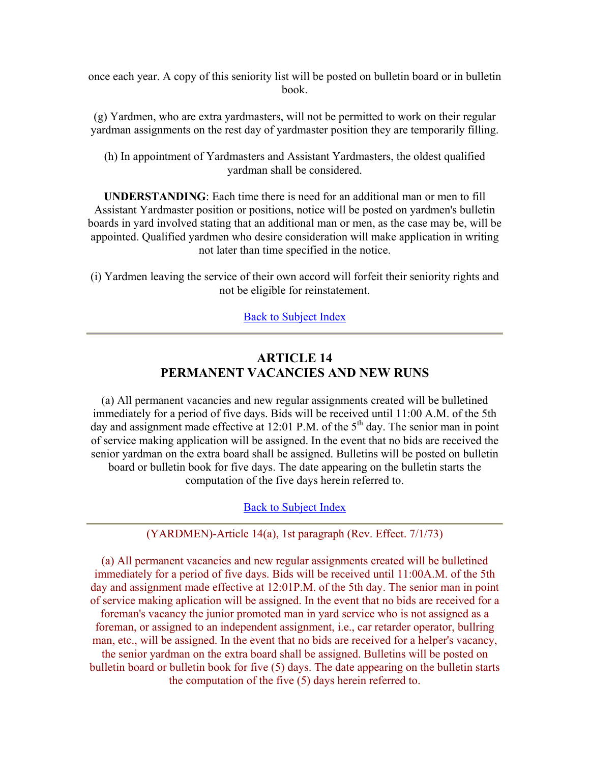once each year. A copy of this seniority list will be posted on bulletin board or in bulletin book.

(g) Yardmen, who are extra yardmasters, will not be permitted to work on their regular yardman assignments on the rest day of yardmaster position they are temporarily filling.

(h) In appointment of Yardmasters and Assistant Yardmasters, the oldest qualified yardman shall be considered.

**UNDERSTANDING**: Each time there is need for an additional man or men to fill Assistant Yardmaster position or positions, notice will be posted on yardmen's bulletin boards in yard involved stating that an additional man or men, as the case may be, will be appointed. Qualified yardmen who desire consideration will make application in writing not later than time specified in the notice.

(i) Yardmen leaving the service of their own accord will forfeit their seniority rights and not be eligible for reinstatement.

Back to Subject Index

---

## ARTICLE 14
## PERMANENT VACANCIES AND NEW RUNS

(a) All permanent vacancies and new regular assignments created will be bulletined immediately for a period of five days. Bids will be received until 11:00 A.M. of the 5th day and assignment made effective at 12:01 P.M. of the 5th day. The senior man in point of service making application will be assigned. In the event that no bids are received the senior yardman on the extra board shall be assigned. Bulletins will be posted on bulletin board or bulletin book for five days. The date appearing on the bulletin starts the computation of the five days herein referred to.

Back to Subject Index

---

(YARDMEN)-Article 14(a), 1st paragraph (Rev. Effect. 7/1/73)

(a) All permanent vacancies and new regular assignments created will be bulletined immediately for a period of five days. Bids will be received until 11:00A.M. of the 5th day and assignment made effective at 12:01P.M. of the 5th day. The senior man in point of service making aplication will be assigned. In the event that no bids are received for a foreman's vacancy the junior promoted man in yard service who is not assigned as a foreman, or assigned to an independent assignment, i.e., car retarder operator, bullring man, etc., will be assigned. In the event that no bids are received for a helper's vacancy, the senior yardman on the extra board shall be assigned. Bulletins will be posted on bulletin board or bulletin book for five (5) days. The date appearing on the bulletin starts the computation of the five (5) days herein referred to.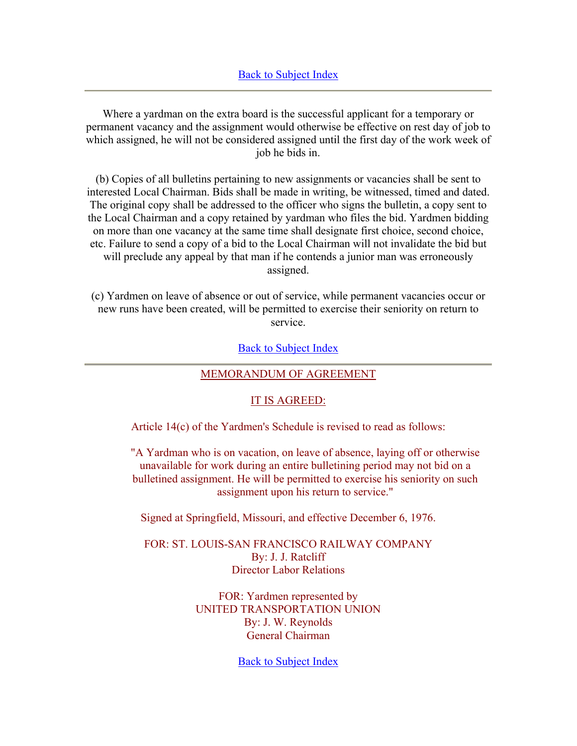Back to Subject Index

---

Where a yardman on the extra board is the successful applicant for a temporary or permanent vacancy and the assignment would otherwise be effective on rest day of job to which assigned, he will not be considered assigned until the first day of the work week of job he bids in.

(b) Copies of all bulletins pertaining to new assignments or vacancies shall be sent to interested Local Chairman. Bids shall be made in writing, be witnessed, timed and dated. The original copy shall be addressed to the officer who signs the bulletin, a copy sent to the Local Chairman and a copy retained by yardman who files the bid. Yardmen bidding on more than one vacancy at the same time shall designate first choice, second choice, etc. Failure to send a copy of a bid to the Local Chairman will not invalidate the bid but will preclude any appeal by that man if he contends a junior man was erroneously assigned.

(c) Yardmen on leave of absence or out of service, while permanent vacancies occur or new runs have been created, will be permitted to exercise their seniority on return to service.

Back to Subject Index

---

MEMORANDUM OF AGREEMENT

IT IS AGREED:

Article 14(c) of the Yardmen's Schedule is revised to read as follows:

"A Yardman who is on vacation, on leave of absence, laying off or otherwise unavailable for work during an entire bulletining period may not bid on a bulletined assignment. He will be permitted to exercise his seniority on such assignment upon his return to service."

Signed at Springfield, Missouri, and effective December 6, 1976.

FOR: ST. LOUIS-SAN FRANCISCO RAILWAY COMPANY
By: J. J. Ratcliff
Director Labor Relations

FOR: Yardmen represented by
UNITED TRANSPORTATION UNION
By: J. W. Reynolds
General Chairman

Back to Subject Index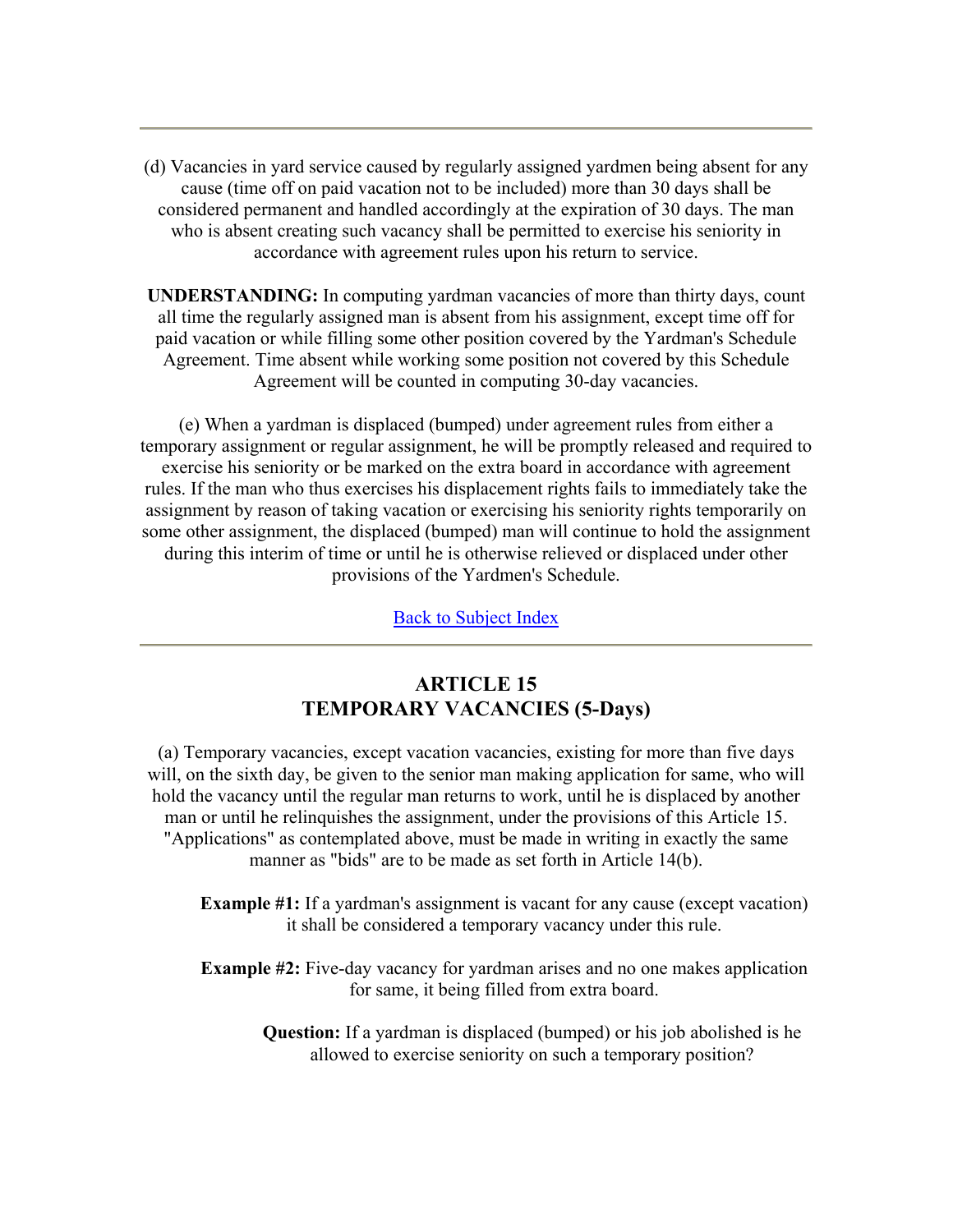(d) Vacancies in yard service caused by regularly assigned yardmen being absent for any cause (time off on paid vacation not to be included) more than 30 days shall be considered permanent and handled accordingly at the expiration of 30 days. The man who is absent creating such vacancy shall be permitted to exercise his seniority in accordance with agreement rules upon his return to service.

**UNDERSTANDING:** In computing yardman vacancies of more than thirty days, count all time the regularly assigned man is absent from his assignment, except time off for paid vacation or while filling some other position covered by the Yardman's Schedule Agreement. Time absent while working some position not covered by this Schedule Agreement will be counted in computing 30-day vacancies.

(e) When a yardman is displaced (bumped) under agreement rules from either a temporary assignment or regular assignment, he will be promptly released and required to exercise his seniority or be marked on the extra board in accordance with agreement rules. If the man who thus exercises his displacement rights fails to immediately take the assignment by reason of taking vacation or exercising his seniority rights temporarily on some other assignment, the displaced (bumped) man will continue to hold the assignment during this interim of time or until he is otherwise relieved or displaced under other provisions of the Yardmen's Schedule.

Back to Subject Index

## ARTICLE 15
## TEMPORARY VACANCIES (5-Days)

(a) Temporary vacancies, except vacation vacancies, existing for more than five days will, on the sixth day, be given to the senior man making application for same, who will hold the vacancy until the regular man returns to work, until he is displaced by another man or until he relinquishes the assignment, under the provisions of this Article 15. "Applications" as contemplated above, must be made in writing in exactly the same manner as "bids" are to be made as set forth in Article 14(b).

**Example #1:** If a yardman's assignment is vacant for any cause (except vacation) it shall be considered a temporary vacancy under this rule.

**Example #2:** Five-day vacancy for yardman arises and no one makes application for same, it being filled from extra board.

**Question:** If a yardman is displaced (bumped) or his job abolished is he allowed to exercise seniority on such a temporary position?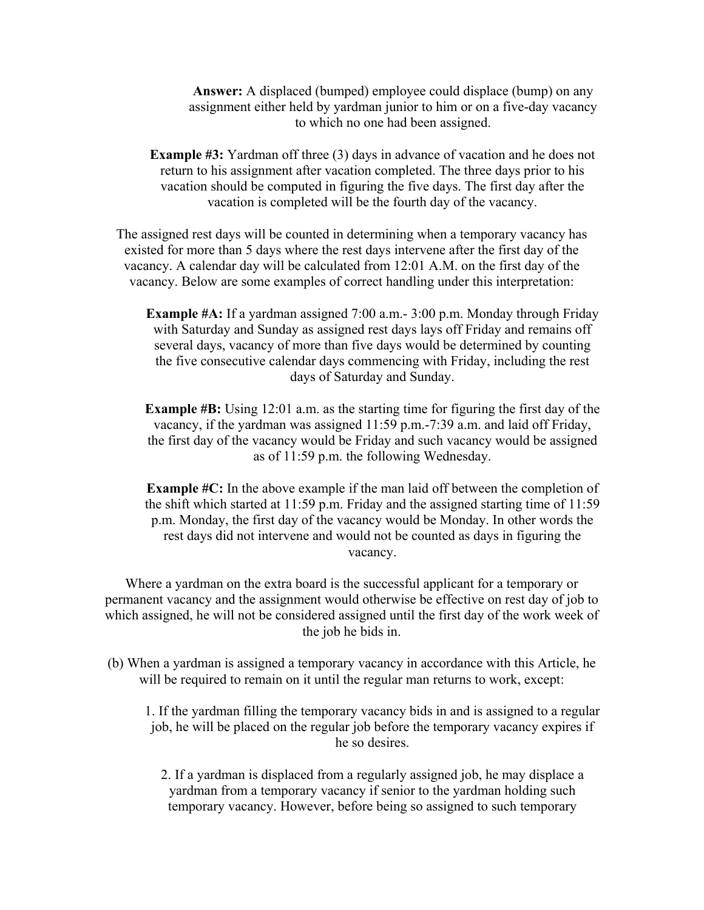**Answer:** A displaced (bumped) employee could displace (bump) on any assignment either held by yardman junior to him or on a five-day vacancy to which no one had been assigned.

**Example #3:** Yardman off three (3) days in advance of vacation and he does not return to his assignment after vacation completed. The three days prior to his vacation should be computed in figuring the five days. The first day after the vacation is completed will be the fourth day of the vacancy.

The assigned rest days will be counted in determining when a temporary vacancy has existed for more than 5 days where the rest days intervene after the first day of the vacancy. A calendar day will be calculated from 12:01 A.M. on the first day of the vacancy. Below are some examples of correct handling under this interpretation:

**Example #A:** If a yardman assigned 7:00 a.m.- 3:00 p.m. Monday through Friday with Saturday and Sunday as assigned rest days lays off Friday and remains off several days, vacancy of more than five days would be determined by counting the five consecutive calendar days commencing with Friday, including the rest days of Saturday and Sunday.

**Example #B:** Using 12:01 a.m. as the starting time for figuring the first day of the vacancy, if the yardman was assigned 11:59 p.m.-7:39 a.m. and laid off Friday, the first day of the vacancy would be Friday and such vacancy would be assigned as of 11:59 p.m. the following Wednesday.

**Example #C:** In the above example if the man laid off between the completion of the shift which started at 11:59 p.m. Friday and the assigned starting time of 11:59 p.m. Monday, the first day of the vacancy would be Monday. In other words the rest days did not intervene and would not be counted as days in figuring the vacancy.

Where a yardman on the extra board is the successful applicant for a temporary or permanent vacancy and the assignment would otherwise be effective on rest day of job to which assigned, he will not be considered assigned until the first day of the work week of the job he bids in.

(b) When a yardman is assigned a temporary vacancy in accordance with this Article, he will be required to remain on it until the regular man returns to work, except:

1. If the yardman filling the temporary vacancy bids in and is assigned to a regular job, he will be placed on the regular job before the temporary vacancy expires if he so desires.

2. If a yardman is displaced from a regularly assigned job, he may displace a yardman from a temporary vacancy if senior to the yardman holding such temporary vacancy. However, before being so assigned to such temporary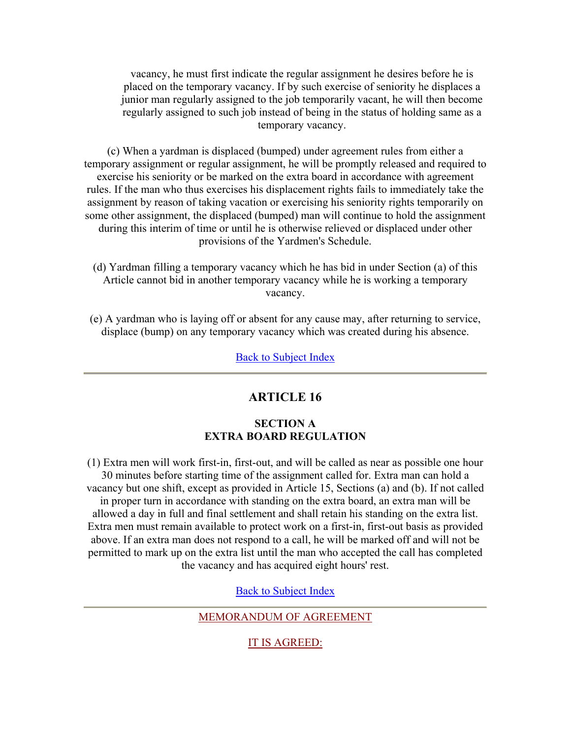vacancy, he must first indicate the regular assignment he desires before he is placed on the temporary vacancy. If by such exercise of seniority he displaces a junior man regularly assigned to the job temporarily vacant, he will then become regularly assigned to such job instead of being in the status of holding same as a temporary vacancy.

(c) When a yardman is displaced (bumped) under agreement rules from either a temporary assignment or regular assignment, he will be promptly released and required to exercise his seniority or be marked on the extra board in accordance with agreement rules. If the man who thus exercises his displacement rights fails to immediately take the assignment by reason of taking vacation or exercising his seniority rights temporarily on some other assignment, the displaced (bumped) man will continue to hold the assignment during this interim of time or until he is otherwise relieved or displaced under other provisions of the Yardmen's Schedule.

(d) Yardman filling a temporary vacancy which he has bid in under Section (a) of this Article cannot bid in another temporary vacancy while he is working a temporary vacancy.

(e) A yardman who is laying off or absent for any cause may, after returning to service, displace (bump) on any temporary vacancy which was created during his absence.

Back to Subject Index

---

## ARTICLE 16

### SECTION A
### EXTRA BOARD REGULATION

(1) Extra men will work first-in, first-out, and will be called as near as possible one hour 30 minutes before starting time of the assignment called for. Extra man can hold a vacancy but one shift, except as provided in Article 15, Sections (a) and (b). If not called in proper turn in accordance with standing on the extra board, an extra man will be allowed a day in full and final settlement and shall retain his standing on the extra list. Extra men must remain available to protect work on a first-in, first-out basis as provided above. If an extra man does not respond to a call, he will be marked off and will not be permitted to mark up on the extra list until the man who accepted the call has completed the vacancy and has acquired eight hours' rest.

Back to Subject Index

---

MEMORANDUM OF AGREEMENT

IT IS AGREED: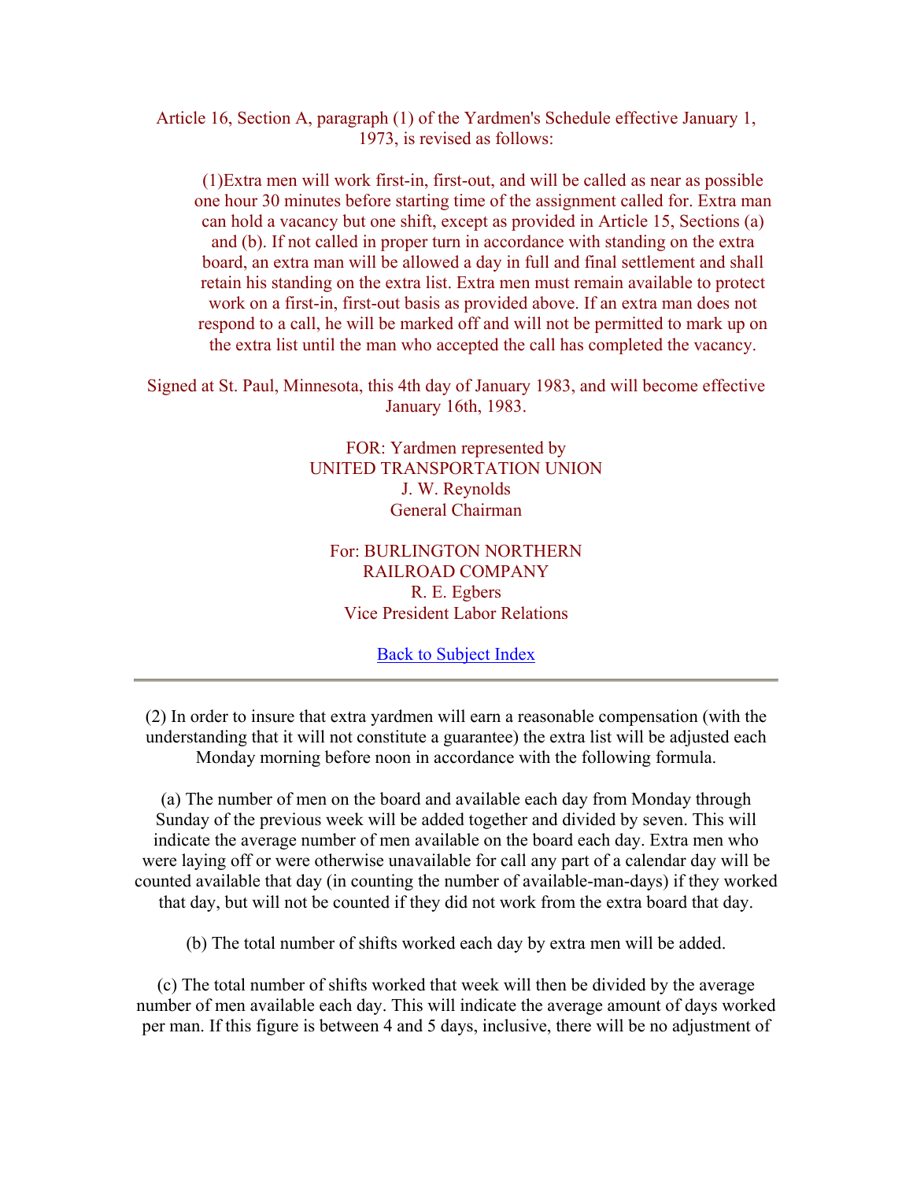Article 16, Section A, paragraph (1) of the Yardmen's Schedule effective January 1, 1973, is revised as follows:

> (1)Extra men will work first-in, first-out, and will be called as near as possible one hour 30 minutes before starting time of the assignment called for. Extra man can hold a vacancy but one shift, except as provided in Article 15, Sections (a) and (b). If not called in proper turn in accordance with standing on the extra board, an extra man will be allowed a day in full and final settlement and shall retain his standing on the extra list. Extra men must remain available to protect work on a first-in, first-out basis as provided above. If an extra man does not respond to a call, he will be marked off and will not be permitted to mark up on the extra list until the man who accepted the call has completed the vacancy.

Signed at St. Paul, Minnesota, this 4th day of January 1983, and will become effective January 16th, 1983.

FOR: Yardmen represented by
UNITED TRANSPORTATION UNION
J. W. Reynolds
General Chairman

For: BURLINGTON NORTHERN
RAILROAD COMPANY
R. E. Egbers
Vice President Labor Relations

Back to Subject Index

---

(2) In order to insure that extra yardmen will earn a reasonable compensation (with the understanding that it will not constitute a guarantee) the extra list will be adjusted each Monday morning before noon in accordance with the following formula.

(a) The number of men on the board and available each day from Monday through Sunday of the previous week will be added together and divided by seven. This will indicate the average number of men available on the board each day. Extra men who were laying off or were otherwise unavailable for call any part of a calendar day will be counted available that day (in counting the number of available-man-days) if they worked that day, but will not be counted if they did not work from the extra board that day.

(b) The total number of shifts worked each day by extra men will be added.

(c) The total number of shifts worked that week will then be divided by the average number of men available each day. This will indicate the average amount of days worked per man. If this figure is between 4 and 5 days, inclusive, there will be no adjustment of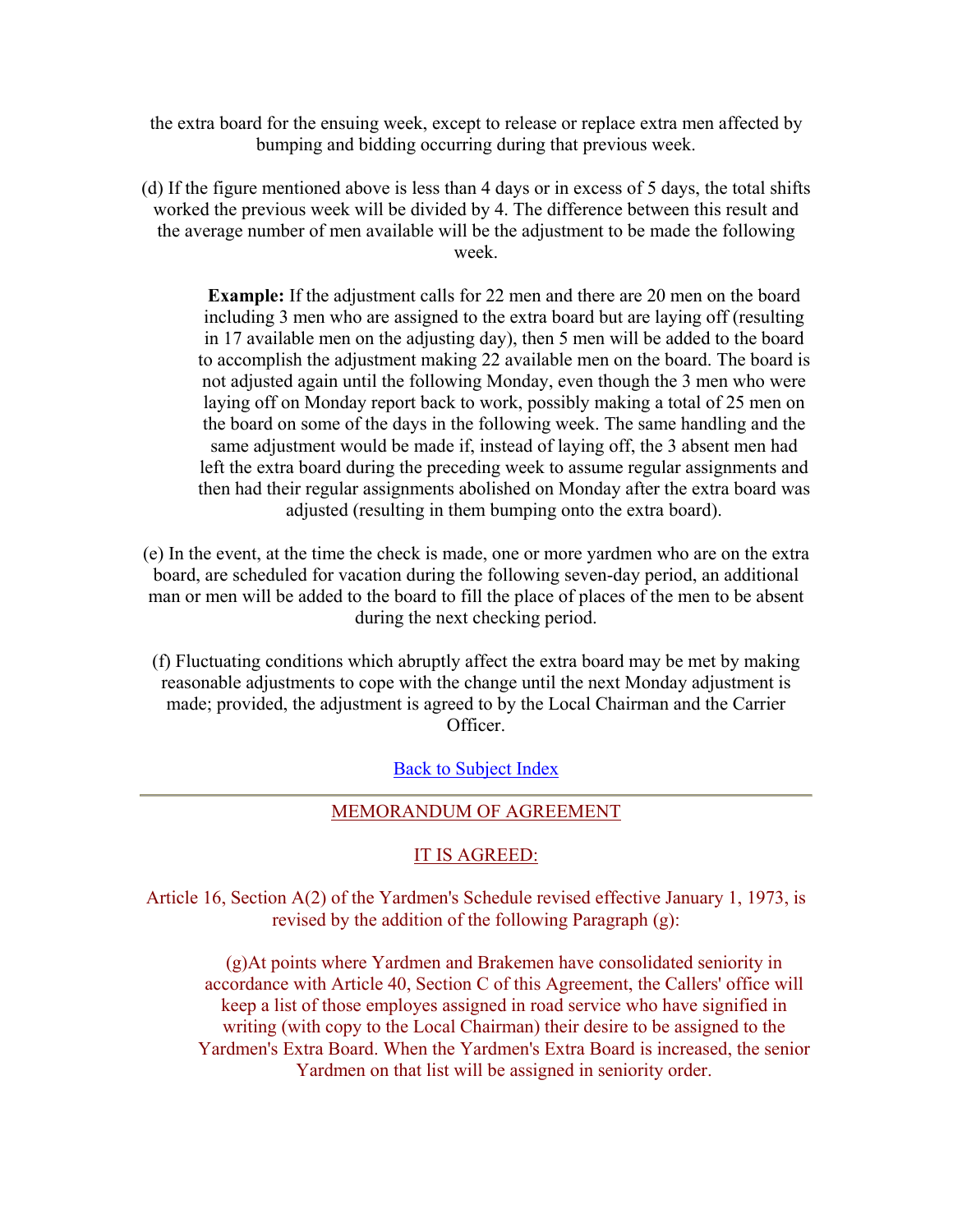the extra board for the ensuing week, except to release or replace extra men affected by bumping and bidding occurring during that previous week.

(d) If the figure mentioned above is less than 4 days or in excess of 5 days, the total shifts worked the previous week will be divided by 4. The difference between this result and the average number of men available will be the adjustment to be made the following week.

> **Example:** If the adjustment calls for 22 men and there are 20 men on the board including 3 men who are assigned to the extra board but are laying off (resulting in 17 available men on the adjusting day), then 5 men will be added to the board to accomplish the adjustment making 22 available men on the board. The board is not adjusted again until the following Monday, even though the 3 men who were laying off on Monday report back to work, possibly making a total of 25 men on the board on some of the days in the following week. The same handling and the same adjustment would be made if, instead of laying off, the 3 absent men had left the extra board during the preceding week to assume regular assignments and then had their regular assignments abolished on Monday after the extra board was adjusted (resulting in them bumping onto the extra board).

(e) In the event, at the time the check is made, one or more yardmen who are on the extra board, are scheduled for vacation during the following seven-day period, an additional man or men will be added to the board to fill the place of places of the men to be absent during the next checking period.

(f) Fluctuating conditions which abruptly affect the extra board may be met by making reasonable adjustments to cope with the change until the next Monday adjustment is made; provided, the adjustment is agreed to by the Local Chairman and the Carrier Officer.

Back to Subject Index

---

MEMORANDUM OF AGREEMENT

IT IS AGREED:

Article 16, Section A(2) of the Yardmen's Schedule revised effective January 1, 1973, is revised by the addition of the following Paragraph (g):

> (g)At points where Yardmen and Brakemen have consolidated seniority in accordance with Article 40, Section C of this Agreement, the Callers' office will keep a list of those employes assigned in road service who have signified in writing (with copy to the Local Chairman) their desire to be assigned to the Yardmen's Extra Board. When the Yardmen's Extra Board is increased, the senior Yardmen on that list will be assigned in seniority order.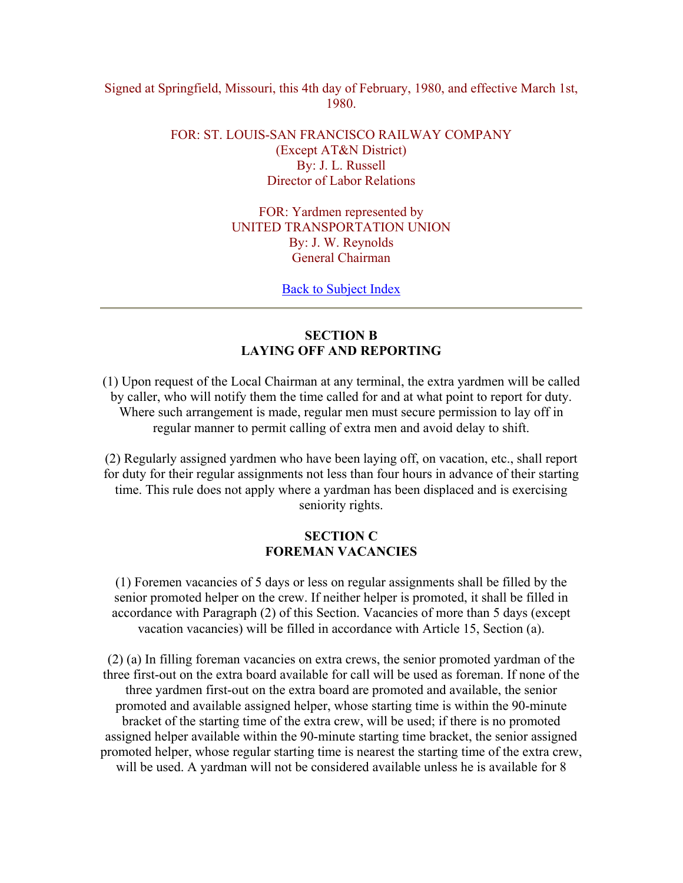Signed at Springfield, Missouri, this 4th day of February, 1980, and effective March 1st, 1980.

FOR: ST. LOUIS-SAN FRANCISCO RAILWAY COMPANY
(Except AT&N District)
By: J. L. Russell
Director of Labor Relations

FOR: Yardmen represented by
UNITED TRANSPORTATION UNION
By: J. W. Reynolds
General Chairman

Back to Subject Index

---

## SECTION B
## LAYING OFF AND REPORTING

(1) Upon request of the Local Chairman at any terminal, the extra yardmen will be called by caller, who will notify them the time called for and at what point to report for duty. Where such arrangement is made, regular men must secure permission to lay off in regular manner to permit calling of extra men and avoid delay to shift.

(2) Regularly assigned yardmen who have been laying off, on vacation, etc., shall report for duty for their regular assignments not less than four hours in advance of their starting time. This rule does not apply where a yardman has been displaced and is exercising seniority rights.

## SECTION C
## FOREMAN VACANCIES

(1) Foremen vacancies of 5 days or less on regular assignments shall be filled by the senior promoted helper on the crew. If neither helper is promoted, it shall be filled in accordance with Paragraph (2) of this Section. Vacancies of more than 5 days (except vacation vacancies) will be filled in accordance with Article 15, Section (a).

(2) (a) In filling foreman vacancies on extra crews, the senior promoted yardman of the three first-out on the extra board available for call will be used as foreman. If none of the three yardmen first-out on the extra board are promoted and available, the senior promoted and available assigned helper, whose starting time is within the 90-minute bracket of the starting time of the extra crew, will be used; if there is no promoted assigned helper available within the 90-minute starting time bracket, the senior assigned promoted helper, whose regular starting time is nearest the starting time of the extra crew, will be used. A yardman will not be considered available unless he is available for 8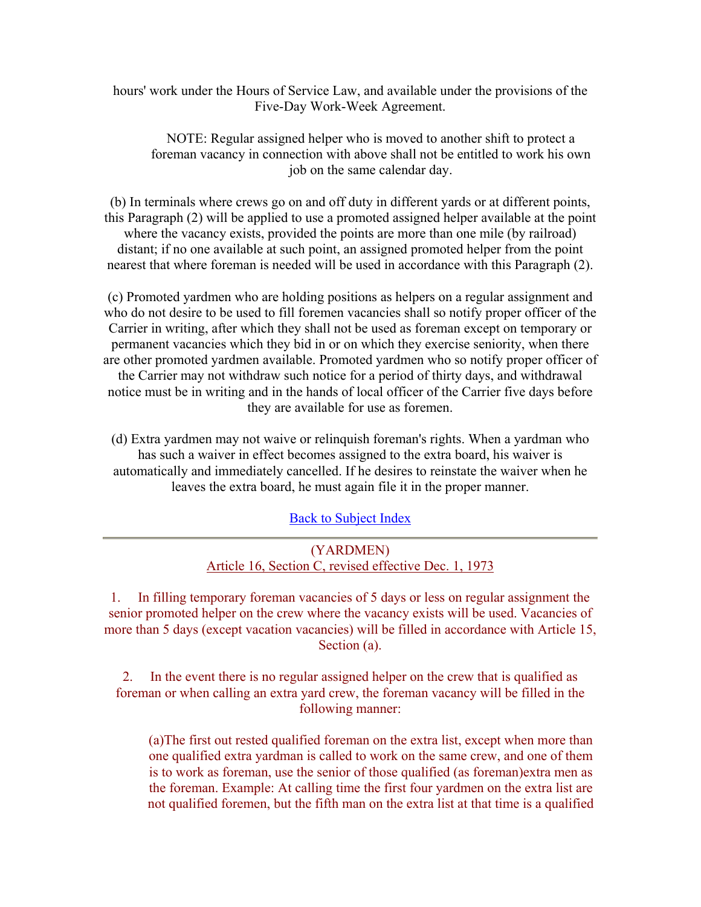hours' work under the Hours of Service Law, and available under the provisions of the Five-Day Work-Week Agreement.

NOTE: Regular assigned helper who is moved to another shift to protect a foreman vacancy in connection with above shall not be entitled to work his own job on the same calendar day.

(b) In terminals where crews go on and off duty in different yards or at different points, this Paragraph (2) will be applied to use a promoted assigned helper available at the point where the vacancy exists, provided the points are more than one mile (by railroad) distant; if no one available at such point, an assigned promoted helper from the point nearest that where foreman is needed will be used in accordance with this Paragraph (2).

(c) Promoted yardmen who are holding positions as helpers on a regular assignment and who do not desire to be used to fill foremen vacancies shall so notify proper officer of the Carrier in writing, after which they shall not be used as foreman except on temporary or permanent vacancies which they bid in or on which they exercise seniority, when there are other promoted yardmen available. Promoted yardmen who so notify proper officer of the Carrier may not withdraw such notice for a period of thirty days, and withdrawal notice must be in writing and in the hands of local officer of the Carrier five days before they are available for use as foremen.

(d) Extra yardmen may not waive or relinquish foreman's rights. When a yardman who has such a waiver in effect becomes assigned to the extra board, his waiver is automatically and immediately cancelled. If he desires to reinstate the waiver when he leaves the extra board, he must again file it in the proper manner.

Back to Subject Index

---

(YARDMEN)
Article 16, Section C, revised effective Dec. 1, 1973

1. In filling temporary foreman vacancies of 5 days or less on regular assignment the senior promoted helper on the crew where the vacancy exists will be used. Vacancies of more than 5 days (except vacation vacancies) will be filled in accordance with Article 15, Section (a).

2. In the event there is no regular assigned helper on the crew that is qualified as foreman or when calling an extra yard crew, the foreman vacancy will be filled in the following manner:

(a)The first out rested qualified foreman on the extra list, except when more than one qualified extra yardman is called to work on the same crew, and one of them is to work as foreman, use the senior of those qualified (as foreman)extra men as the foreman. Example: At calling time the first four yardmen on the extra list are not qualified foremen, but the fifth man on the extra list at that time is a qualified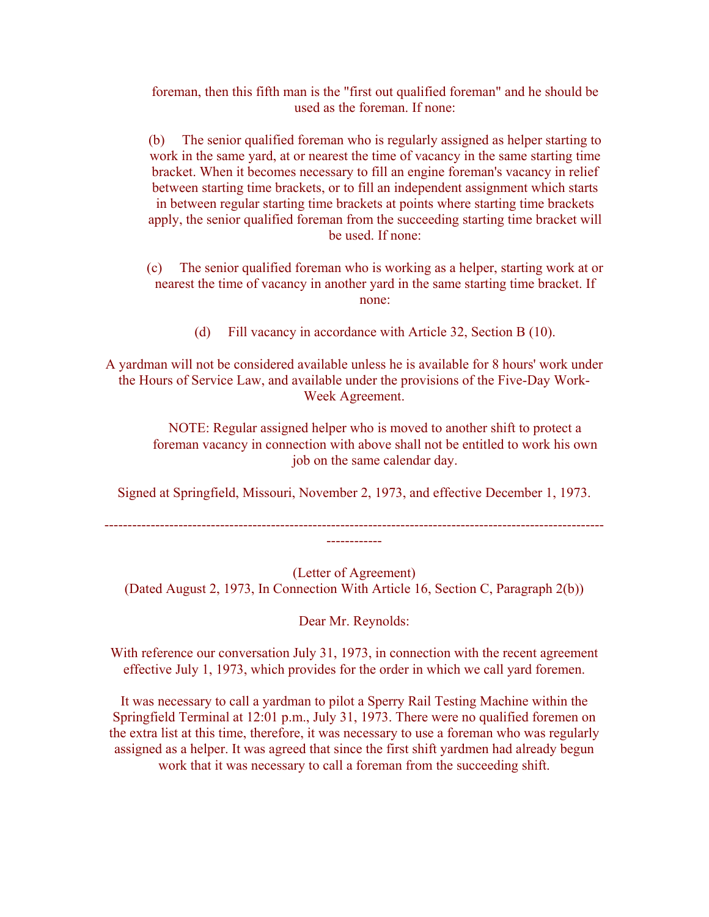foreman, then this fifth man is the "first out qualified foreman" and he should be used as the foreman. If none:

(b) The senior qualified foreman who is regularly assigned as helper starting to work in the same yard, at or nearest the time of vacancy in the same starting time bracket. When it becomes necessary to fill an engine foreman's vacancy in relief between starting time brackets, or to fill an independent assignment which starts in between regular starting time brackets at points where starting time brackets apply, the senior qualified foreman from the succeeding starting time bracket will be used. If none:

(c) The senior qualified foreman who is working as a helper, starting work at or nearest the time of vacancy in another yard in the same starting time bracket. If none:

(d) Fill vacancy in accordance with Article 32, Section B (10).

A yardman will not be considered available unless he is available for 8 hours' work under the Hours of Service Law, and available under the provisions of the Five-Day Work-Week Agreement.

NOTE: Regular assigned helper who is moved to another shift to protect a foreman vacancy in connection with above shall not be entitled to work his own job on the same calendar day.

Signed at Springfield, Missouri, November 2, 1973, and effective December 1, 1973.

---

(Letter of Agreement)
(Dated August 2, 1973, In Connection With Article 16, Section C, Paragraph 2(b))

Dear Mr. Reynolds:

With reference our conversation July 31, 1973, in connection with the recent agreement effective July 1, 1973, which provides for the order in which we call yard foremen.

It was necessary to call a yardman to pilot a Sperry Rail Testing Machine within the Springfield Terminal at 12:01 p.m., July 31, 1973. There were no qualified foremen on the extra list at this time, therefore, it was necessary to use a foreman who was regularly assigned as a helper. It was agreed that since the first shift yardmen had already begun work that it was necessary to call a foreman from the succeeding shift.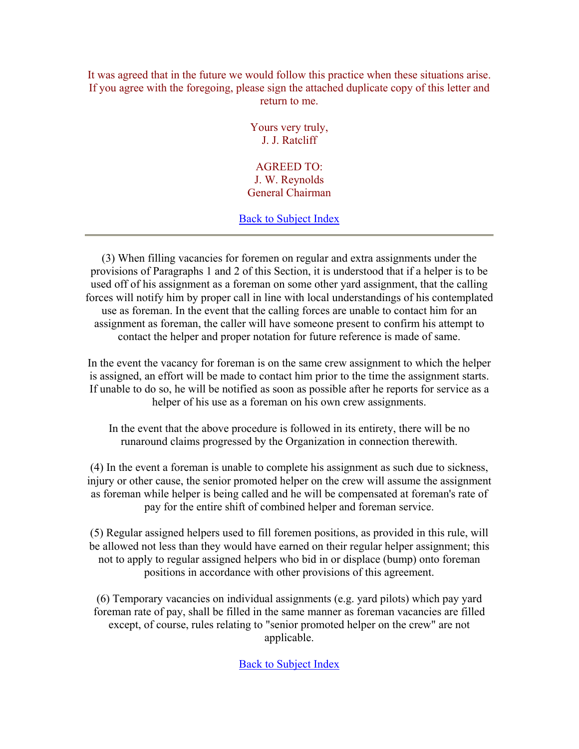It was agreed that in the future we would follow this practice when these situations arise. If you agree with the foregoing, please sign the attached duplicate copy of this letter and return to me.

Yours very truly,
J. J. Ratcliff

AGREED TO:
J. W. Reynolds
General Chairman

Back to Subject Index

---

(3) When filling vacancies for foremen on regular and extra assignments under the provisions of Paragraphs 1 and 2 of this Section, it is understood that if a helper is to be used off of his assignment as a foreman on some other yard assignment, that the calling forces will notify him by proper call in line with local understandings of his contemplated use as foreman. In the event that the calling forces are unable to contact him for an assignment as foreman, the caller will have someone present to confirm his attempt to contact the helper and proper notation for future reference is made of same.

In the event the vacancy for foreman is on the same crew assignment to which the helper is assigned, an effort will be made to contact him prior to the time the assignment starts. If unable to do so, he will be notified as soon as possible after he reports for service as a helper of his use as a foreman on his own crew assignments.

In the event that the above procedure is followed in its entirety, there will be no runaround claims progressed by the Organization in connection therewith.

(4) In the event a foreman is unable to complete his assignment as such due to sickness, injury or other cause, the senior promoted helper on the crew will assume the assignment as foreman while helper is being called and he will be compensated at foreman's rate of pay for the entire shift of combined helper and foreman service.

(5) Regular assigned helpers used to fill foremen positions, as provided in this rule, will be allowed not less than they would have earned on their regular helper assignment; this not to apply to regular assigned helpers who bid in or displace (bump) onto foreman positions in accordance with other provisions of this agreement.

(6) Temporary vacancies on individual assignments (e.g. yard pilots) which pay yard foreman rate of pay, shall be filled in the same manner as foreman vacancies are filled except, of course, rules relating to "senior promoted helper on the crew" are not applicable.

Back to Subject Index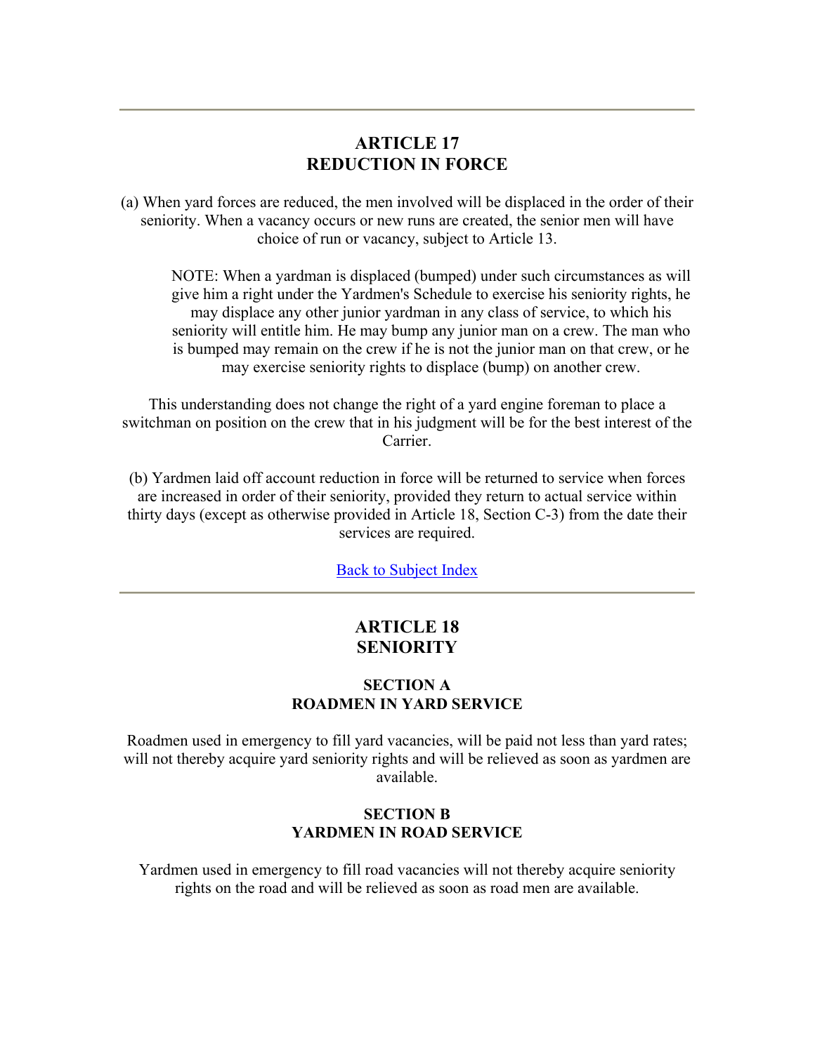---

## ARTICLE 17
## REDUCTION IN FORCE

(a) When yard forces are reduced, the men involved will be displaced in the order of their seniority. When a vacancy occurs or new runs are created, the senior men will have choice of run or vacancy, subject to Article 13.

> NOTE: When a yardman is displaced (bumped) under such circumstances as will give him a right under the Yardmen's Schedule to exercise his seniority rights, he may displace any other junior yardman in any class of service, to which his seniority will entitle him. He may bump any junior man on a crew. The man who is bumped may remain on the crew if he is not the junior man on that crew, or he may exercise seniority rights to displace (bump) on another crew.

This understanding does not change the right of a yard engine foreman to place a switchman on position on the crew that in his judgment will be for the best interest of the Carrier.

(b) Yardmen laid off account reduction in force will be returned to service when forces are increased in order of their seniority, provided they return to actual service within thirty days (except as otherwise provided in Article 18, Section C-3) from the date their services are required.

Back to Subject Index

---

## ARTICLE 18
## SENIORITY

### SECTION A
### ROADMEN IN YARD SERVICE

Roadmen used in emergency to fill yard vacancies, will be paid not less than yard rates; will not thereby acquire yard seniority rights and will be relieved as soon as yardmen are available.

### SECTION B
### YARDMEN IN ROAD SERVICE

Yardmen used in emergency to fill road vacancies will not thereby acquire seniority rights on the road and will be relieved as soon as road men are available.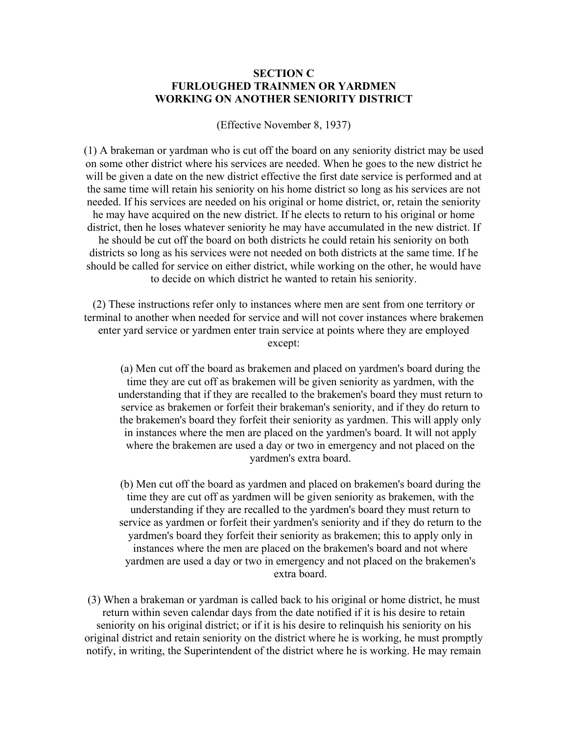## SECTION C
## FURLOUGHED TRAINMEN OR YARDMEN WORKING ON ANOTHER SENIORITY DISTRICT

(Effective November 8, 1937)

(1) A brakeman or yardman who is cut off the board on any seniority district may be used on some other district where his services are needed. When he goes to the new district he will be given a date on the new district effective the first date service is performed and at the same time will retain his seniority on his home district so long as his services are not needed. If his services are needed on his original or home district, or, retain the seniority he may have acquired on the new district. If he elects to return to his original or home district, then he loses whatever seniority he may have accumulated in the new district. If he should be cut off the board on both districts he could retain his seniority on both districts so long as his services were not needed on both districts at the same time. If he should be called for service on either district, while working on the other, he would have to decide on which district he wanted to retain his seniority.

(2) These instructions refer only to instances where men are sent from one territory or terminal to another when needed for service and will not cover instances where brakemen enter yard service or yardmen enter train service at points where they are employed except:

(a) Men cut off the board as brakemen and placed on yardmen's board during the time they are cut off as brakemen will be given seniority as yardmen, with the understanding that if they are recalled to the brakemen's board they must return to service as brakemen or forfeit their brakeman's seniority, and if they do return to the brakemen's board they forfeit their seniority as yardmen. This will apply only in instances where the men are placed on the yardmen's board. It will not apply where the brakemen are used a day or two in emergency and not placed on the yardmen's extra board.

(b) Men cut off the board as yardmen and placed on brakemen's board during the time they are cut off as yardmen will be given seniority as brakemen, with the understanding if they are recalled to the yardmen's board they must return to service as yardmen or forfeit their yardmen's seniority and if they do return to the yardmen's board they forfeit their seniority as brakemen; this to apply only in instances where the men are placed on the brakemen's board and not where yardmen are used a day or two in emergency and not placed on the brakemen's extra board.

(3) When a brakeman or yardman is called back to his original or home district, he must return within seven calendar days from the date notified if it is his desire to retain seniority on his original district; or if it is his desire to relinquish his seniority on his original district and retain seniority on the district where he is working, he must promptly notify, in writing, the Superintendent of the district where he is working. He may remain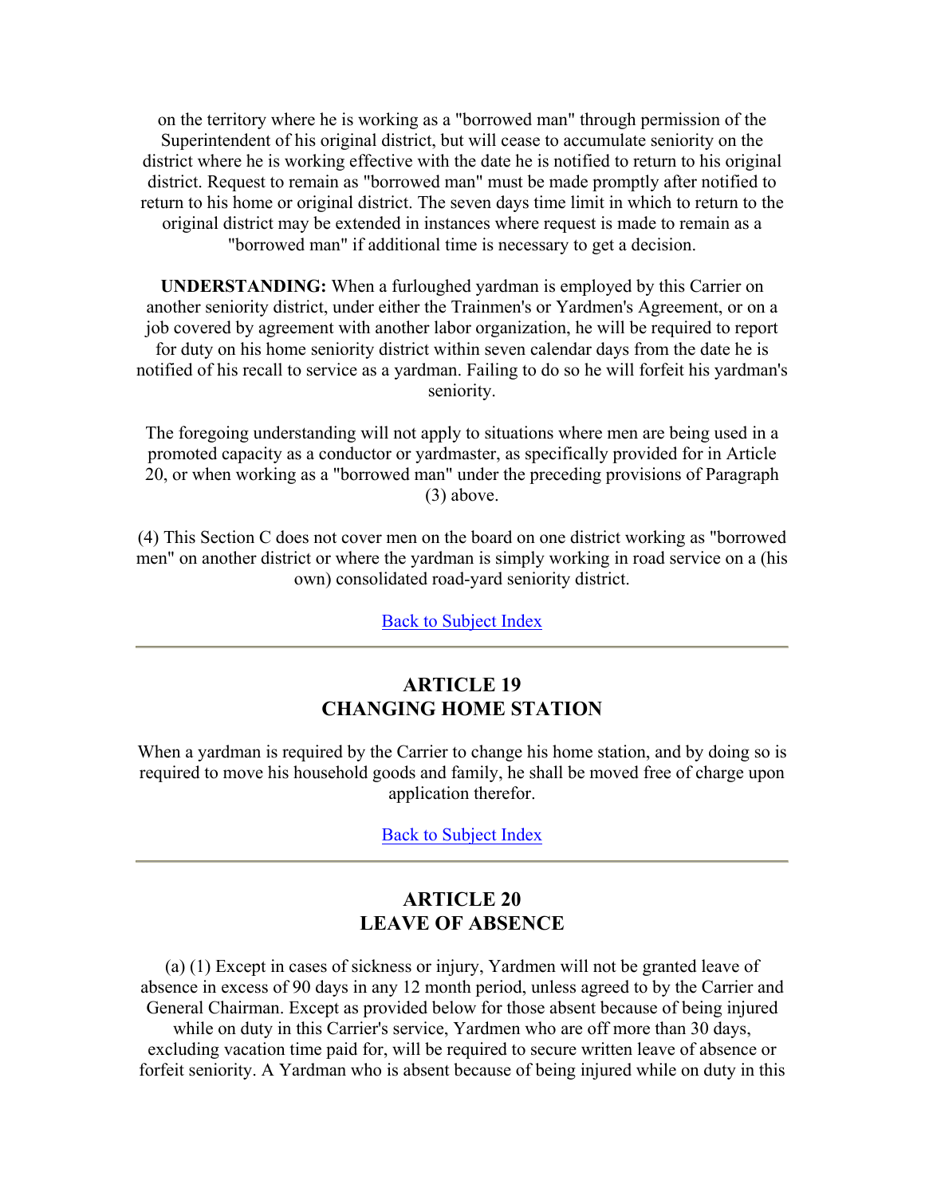on the territory where he is working as a "borrowed man" through permission of the Superintendent of his original district, but will cease to accumulate seniority on the district where he is working effective with the date he is notified to return to his original district. Request to remain as "borrowed man" must be made promptly after notified to return to his home or original district. The seven days time limit in which to return to the original district may be extended in instances where request is made to remain as a "borrowed man" if additional time is necessary to get a decision.

**UNDERSTANDING:** When a furloughed yardman is employed by this Carrier on another seniority district, under either the Trainmen's or Yardmen's Agreement, or on a job covered by agreement with another labor organization, he will be required to report for duty on his home seniority district within seven calendar days from the date he is notified of his recall to service as a yardman. Failing to do so he will forfeit his yardman's seniority.

The foregoing understanding will not apply to situations where men are being used in a promoted capacity as a conductor or yardmaster, as specifically provided for in Article 20, or when working as a "borrowed man" under the preceding provisions of Paragraph (3) above.

(4) This Section C does not cover men on the board on one district working as "borrowed men" on another district or where the yardman is simply working in road service on a (his own) consolidated road-yard seniority district.

Back to Subject Index

---

## ARTICLE 19
## CHANGING HOME STATION

When a yardman is required by the Carrier to change his home station, and by doing so is required to move his household goods and family, he shall be moved free of charge upon application therefor.

Back to Subject Index

---

## ARTICLE 20
## LEAVE OF ABSENCE

(a) (1) Except in cases of sickness or injury, Yardmen will not be granted leave of absence in excess of 90 days in any 12 month period, unless agreed to by the Carrier and General Chairman. Except as provided below for those absent because of being injured while on duty in this Carrier's service, Yardmen who are off more than 30 days, excluding vacation time paid for, will be required to secure written leave of absence or forfeit seniority. A Yardman who is absent because of being injured while on duty in this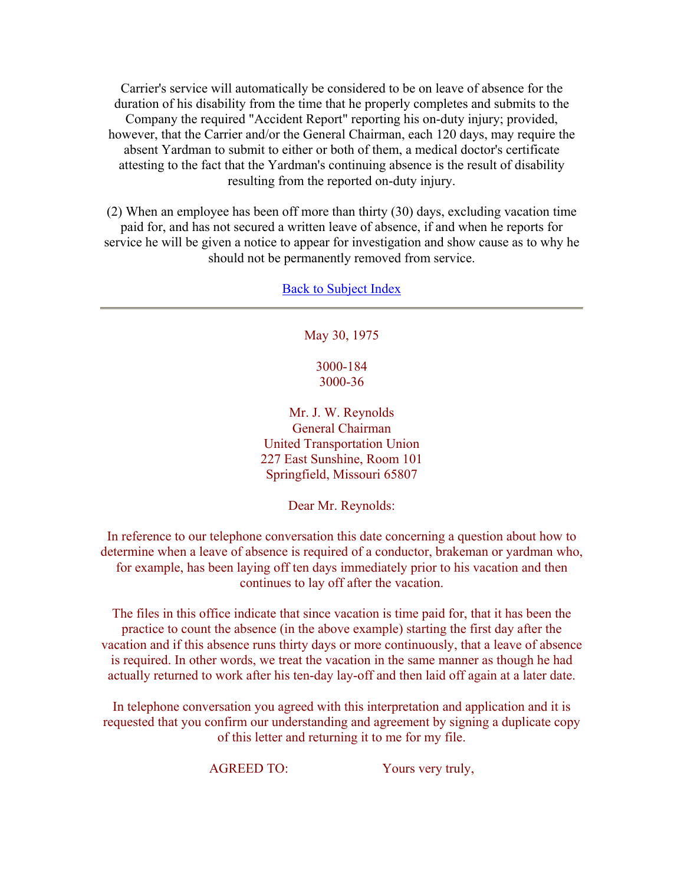Carrier's service will automatically be considered to be on leave of absence for the duration of his disability from the time that he properly completes and submits to the Company the required "Accident Report" reporting his on-duty injury; provided, however, that the Carrier and/or the General Chairman, each 120 days, may require the absent Yardman to submit to either or both of them, a medical doctor's certificate attesting to the fact that the Yardman's continuing absence is the result of disability resulting from the reported on-duty injury.

(2) When an employee has been off more than thirty (30) days, excluding vacation time paid for, and has not secured a written leave of absence, if and when he reports for service he will be given a notice to appear for investigation and show cause as to why he should not be permanently removed from service.

Back to Subject Index

---

May 30, 1975

3000-184
3000-36

Mr. J. W. Reynolds
General Chairman
United Transportation Union
227 East Sunshine, Room 101
Springfield, Missouri 65807

Dear Mr. Reynolds:

In reference to our telephone conversation this date concerning a question about how to determine when a leave of absence is required of a conductor, brakeman or yardman who, for example, has been laying off ten days immediately prior to his vacation and then continues to lay off after the vacation.

The files in this office indicate that since vacation is time paid for, that it has been the practice to count the absence (in the above example) starting the first day after the vacation and if this absence runs thirty days or more continuously, that a leave of absence is required. In other words, we treat the vacation in the same manner as though he had actually returned to work after his ten-day lay-off and then laid off again at a later date.

In telephone conversation you agreed with this interpretation and application and it is requested that you confirm our understanding and agreement by signing a duplicate copy of this letter and returning it to me for my file.

AGREED TO: Yours very truly,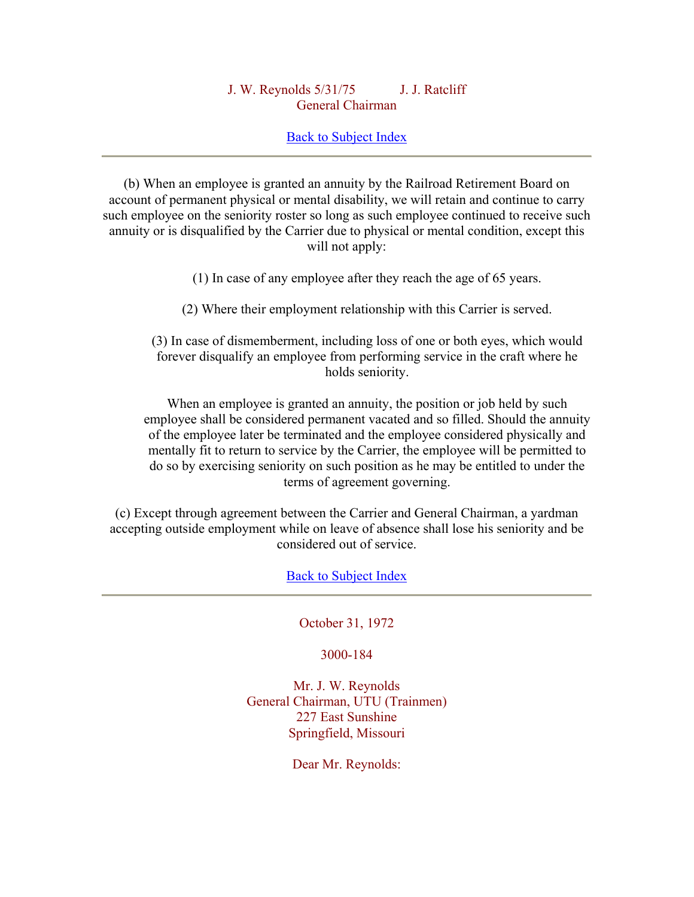J. W. Reynolds 5/31/75 J. J. Ratcliff
General Chairman

Back to Subject Index

---

(b) When an employee is granted an annuity by the Railroad Retirement Board on account of permanent physical or mental disability, we will retain and continue to carry such employee on the seniority roster so long as such employee continued to receive such annuity or is disqualified by the Carrier due to physical or mental condition, except this will not apply:

(1) In case of any employee after they reach the age of 65 years.

(2) Where their employment relationship with this Carrier is served.

(3) In case of dismemberment, including loss of one or both eyes, which would forever disqualify an employee from performing service in the craft where he holds seniority.

When an employee is granted an annuity, the position or job held by such employee shall be considered permanent vacated and so filled. Should the annuity of the employee later be terminated and the employee considered physically and mentally fit to return to service by the Carrier, the employee will be permitted to do so by exercising seniority on such position as he may be entitled to under the terms of agreement governing.

(c) Except through agreement between the Carrier and General Chairman, a yardman accepting outside employment while on leave of absence shall lose his seniority and be considered out of service.

Back to Subject Index

---

October 31, 1972

3000-184

Mr. J. W. Reynolds
General Chairman, UTU (Trainmen)
227 East Sunshine
Springfield, Missouri

Dear Mr. Reynolds: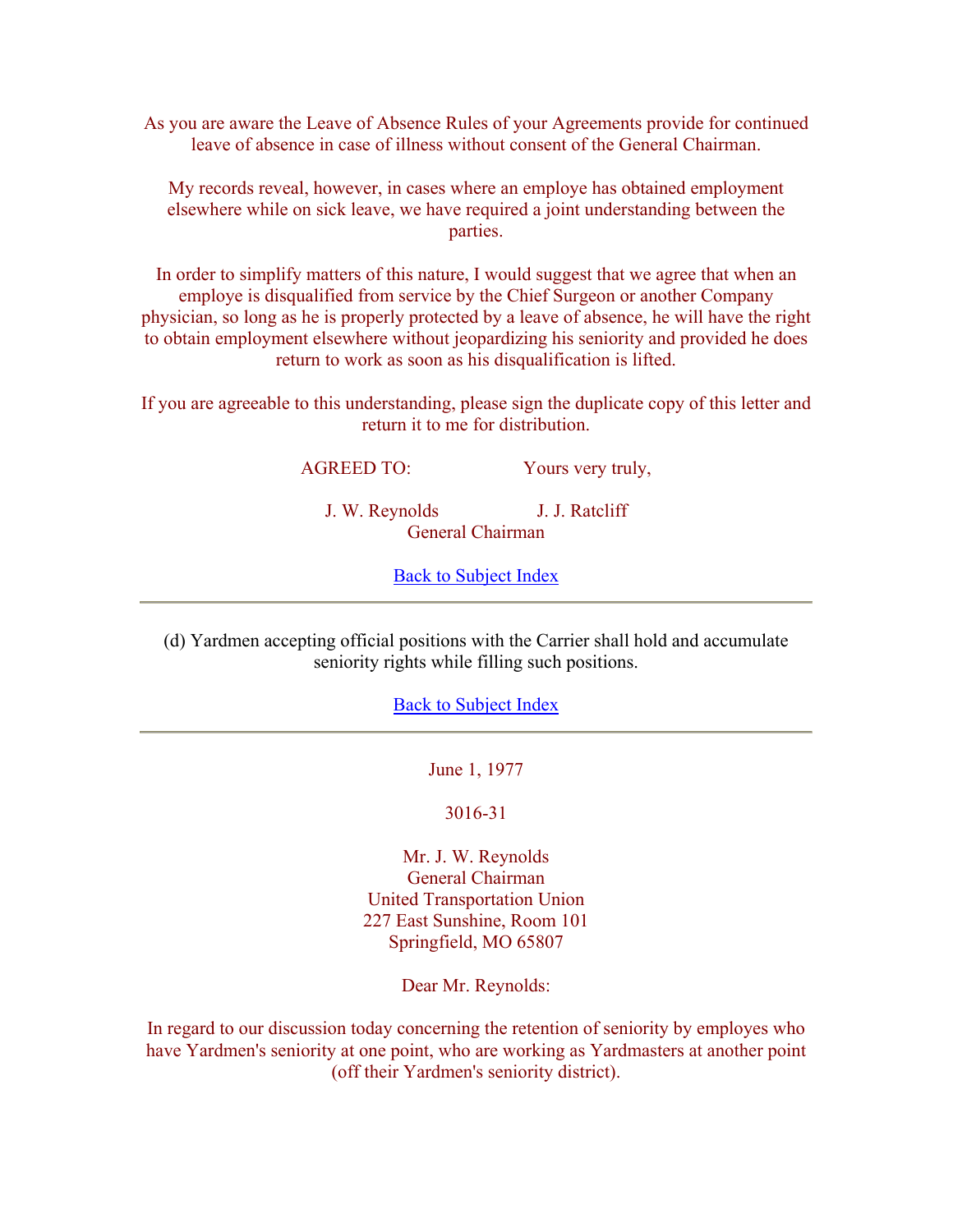As you are aware the Leave of Absence Rules of your Agreements provide for continued leave of absence in case of illness without consent of the General Chairman.

My records reveal, however, in cases where an employe has obtained employment elsewhere while on sick leave, we have required a joint understanding between the parties.

In order to simplify matters of this nature, I would suggest that we agree that when an employe is disqualified from service by the Chief Surgeon or another Company physician, so long as he is properly protected by a leave of absence, he will have the right to obtain employment elsewhere without jeopardizing his seniority and provided he does return to work as soon as his disqualification is lifted.

If you are agreeable to this understanding, please sign the duplicate copy of this letter and return it to me for distribution.

AGREED TO: Yours very truly,

J. W. Reynolds J. J. Ratcliff
General Chairman

Back to Subject Index

---

(d) Yardmen accepting official positions with the Carrier shall hold and accumulate seniority rights while filling such positions.

Back to Subject Index

---

June 1, 1977

3016-31

Mr. J. W. Reynolds
General Chairman
United Transportation Union
227 East Sunshine, Room 101
Springfield, MO 65807

Dear Mr. Reynolds:

In regard to our discussion today concerning the retention of seniority by employes who have Yardmen's seniority at one point, who are working as Yardmasters at another point (off their Yardmen's seniority district).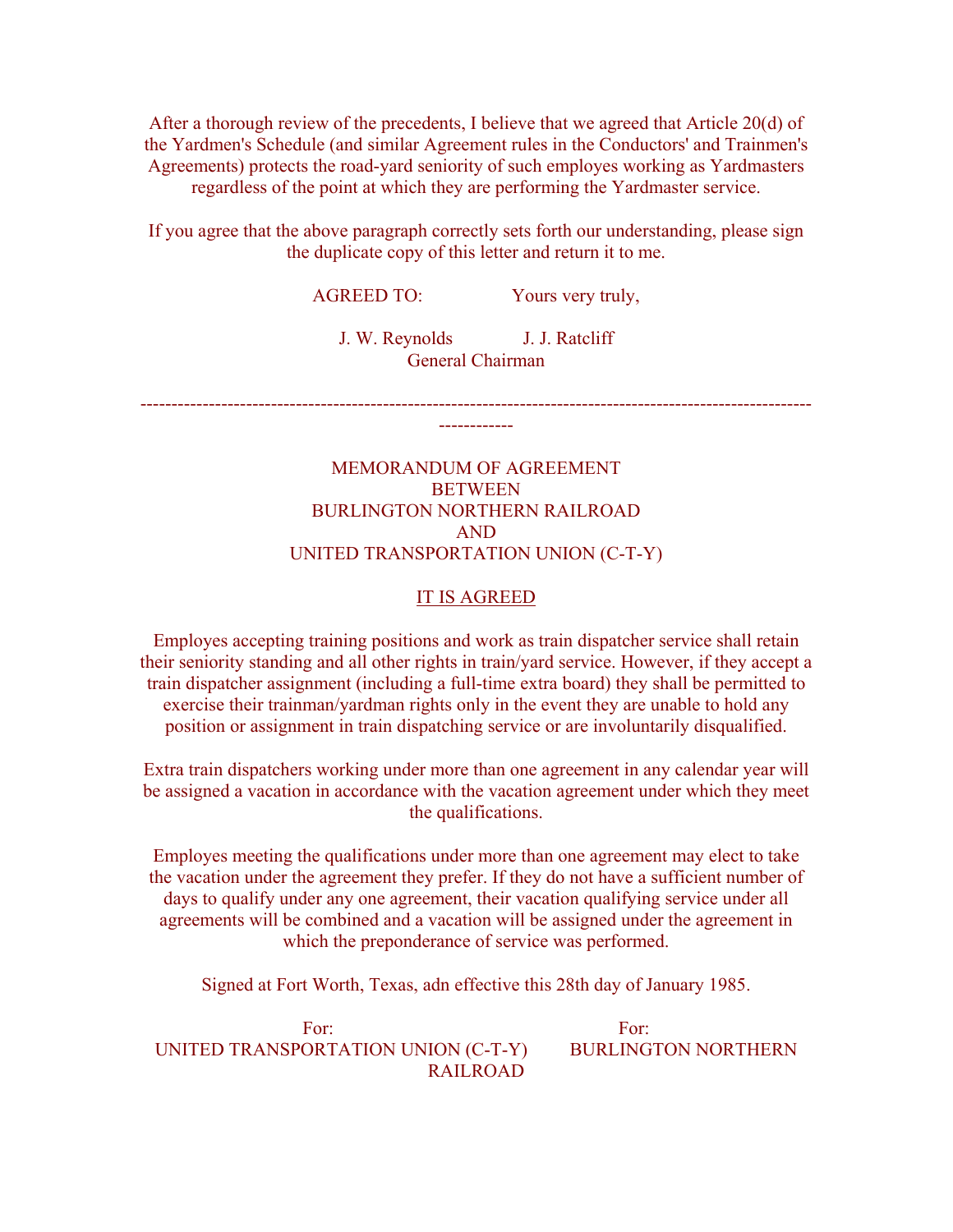After a thorough review of the precedents, I believe that we agreed that Article 20(d) of the Yardmen's Schedule (and similar Agreement rules in the Conductors' and Trainmen's Agreements) protects the road-yard seniority of such employes working as Yardmasters regardless of the point at which they are performing the Yardmaster service.

If you agree that the above paragraph correctly sets forth our understanding, please sign the duplicate copy of this letter and return it to me.

AGREED TO: Yours very truly,

J. W. Reynolds J. J. Ratcliff
General Chairman

-----------------------------------------------------------------------------------------------------------------------

MEMORANDUM OF AGREEMENT
BETWEEN
BURLINGTON NORTHERN RAILROAD
AND
UNITED TRANSPORTATION UNION (C-T-Y)

IT IS AGREED

Employes accepting training positions and work as train dispatcher service shall retain their seniority standing and all other rights in train/yard service. However, if they accept a train dispatcher assignment (including a full-time extra board) they shall be permitted to exercise their trainman/yardman rights only in the event they are unable to hold any position or assignment in train dispatching service or are involuntarily disqualified.

Extra train dispatchers working under more than one agreement in any calendar year will be assigned a vacation in accordance with the vacation agreement under which they meet the qualifications.

Employes meeting the qualifications under more than one agreement may elect to take the vacation under the agreement they prefer. If they do not have a sufficient number of days to qualify under any one agreement, their vacation qualifying service under all agreements will be combined and a vacation will be assigned under the agreement in which the preponderance of service was performed.

Signed at Fort Worth, Texas, adn effective this 28th day of January 1985.

For: UNITED TRANSPORTATION UNION (C-T-Y)

For: BURLINGTON NORTHERN RAILROAD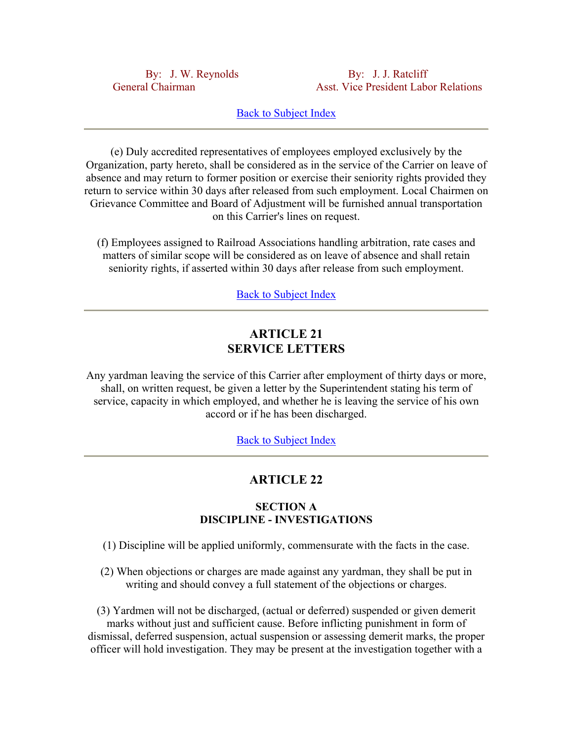By: J. W. Reynolds
General Chairman

By: J. J. Ratcliff
Asst. Vice President Labor Relations

Back to Subject Index

---

(e) Duly accredited representatives of employees employed exclusively by the Organization, party hereto, shall be considered as in the service of the Carrier on leave of absence and may return to former position or exercise their seniority rights provided they return to service within 30 days after released from such employment. Local Chairmen on Grievance Committee and Board of Adjustment will be furnished annual transportation on this Carrier's lines on request.

(f) Employees assigned to Railroad Associations handling arbitration, rate cases and matters of similar scope will be considered as on leave of absence and shall retain seniority rights, if asserted within 30 days after release from such employment.

Back to Subject Index

---

## ARTICLE 21
## SERVICE LETTERS

Any yardman leaving the service of this Carrier after employment of thirty days or more, shall, on written request, be given a letter by the Superintendent stating his term of service, capacity in which employed, and whether he is leaving the service of his own accord or if he has been discharged.

Back to Subject Index

---

## ARTICLE 22

### SECTION A
### DISCIPLINE - INVESTIGATIONS

(1) Discipline will be applied uniformly, commensurate with the facts in the case.

(2) When objections or charges are made against any yardman, they shall be put in writing and should convey a full statement of the objections or charges.

(3) Yardmen will not be discharged, (actual or deferred) suspended or given demerit marks without just and sufficient cause. Before inflicting punishment in form of dismissal, deferred suspension, actual suspension or assessing demerit marks, the proper officer will hold investigation. They may be present at the investigation together with a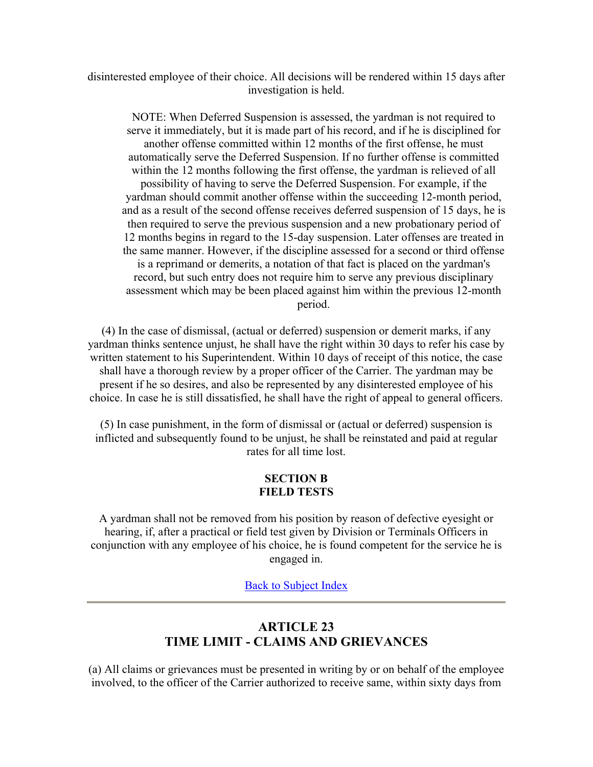disinterested employee of their choice. All decisions will be rendered within 15 days after investigation is held.

NOTE: When Deferred Suspension is assessed, the yardman is not required to serve it immediately, but it is made part of his record, and if he is disciplined for another offense committed within 12 months of the first offense, he must automatically serve the Deferred Suspension. If no further offense is committed within the 12 months following the first offense, the yardman is relieved of all possibility of having to serve the Deferred Suspension. For example, if the yardman should commit another offense within the succeeding 12-month period, and as a result of the second offense receives deferred suspension of 15 days, he is then required to serve the previous suspension and a new probationary period of 12 months begins in regard to the 15-day suspension. Later offenses are treated in the same manner. However, if the discipline assessed for a second or third offense is a reprimand or demerits, a notation of that fact is placed on the yardman's record, but such entry does not require him to serve any previous disciplinary assessment which may be been placed against him within the previous 12-month period.

(4) In the case of dismissal, (actual or deferred) suspension or demerit marks, if any yardman thinks sentence unjust, he shall have the right within 30 days to refer his case by written statement to his Superintendent. Within 10 days of receipt of this notice, the case shall have a thorough review by a proper officer of the Carrier. The yardman may be present if he so desires, and also be represented by any disinterested employee of his choice. In case he is still dissatisfied, he shall have the right of appeal to general officers.

(5) In case punishment, in the form of dismissal or (actual or deferred) suspension is inflicted and subsequently found to be unjust, he shall be reinstated and paid at regular rates for all time lost.

### SECTION B
### FIELD TESTS

A yardman shall not be removed from his position by reason of defective eyesight or hearing, if, after a practical or field test given by Division or Terminals Officers in conjunction with any employee of his choice, he is found competent for the service he is engaged in.

Back to Subject Index

---

## ARTICLE 23
## TIME LIMIT - CLAIMS AND GRIEVANCES

(a) All claims or grievances must be presented in writing by or on behalf of the employee involved, to the officer of the Carrier authorized to receive same, within sixty days from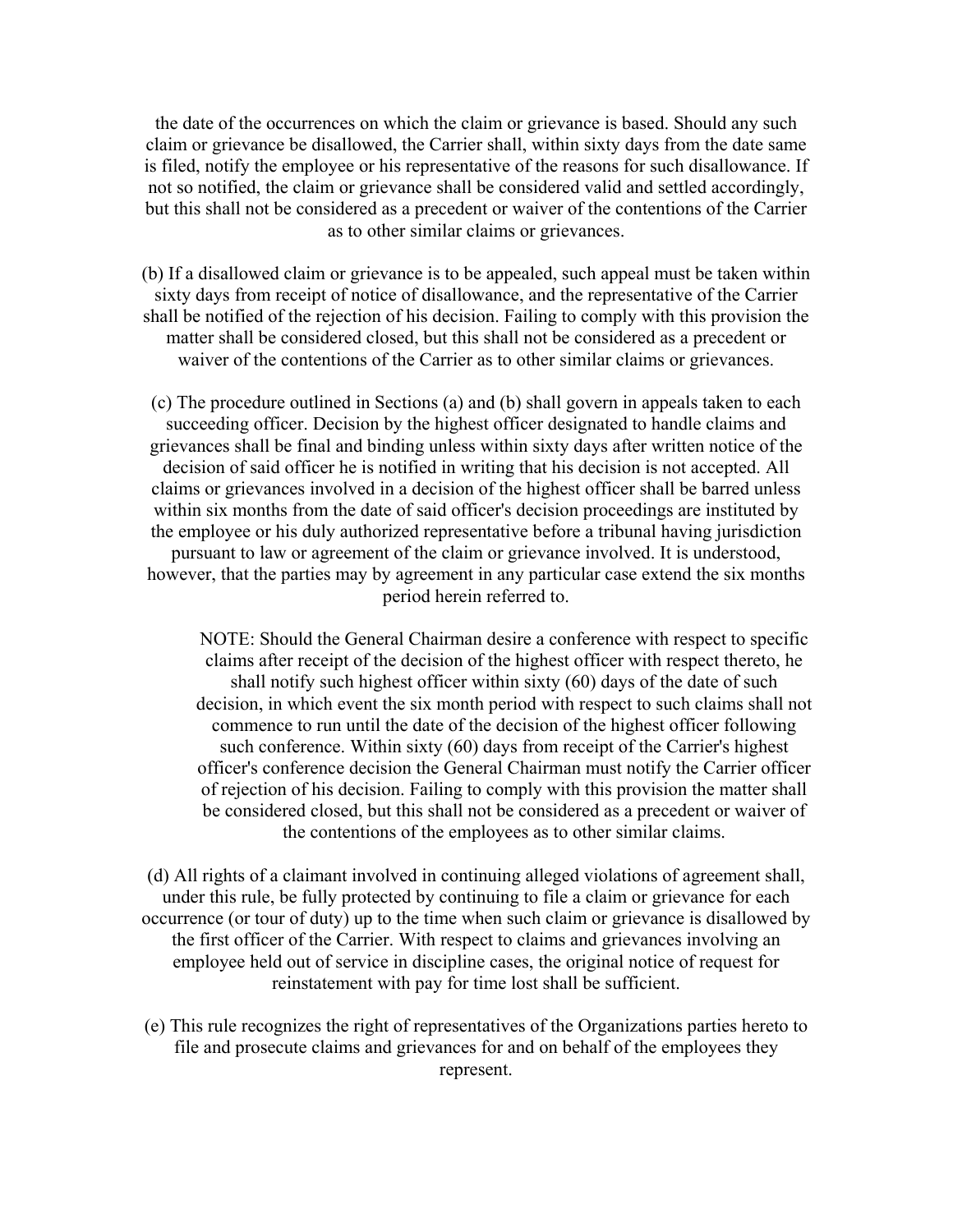the date of the occurrences on which the claim or grievance is based. Should any such claim or grievance be disallowed, the Carrier shall, within sixty days from the date same is filed, notify the employee or his representative of the reasons for such disallowance. If not so notified, the claim or grievance shall be considered valid and settled accordingly, but this shall not be considered as a precedent or waiver of the contentions of the Carrier as to other similar claims or grievances.

(b) If a disallowed claim or grievance is to be appealed, such appeal must be taken within sixty days from receipt of notice of disallowance, and the representative of the Carrier shall be notified of the rejection of his decision. Failing to comply with this provision the matter shall be considered closed, but this shall not be considered as a precedent or waiver of the contentions of the Carrier as to other similar claims or grievances.

(c) The procedure outlined in Sections (a) and (b) shall govern in appeals taken to each succeeding officer. Decision by the highest officer designated to handle claims and grievances shall be final and binding unless within sixty days after written notice of the decision of said officer he is notified in writing that his decision is not accepted. All claims or grievances involved in a decision of the highest officer shall be barred unless within six months from the date of said officer's decision proceedings are instituted by the employee or his duly authorized representative before a tribunal having jurisdiction pursuant to law or agreement of the claim or grievance involved. It is understood, however, that the parties may by agreement in any particular case extend the six months period herein referred to.

> NOTE: Should the General Chairman desire a conference with respect to specific claims after receipt of the decision of the highest officer with respect thereto, he shall notify such highest officer within sixty (60) days of the date of such decision, in which event the six month period with respect to such claims shall not commence to run until the date of the decision of the highest officer following such conference. Within sixty (60) days from receipt of the Carrier's highest officer's conference decision the General Chairman must notify the Carrier officer of rejection of his decision. Failing to comply with this provision the matter shall be considered closed, but this shall not be considered as a precedent or waiver of the contentions of the employees as to other similar claims.

(d) All rights of a claimant involved in continuing alleged violations of agreement shall, under this rule, be fully protected by continuing to file a claim or grievance for each occurrence (or tour of duty) up to the time when such claim or grievance is disallowed by the first officer of the Carrier. With respect to claims and grievances involving an employee held out of service in discipline cases, the original notice of request for reinstatement with pay for time lost shall be sufficient.

(e) This rule recognizes the right of representatives of the Organizations parties hereto to file and prosecute claims and grievances for and on behalf of the employees they represent.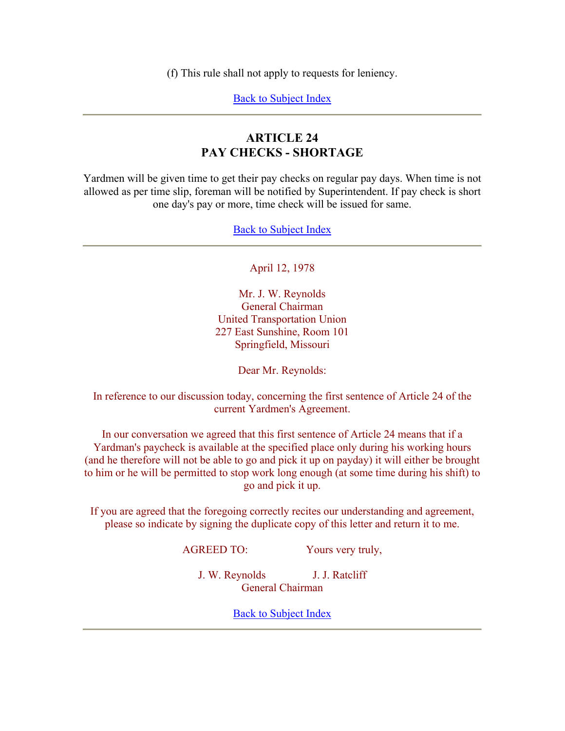(f) This rule shall not apply to requests for leniency.

Back to Subject Index

---

## ARTICLE 24
## PAY CHECKS - SHORTAGE

Yardmen will be given time to get their pay checks on regular pay days. When time is not allowed as per time slip, foreman will be notified by Superintendent. If pay check is short one day's pay or more, time check will be issued for same.

Back to Subject Index

---

April 12, 1978

Mr. J. W. Reynolds
General Chairman
United Transportation Union
227 East Sunshine, Room 101
Springfield, Missouri

Dear Mr. Reynolds:

In reference to our discussion today, concerning the first sentence of Article 24 of the current Yardmen's Agreement.

In our conversation we agreed that this first sentence of Article 24 means that if a Yardman's paycheck is available at the specified place only during his working hours (and he therefore will not be able to go and pick it up on payday) it will either be brought to him or he will be permitted to stop work long enough (at some time during his shift) to go and pick it up.

If you are agreed that the foregoing correctly recites our understanding and agreement, please so indicate by signing the duplicate copy of this letter and return it to me.

AGREED TO: Yours very truly,

J. W. Reynolds J. J. Ratcliff
General Chairman

Back to Subject Index

---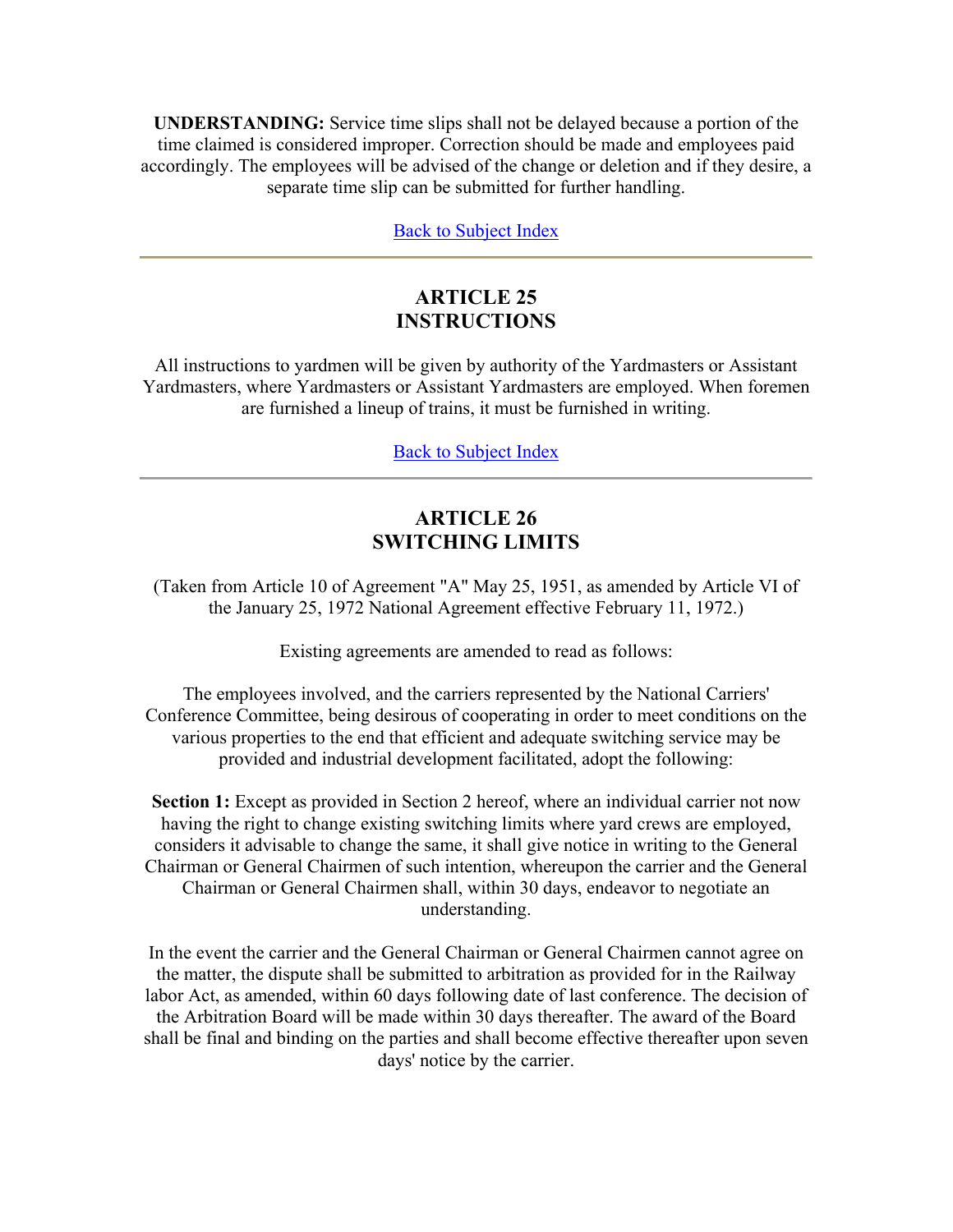**UNDERSTANDING:** Service time slips shall not be delayed because a portion of the time claimed is considered improper. Correction should be made and employees paid accordingly. The employees will be advised of the change or deletion and if they desire, a separate time slip can be submitted for further handling.

Back to Subject Index

---

## ARTICLE 25
## INSTRUCTIONS

All instructions to yardmen will be given by authority of the Yardmasters or Assistant Yardmasters, where Yardmasters or Assistant Yardmasters are employed. When foremen are furnished a lineup of trains, it must be furnished in writing.

Back to Subject Index

---

## ARTICLE 26
## SWITCHING LIMITS

(Taken from Article 10 of Agreement "A" May 25, 1951, as amended by Article VI of the January 25, 1972 National Agreement effective February 11, 1972.)

Existing agreements are amended to read as follows:

The employees involved, and the carriers represented by the National Carriers' Conference Committee, being desirous of cooperating in order to meet conditions on the various properties to the end that efficient and adequate switching service may be provided and industrial development facilitated, adopt the following:

**Section 1:** Except as provided in Section 2 hereof, where an individual carrier not now having the right to change existing switching limits where yard crews are employed, considers it advisable to change the same, it shall give notice in writing to the General Chairman or General Chairmen of such intention, whereupon the carrier and the General Chairman or General Chairmen shall, within 30 days, endeavor to negotiate an understanding.

In the event the carrier and the General Chairman or General Chairmen cannot agree on the matter, the dispute shall be submitted to arbitration as provided for in the Railway labor Act, as amended, within 60 days following date of last conference. The decision of the Arbitration Board will be made within 30 days thereafter. The award of the Board shall be final and binding on the parties and shall become effective thereafter upon seven days' notice by the carrier.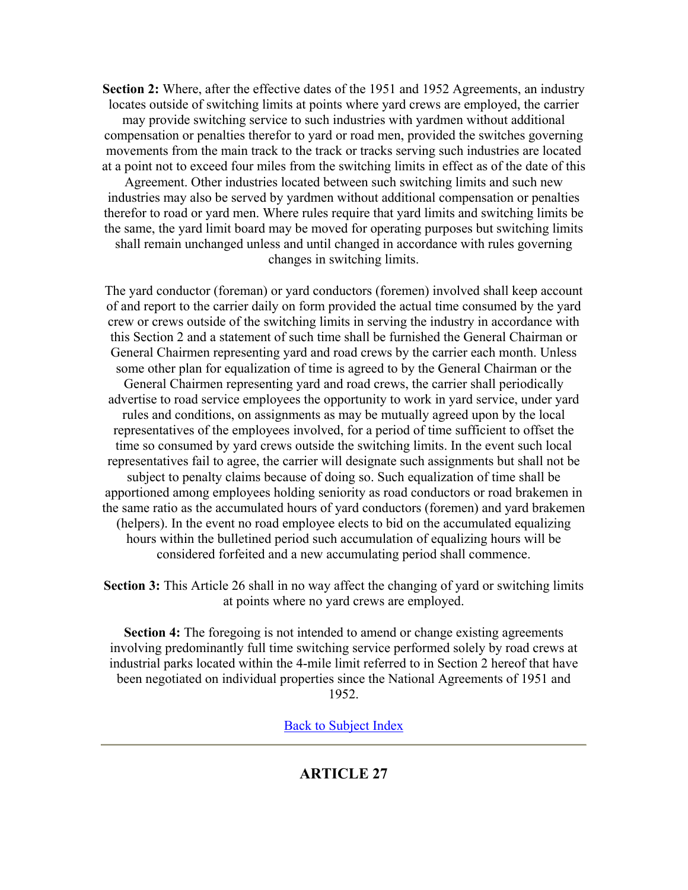**Section 2:** Where, after the effective dates of the 1951 and 1952 Agreements, an industry locates outside of switching limits at points where yard crews are employed, the carrier may provide switching service to such industries with yardmen without additional compensation or penalties therefor to yard or road men, provided the switches governing movements from the main track to the track or tracks serving such industries are located at a point not to exceed four miles from the switching limits in effect as of the date of this Agreement. Other industries located between such switching limits and such new industries may also be served by yardmen without additional compensation or penalties therefor to road or yard men. Where rules require that yard limits and switching limits be the same, the yard limit board may be moved for operating purposes but switching limits shall remain unchanged unless and until changed in accordance with rules governing changes in switching limits.

The yard conductor (foreman) or yard conductors (foremen) involved shall keep account of and report to the carrier daily on form provided the actual time consumed by the yard crew or crews outside of the switching limits in serving the industry in accordance with this Section 2 and a statement of such time shall be furnished the General Chairman or General Chairmen representing yard and road crews by the carrier each month. Unless some other plan for equalization of time is agreed to by the General Chairman or the General Chairmen representing yard and road crews, the carrier shall periodically advertise to road service employees the opportunity to work in yard service, under yard rules and conditions, on assignments as may be mutually agreed upon by the local representatives of the employees involved, for a period of time sufficient to offset the time so consumed by yard crews outside the switching limits. In the event such local representatives fail to agree, the carrier will designate such assignments but shall not be subject to penalty claims because of doing so. Such equalization of time shall be apportioned among employees holding seniority as road conductors or road brakemen in the same ratio as the accumulated hours of yard conductors (foremen) and yard brakemen (helpers). In the event no road employee elects to bid on the accumulated equalizing hours within the bulletined period such accumulation of equalizing hours will be considered forfeited and a new accumulating period shall commence.

**Section 3:** This Article 26 shall in no way affect the changing of yard or switching limits at points where no yard crews are employed.

**Section 4:** The foregoing is not intended to amend or change existing agreements involving predominantly full time switching service performed solely by road crews at industrial parks located within the 4-mile limit referred to in Section 2 hereof that have been negotiated on individual properties since the National Agreements of 1951 and 1952.

Back to Subject Index

---

## ARTICLE 27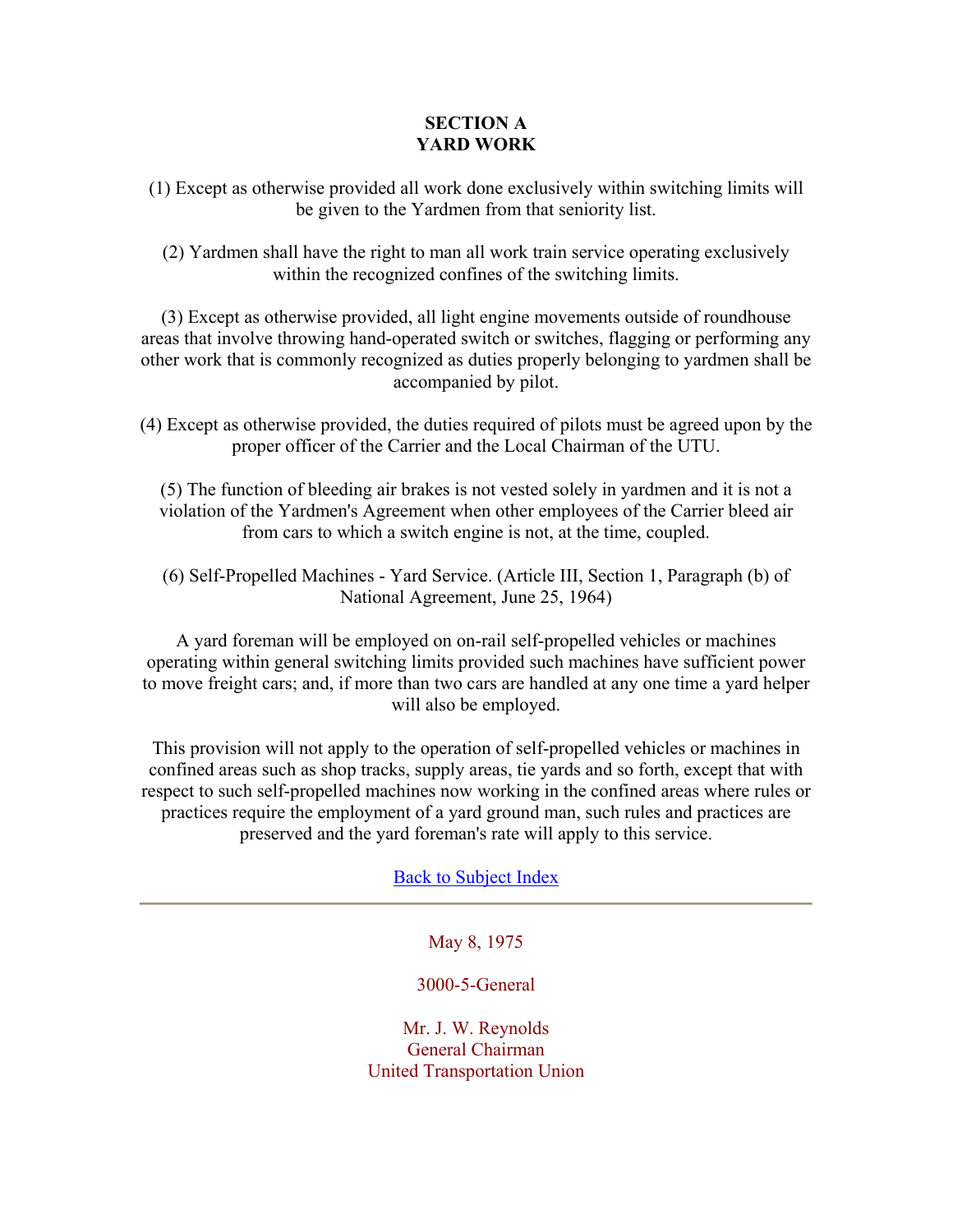## SECTION A
## YARD WORK

(1) Except as otherwise provided all work done exclusively within switching limits will be given to the Yardmen from that seniority list.

(2) Yardmen shall have the right to man all work train service operating exclusively within the recognized confines of the switching limits.

(3) Except as otherwise provided, all light engine movements outside of roundhouse areas that involve throwing hand-operated switch or switches, flagging or performing any other work that is commonly recognized as duties properly belonging to yardmen shall be accompanied by pilot.

(4) Except as otherwise provided, the duties required of pilots must be agreed upon by the proper officer of the Carrier and the Local Chairman of the UTU.

(5) The function of bleeding air brakes is not vested solely in yardmen and it is not a violation of the Yardmen's Agreement when other employees of the Carrier bleed air from cars to which a switch engine is not, at the time, coupled.

(6) Self-Propelled Machines - Yard Service. (Article III, Section 1, Paragraph (b) of National Agreement, June 25, 1964)

A yard foreman will be employed on on-rail self-propelled vehicles or machines operating within general switching limits provided such machines have sufficient power to move freight cars; and, if more than two cars are handled at any one time a yard helper will also be employed.

This provision will not apply to the operation of self-propelled vehicles or machines in confined areas such as shop tracks, supply areas, tie yards and so forth, except that with respect to such self-propelled machines now working in the confined areas where rules or practices require the employment of a yard ground man, such rules and practices are preserved and the yard foreman's rate will apply to this service.

Back to Subject Index

---

May 8, 1975

3000-5-General

Mr. J. W. Reynolds
General Chairman
United Transportation Union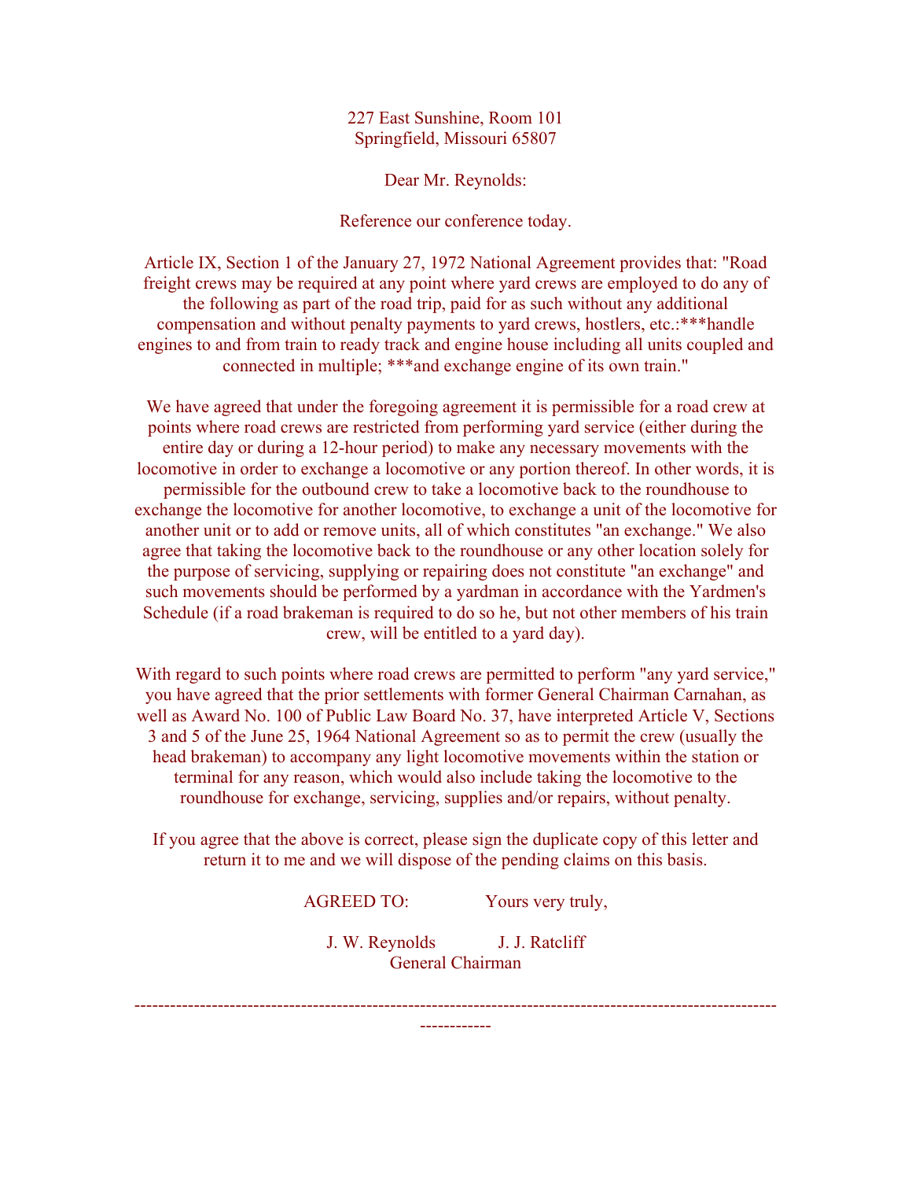227 East Sunshine, Room 101
Springfield, Missouri 65807

Dear Mr. Reynolds:

Reference our conference today.

Article IX, Section 1 of the January 27, 1972 National Agreement provides that: "Road freight crews may be required at any point where yard crews are employed to do any of the following as part of the road trip, paid for as such without any additional compensation and without penalty payments to yard crews, hostlers, etc.:***handle engines to and from train to ready track and engine house including all units coupled and connected in multiple; ***and exchange engine of its own train."

We have agreed that under the foregoing agreement it is permissible for a road crew at points where road crews are restricted from performing yard service (either during the entire day or during a 12-hour period) to make any necessary movements with the locomotive in order to exchange a locomotive or any portion thereof. In other words, it is permissible for the outbound crew to take a locomotive back to the roundhouse to exchange the locomotive for another locomotive, to exchange a unit of the locomotive for another unit or to add or remove units, all of which constitutes "an exchange." We also agree that taking the locomotive back to the roundhouse or any other location solely for the purpose of servicing, supplying or repairing does not constitute "an exchange" and such movements should be performed by a yardman in accordance with the Yardmen's Schedule (if a road brakeman is required to do so he, but not other members of his train crew, will be entitled to a yard day).

With regard to such points where road crews are permitted to perform "any yard service," you have agreed that the prior settlements with former General Chairman Carnahan, as well as Award No. 100 of Public Law Board No. 37, have interpreted Article V, Sections 3 and 5 of the June 25, 1964 National Agreement so as to permit the crew (usually the head brakeman) to accompany any light locomotive movements within the station or terminal for any reason, which would also include taking the locomotive to the roundhouse for exchange, servicing, supplies and/or repairs, without penalty.

If you agree that the above is correct, please sign the duplicate copy of this letter and return it to me and we will dispose of the pending claims on this basis.

AGREED TO: Yours very truly,

J. W. Reynolds J. J. Ratcliff
General Chairman

---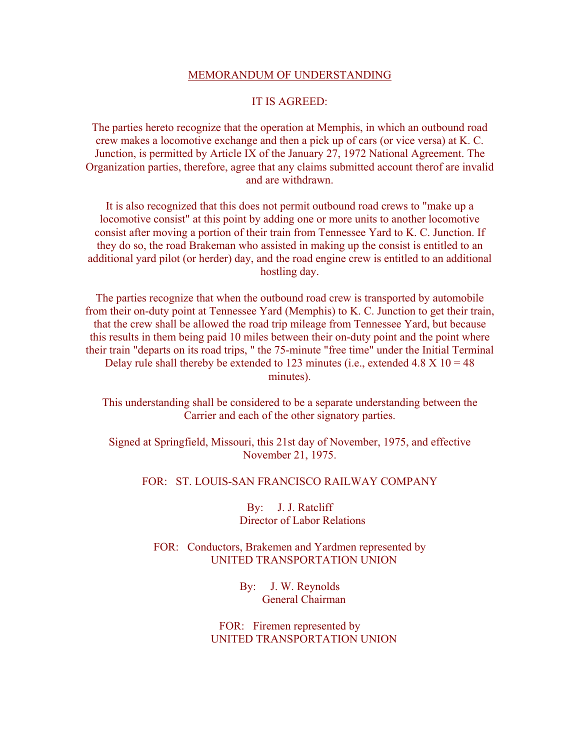# MEMORANDUM OF UNDERSTANDING

IT IS AGREED:

The parties hereto recognize that the operation at Memphis, in which an outbound road crew makes a locomotive exchange and then a pick up of cars (or vice versa) at K. C. Junction, is permitted by Article IX of the January 27, 1972 National Agreement. The Organization parties, therefore, agree that any claims submitted account therof are invalid and are withdrawn.

It is also recognized that this does not permit outbound road crews to "make up a locomotive consist" at this point by adding one or more units to another locomotive consist after moving a portion of their train from Tennessee Yard to K. C. Junction. If they do so, the road Brakeman who assisted in making up the consist is entitled to an additional yard pilot (or herder) day, and the road engine crew is entitled to an additional hostling day.

The parties recognize that when the outbound road crew is transported by automobile from their on-duty point at Tennessee Yard (Memphis) to K. C. Junction to get their train, that the crew shall be allowed the road trip mileage from Tennessee Yard, but because this results in them being paid 10 miles between their on-duty point and the point where their train "departs on its road trips, " the 75-minute "free time" under the Initial Terminal Delay rule shall thereby be extended to 123 minutes (i.e., extended 4.8 X 10 = 48 minutes).

This understanding shall be considered to be a separate understanding between the Carrier and each of the other signatory parties.

Signed at Springfield, Missouri, this 21st day of November, 1975, and effective November 21, 1975.

FOR: ST. LOUIS-SAN FRANCISCO RAILWAY COMPANY

By: J. J. Ratcliff
Director of Labor Relations

FOR: Conductors, Brakemen and Yardmen represented by
UNITED TRANSPORTATION UNION

By: J. W. Reynolds
General Chairman

FOR: Firemen represented by
UNITED TRANSPORTATION UNION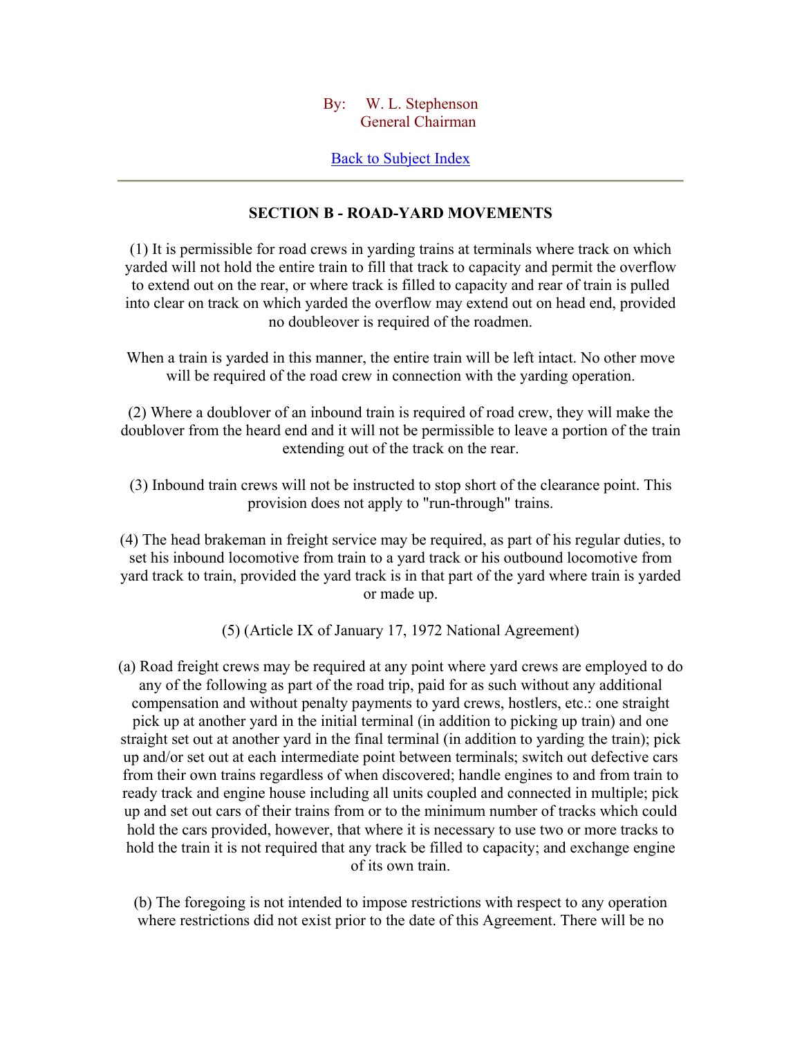By: W. L. Stephenson
General Chairman

Back to Subject Index

---

## SECTION B - ROAD-YARD MOVEMENTS

(1) It is permissible for road crews in yarding trains at terminals where track on which yarded will not hold the entire train to fill that track to capacity and permit the overflow to extend out on the rear, or where track is filled to capacity and rear of train is pulled into clear on track on which yarded the overflow may extend out on head end, provided no doubleover is required of the roadmen.

When a train is yarded in this manner, the entire train will be left intact. No other move will be required of the road crew in connection with the yarding operation.

(2) Where a doublover of an inbound train is required of road crew, they will make the doublover from the heard end and it will not be permissible to leave a portion of the train extending out of the track on the rear.

(3) Inbound train crews will not be instructed to stop short of the clearance point. This provision does not apply to "run-through" trains.

(4) The head brakeman in freight service may be required, as part of his regular duties, to set his inbound locomotive from train to a yard track or his outbound locomotive from yard track to train, provided the yard track is in that part of the yard where train is yarded or made up.

(5) (Article IX of January 17, 1972 National Agreement)

(a) Road freight crews may be required at any point where yard crews are employed to do any of the following as part of the road trip, paid for as such without any additional compensation and without penalty payments to yard crews, hostlers, etc.: one straight pick up at another yard in the initial terminal (in addition to picking up train) and one straight set out at another yard in the final terminal (in addition to yarding the train); pick up and/or set out at each intermediate point between terminals; switch out defective cars from their own trains regardless of when discovered; handle engines to and from train to ready track and engine house including all units coupled and connected in multiple; pick up and set out cars of their trains from or to the minimum number of tracks which could hold the cars provided, however, that where it is necessary to use two or more tracks to hold the train it is not required that any track be filled to capacity; and exchange engine of its own train.

(b) The foregoing is not intended to impose restrictions with respect to any operation where restrictions did not exist prior to the date of this Agreement. There will be no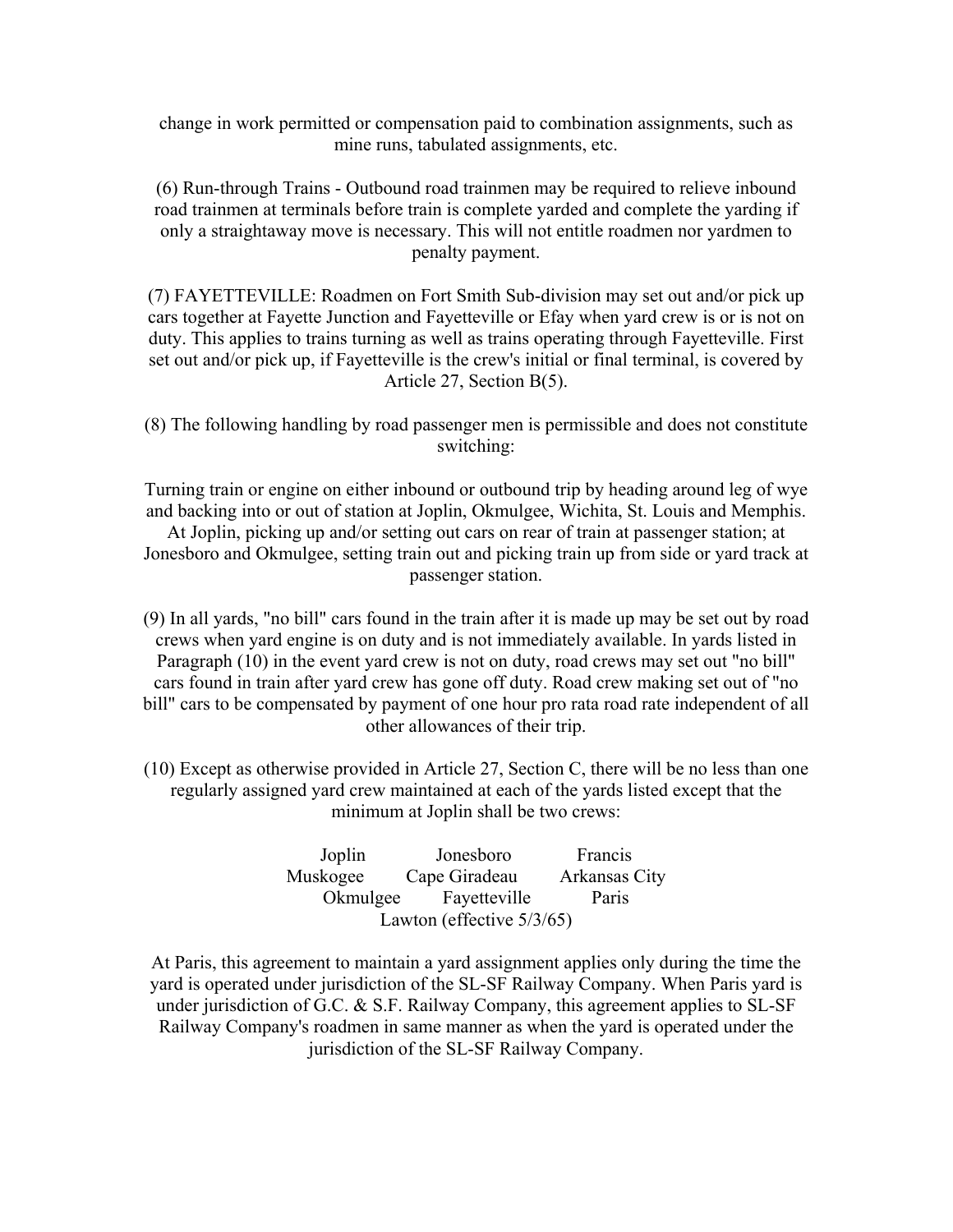change in work permitted or compensation paid to combination assignments, such as mine runs, tabulated assignments, etc.

(6) Run-through Trains - Outbound road trainmen may be required to relieve inbound road trainmen at terminals before train is complete yarded and complete the yarding if only a straightaway move is necessary. This will not entitle roadmen nor yardmen to penalty payment.

(7) FAYETTEVILLE: Roadmen on Fort Smith Sub-division may set out and/or pick up cars together at Fayette Junction and Fayetteville or Efay when yard crew is or is not on duty. This applies to trains turning as well as trains operating through Fayetteville. First set out and/or pick up, if Fayetteville is the crew's initial or final terminal, is covered by Article 27, Section B(5).

(8) The following handling by road passenger men is permissible and does not constitute switching:

Turning train or engine on either inbound or outbound trip by heading around leg of wye and backing into or out of station at Joplin, Okmulgee, Wichita, St. Louis and Memphis. At Joplin, picking up and/or setting out cars on rear of train at passenger station; at Jonesboro and Okmulgee, setting train out and picking train up from side or yard track at passenger station.

(9) In all yards, "no bill" cars found in the train after it is made up may be set out by road crews when yard engine is on duty and is not immediately available. In yards listed in Paragraph (10) in the event yard crew is not on duty, road crews may set out "no bill" cars found in train after yard crew has gone off duty. Road crew making set out of "no bill" cars to be compensated by payment of one hour pro rata road rate independent of all other allowances of their trip.

(10) Except as otherwise provided in Article 27, Section C, there will be no less than one regularly assigned yard crew maintained at each of the yards listed except that the minimum at Joplin shall be two crews:

| | | |
|---|---|---|
| Joplin | Jonesboro | Francis |
| Muskogee | Cape Giradeau | Arkansas City |
| Okmulgee | Fayetteville | Paris |
| | Lawton (effective 5/3/65) | |

At Paris, this agreement to maintain a yard assignment applies only during the time the yard is operated under jurisdiction of the SL-SF Railway Company. When Paris yard is under jurisdiction of G.C. & S.F. Railway Company, this agreement applies to SL-SF Railway Company's roadmen in same manner as when the yard is operated under the jurisdiction of the SL-SF Railway Company.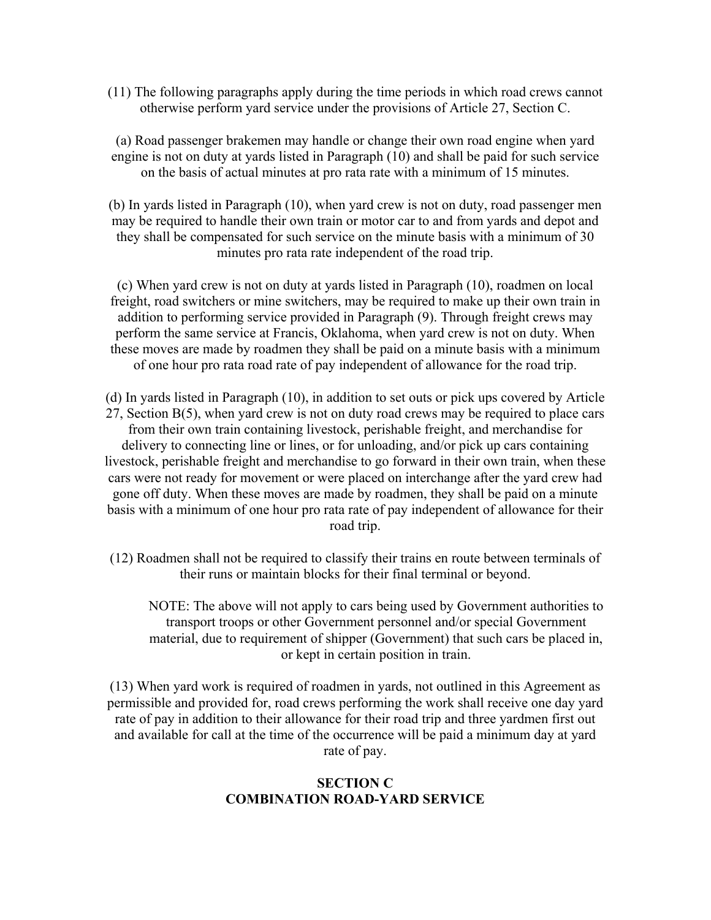(11) The following paragraphs apply during the time periods in which road crews cannot otherwise perform yard service under the provisions of Article 27, Section C.

(a) Road passenger brakemen may handle or change their own road engine when yard engine is not on duty at yards listed in Paragraph (10) and shall be paid for such service on the basis of actual minutes at pro rata rate with a minimum of 15 minutes.

(b) In yards listed in Paragraph (10), when yard crew is not on duty, road passenger men may be required to handle their own train or motor car to and from yards and depot and they shall be compensated for such service on the minute basis with a minimum of 30 minutes pro rata rate independent of the road trip.

(c) When yard crew is not on duty at yards listed in Paragraph (10), roadmen on local freight, road switchers or mine switchers, may be required to make up their own train in addition to performing service provided in Paragraph (9). Through freight crews may perform the same service at Francis, Oklahoma, when yard crew is not on duty. When these moves are made by roadmen they shall be paid on a minute basis with a minimum of one hour pro rata road rate of pay independent of allowance for the road trip.

(d) In yards listed in Paragraph (10), in addition to set outs or pick ups covered by Article 27, Section B(5), when yard crew is not on duty road crews may be required to place cars from their own train containing livestock, perishable freight, and merchandise for delivery to connecting line or lines, or for unloading, and/or pick up cars containing livestock, perishable freight and merchandise to go forward in their own train, when these cars were not ready for movement or were placed on interchange after the yard crew had gone off duty. When these moves are made by roadmen, they shall be paid on a minute basis with a minimum of one hour pro rata rate of pay independent of allowance for their road trip.

(12) Roadmen shall not be required to classify their trains en route between terminals of their runs or maintain blocks for their final terminal or beyond.

> NOTE: The above will not apply to cars being used by Government authorities to transport troops or other Government personnel and/or special Government material, due to requirement of shipper (Government) that such cars be placed in, or kept in certain position in train.

(13) When yard work is required of roadmen in yards, not outlined in this Agreement as permissible and provided for, road crews performing the work shall receive one day yard rate of pay in addition to their allowance for their road trip and three yardmen first out and available for call at the time of the occurrence will be paid a minimum day at yard rate of pay.

## SECTION C
## COMBINATION ROAD-YARD SERVICE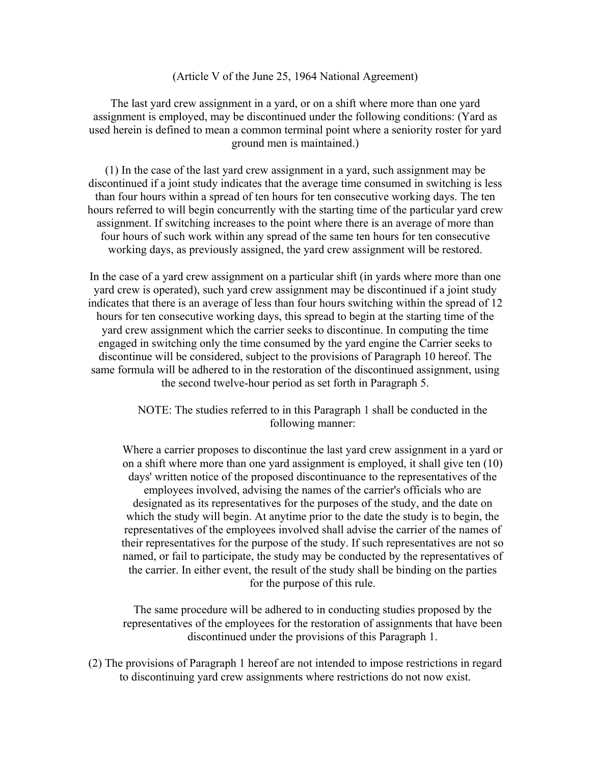(Article V of the June 25, 1964 National Agreement)

The last yard crew assignment in a yard, or on a shift where more than one yard assignment is employed, may be discontinued under the following conditions: (Yard as used herein is defined to mean a common terminal point where a seniority roster for yard ground men is maintained.)

(1) In the case of the last yard crew assignment in a yard, such assignment may be discontinued if a joint study indicates that the average time consumed in switching is less than four hours within a spread of ten hours for ten consecutive working days. The ten hours referred to will begin concurrently with the starting time of the particular yard crew assignment. If switching increases to the point where there is an average of more than four hours of such work within any spread of the same ten hours for ten consecutive working days, as previously assigned, the yard crew assignment will be restored.

In the case of a yard crew assignment on a particular shift (in yards where more than one yard crew is operated), such yard crew assignment may be discontinued if a joint study indicates that there is an average of less than four hours switching within the spread of 12 hours for ten consecutive working days, this spread to begin at the starting time of the yard crew assignment which the carrier seeks to discontinue. In computing the time engaged in switching only the time consumed by the yard engine the Carrier seeks to discontinue will be considered, subject to the provisions of Paragraph 10 hereof. The same formula will be adhered to in the restoration of the discontinued assignment, using the second twelve-hour period as set forth in Paragraph 5.

> NOTE: The studies referred to in this Paragraph 1 shall be conducted in the following manner:
>
> Where a carrier proposes to discontinue the last yard crew assignment in a yard or on a shift where more than one yard assignment is employed, it shall give ten (10) days' written notice of the proposed discontinuance to the representatives of the employees involved, advising the names of the carrier's officials who are designated as its representatives for the purposes of the study, and the date on which the study will begin. At anytime prior to the date the study is to begin, the representatives of the employees involved shall advise the carrier of the names of their representatives for the purpose of the study. If such representatives are not so named, or fail to participate, the study may be conducted by the representatives of the carrier. In either event, the result of the study shall be binding on the parties for the purpose of this rule.
>
> The same procedure will be adhered to in conducting studies proposed by the representatives of the employees for the restoration of assignments that have been discontinued under the provisions of this Paragraph 1.

(2) The provisions of Paragraph 1 hereof are not intended to impose restrictions in regard to discontinuing yard crew assignments where restrictions do not now exist.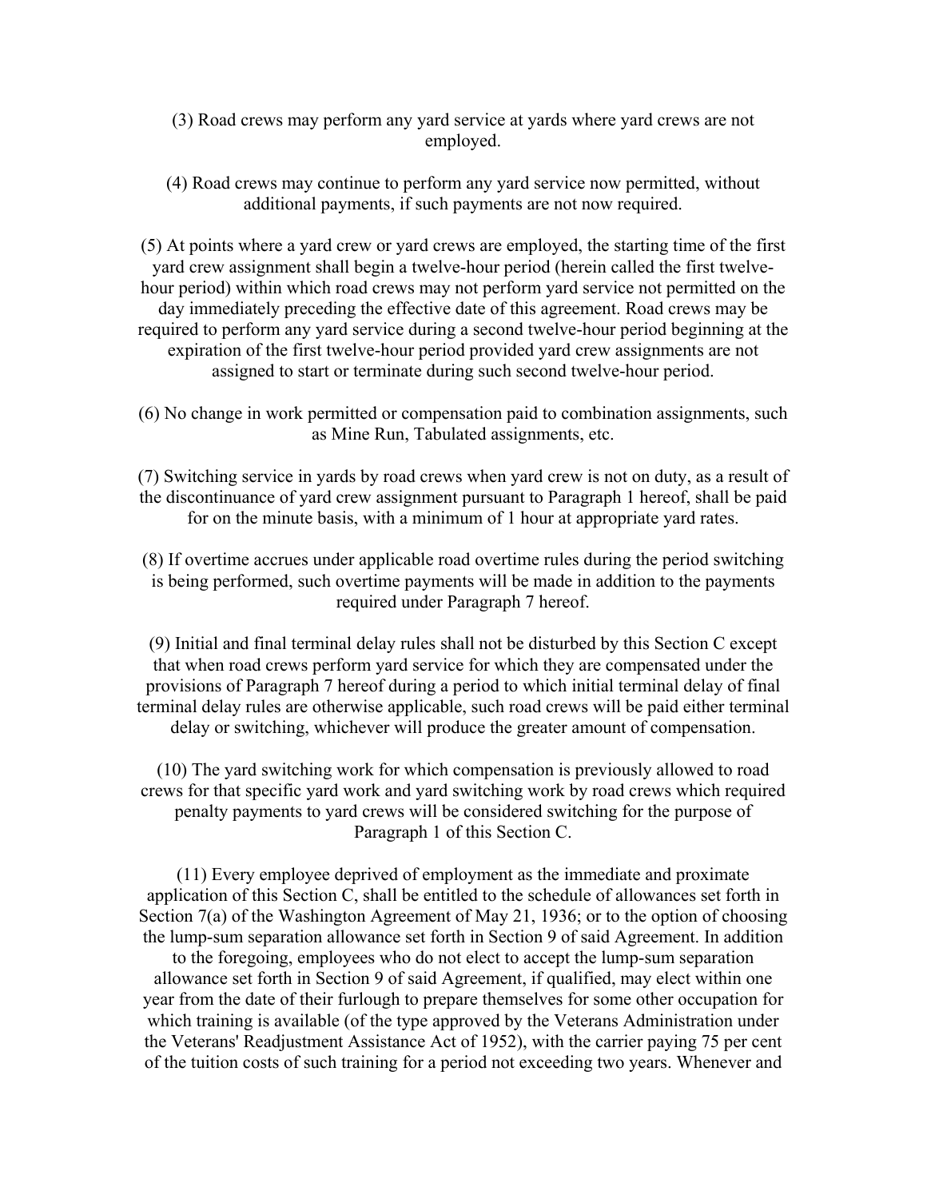(3) Road crews may perform any yard service at yards where yard crews are not employed.

(4) Road crews may continue to perform any yard service now permitted, without additional payments, if such payments are not now required.

(5) At points where a yard crew or yard crews are employed, the starting time of the first yard crew assignment shall begin a twelve-hour period (herein called the first twelve-hour period) within which road crews may not perform yard service not permitted on the day immediately preceding the effective date of this agreement. Road crews may be required to perform any yard service during a second twelve-hour period beginning at the expiration of the first twelve-hour period provided yard crew assignments are not assigned to start or terminate during such second twelve-hour period.

(6) No change in work permitted or compensation paid to combination assignments, such as Mine Run, Tabulated assignments, etc.

(7) Switching service in yards by road crews when yard crew is not on duty, as a result of the discontinuance of yard crew assignment pursuant to Paragraph 1 hereof, shall be paid for on the minute basis, with a minimum of 1 hour at appropriate yard rates.

(8) If overtime accrues under applicable road overtime rules during the period switching is being performed, such overtime payments will be made in addition to the payments required under Paragraph 7 hereof.

(9) Initial and final terminal delay rules shall not be disturbed by this Section C except that when road crews perform yard service for which they are compensated under the provisions of Paragraph 7 hereof during a period to which initial terminal delay of final terminal delay rules are otherwise applicable, such road crews will be paid either terminal delay or switching, whichever will produce the greater amount of compensation.

(10) The yard switching work for which compensation is previously allowed to road crews for that specific yard work and yard switching work by road crews which required penalty payments to yard crews will be considered switching for the purpose of Paragraph 1 of this Section C.

(11) Every employee deprived of employment as the immediate and proximate application of this Section C, shall be entitled to the schedule of allowances set forth in Section 7(a) of the Washington Agreement of May 21, 1936; or to the option of choosing the lump-sum separation allowance set forth in Section 9 of said Agreement. In addition to the foregoing, employees who do not elect to accept the lump-sum separation allowance set forth in Section 9 of said Agreement, if qualified, may elect within one year from the date of their furlough to prepare themselves for some other occupation for which training is available (of the type approved by the Veterans Administration under the Veterans' Readjustment Assistance Act of 1952), with the carrier paying 75 per cent of the tuition costs of such training for a period not exceeding two years. Whenever and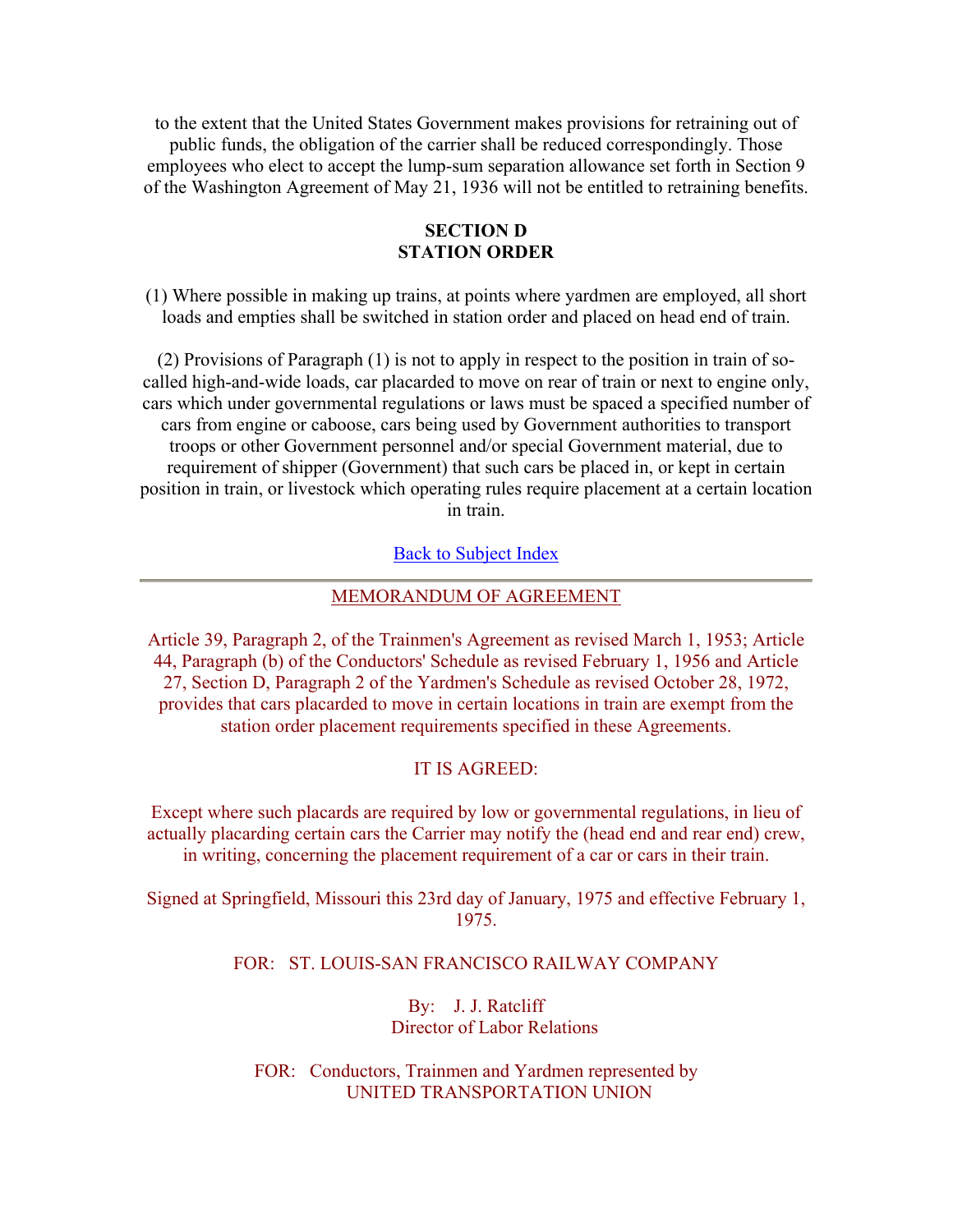to the extent that the United States Government makes provisions for retraining out of public funds, the obligation of the carrier shall be reduced correspondingly. Those employees who elect to accept the lump-sum separation allowance set forth in Section 9 of the Washington Agreement of May 21, 1936 will not be entitled to retraining benefits.

## SECTION D
## STATION ORDER

(1) Where possible in making up trains, at points where yardmen are employed, all short loads and empties shall be switched in station order and placed on head end of train.

(2) Provisions of Paragraph (1) is not to apply in respect to the position in train of so-called high-and-wide loads, car placarded to move on rear of train or next to engine only, cars which under governmental regulations or laws must be spaced a specified number of cars from engine or caboose, cars being used by Government authorities to transport troops or other Government personnel and/or special Government material, due to requirement of shipper (Government) that such cars be placed in, or kept in certain position in train, or livestock which operating rules require placement at a certain location in train.

Back to Subject Index

---

MEMORANDUM OF AGREEMENT

Article 39, Paragraph 2, of the Trainmen's Agreement as revised March 1, 1953; Article 44, Paragraph (b) of the Conductors' Schedule as revised February 1, 1956 and Article 27, Section D, Paragraph 2 of the Yardmen's Schedule as revised October 28, 1972, provides that cars placarded to move in certain locations in train are exempt from the station order placement requirements specified in these Agreements.

IT IS AGREED:

Except where such placards are required by low or governmental regulations, in lieu of actually placarding certain cars the Carrier may notify the (head end and rear end) crew, in writing, concerning the placement requirement of a car or cars in their train.

Signed at Springfield, Missouri this 23rd day of January, 1975 and effective February 1, 1975.

FOR: ST. LOUIS-SAN FRANCISCO RAILWAY COMPANY

By: J. J. Ratcliff
Director of Labor Relations

FOR: Conductors, Trainmen and Yardmen represented by
UNITED TRANSPORTATION UNION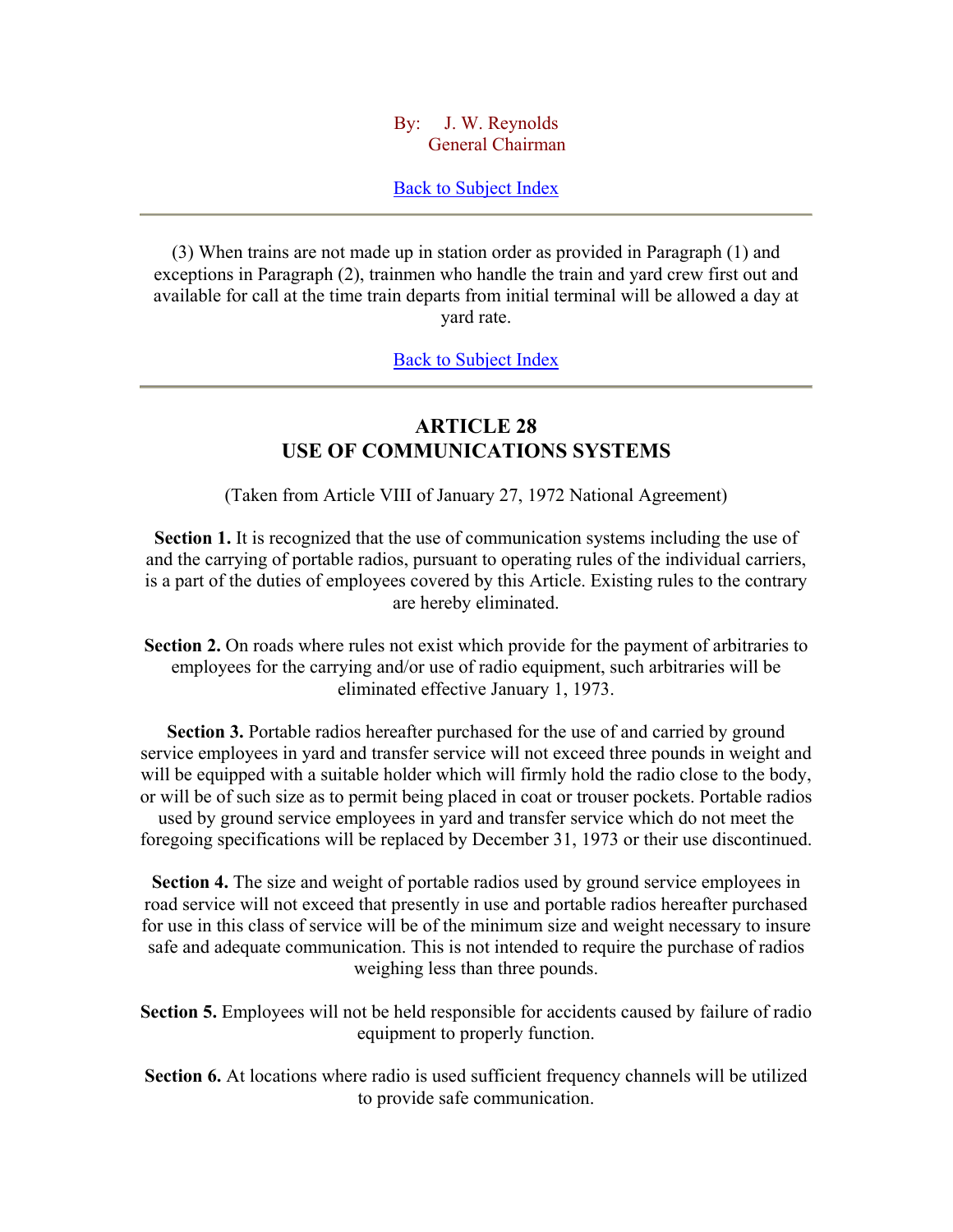By: J. W. Reynolds
General Chairman

Back to Subject Index

---

(3) When trains are not made up in station order as provided in Paragraph (1) and exceptions in Paragraph (2), trainmen who handle the train and yard crew first out and available for call at the time train departs from initial terminal will be allowed a day at yard rate.

Back to Subject Index

---

## ARTICLE 28
## USE OF COMMUNICATIONS SYSTEMS

(Taken from Article VIII of January 27, 1972 National Agreement)

**Section 1.** It is recognized that the use of communication systems including the use of and the carrying of portable radios, pursuant to operating rules of the individual carriers, is a part of the duties of employees covered by this Article. Existing rules to the contrary are hereby eliminated.

**Section 2.** On roads where rules not exist which provide for the payment of arbitraries to employees for the carrying and/or use of radio equipment, such arbitraries will be eliminated effective January 1, 1973.

**Section 3.** Portable radios hereafter purchased for the use of and carried by ground service employees in yard and transfer service will not exceed three pounds in weight and will be equipped with a suitable holder which will firmly hold the radio close to the body, or will be of such size as to permit being placed in coat or trouser pockets. Portable radios used by ground service employees in yard and transfer service which do not meet the foregoing specifications will be replaced by December 31, 1973 or their use discontinued.

**Section 4.** The size and weight of portable radios used by ground service employees in road service will not exceed that presently in use and portable radios hereafter purchased for use in this class of service will be of the minimum size and weight necessary to insure safe and adequate communication. This is not intended to require the purchase of radios weighing less than three pounds.

**Section 5.** Employees will not be held responsible for accidents caused by failure of radio equipment to properly function.

**Section 6.** At locations where radio is used sufficient frequency channels will be utilized to provide safe communication.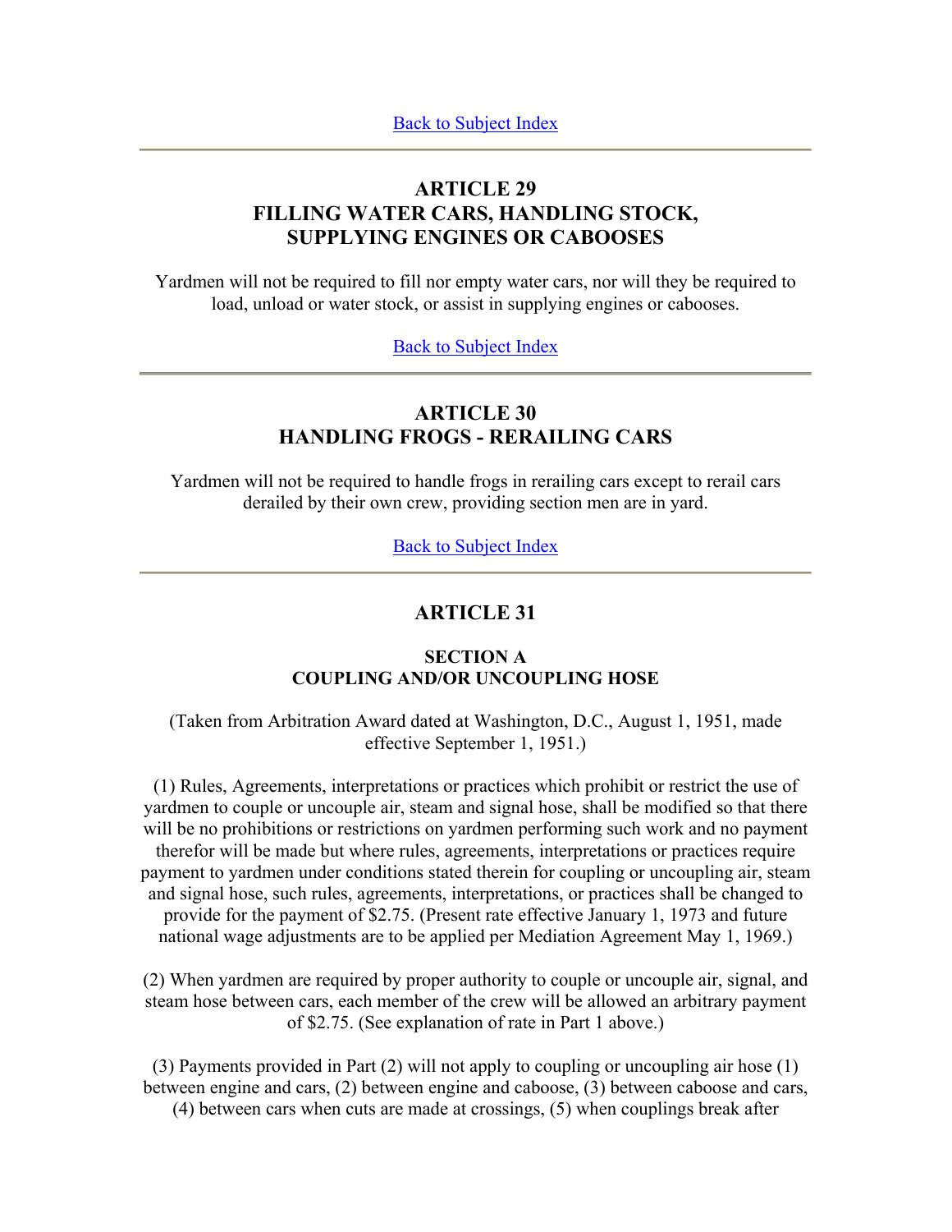Back to Subject Index

---

## ARTICLE 29
## FILLING WATER CARS, HANDLING STOCK, SUPPLYING ENGINES OR CABOOSES

Yardmen will not be required to fill nor empty water cars, nor will they be required to load, unload or water stock, or assist in supplying engines or cabooses.

Back to Subject Index

---

## ARTICLE 30
## HANDLING FROGS - RERAILING CARS

Yardmen will not be required to handle frogs in rerailing cars except to rerail cars derailed by their own crew, providing section men are in yard.

Back to Subject Index

---

## ARTICLE 31

### SECTION A
### COUPLING AND/OR UNCOUPLING HOSE

(Taken from Arbitration Award dated at Washington, D.C., August 1, 1951, made effective September 1, 1951.)

(1) Rules, Agreements, interpretations or practices which prohibit or restrict the use of yardmen to couple or uncouple air, steam and signal hose, shall be modified so that there will be no prohibitions or restrictions on yardmen performing such work and no payment therefor will be made but where rules, agreements, interpretations or practices require payment to yardmen under conditions stated therein for coupling or uncoupling air, steam and signal hose, such rules, agreements, interpretations, or practices shall be changed to provide for the payment of $2.75. (Present rate effective January 1, 1973 and future national wage adjustments are to be applied per Mediation Agreement May 1, 1969.)

(2) When yardmen are required by proper authority to couple or uncouple air, signal, and steam hose between cars, each member of the crew will be allowed an arbitrary payment of $2.75. (See explanation of rate in Part 1 above.)

(3) Payments provided in Part (2) will not apply to coupling or uncoupling air hose (1) between engine and cars, (2) between engine and caboose, (3) between caboose and cars, (4) between cars when cuts are made at crossings, (5) when couplings break after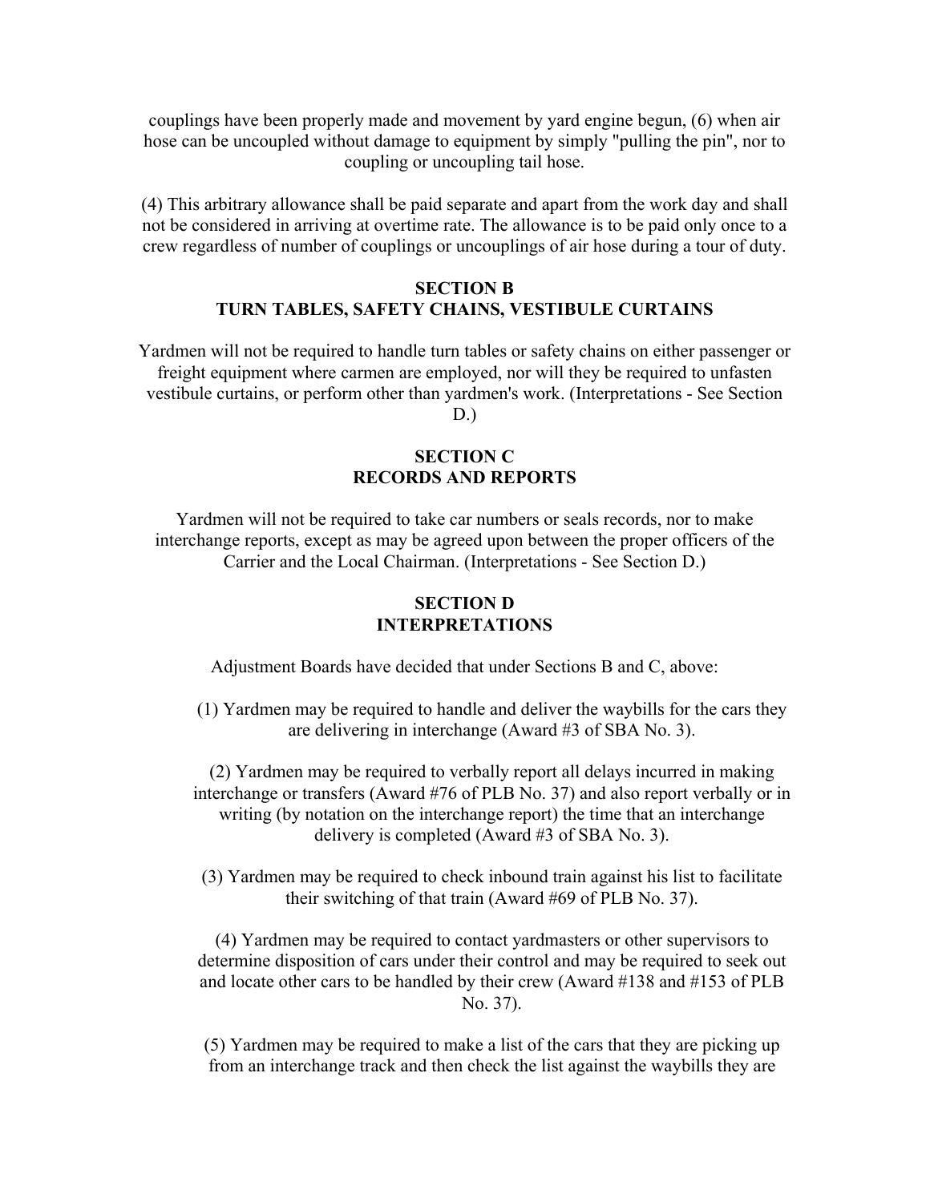couplings have been properly made and movement by yard engine begun, (6) when air hose can be uncoupled without damage to equipment by simply "pulling the pin", nor to coupling or uncoupling tail hose.

(4) This arbitrary allowance shall be paid separate and apart from the work day and shall not be considered in arriving at overtime rate. The allowance is to be paid only once to a crew regardless of number of couplings or uncouplings of air hose during a tour of duty.

## SECTION B
## TURN TABLES, SAFETY CHAINS, VESTIBULE CURTAINS

Yardmen will not be required to handle turn tables or safety chains on either passenger or freight equipment where carmen are employed, nor will they be required to unfasten vestibule curtains, or perform other than yardmen's work. (Interpretations - See Section D.)

## SECTION C
## RECORDS AND REPORTS

Yardmen will not be required to take car numbers or seals records, nor to make interchange reports, except as may be agreed upon between the proper officers of the Carrier and the Local Chairman. (Interpretations - See Section D.)

## SECTION D
## INTERPRETATIONS

Adjustment Boards have decided that under Sections B and C, above:

(1) Yardmen may be required to handle and deliver the waybills for the cars they are delivering in interchange (Award #3 of SBA No. 3).

(2) Yardmen may be required to verbally report all delays incurred in making interchange or transfers (Award #76 of PLB No. 37) and also report verbally or in writing (by notation on the interchange report) the time that an interchange delivery is completed (Award #3 of SBA No. 3).

(3) Yardmen may be required to check inbound train against his list to facilitate their switching of that train (Award #69 of PLB No. 37).

(4) Yardmen may be required to contact yardmasters or other supervisors to determine disposition of cars under their control and may be required to seek out and locate other cars to be handled by their crew (Award #138 and #153 of PLB No. 37).

(5) Yardmen may be required to make a list of the cars that they are picking up from an interchange track and then check the list against the waybills they are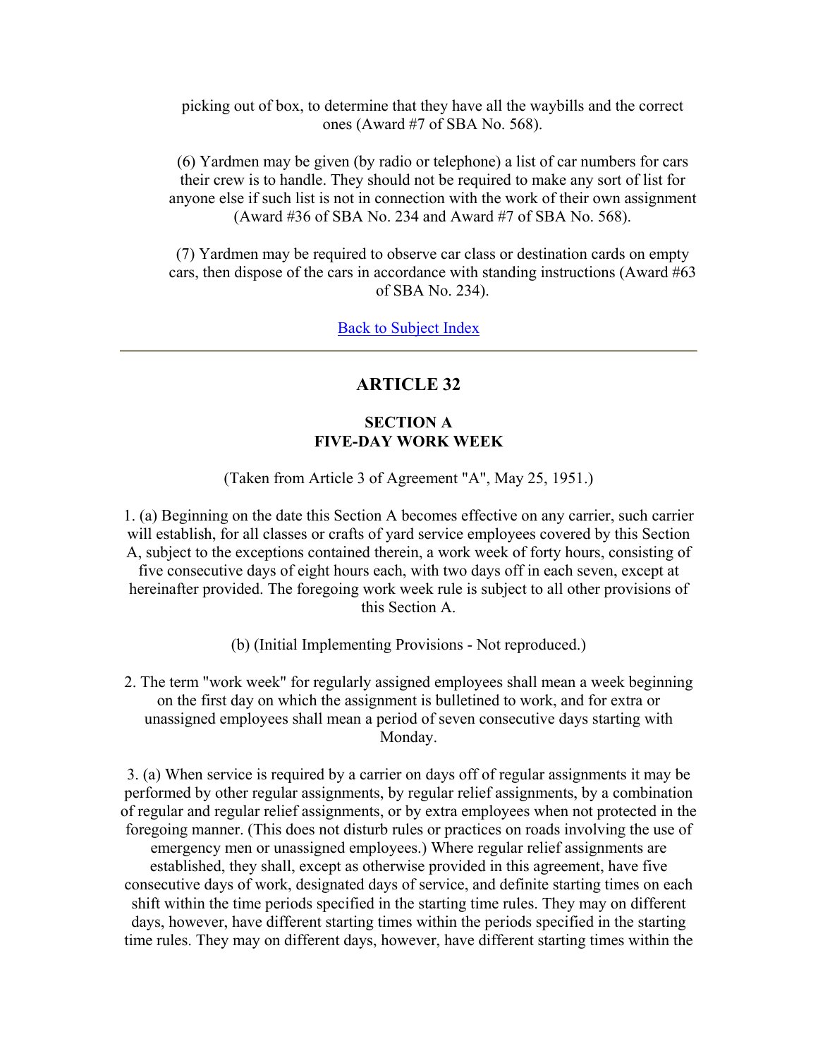picking out of box, to determine that they have all the waybills and the correct ones (Award #7 of SBA No. 568).

(6) Yardmen may be given (by radio or telephone) a list of car numbers for cars their crew is to handle. They should not be required to make any sort of list for anyone else if such list is not in connection with the work of their own assignment (Award #36 of SBA No. 234 and Award #7 of SBA No. 568).

(7) Yardmen may be required to observe car class or destination cards on empty cars, then dispose of the cars in accordance with standing instructions (Award #63 of SBA No. 234).

Back to Subject Index

---

## ARTICLE 32

### SECTION A
### FIVE-DAY WORK WEEK

(Taken from Article 3 of Agreement "A", May 25, 1951.)

1. (a) Beginning on the date this Section A becomes effective on any carrier, such carrier will establish, for all classes or crafts of yard service employees covered by this Section A, subject to the exceptions contained therein, a work week of forty hours, consisting of five consecutive days of eight hours each, with two days off in each seven, except at hereinafter provided. The foregoing work week rule is subject to all other provisions of this Section A.

(b) (Initial Implementing Provisions - Not reproduced.)

2. The term "work week" for regularly assigned employees shall mean a week beginning on the first day on which the assignment is bulletined to work, and for extra or unassigned employees shall mean a period of seven consecutive days starting with Monday.

3. (a) When service is required by a carrier on days off of regular assignments it may be performed by other regular assignments, by regular relief assignments, by a combination of regular and regular relief assignments, or by extra employees when not protected in the foregoing manner. (This does not disturb rules or practices on roads involving the use of emergency men or unassigned employees.) Where regular relief assignments are established, they shall, except as otherwise provided in this agreement, have five consecutive days of work, designated days of service, and definite starting times on each shift within the time periods specified in the starting time rules. They may on different days, however, have different starting times within the periods specified in the starting time rules. They may on different days, however, have different starting times within the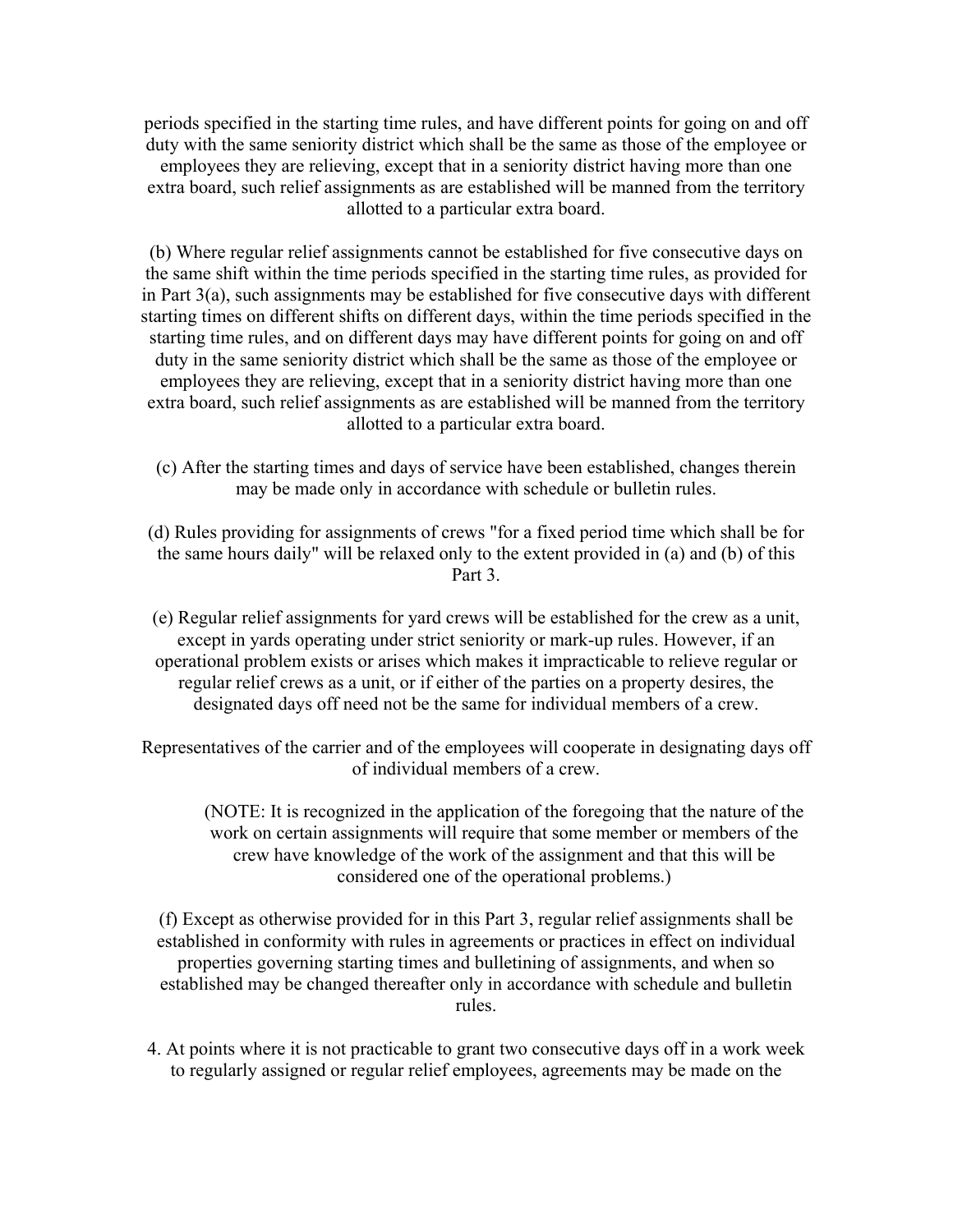periods specified in the starting time rules, and have different points for going on and off duty with the same seniority district which shall be the same as those of the employee or employees they are relieving, except that in a seniority district having more than one extra board, such relief assignments as are established will be manned from the territory allotted to a particular extra board.

(b) Where regular relief assignments cannot be established for five consecutive days on the same shift within the time periods specified in the starting time rules, as provided for in Part 3(a), such assignments may be established for five consecutive days with different starting times on different shifts on different days, within the time periods specified in the starting time rules, and on different days may have different points for going on and off duty in the same seniority district which shall be the same as those of the employee or employees they are relieving, except that in a seniority district having more than one extra board, such relief assignments as are established will be manned from the territory allotted to a particular extra board.

(c) After the starting times and days of service have been established, changes therein may be made only in accordance with schedule or bulletin rules.

(d) Rules providing for assignments of crews "for a fixed period time which shall be for the same hours daily" will be relaxed only to the extent provided in (a) and (b) of this Part 3.

(e) Regular relief assignments for yard crews will be established for the crew as a unit, except in yards operating under strict seniority or mark-up rules. However, if an operational problem exists or arises which makes it impracticable to relieve regular or regular relief crews as a unit, or if either of the parties on a property desires, the designated days off need not be the same for individual members of a crew.

Representatives of the carrier and of the employees will cooperate in designating days off of individual members of a crew.

(NOTE: It is recognized in the application of the foregoing that the nature of the work on certain assignments will require that some member or members of the crew have knowledge of the work of the assignment and that this will be considered one of the operational problems.)

(f) Except as otherwise provided for in this Part 3, regular relief assignments shall be established in conformity with rules in agreements or practices in effect on individual properties governing starting times and bulletining of assignments, and when so established may be changed thereafter only in accordance with schedule and bulletin rules.

4. At points where it is not practicable to grant two consecutive days off in a work week to regularly assigned or regular relief employees, agreements may be made on the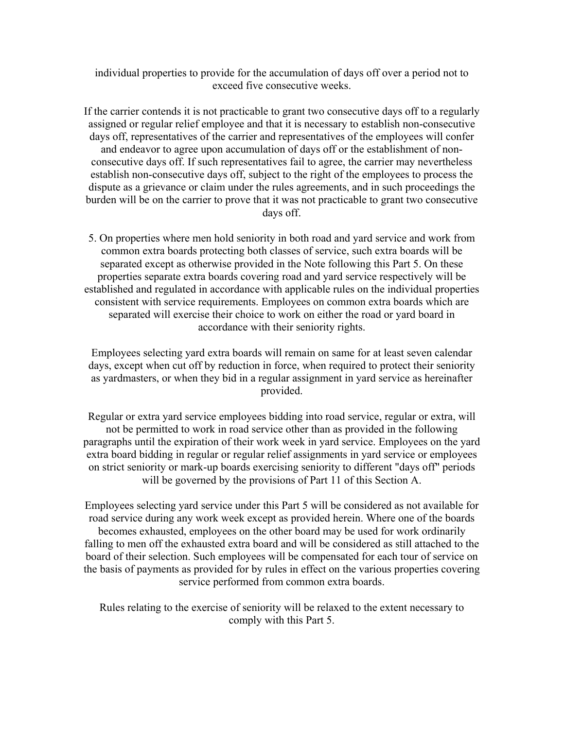individual properties to provide for the accumulation of days off over a period not to exceed five consecutive weeks.

If the carrier contends it is not practicable to grant two consecutive days off to a regularly assigned or regular relief employee and that it is necessary to establish non-consecutive days off, representatives of the carrier and representatives of the employees will confer and endeavor to agree upon accumulation of days off or the establishment of non-consecutive days off. If such representatives fail to agree, the carrier may nevertheless establish non-consecutive days off, subject to the right of the employees to process the dispute as a grievance or claim under the rules agreements, and in such proceedings the burden will be on the carrier to prove that it was not practicable to grant two consecutive days off.

5. On properties where men hold seniority in both road and yard service and work from common extra boards protecting both classes of service, such extra boards will be separated except as otherwise provided in the Note following this Part 5. On these properties separate extra boards covering road and yard service respectively will be established and regulated in accordance with applicable rules on the individual properties consistent with service requirements. Employees on common extra boards which are separated will exercise their choice to work on either the road or yard board in accordance with their seniority rights.

Employees selecting yard extra boards will remain on same for at least seven calendar days, except when cut off by reduction in force, when required to protect their seniority as yardmasters, or when they bid in a regular assignment in yard service as hereinafter provided.

Regular or extra yard service employees bidding into road service, regular or extra, will not be permitted to work in road service other than as provided in the following paragraphs until the expiration of their work week in yard service. Employees on the yard extra board bidding in regular or regular relief assignments in yard service or employees on strict seniority or mark-up boards exercising seniority to different "days off" periods will be governed by the provisions of Part 11 of this Section A.

Employees selecting yard service under this Part 5 will be considered as not available for road service during any work week except as provided herein. Where one of the boards becomes exhausted, employees on the other board may be used for work ordinarily falling to men off the exhausted extra board and will be considered as still attached to the board of their selection. Such employees will be compensated for each tour of service on the basis of payments as provided for by rules in effect on the various properties covering service performed from common extra boards.

Rules relating to the exercise of seniority will be relaxed to the extent necessary to comply with this Part 5.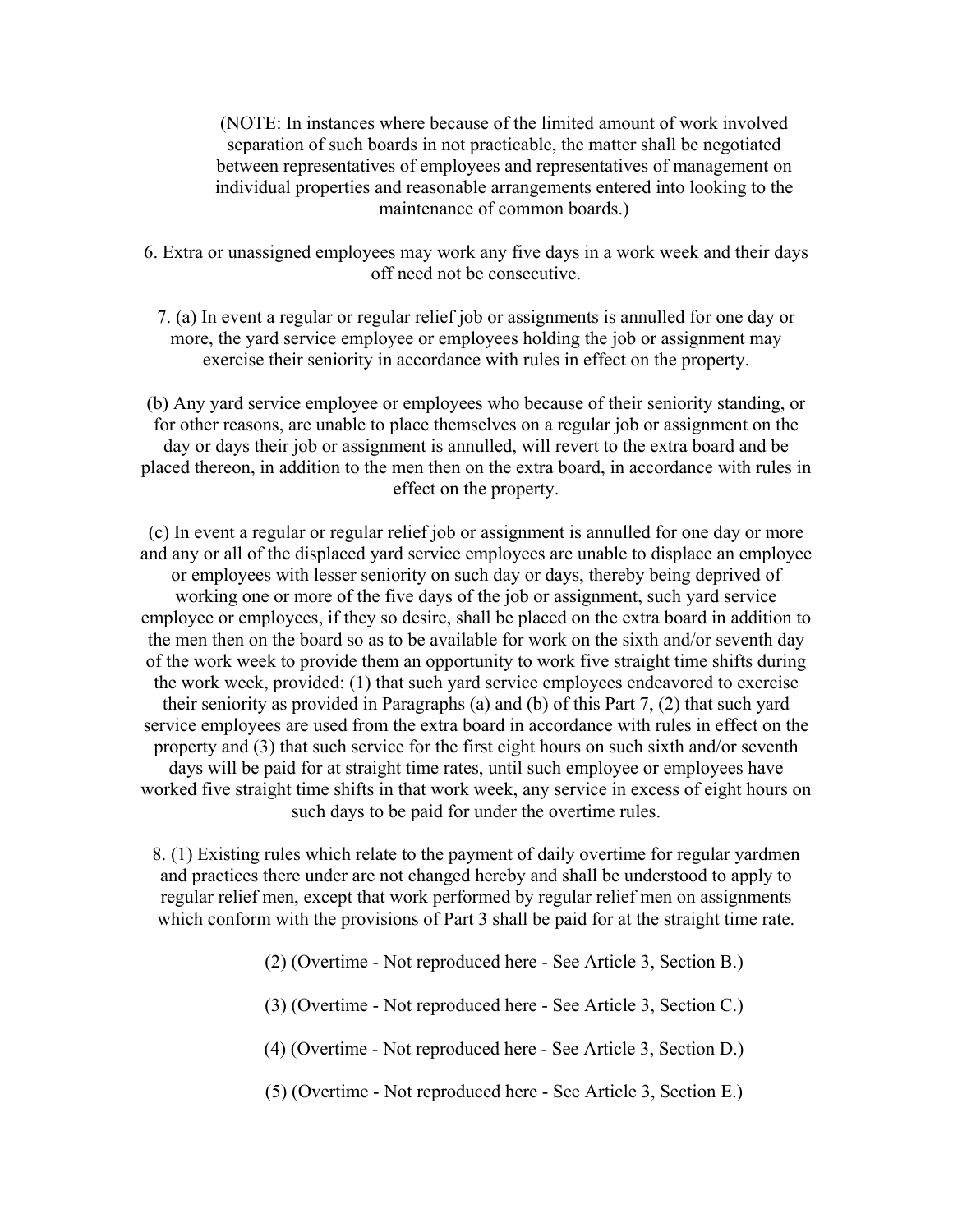(NOTE: In instances where because of the limited amount of work involved separation of such boards in not practicable, the matter shall be negotiated between representatives of employees and representatives of management on individual properties and reasonable arrangements entered into looking to the maintenance of common boards.)

6. Extra or unassigned employees may work any five days in a work week and their days off need not be consecutive.

7. (a) In event a regular or regular relief job or assignments is annulled for one day or more, the yard service employee or employees holding the job or assignment may exercise their seniority in accordance with rules in effect on the property.

(b) Any yard service employee or employees who because of their seniority standing, or for other reasons, are unable to place themselves on a regular job or assignment on the day or days their job or assignment is annulled, will revert to the extra board and be placed thereon, in addition to the men then on the extra board, in accordance with rules in effect on the property.

(c) In event a regular or regular relief job or assignment is annulled for one day or more and any or all of the displaced yard service employees are unable to displace an employee or employees with lesser seniority on such day or days, thereby being deprived of working one or more of the five days of the job or assignment, such yard service employee or employees, if they so desire, shall be placed on the extra board in addition to the men then on the board so as to be available for work on the sixth and/or seventh day of the work week to provide them an opportunity to work five straight time shifts during the work week, provided: (1) that such yard service employees endeavored to exercise their seniority as provided in Paragraphs (a) and (b) of this Part 7, (2) that such yard service employees are used from the extra board in accordance with rules in effect on the property and (3) that such service for the first eight hours on such sixth and/or seventh days will be paid for at straight time rates, until such employee or employees have worked five straight time shifts in that work week, any service in excess of eight hours on such days to be paid for under the overtime rules.

8. (1) Existing rules which relate to the payment of daily overtime for regular yardmen and practices there under are not changed hereby and shall be understood to apply to regular relief men, except that work performed by regular relief men on assignments which conform with the provisions of Part 3 shall be paid for at the straight time rate.

(2) (Overtime - Not reproduced here - See Article 3, Section B.)

(3) (Overtime - Not reproduced here - See Article 3, Section C.)

(4) (Overtime - Not reproduced here - See Article 3, Section D.)

(5) (Overtime - Not reproduced here - See Article 3, Section E.)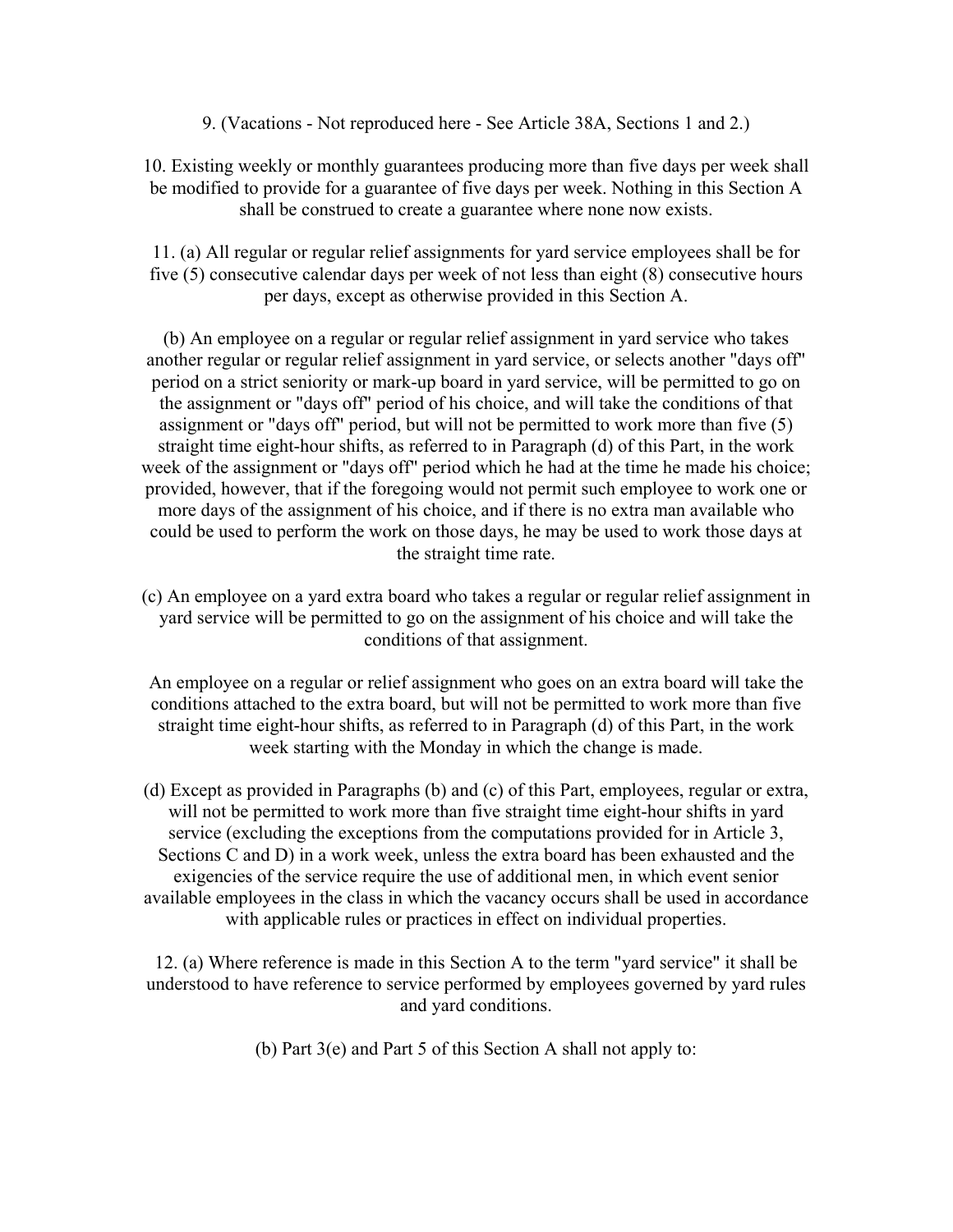9. (Vacations - Not reproduced here - See Article 38A, Sections 1 and 2.)

10. Existing weekly or monthly guarantees producing more than five days per week shall be modified to provide for a guarantee of five days per week. Nothing in this Section A shall be construed to create a guarantee where none now exists.

11. (a) All regular or regular relief assignments for yard service employees shall be for five (5) consecutive calendar days per week of not less than eight (8) consecutive hours per days, except as otherwise provided in this Section A.

(b) An employee on a regular or regular relief assignment in yard service who takes another regular or regular relief assignment in yard service, or selects another "days off" period on a strict seniority or mark-up board in yard service, will be permitted to go on the assignment or "days off" period of his choice, and will take the conditions of that assignment or "days off" period, but will not be permitted to work more than five (5) straight time eight-hour shifts, as referred to in Paragraph (d) of this Part, in the work week of the assignment or "days off" period which he had at the time he made his choice; provided, however, that if the foregoing would not permit such employee to work one or more days of the assignment of his choice, and if there is no extra man available who could be used to perform the work on those days, he may be used to work those days at the straight time rate.

(c) An employee on a yard extra board who takes a regular or regular relief assignment in yard service will be permitted to go on the assignment of his choice and will take the conditions of that assignment.

An employee on a regular or relief assignment who goes on an extra board will take the conditions attached to the extra board, but will not be permitted to work more than five straight time eight-hour shifts, as referred to in Paragraph (d) of this Part, in the work week starting with the Monday in which the change is made.

(d) Except as provided in Paragraphs (b) and (c) of this Part, employees, regular or extra, will not be permitted to work more than five straight time eight-hour shifts in yard service (excluding the exceptions from the computations provided for in Article 3, Sections C and D) in a work week, unless the extra board has been exhausted and the exigencies of the service require the use of additional men, in which event senior available employees in the class in which the vacancy occurs shall be used in accordance with applicable rules or practices in effect on individual properties.

12. (a) Where reference is made in this Section A to the term "yard service" it shall be understood to have reference to service performed by employees governed by yard rules and yard conditions.

(b) Part 3(e) and Part 5 of this Section A shall not apply to: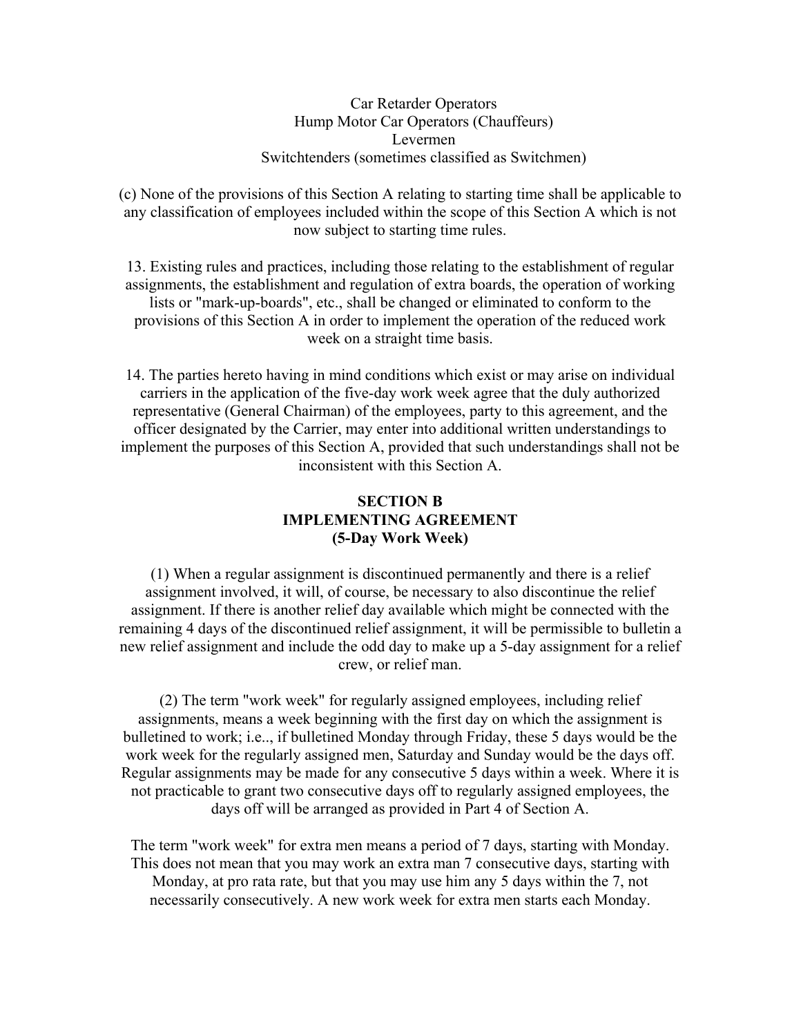Car Retarder Operators
Hump Motor Car Operators (Chauffeurs)
Levermen
Switchtenders (sometimes classified as Switchmen)

(c) None of the provisions of this Section A relating to starting time shall be applicable to any classification of employees included within the scope of this Section A which is not now subject to starting time rules.

13. Existing rules and practices, including those relating to the establishment of regular assignments, the establishment and regulation of extra boards, the operation of working lists or "mark-up-boards", etc., shall be changed or eliminated to conform to the provisions of this Section A in order to implement the operation of the reduced work week on a straight time basis.

14. The parties hereto having in mind conditions which exist or may arise on individual carriers in the application of the five-day work week agree that the duly authorized representative (General Chairman) of the employees, party to this agreement, and the officer designated by the Carrier, may enter into additional written understandings to implement the purposes of this Section A, provided that such understandings shall not be inconsistent with this Section A.

## SECTION B
## IMPLEMENTING AGREEMENT
## (5-Day Work Week)

(1) When a regular assignment is discontinued permanently and there is a relief assignment involved, it will, of course, be necessary to also discontinue the relief assignment. If there is another relief day available which might be connected with the remaining 4 days of the discontinued relief assignment, it will be permissible to bulletin a new relief assignment and include the odd day to make up a 5-day assignment for a relief crew, or relief man.

(2) The term "work week" for regularly assigned employees, including relief assignments, means a week beginning with the first day on which the assignment is bulletined to work; i.e.., if bulletined Monday through Friday, these 5 days would be the work week for the regularly assigned men, Saturday and Sunday would be the days off. Regular assignments may be made for any consecutive 5 days within a week. Where it is not practicable to grant two consecutive days off to regularly assigned employees, the days off will be arranged as provided in Part 4 of Section A.

The term "work week" for extra men means a period of 7 days, starting with Monday. This does not mean that you may work an extra man 7 consecutive days, starting with Monday, at pro rata rate, but that you may use him any 5 days within the 7, not necessarily consecutively. A new work week for extra men starts each Monday.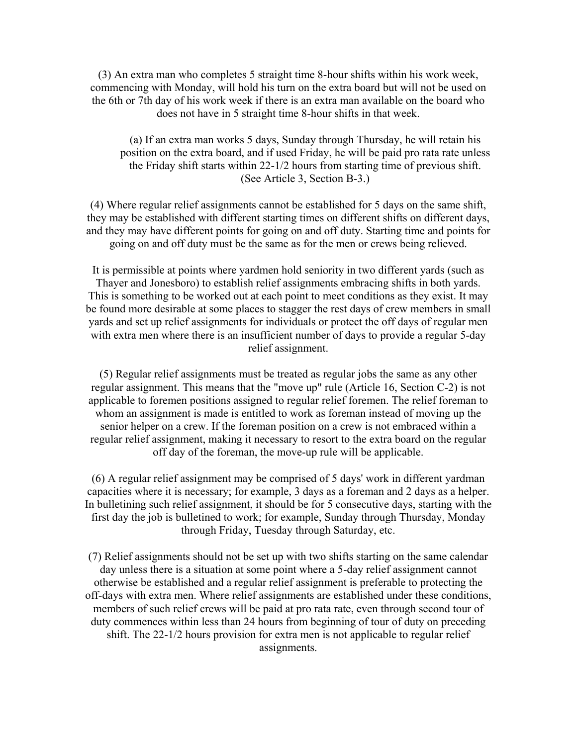(3) An extra man who completes 5 straight time 8-hour shifts within his work week, commencing with Monday, will hold his turn on the extra board but will not be used on the 6th or 7th day of his work week if there is an extra man available on the board who does not have in 5 straight time 8-hour shifts in that week.

(a) If an extra man works 5 days, Sunday through Thursday, he will retain his position on the extra board, and if used Friday, he will be paid pro rata rate unless the Friday shift starts within 22-1/2 hours from starting time of previous shift. (See Article 3, Section B-3.)

(4) Where regular relief assignments cannot be established for 5 days on the same shift, they may be established with different starting times on different shifts on different days, and they may have different points for going on and off duty. Starting time and points for going on and off duty must be the same as for the men or crews being relieved.

It is permissible at points where yardmen hold seniority in two different yards (such as Thayer and Jonesboro) to establish relief assignments embracing shifts in both yards. This is something to be worked out at each point to meet conditions as they exist. It may be found more desirable at some places to stagger the rest days of crew members in small yards and set up relief assignments for individuals or protect the off days of regular men with extra men where there is an insufficient number of days to provide a regular 5-day relief assignment.

(5) Regular relief assignments must be treated as regular jobs the same as any other regular assignment. This means that the "move up" rule (Article 16, Section C-2) is not applicable to foremen positions assigned to regular relief foremen. The relief foreman to whom an assignment is made is entitled to work as foreman instead of moving up the senior helper on a crew. If the foreman position on a crew is not embraced within a regular relief assignment, making it necessary to resort to the extra board on the regular off day of the foreman, the move-up rule will be applicable.

(6) A regular relief assignment may be comprised of 5 days' work in different yardman capacities where it is necessary; for example, 3 days as a foreman and 2 days as a helper. In bulletining such relief assignment, it should be for 5 consecutive days, starting with the first day the job is bulletined to work; for example, Sunday through Thursday, Monday through Friday, Tuesday through Saturday, etc.

(7) Relief assignments should not be set up with two shifts starting on the same calendar day unless there is a situation at some point where a 5-day relief assignment cannot otherwise be established and a regular relief assignment is preferable to protecting the off-days with extra men. Where relief assignments are established under these conditions, members of such relief crews will be paid at pro rata rate, even through second tour of duty commences within less than 24 hours from beginning of tour of duty on preceding shift. The 22-1/2 hours provision for extra men is not applicable to regular relief assignments.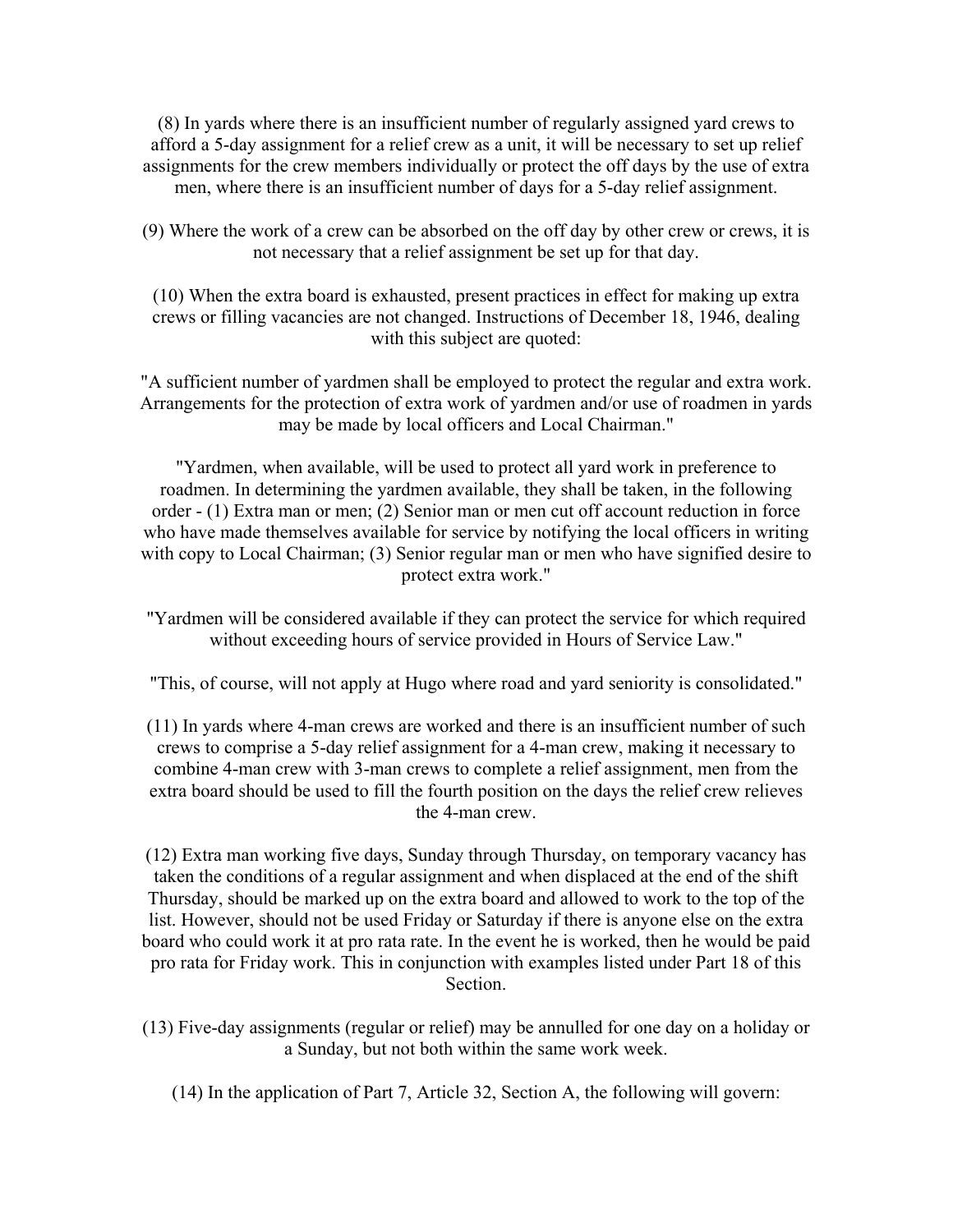(8) In yards where there is an insufficient number of regularly assigned yard crews to afford a 5-day assignment for a relief crew as a unit, it will be necessary to set up relief assignments for the crew members individually or protect the off days by the use of extra men, where there is an insufficient number of days for a 5-day relief assignment.

(9) Where the work of a crew can be absorbed on the off day by other crew or crews, it is not necessary that a relief assignment be set up for that day.

(10) When the extra board is exhausted, present practices in effect for making up extra crews or filling vacancies are not changed. Instructions of December 18, 1946, dealing with this subject are quoted:

"A sufficient number of yardmen shall be employed to protect the regular and extra work. Arrangements for the protection of extra work of yardmen and/or use of roadmen in yards may be made by local officers and Local Chairman."

"Yardmen, when available, will be used to protect all yard work in preference to roadmen. In determining the yardmen available, they shall be taken, in the following order - (1) Extra man or men; (2) Senior man or men cut off account reduction in force who have made themselves available for service by notifying the local officers in writing with copy to Local Chairman; (3) Senior regular man or men who have signified desire to protect extra work."

"Yardmen will be considered available if they can protect the service for which required without exceeding hours of service provided in Hours of Service Law."

"This, of course, will not apply at Hugo where road and yard seniority is consolidated."

(11) In yards where 4-man crews are worked and there is an insufficient number of such crews to comprise a 5-day relief assignment for a 4-man crew, making it necessary to combine 4-man crew with 3-man crews to complete a relief assignment, men from the extra board should be used to fill the fourth position on the days the relief crew relieves the 4-man crew.

(12) Extra man working five days, Sunday through Thursday, on temporary vacancy has taken the conditions of a regular assignment and when displaced at the end of the shift Thursday, should be marked up on the extra board and allowed to work to the top of the list. However, should not be used Friday or Saturday if there is anyone else on the extra board who could work it at pro rata rate. In the event he is worked, then he would be paid pro rata for Friday work. This in conjunction with examples listed under Part 18 of this Section.

(13) Five-day assignments (regular or relief) may be annulled for one day on a holiday or a Sunday, but not both within the same work week.

(14) In the application of Part 7, Article 32, Section A, the following will govern: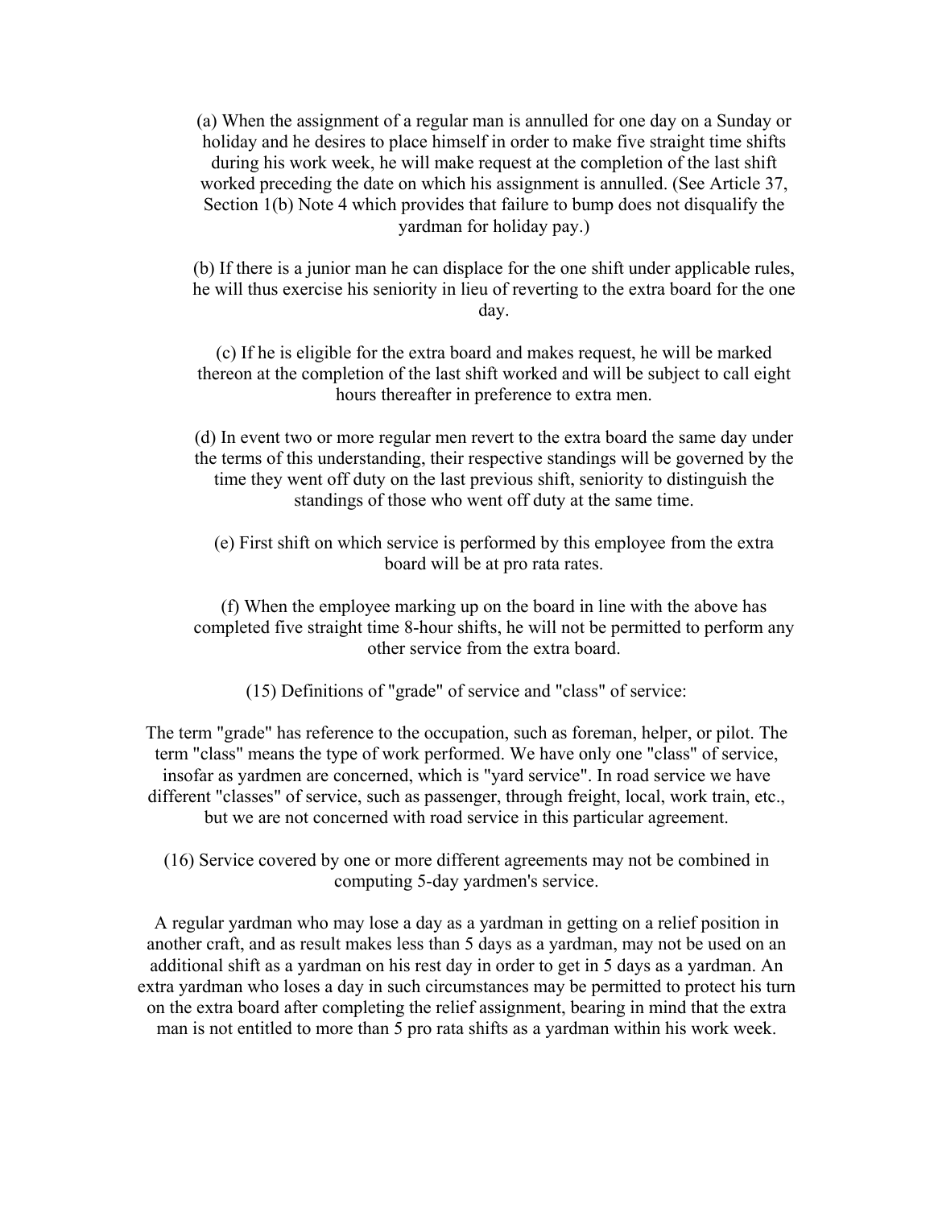(a) When the assignment of a regular man is annulled for one day on a Sunday or holiday and he desires to place himself in order to make five straight time shifts during his work week, he will make request at the completion of the last shift worked preceding the date on which his assignment is annulled. (See Article 37, Section 1(b) Note 4 which provides that failure to bump does not disqualify the yardman for holiday pay.)

(b) If there is a junior man he can displace for the one shift under applicable rules, he will thus exercise his seniority in lieu of reverting to the extra board for the one day.

(c) If he is eligible for the extra board and makes request, he will be marked thereon at the completion of the last shift worked and will be subject to call eight hours thereafter in preference to extra men.

(d) In event two or more regular men revert to the extra board the same day under the terms of this understanding, their respective standings will be governed by the time they went off duty on the last previous shift, seniority to distinguish the standings of those who went off duty at the same time.

(e) First shift on which service is performed by this employee from the extra board will be at pro rata rates.

(f) When the employee marking up on the board in line with the above has completed five straight time 8-hour shifts, he will not be permitted to perform any other service from the extra board.

(15) Definitions of "grade" of service and "class" of service:

The term "grade" has reference to the occupation, such as foreman, helper, or pilot. The term "class" means the type of work performed. We have only one "class" of service, insofar as yardmen are concerned, which is "yard service". In road service we have different "classes" of service, such as passenger, through freight, local, work train, etc., but we are not concerned with road service in this particular agreement.

(16) Service covered by one or more different agreements may not be combined in computing 5-day yardmen's service.

A regular yardman who may lose a day as a yardman in getting on a relief position in another craft, and as result makes less than 5 days as a yardman, may not be used on an additional shift as a yardman on his rest day in order to get in 5 days as a yardman. An extra yardman who loses a day in such circumstances may be permitted to protect his turn on the extra board after completing the relief assignment, bearing in mind that the extra man is not entitled to more than 5 pro rata shifts as a yardman within his work week.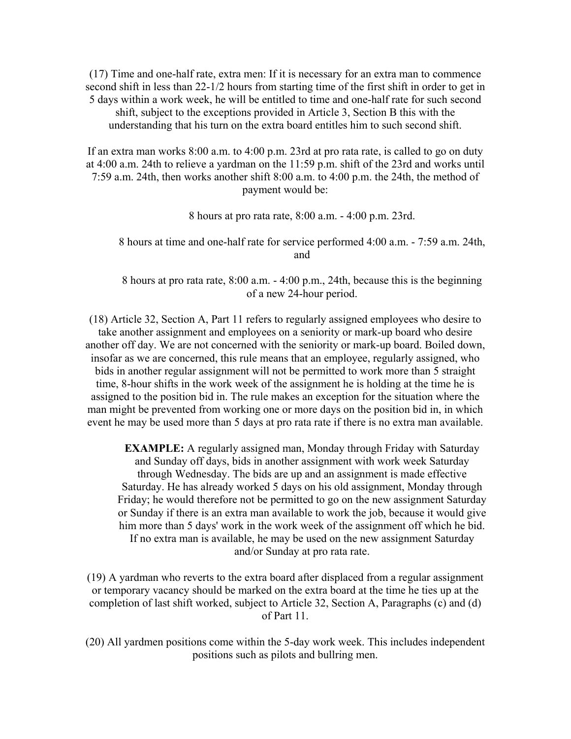(17) Time and one-half rate, extra men: If it is necessary for an extra man to commence second shift in less than 22-1/2 hours from starting time of the first shift in order to get in 5 days within a work week, he will be entitled to time and one-half rate for such second shift, subject to the exceptions provided in Article 3, Section B this with the understanding that his turn on the extra board entitles him to such second shift.

If an extra man works 8:00 a.m. to 4:00 p.m. 23rd at pro rata rate, is called to go on duty at 4:00 a.m. 24th to relieve a yardman on the 11:59 p.m. shift of the 23rd and works until 7:59 a.m. 24th, then works another shift 8:00 a.m. to 4:00 p.m. the 24th, the method of payment would be:

> 8 hours at pro rata rate, 8:00 a.m. - 4:00 p.m. 23rd.
>
> 8 hours at time and one-half rate for service performed 4:00 a.m. - 7:59 a.m. 24th, and
>
> 8 hours at pro rata rate, 8:00 a.m. - 4:00 p.m., 24th, because this is the beginning of a new 24-hour period.

(18) Article 32, Section A, Part 11 refers to regularly assigned employees who desire to take another assignment and employees on a seniority or mark-up board who desire another off day. We are not concerned with the seniority or mark-up board. Boiled down, insofar as we are concerned, this rule means that an employee, regularly assigned, who bids in another regular assignment will not be permitted to work more than 5 straight time, 8-hour shifts in the work week of the assignment he is holding at the time he is assigned to the position bid in. The rule makes an exception for the situation where the man might be prevented from working one or more days on the position bid in, in which event he may be used more than 5 days at pro rata rate if there is no extra man available.

> **EXAMPLE:** A regularly assigned man, Monday through Friday with Saturday and Sunday off days, bids in another assignment with work week Saturday through Wednesday. The bids are up and an assignment is made effective Saturday. He has already worked 5 days on his old assignment, Monday through Friday; he would therefore not be permitted to go on the new assignment Saturday or Sunday if there is an extra man available to work the job, because it would give him more than 5 days' work in the work week of the assignment off which he bid. If no extra man is available, he may be used on the new assignment Saturday and/or Sunday at pro rata rate.

(19) A yardman who reverts to the extra board after displaced from a regular assignment or temporary vacancy should be marked on the extra board at the time he ties up at the completion of last shift worked, subject to Article 32, Section A, Paragraphs (c) and (d) of Part 11.

(20) All yardmen positions come within the 5-day work week. This includes independent positions such as pilots and bullring men.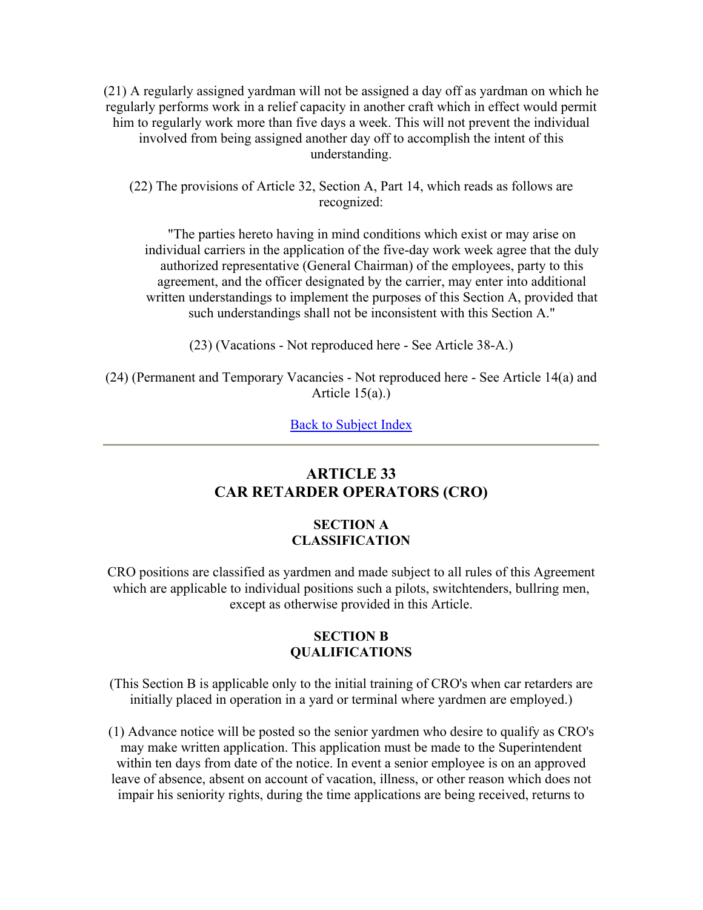(21) A regularly assigned yardman will not be assigned a day off as yardman on which he regularly performs work in a relief capacity in another craft which in effect would permit him to regularly work more than five days a week. This will not prevent the individual involved from being assigned another day off to accomplish the intent of this understanding.

(22) The provisions of Article 32, Section A, Part 14, which reads as follows are recognized:

> "The parties hereto having in mind conditions which exist or may arise on individual carriers in the application of the five-day work week agree that the duly authorized representative (General Chairman) of the employees, party to this agreement, and the officer designated by the carrier, may enter into additional written understandings to implement the purposes of this Section A, provided that such understandings shall not be inconsistent with this Section A."

(23) (Vacations - Not reproduced here - See Article 38-A.)

(24) (Permanent and Temporary Vacancies - Not reproduced here - See Article 14(a) and Article 15(a).)

Back to Subject Index

---

## ARTICLE 33
## CAR RETARDER OPERATORS (CRO)

### SECTION A
### CLASSIFICATION

CRO positions are classified as yardmen and made subject to all rules of this Agreement which are applicable to individual positions such a pilots, switchtenders, bullring men, except as otherwise provided in this Article.

### SECTION B
### QUALIFICATIONS

(This Section B is applicable only to the initial training of CRO's when car retarders are initially placed in operation in a yard or terminal where yardmen are employed.)

(1) Advance notice will be posted so the senior yardmen who desire to qualify as CRO's may make written application. This application must be made to the Superintendent within ten days from date of the notice. In event a senior employee is on an approved leave of absence, absent on account of vacation, illness, or other reason which does not impair his seniority rights, during the time applications are being received, returns to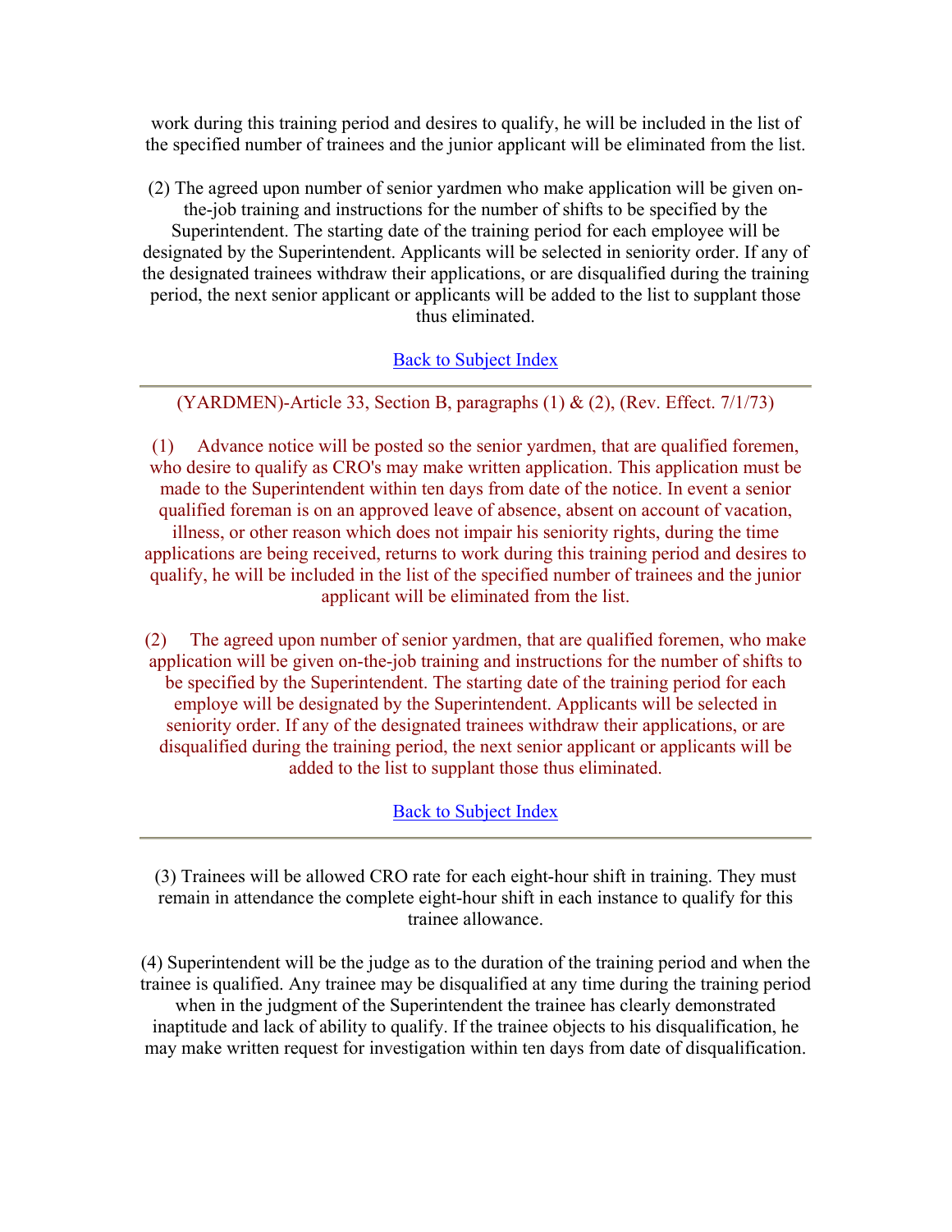work during this training period and desires to qualify, he will be included in the list of the specified number of trainees and the junior applicant will be eliminated from the list.

(2) The agreed upon number of senior yardmen who make application will be given on-the-job training and instructions for the number of shifts to be specified by the Superintendent. The starting date of the training period for each employee will be designated by the Superintendent. Applicants will be selected in seniority order. If any of the designated trainees withdraw their applications, or are disqualified during the training period, the next senior applicant or applicants will be added to the list to supplant those thus eliminated.

Back to Subject Index

---

(YARDMEN)-Article 33, Section B, paragraphs (1) & (2), (Rev. Effect. 7/1/73)

(1) Advance notice will be posted so the senior yardmen, that are qualified foremen, who desire to qualify as CRO's may make written application. This application must be made to the Superintendent within ten days from date of the notice. In event a senior qualified foreman is on an approved leave of absence, absent on account of vacation, illness, or other reason which does not impair his seniority rights, during the time applications are being received, returns to work during this training period and desires to qualify, he will be included in the list of the specified number of trainees and the junior applicant will be eliminated from the list.

(2) The agreed upon number of senior yardmen, that are qualified foremen, who make application will be given on-the-job training and instructions for the number of shifts to be specified by the Superintendent. The starting date of the training period for each employe will be designated by the Superintendent. Applicants will be selected in seniority order. If any of the designated trainees withdraw their applications, or are disqualified during the training period, the next senior applicant or applicants will be added to the list to supplant those thus eliminated.

Back to Subject Index

---

(3) Trainees will be allowed CRO rate for each eight-hour shift in training. They must remain in attendance the complete eight-hour shift in each instance to qualify for this trainee allowance.

(4) Superintendent will be the judge as to the duration of the training period and when the trainee is qualified. Any trainee may be disqualified at any time during the training period when in the judgment of the Superintendent the trainee has clearly demonstrated inaptitude and lack of ability to qualify. If the trainee objects to his disqualification, he may make written request for investigation within ten days from date of disqualification.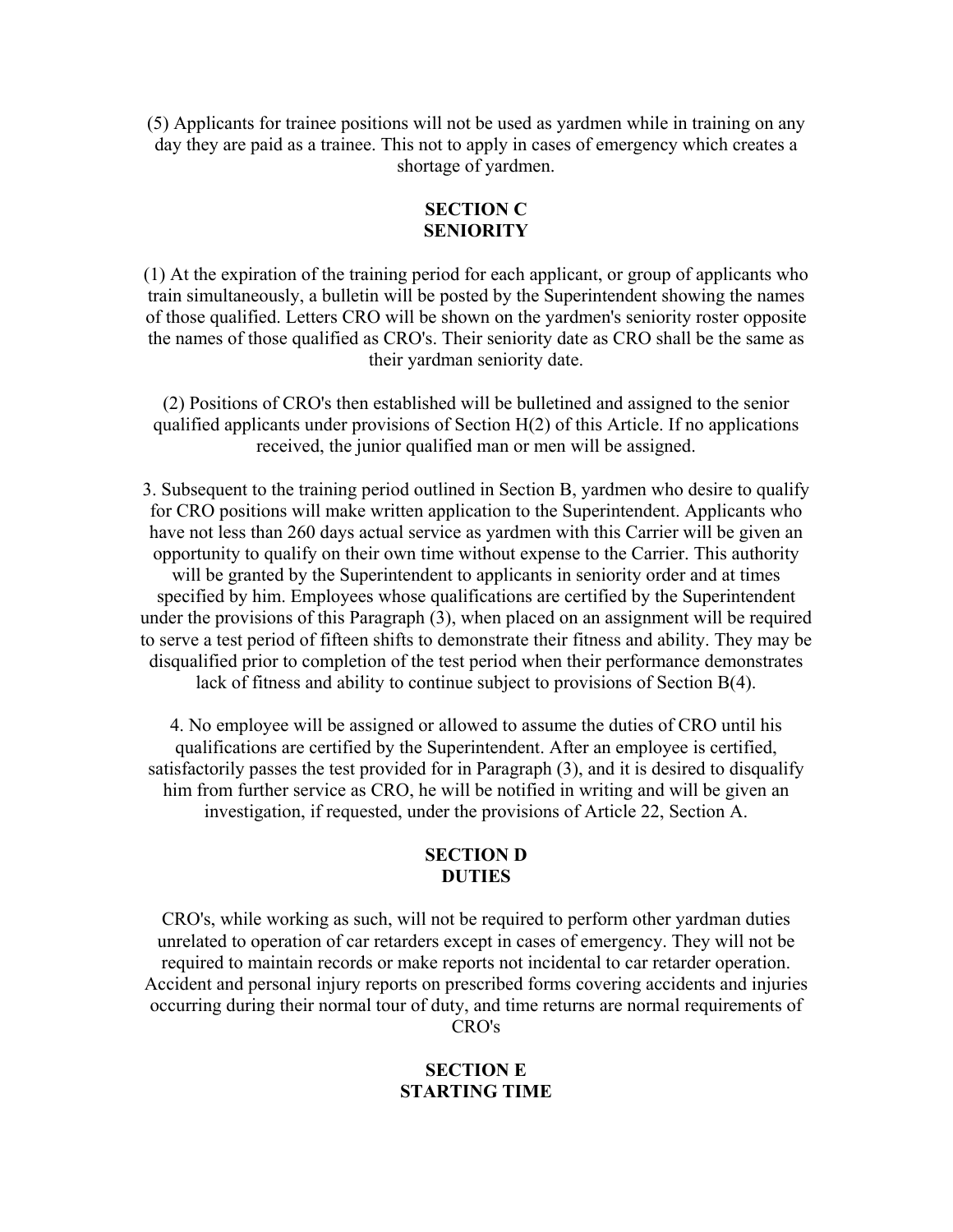(5) Applicants for trainee positions will not be used as yardmen while in training on any day they are paid as a trainee. This not to apply in cases of emergency which creates a shortage of yardmen.

## SECTION C
## SENIORITY

(1) At the expiration of the training period for each applicant, or group of applicants who train simultaneously, a bulletin will be posted by the Superintendent showing the names of those qualified. Letters CRO will be shown on the yardmen's seniority roster opposite the names of those qualified as CRO's. Their seniority date as CRO shall be the same as their yardman seniority date.

(2) Positions of CRO's then established will be bulletined and assigned to the senior qualified applicants under provisions of Section H(2) of this Article. If no applications received, the junior qualified man or men will be assigned.

3. Subsequent to the training period outlined in Section B, yardmen who desire to qualify for CRO positions will make written application to the Superintendent. Applicants who have not less than 260 days actual service as yardmen with this Carrier will be given an opportunity to qualify on their own time without expense to the Carrier. This authority will be granted by the Superintendent to applicants in seniority order and at times specified by him. Employees whose qualifications are certified by the Superintendent under the provisions of this Paragraph (3), when placed on an assignment will be required to serve a test period of fifteen shifts to demonstrate their fitness and ability. They may be disqualified prior to completion of the test period when their performance demonstrates lack of fitness and ability to continue subject to provisions of Section B(4).

4. No employee will be assigned or allowed to assume the duties of CRO until his qualifications are certified by the Superintendent. After an employee is certified, satisfactorily passes the test provided for in Paragraph (3), and it is desired to disqualify him from further service as CRO, he will be notified in writing and will be given an investigation, if requested, under the provisions of Article 22, Section A.

## SECTION D
## DUTIES

CRO's, while working as such, will not be required to perform other yardman duties unrelated to operation of car retarders except in cases of emergency. They will not be required to maintain records or make reports not incidental to car retarder operation. Accident and personal injury reports on prescribed forms covering accidents and injuries occurring during their normal tour of duty, and time returns are normal requirements of CRO's

## SECTION E
## STARTING TIME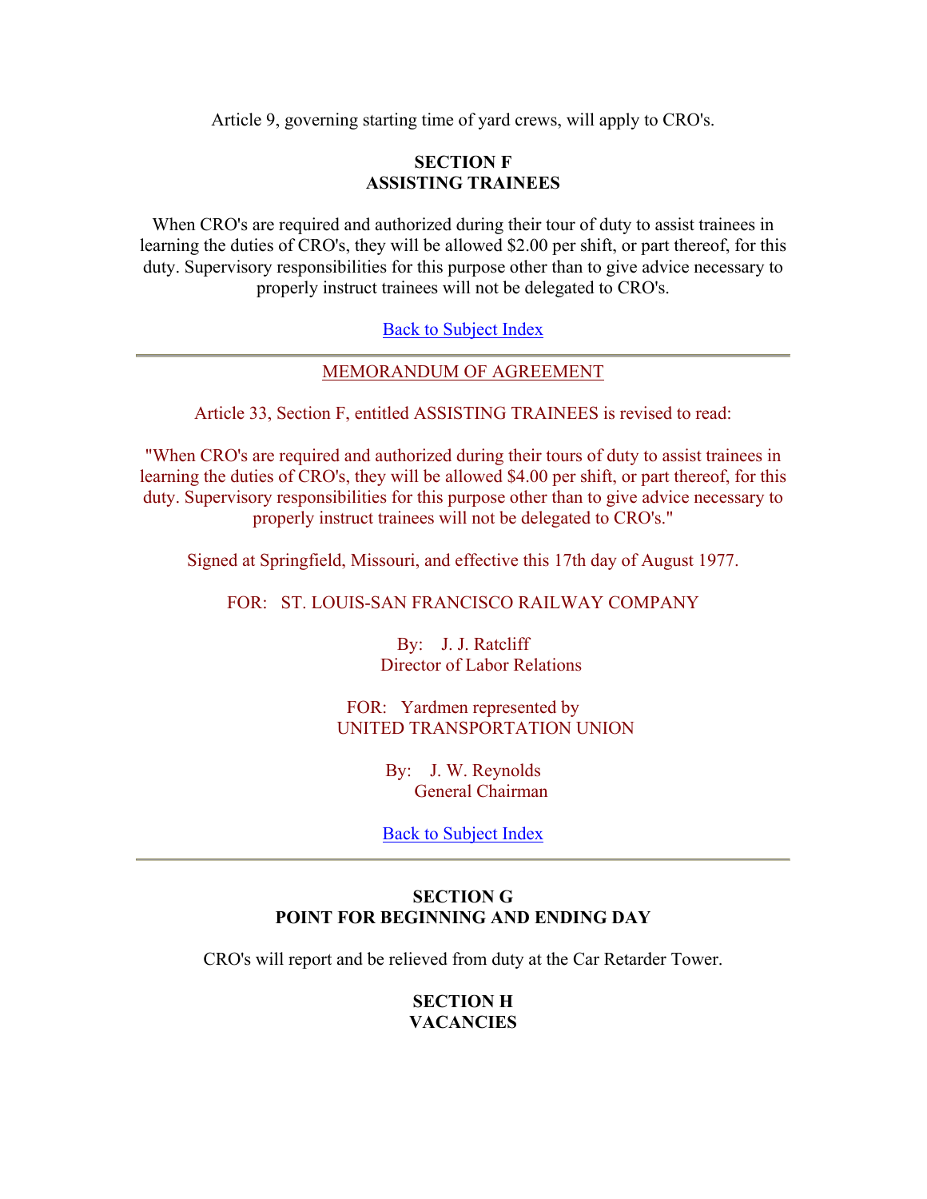Article 9, governing starting time of yard crews, will apply to CRO's.

**SECTION F**
**ASSISTING TRAINEES**

When CRO's are required and authorized during their tour of duty to assist trainees in learning the duties of CRO's, they will be allowed $2.00 per shift, or part thereof, for this duty. Supervisory responsibilities for this purpose other than to give advice necessary to properly instruct trainees will not be delegated to CRO's.

Back to Subject Index

---

MEMORANDUM OF AGREEMENT

Article 33, Section F, entitled ASSISTING TRAINEES is revised to read:

"When CRO's are required and authorized during their tours of duty to assist trainees in learning the duties of CRO's, they will be allowed $4.00 per shift, or part thereof, for this duty. Supervisory responsibilities for this purpose other than to give advice necessary to properly instruct trainees will not be delegated to CRO's."

Signed at Springfield, Missouri, and effective this 17th day of August 1977.

FOR: ST. LOUIS-SAN FRANCISCO RAILWAY COMPANY

By: J. J. Ratcliff
Director of Labor Relations

FOR: Yardmen represented by
UNITED TRANSPORTATION UNION

By: J. W. Reynolds
General Chairman

Back to Subject Index

---

**SECTION G**
**POINT FOR BEGINNING AND ENDING DAY**

CRO's will report and be relieved from duty at the Car Retarder Tower.

**SECTION H**
**VACANCIES**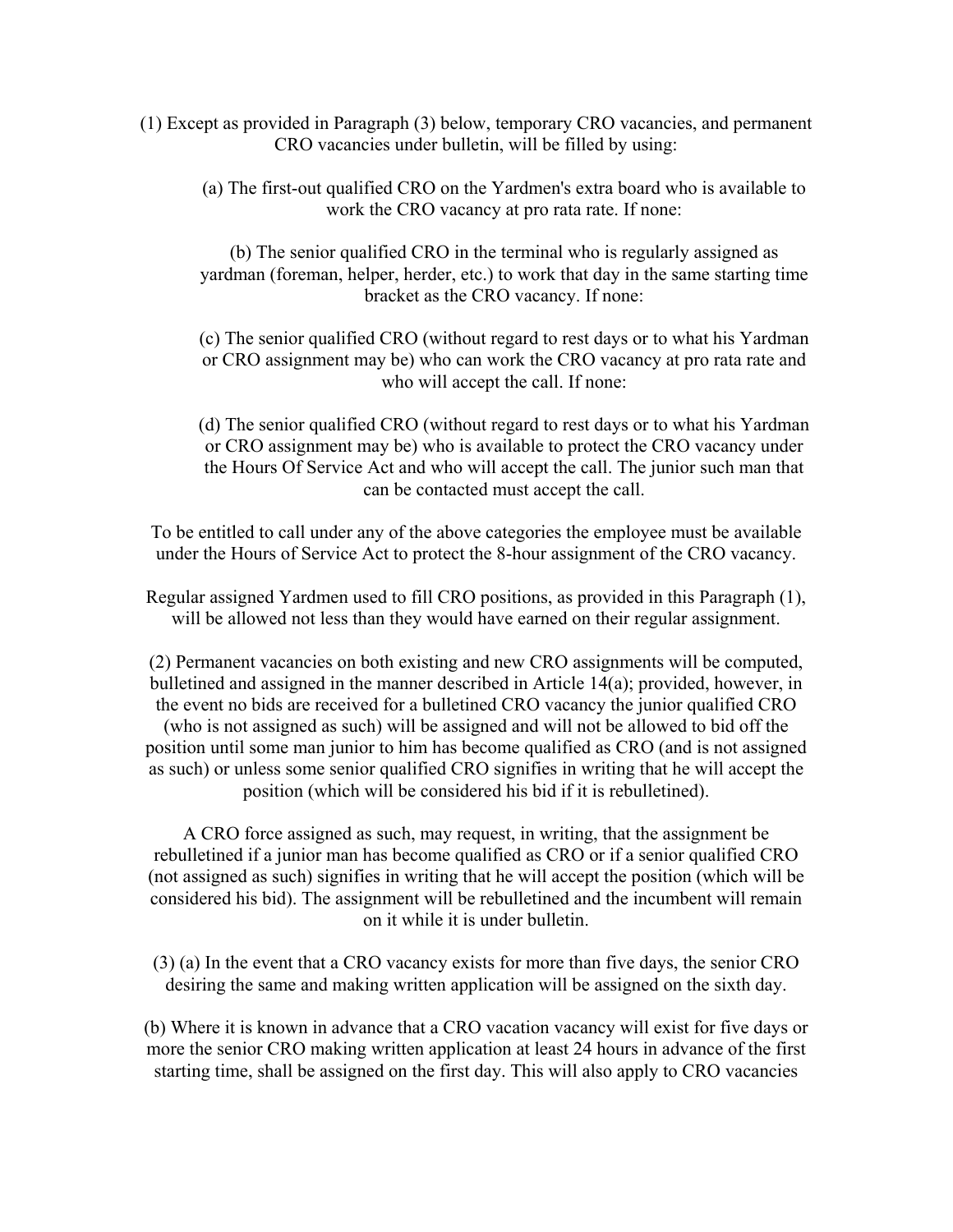(1) Except as provided in Paragraph (3) below, temporary CRO vacancies, and permanent CRO vacancies under bulletin, will be filled by using:

(a) The first-out qualified CRO on the Yardmen's extra board who is available to work the CRO vacancy at pro rata rate. If none:

(b) The senior qualified CRO in the terminal who is regularly assigned as yardman (foreman, helper, herder, etc.) to work that day in the same starting time bracket as the CRO vacancy. If none:

(c) The senior qualified CRO (without regard to rest days or to what his Yardman or CRO assignment may be) who can work the CRO vacancy at pro rata rate and who will accept the call. If none:

(d) The senior qualified CRO (without regard to rest days or to what his Yardman or CRO assignment may be) who is available to protect the CRO vacancy under the Hours Of Service Act and who will accept the call. The junior such man that can be contacted must accept the call.

To be entitled to call under any of the above categories the employee must be available under the Hours of Service Act to protect the 8-hour assignment of the CRO vacancy.

Regular assigned Yardmen used to fill CRO positions, as provided in this Paragraph (1), will be allowed not less than they would have earned on their regular assignment.

(2) Permanent vacancies on both existing and new CRO assignments will be computed, bulletined and assigned in the manner described in Article 14(a); provided, however, in the event no bids are received for a bulletined CRO vacancy the junior qualified CRO (who is not assigned as such) will be assigned and will not be allowed to bid off the position until some man junior to him has become qualified as CRO (and is not assigned as such) or unless some senior qualified CRO signifies in writing that he will accept the position (which will be considered his bid if it is rebulletined).

A CRO force assigned as such, may request, in writing, that the assignment be rebulletined if a junior man has become qualified as CRO or if a senior qualified CRO (not assigned as such) signifies in writing that he will accept the position (which will be considered his bid). The assignment will be rebulletined and the incumbent will remain on it while it is under bulletin.

(3) (a) In the event that a CRO vacancy exists for more than five days, the senior CRO desiring the same and making written application will be assigned on the sixth day.

(b) Where it is known in advance that a CRO vacation vacancy will exist for five days or more the senior CRO making written application at least 24 hours in advance of the first starting time, shall be assigned on the first day. This will also apply to CRO vacancies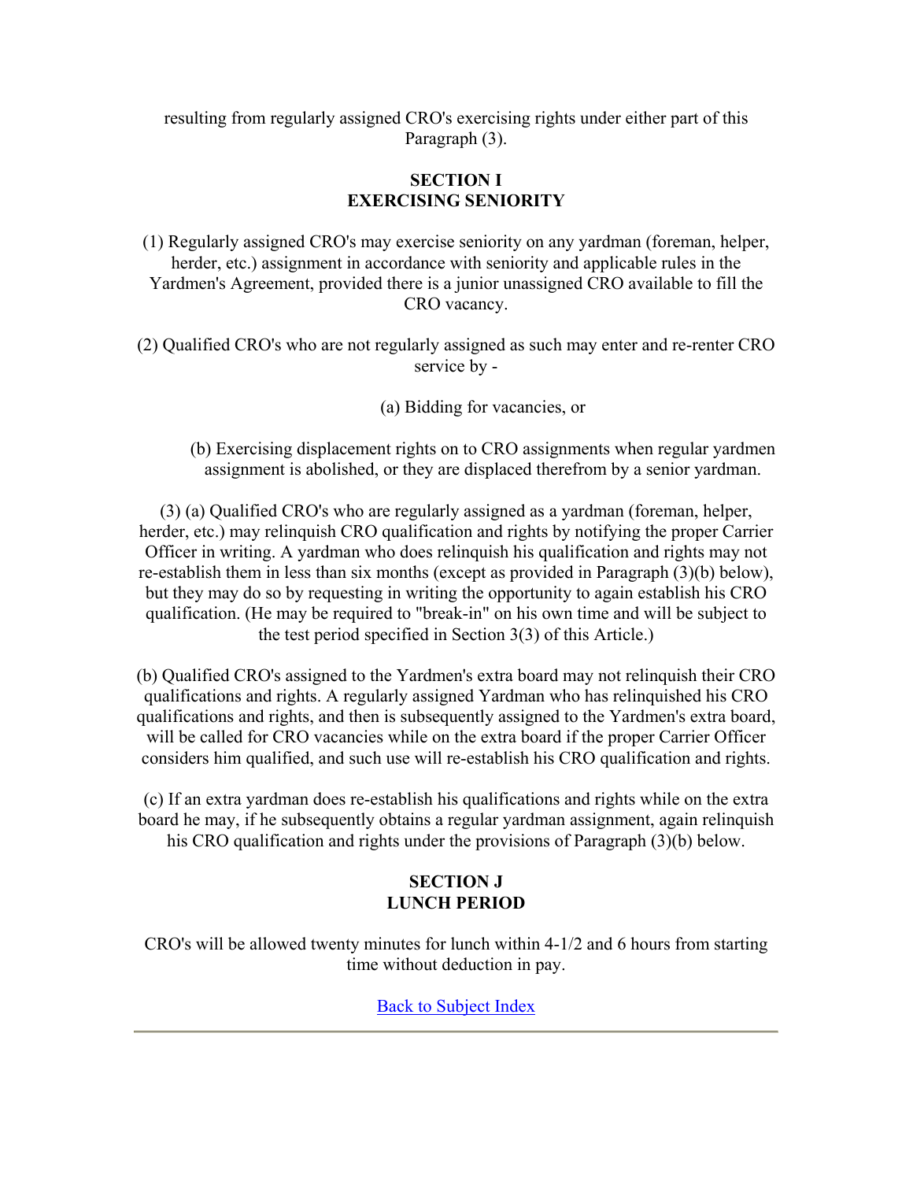resulting from regularly assigned CRO's exercising rights under either part of this Paragraph (3).

## SECTION I
## EXERCISING SENIORITY

(1) Regularly assigned CRO's may exercise seniority on any yardman (foreman, helper, herder, etc.) assignment in accordance with seniority and applicable rules in the Yardmen's Agreement, provided there is a junior unassigned CRO available to fill the CRO vacancy.

(2) Qualified CRO's who are not regularly assigned as such may enter and re-renter CRO service by -

(a) Bidding for vacancies, or

(b) Exercising displacement rights on to CRO assignments when regular yardmen assignment is abolished, or they are displaced therefrom by a senior yardman.

(3) (a) Qualified CRO's who are regularly assigned as a yardman (foreman, helper, herder, etc.) may relinquish CRO qualification and rights by notifying the proper Carrier Officer in writing. A yardman who does relinquish his qualification and rights may not re-establish them in less than six months (except as provided in Paragraph (3)(b) below), but they may do so by requesting in writing the opportunity to again establish his CRO qualification. (He may be required to "break-in" on his own time and will be subject to the test period specified in Section 3(3) of this Article.)

(b) Qualified CRO's assigned to the Yardmen's extra board may not relinquish their CRO qualifications and rights. A regularly assigned Yardman who has relinquished his CRO qualifications and rights, and then is subsequently assigned to the Yardmen's extra board, will be called for CRO vacancies while on the extra board if the proper Carrier Officer considers him qualified, and such use will re-establish his CRO qualification and rights.

(c) If an extra yardman does re-establish his qualifications and rights while on the extra board he may, if he subsequently obtains a regular yardman assignment, again relinquish his CRO qualification and rights under the provisions of Paragraph (3)(b) below.

## SECTION J
## LUNCH PERIOD

CRO's will be allowed twenty minutes for lunch within 4-1/2 and 6 hours from starting time without deduction in pay.

Back to Subject Index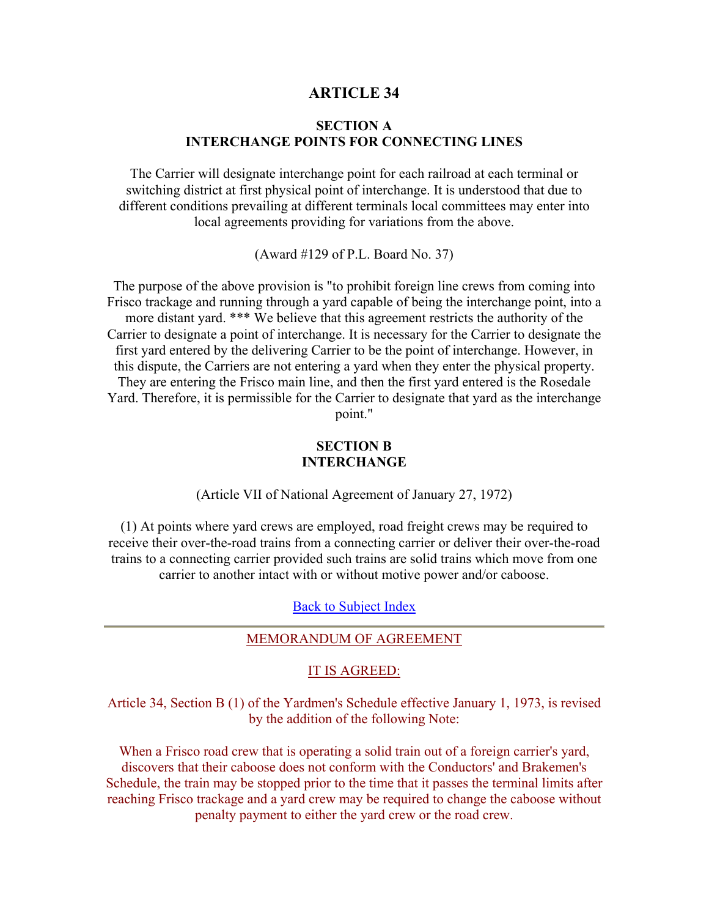# ARTICLE 34

## SECTION A
## INTERCHANGE POINTS FOR CONNECTING LINES

The Carrier will designate interchange point for each railroad at each terminal or switching district at first physical point of interchange. It is understood that due to different conditions prevailing at different terminals local committees may enter into local agreements providing for variations from the above.

(Award #129 of P.L. Board No. 37)

The purpose of the above provision is "to prohibit foreign line crews from coming into Frisco trackage and running through a yard capable of being the interchange point, into a more distant yard. *** We believe that this agreement restricts the authority of the Carrier to designate a point of interchange. It is necessary for the Carrier to designate the first yard entered by the delivering Carrier to be the point of interchange. However, in this dispute, the Carriers are not entering a yard when they enter the physical property. They are entering the Frisco main line, and then the first yard entered is the Rosedale Yard. Therefore, it is permissible for the Carrier to designate that yard as the interchange point."

## SECTION B
## INTERCHANGE

(Article VII of National Agreement of January 27, 1972)

(1) At points where yard crews are employed, road freight crews may be required to receive their over-the-road trains from a connecting carrier or deliver their over-the-road trains to a connecting carrier provided such trains are solid trains which move from one carrier to another intact with or without motive power and/or caboose.

Back to Subject Index

---

MEMORANDUM OF AGREEMENT

IT IS AGREED:

Article 34, Section B (1) of the Yardmen's Schedule effective January 1, 1973, is revised by the addition of the following Note:

When a Frisco road crew that is operating a solid train out of a foreign carrier's yard, discovers that their caboose does not conform with the Conductors' and Brakemen's Schedule, the train may be stopped prior to the time that it passes the terminal limits after reaching Frisco trackage and a yard crew may be required to change the caboose without penalty payment to either the yard crew or the road crew.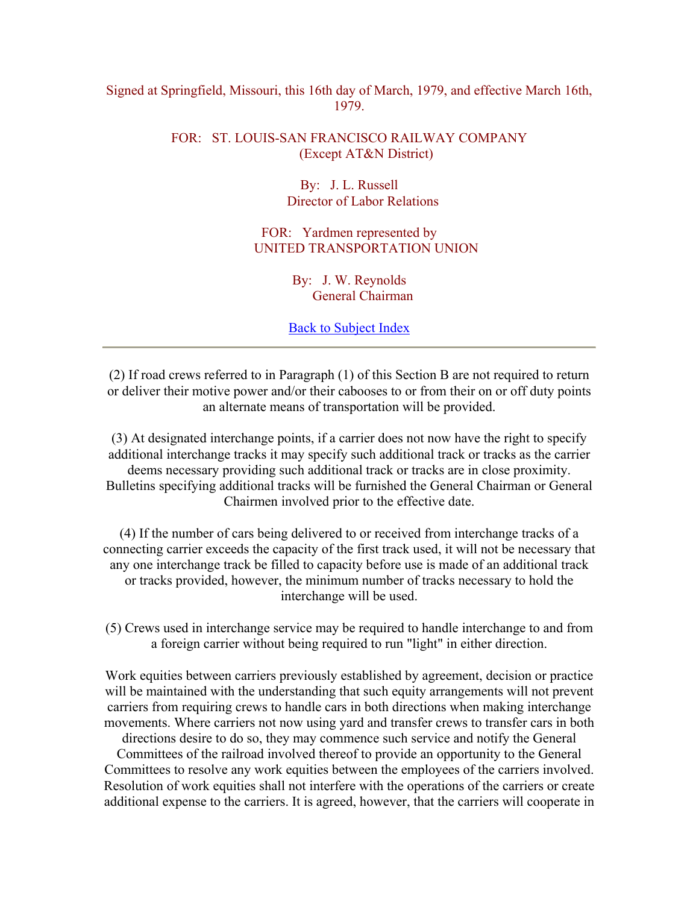Signed at Springfield, Missouri, this 16th day of March, 1979, and effective March 16th, 1979.

FOR: ST. LOUIS-SAN FRANCISCO RAILWAY COMPANY
(Except AT&N District)

By: J. L. Russell
Director of Labor Relations

FOR: Yardmen represented by
UNITED TRANSPORTATION UNION

By: J. W. Reynolds
General Chairman

Back to Subject Index

---

(2) If road crews referred to in Paragraph (1) of this Section B are not required to return or deliver their motive power and/or their cabooses to or from their on or off duty points an alternate means of transportation will be provided.

(3) At designated interchange points, if a carrier does not now have the right to specify additional interchange tracks it may specify such additional track or tracks as the carrier deems necessary providing such additional track or tracks are in close proximity. Bulletins specifying additional tracks will be furnished the General Chairman or General Chairmen involved prior to the effective date.

(4) If the number of cars being delivered to or received from interchange tracks of a connecting carrier exceeds the capacity of the first track used, it will not be necessary that any one interchange track be filled to capacity before use is made of an additional track or tracks provided, however, the minimum number of tracks necessary to hold the interchange will be used.

(5) Crews used in interchange service may be required to handle interchange to and from a foreign carrier without being required to run "light" in either direction.

Work equities between carriers previously established by agreement, decision or practice will be maintained with the understanding that such equity arrangements will not prevent carriers from requiring crews to handle cars in both directions when making interchange movements. Where carriers not now using yard and transfer crews to transfer cars in both directions desire to do so, they may commence such service and notify the General Committees of the railroad involved thereof to provide an opportunity to the General Committees to resolve any work equities between the employees of the carriers involved. Resolution of work equities shall not interfere with the operations of the carriers or create additional expense to the carriers. It is agreed, however, that the carriers will cooperate in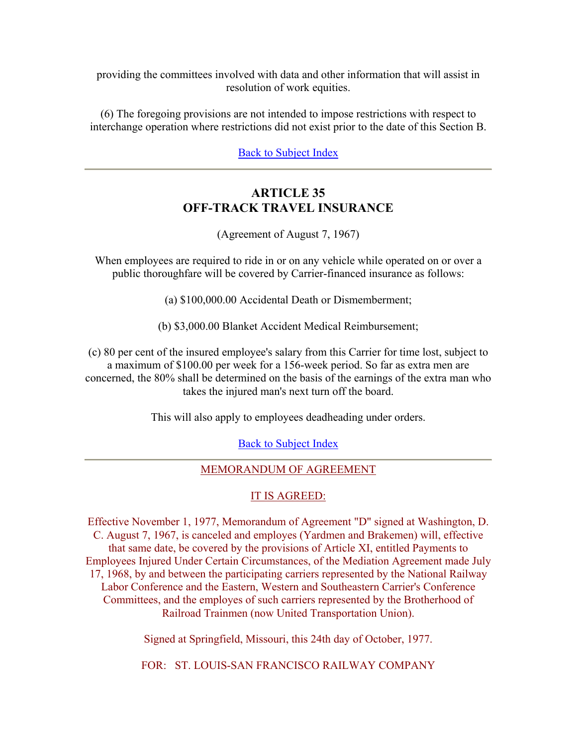providing the committees involved with data and other information that will assist in resolution of work equities.

(6) The foregoing provisions are not intended to impose restrictions with respect to interchange operation where restrictions did not exist prior to the date of this Section B.

Back to Subject Index

---

## ARTICLE 35
## OFF-TRACK TRAVEL INSURANCE

(Agreement of August 7, 1967)

When employees are required to ride in or on any vehicle while operated on or over a public thoroughfare will be covered by Carrier-financed insurance as follows:

(a) $100,000.00 Accidental Death or Dismemberment;

(b) $3,000.00 Blanket Accident Medical Reimbursement;

(c) 80 per cent of the insured employee's salary from this Carrier for time lost, subject to a maximum of $100.00 per week for a 156-week period. So far as extra men are concerned, the 80% shall be determined on the basis of the earnings of the extra man who takes the injured man's next turn off the board.

This will also apply to employees deadheading under orders.

Back to Subject Index

---

MEMORANDUM OF AGREEMENT

IT IS AGREED:

Effective November 1, 1977, Memorandum of Agreement "D" signed at Washington, D. C. August 7, 1967, is canceled and employes (Yardmen and Brakemen) will, effective that same date, be covered by the provisions of Article XI, entitled Payments to Employees Injured Under Certain Circumstances, of the Mediation Agreement made July 17, 1968, by and between the participating carriers represented by the National Railway Labor Conference and the Eastern, Western and Southeastern Carrier's Conference Committees, and the employes of such carriers represented by the Brotherhood of Railroad Trainmen (now United Transportation Union).

Signed at Springfield, Missouri, this 24th day of October, 1977.

FOR: ST. LOUIS-SAN FRANCISCO RAILWAY COMPANY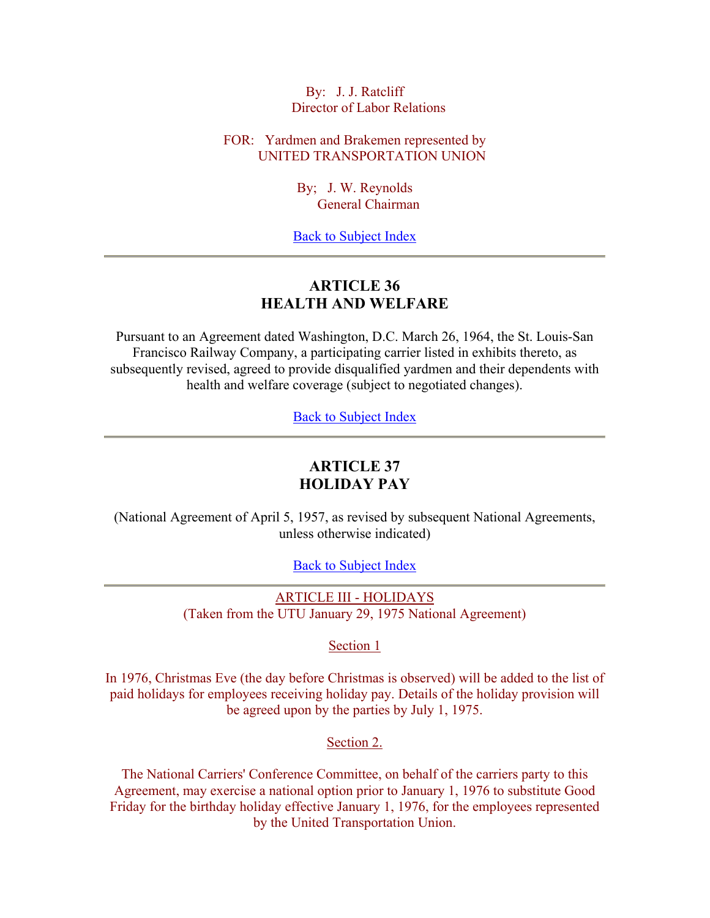By: J. J. Ratcliff
Director of Labor Relations

FOR: Yardmen and Brakemen represented by
UNITED TRANSPORTATION UNION

By; J. W. Reynolds
General Chairman

Back to Subject Index

---

## ARTICLE 36
## HEALTH AND WELFARE

Pursuant to an Agreement dated Washington, D.C. March 26, 1964, the St. Louis-San Francisco Railway Company, a participating carrier listed in exhibits thereto, as subsequently revised, agreed to provide disqualified yardmen and their dependents with health and welfare coverage (subject to negotiated changes).

Back to Subject Index

---

## ARTICLE 37
## HOLIDAY PAY

(National Agreement of April 5, 1957, as revised by subsequent National Agreements, unless otherwise indicated)

Back to Subject Index

---

ARTICLE III - HOLIDAYS
(Taken from the UTU January 29, 1975 National Agreement)

Section 1

In 1976, Christmas Eve (the day before Christmas is observed) will be added to the list of paid holidays for employees receiving holiday pay. Details of the holiday provision will be agreed upon by the parties by July 1, 1975.

Section 2.

The National Carriers' Conference Committee, on behalf of the carriers party to this Agreement, may exercise a national option prior to January 1, 1976 to substitute Good Friday for the birthday holiday effective January 1, 1976, for the employees represented by the United Transportation Union.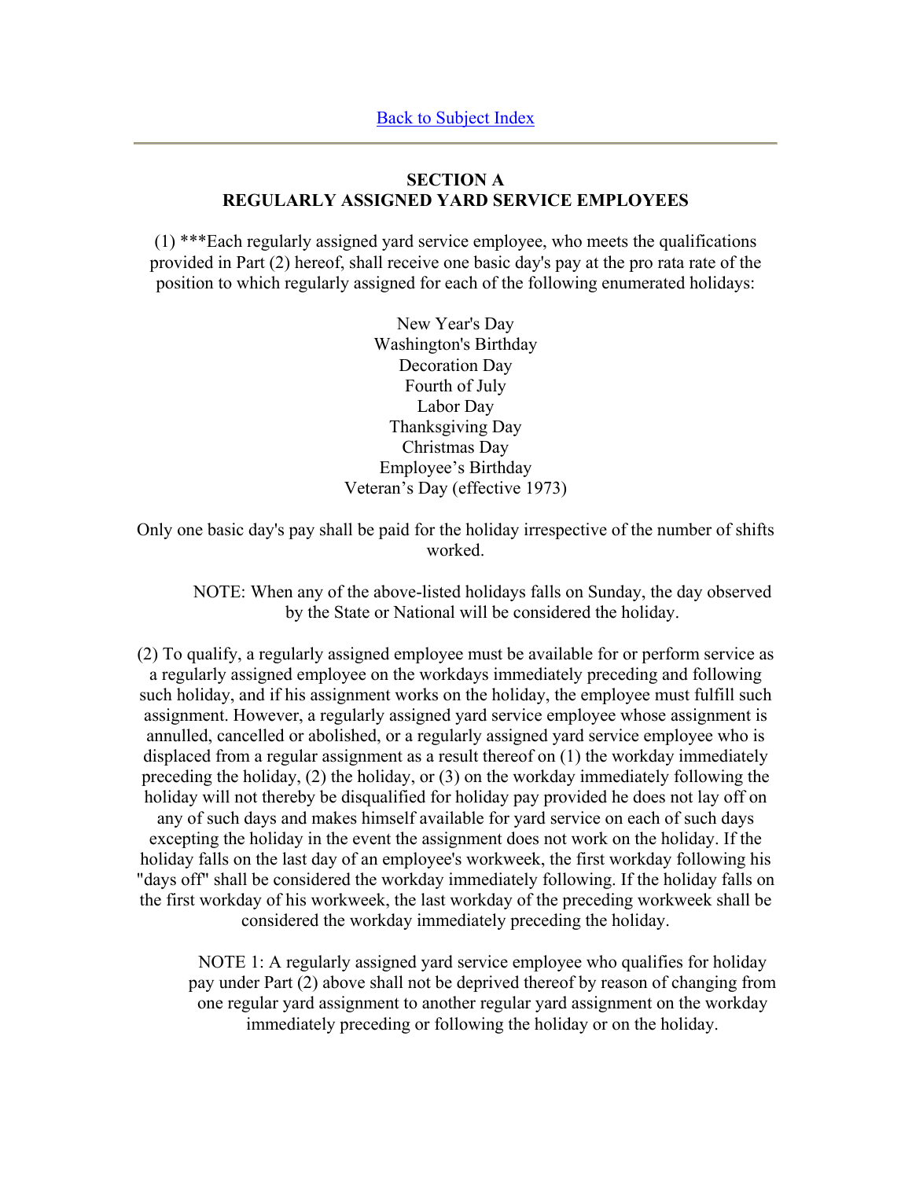Back to Subject Index

---

## SECTION A
## REGULARLY ASSIGNED YARD SERVICE EMPLOYEES

(1) ***Each regularly assigned yard service employee, who meets the qualifications provided in Part (2) hereof, shall receive one basic day's pay at the pro rata rate of the position to which regularly assigned for each of the following enumerated holidays:

New Year's Day
Washington's Birthday
Decoration Day
Fourth of July
Labor Day
Thanksgiving Day
Christmas Day
Employee's Birthday
Veteran's Day (effective 1973)

Only one basic day's pay shall be paid for the holiday irrespective of the number of shifts worked.

> NOTE: When any of the above-listed holidays falls on Sunday, the day observed by the State or National will be considered the holiday.

(2) To qualify, a regularly assigned employee must be available for or perform service as a regularly assigned employee on the workdays immediately preceding and following such holiday, and if his assignment works on the holiday, the employee must fulfill such assignment. However, a regularly assigned yard service employee whose assignment is annulled, cancelled or abolished, or a regularly assigned yard service employee who is displaced from a regular assignment as a result thereof on (1) the workday immediately preceding the holiday, (2) the holiday, or (3) on the workday immediately following the holiday will not thereby be disqualified for holiday pay provided he does not lay off on any of such days and makes himself available for yard service on each of such days excepting the holiday in the event the assignment does not work on the holiday. If the holiday falls on the last day of an employee's workweek, the first workday following his "days off" shall be considered the workday immediately following. If the holiday falls on the first workday of his workweek, the last workday of the preceding workweek shall be considered the workday immediately preceding the holiday.

> NOTE 1: A regularly assigned yard service employee who qualifies for holiday pay under Part (2) above shall not be deprived thereof by reason of changing from one regular yard assignment to another regular yard assignment on the workday immediately preceding or following the holiday or on the holiday.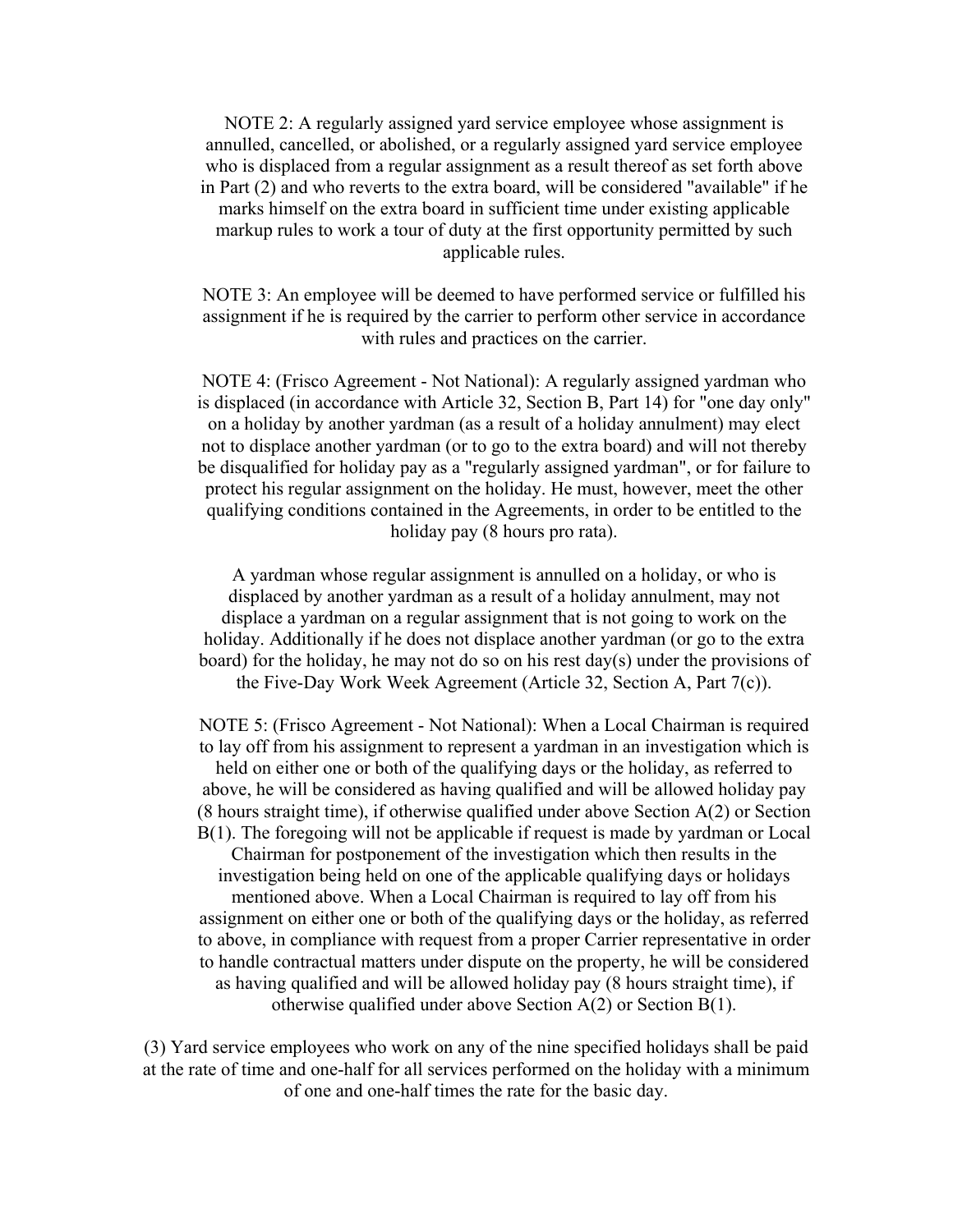NOTE 2: A regularly assigned yard service employee whose assignment is annulled, cancelled, or abolished, or a regularly assigned yard service employee who is displaced from a regular assignment as a result thereof as set forth above in Part (2) and who reverts to the extra board, will be considered "available" if he marks himself on the extra board in sufficient time under existing applicable markup rules to work a tour of duty at the first opportunity permitted by such applicable rules.

NOTE 3: An employee will be deemed to have performed service or fulfilled his assignment if he is required by the carrier to perform other service in accordance with rules and practices on the carrier.

NOTE 4: (Frisco Agreement - Not National): A regularly assigned yardman who is displaced (in accordance with Article 32, Section B, Part 14) for "one day only" on a holiday by another yardman (as a result of a holiday annulment) may elect not to displace another yardman (or to go to the extra board) and will not thereby be disqualified for holiday pay as a "regularly assigned yardman", or for failure to protect his regular assignment on the holiday. He must, however, meet the other qualifying conditions contained in the Agreements, in order to be entitled to the holiday pay (8 hours pro rata).

A yardman whose regular assignment is annulled on a holiday, or who is displaced by another yardman as a result of a holiday annulment, may not displace a yardman on a regular assignment that is not going to work on the holiday. Additionally if he does not displace another yardman (or go to the extra board) for the holiday, he may not do so on his rest day(s) under the provisions of the Five-Day Work Week Agreement (Article 32, Section A, Part 7(c)).

NOTE 5: (Frisco Agreement - Not National): When a Local Chairman is required to lay off from his assignment to represent a yardman in an investigation which is held on either one or both of the qualifying days or the holiday, as referred to above, he will be considered as having qualified and will be allowed holiday pay (8 hours straight time), if otherwise qualified under above Section A(2) or Section B(1). The foregoing will not be applicable if request is made by yardman or Local Chairman for postponement of the investigation which then results in the investigation being held on one of the applicable qualifying days or holidays mentioned above. When a Local Chairman is required to lay off from his assignment on either one or both of the qualifying days or the holiday, as referred to above, in compliance with request from a proper Carrier representative in order to handle contractual matters under dispute on the property, he will be considered as having qualified and will be allowed holiday pay (8 hours straight time), if otherwise qualified under above Section A(2) or Section B(1).

(3) Yard service employees who work on any of the nine specified holidays shall be paid at the rate of time and one-half for all services performed on the holiday with a minimum of one and one-half times the rate for the basic day.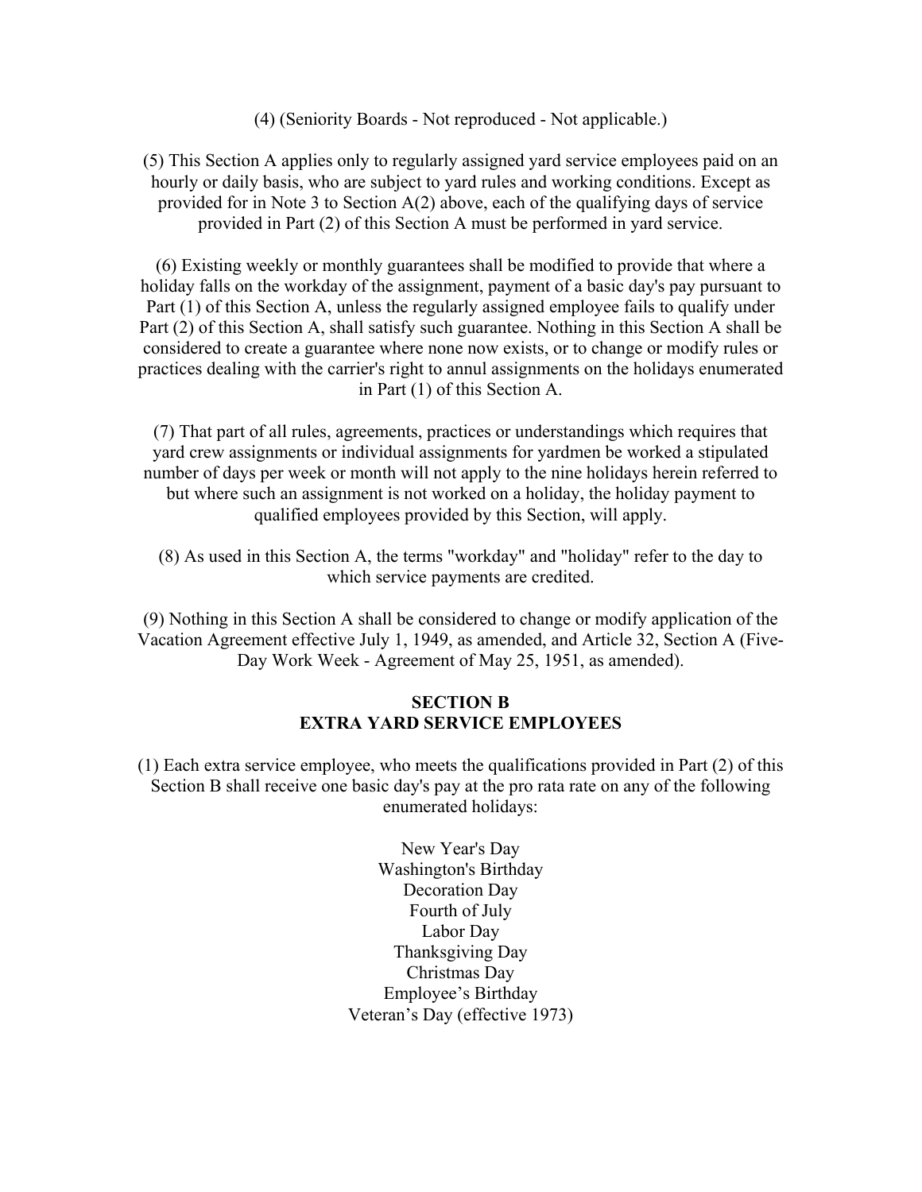(4) (Seniority Boards - Not reproduced - Not applicable.)

(5) This Section A applies only to regularly assigned yard service employees paid on an hourly or daily basis, who are subject to yard rules and working conditions. Except as provided for in Note 3 to Section A(2) above, each of the qualifying days of service provided in Part (2) of this Section A must be performed in yard service.

(6) Existing weekly or monthly guarantees shall be modified to provide that where a holiday falls on the workday of the assignment, payment of a basic day's pay pursuant to Part (1) of this Section A, unless the regularly assigned employee fails to qualify under Part (2) of this Section A, shall satisfy such guarantee. Nothing in this Section A shall be considered to create a guarantee where none now exists, or to change or modify rules or practices dealing with the carrier's right to annul assignments on the holidays enumerated in Part (1) of this Section A.

(7) That part of all rules, agreements, practices or understandings which requires that yard crew assignments or individual assignments for yardmen be worked a stipulated number of days per week or month will not apply to the nine holidays herein referred to but where such an assignment is not worked on a holiday, the holiday payment to qualified employees provided by this Section, will apply.

(8) As used in this Section A, the terms "workday" and "holiday" refer to the day to which service payments are credited.

(9) Nothing in this Section A shall be considered to change or modify application of the Vacation Agreement effective July 1, 1949, as amended, and Article 32, Section A (Five-Day Work Week - Agreement of May 25, 1951, as amended).

## SECTION B
## EXTRA YARD SERVICE EMPLOYEES

(1) Each extra service employee, who meets the qualifications provided in Part (2) of this Section B shall receive one basic day's pay at the pro rata rate on any of the following enumerated holidays:

New Year's Day
Washington's Birthday
Decoration Day
Fourth of July
Labor Day
Thanksgiving Day
Christmas Day
Employee's Birthday
Veteran's Day (effective 1973)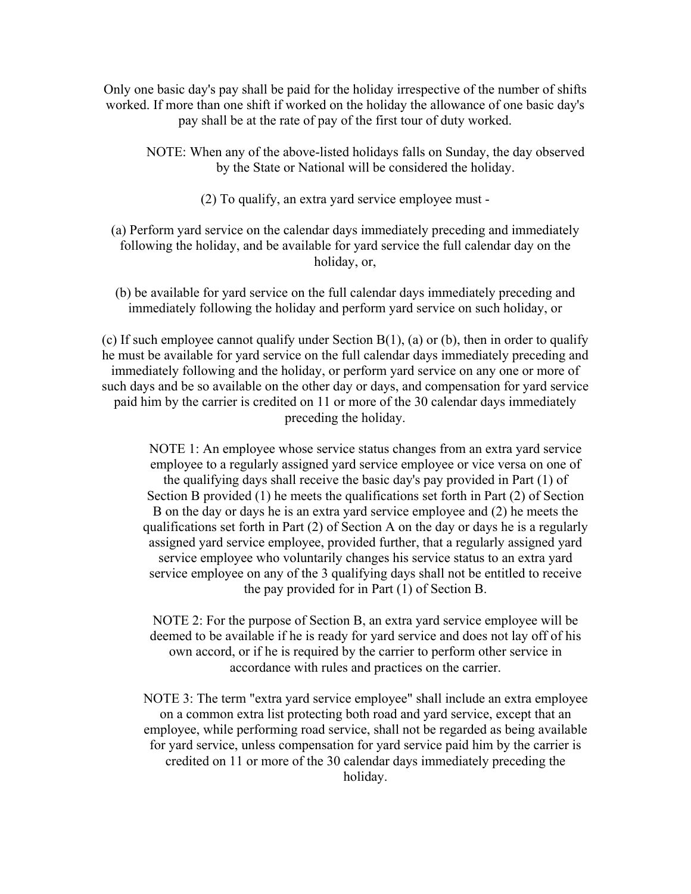Only one basic day's pay shall be paid for the holiday irrespective of the number of shifts worked. If more than one shift if worked on the holiday the allowance of one basic day's pay shall be at the rate of pay of the first tour of duty worked.

> NOTE: When any of the above-listed holidays falls on Sunday, the day observed by the State or National will be considered the holiday.

(2) To qualify, an extra yard service employee must -

(a) Perform yard service on the calendar days immediately preceding and immediately following the holiday, and be available for yard service the full calendar day on the holiday, or,

(b) be available for yard service on the full calendar days immediately preceding and immediately following the holiday and perform yard service on such holiday, or

(c) If such employee cannot qualify under Section B(1), (a) or (b), then in order to qualify he must be available for yard service on the full calendar days immediately preceding and immediately following and the holiday, or perform yard service on any one or more of such days and be so available on the other day or days, and compensation for yard service paid him by the carrier is credited on 11 or more of the 30 calendar days immediately preceding the holiday.

> NOTE 1: An employee whose service status changes from an extra yard service employee to a regularly assigned yard service employee or vice versa on one of the qualifying days shall receive the basic day's pay provided in Part (1) of Section B provided (1) he meets the qualifications set forth in Part (2) of Section B on the day or days he is an extra yard service employee and (2) he meets the qualifications set forth in Part (2) of Section A on the day or days he is a regularly assigned yard service employee, provided further, that a regularly assigned yard service employee who voluntarily changes his service status to an extra yard service employee on any of the 3 qualifying days shall not be entitled to receive the pay provided for in Part (1) of Section B.

> NOTE 2: For the purpose of Section B, an extra yard service employee will be deemed to be available if he is ready for yard service and does not lay off of his own accord, or if he is required by the carrier to perform other service in accordance with rules and practices on the carrier.

> NOTE 3: The term "extra yard service employee" shall include an extra employee on a common extra list protecting both road and yard service, except that an employee, while performing road service, shall not be regarded as being available for yard service, unless compensation for yard service paid him by the carrier is credited on 11 or more of the 30 calendar days immediately preceding the holiday.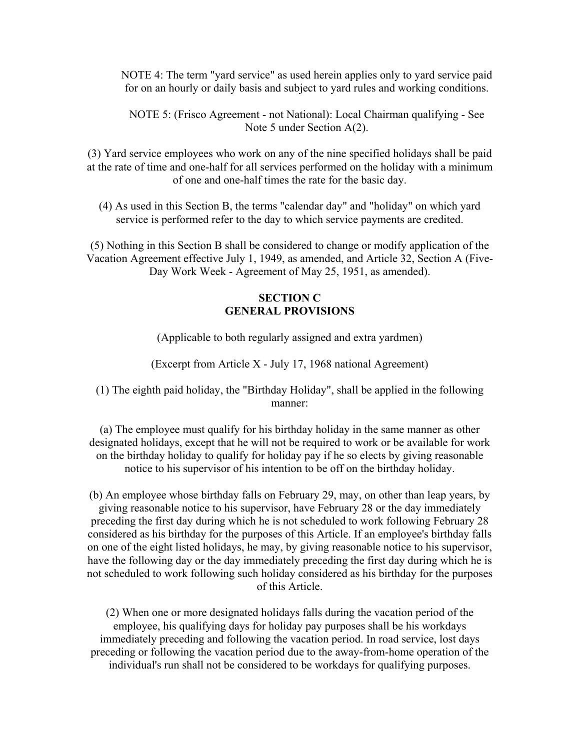NOTE 4: The term "yard service" as used herein applies only to yard service paid for on an hourly or daily basis and subject to yard rules and working conditions.

NOTE 5: (Frisco Agreement - not National): Local Chairman qualifying - See Note 5 under Section A(2).

(3) Yard service employees who work on any of the nine specified holidays shall be paid at the rate of time and one-half for all services performed on the holiday with a minimum of one and one-half times the rate for the basic day.

(4) As used in this Section B, the terms "calendar day" and "holiday" on which yard service is performed refer to the day to which service payments are credited.

(5) Nothing in this Section B shall be considered to change or modify application of the Vacation Agreement effective July 1, 1949, as amended, and Article 32, Section A (Five-Day Work Week - Agreement of May 25, 1951, as amended).

## SECTION C
## GENERAL PROVISIONS

(Applicable to both regularly assigned and extra yardmen)

(Excerpt from Article X - July 17, 1968 national Agreement)

(1) The eighth paid holiday, the "Birthday Holiday", shall be applied in the following manner:

(a) The employee must qualify for his birthday holiday in the same manner as other designated holidays, except that he will not be required to work or be available for work on the birthday holiday to qualify for holiday pay if he so elects by giving reasonable notice to his supervisor of his intention to be off on the birthday holiday.

(b) An employee whose birthday falls on February 29, may, on other than leap years, by giving reasonable notice to his supervisor, have February 28 or the day immediately preceding the first day during which he is not scheduled to work following February 28 considered as his birthday for the purposes of this Article. If an employee's birthday falls on one of the eight listed holidays, he may, by giving reasonable notice to his supervisor, have the following day or the day immediately preceding the first day during which he is not scheduled to work following such holiday considered as his birthday for the purposes of this Article.

(2) When one or more designated holidays falls during the vacation period of the employee, his qualifying days for holiday pay purposes shall be his workdays immediately preceding and following the vacation period. In road service, lost days preceding or following the vacation period due to the away-from-home operation of the individual's run shall not be considered to be workdays for qualifying purposes.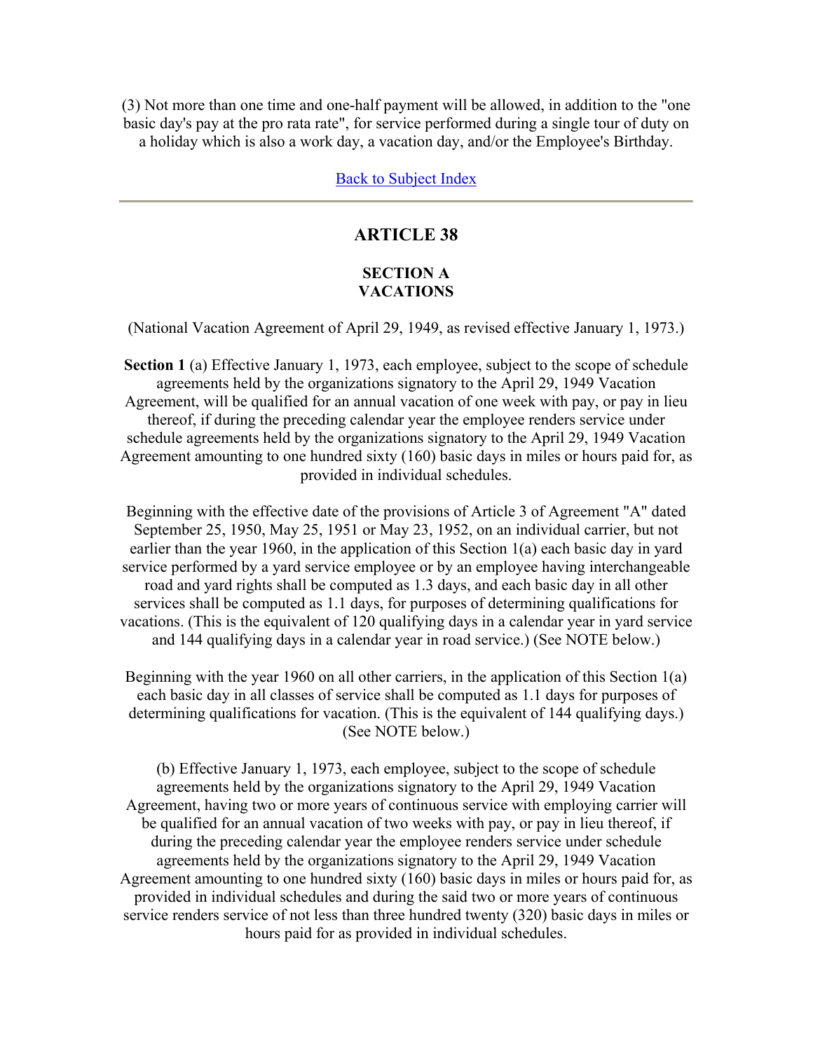(3) Not more than one time and one-half payment will be allowed, in addition to the "one basic day's pay at the pro rata rate", for service performed during a single tour of duty on a holiday which is also a work day, a vacation day, and/or the Employee's Birthday.

Back to Subject Index

---

## ARTICLE 38

### SECTION A
### VACATIONS

(National Vacation Agreement of April 29, 1949, as revised effective January 1, 1973.)

**Section 1** (a) Effective January 1, 1973, each employee, subject to the scope of schedule agreements held by the organizations signatory to the April 29, 1949 Vacation Agreement, will be qualified for an annual vacation of one week with pay, or pay in lieu thereof, if during the preceding calendar year the employee renders service under schedule agreements held by the organizations signatory to the April 29, 1949 Vacation Agreement amounting to one hundred sixty (160) basic days in miles or hours paid for, as provided in individual schedules.

Beginning with the effective date of the provisions of Article 3 of Agreement "A" dated September 25, 1950, May 25, 1951 or May 23, 1952, on an individual carrier, but not earlier than the year 1960, in the application of this Section 1(a) each basic day in yard service performed by a yard service employee or by an employee having interchangeable road and yard rights shall be computed as 1.3 days, and each basic day in all other services shall be computed as 1.1 days, for purposes of determining qualifications for vacations. (This is the equivalent of 120 qualifying days in a calendar year in yard service and 144 qualifying days in a calendar year in road service.) (See NOTE below.)

Beginning with the year 1960 on all other carriers, in the application of this Section 1(a) each basic day in all classes of service shall be computed as 1.1 days for purposes of determining qualifications for vacation. (This is the equivalent of 144 qualifying days.) (See NOTE below.)

(b) Effective January 1, 1973, each employee, subject to the scope of schedule agreements held by the organizations signatory to the April 29, 1949 Vacation Agreement, having two or more years of continuous service with employing carrier will be qualified for an annual vacation of two weeks with pay, or pay in lieu thereof, if during the preceding calendar year the employee renders service under schedule agreements held by the organizations signatory to the April 29, 1949 Vacation Agreement amounting to one hundred sixty (160) basic days in miles or hours paid for, as provided in individual schedules and during the said two or more years of continuous service renders service of not less than three hundred twenty (320) basic days in miles or hours paid for as provided in individual schedules.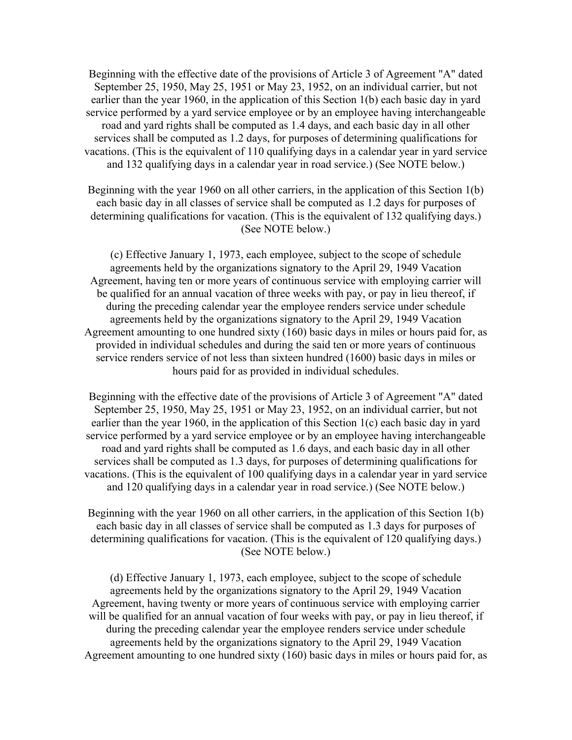Beginning with the effective date of the provisions of Article 3 of Agreement "A" dated September 25, 1950, May 25, 1951 or May 23, 1952, on an individual carrier, but not earlier than the year 1960, in the application of this Section 1(b) each basic day in yard service performed by a yard service employee or by an employee having interchangeable road and yard rights shall be computed as 1.4 days, and each basic day in all other services shall be computed as 1.2 days, for purposes of determining qualifications for vacations. (This is the equivalent of 110 qualifying days in a calendar year in yard service and 132 qualifying days in a calendar year in road service.) (See NOTE below.)

Beginning with the year 1960 on all other carriers, in the application of this Section 1(b) each basic day in all classes of service shall be computed as 1.2 days for purposes of determining qualifications for vacation. (This is the equivalent of 132 qualifying days.) (See NOTE below.)

(c) Effective January 1, 1973, each employee, subject to the scope of schedule agreements held by the organizations signatory to the April 29, 1949 Vacation Agreement, having ten or more years of continuous service with employing carrier will be qualified for an annual vacation of three weeks with pay, or pay in lieu thereof, if during the preceding calendar year the employee renders service under schedule agreements held by the organizations signatory to the April 29, 1949 Vacation Agreement amounting to one hundred sixty (160) basic days in miles or hours paid for, as provided in individual schedules and during the said ten or more years of continuous service renders service of not less than sixteen hundred (1600) basic days in miles or hours paid for as provided in individual schedules.

Beginning with the effective date of the provisions of Article 3 of Agreement "A" dated September 25, 1950, May 25, 1951 or May 23, 1952, on an individual carrier, but not earlier than the year 1960, in the application of this Section 1(c) each basic day in yard service performed by a yard service employee or by an employee having interchangeable road and yard rights shall be computed as 1.6 days, and each basic day in all other services shall be computed as 1.3 days, for purposes of determining qualifications for vacations. (This is the equivalent of 100 qualifying days in a calendar year in yard service and 120 qualifying days in a calendar year in road service.) (See NOTE below.)

Beginning with the year 1960 on all other carriers, in the application of this Section 1(b) each basic day in all classes of service shall be computed as 1.3 days for purposes of determining qualifications for vacation. (This is the equivalent of 120 qualifying days.) (See NOTE below.)

(d) Effective January 1, 1973, each employee, subject to the scope of schedule agreements held by the organizations signatory to the April 29, 1949 Vacation Agreement, having twenty or more years of continuous service with employing carrier will be qualified for an annual vacation of four weeks with pay, or pay in lieu thereof, if during the preceding calendar year the employee renders service under schedule agreements held by the organizations signatory to the April 29, 1949 Vacation Agreement amounting to one hundred sixty (160) basic days in miles or hours paid for, as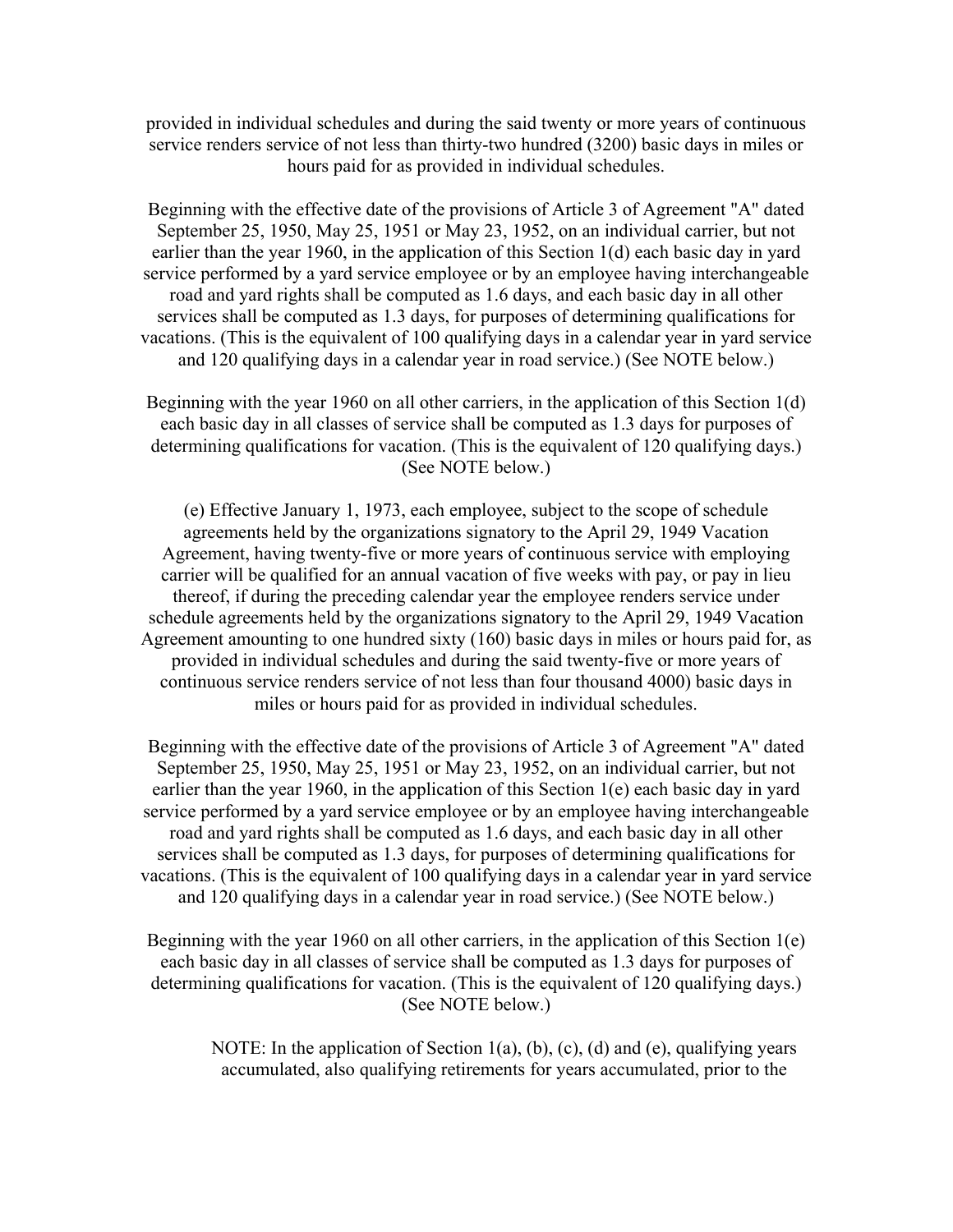provided in individual schedules and during the said twenty or more years of continuous service renders service of not less than thirty-two hundred (3200) basic days in miles or hours paid for as provided in individual schedules.

Beginning with the effective date of the provisions of Article 3 of Agreement "A" dated September 25, 1950, May 25, 1951 or May 23, 1952, on an individual carrier, but not earlier than the year 1960, in the application of this Section 1(d) each basic day in yard service performed by a yard service employee or by an employee having interchangeable road and yard rights shall be computed as 1.6 days, and each basic day in all other services shall be computed as 1.3 days, for purposes of determining qualifications for vacations. (This is the equivalent of 100 qualifying days in a calendar year in yard service and 120 qualifying days in a calendar year in road service.) (See NOTE below.)

Beginning with the year 1960 on all other carriers, in the application of this Section 1(d) each basic day in all classes of service shall be computed as 1.3 days for purposes of determining qualifications for vacation. (This is the equivalent of 120 qualifying days.) (See NOTE below.)

(e) Effective January 1, 1973, each employee, subject to the scope of schedule agreements held by the organizations signatory to the April 29, 1949 Vacation Agreement, having twenty-five or more years of continuous service with employing carrier will be qualified for an annual vacation of five weeks with pay, or pay in lieu thereof, if during the preceding calendar year the employee renders service under schedule agreements held by the organizations signatory to the April 29, 1949 Vacation Agreement amounting to one hundred sixty (160) basic days in miles or hours paid for, as provided in individual schedules and during the said twenty-five or more years of continuous service renders service of not less than four thousand 4000) basic days in miles or hours paid for as provided in individual schedules.

Beginning with the effective date of the provisions of Article 3 of Agreement "A" dated September 25, 1950, May 25, 1951 or May 23, 1952, on an individual carrier, but not earlier than the year 1960, in the application of this Section 1(e) each basic day in yard service performed by a yard service employee or by an employee having interchangeable road and yard rights shall be computed as 1.6 days, and each basic day in all other services shall be computed as 1.3 days, for purposes of determining qualifications for vacations. (This is the equivalent of 100 qualifying days in a calendar year in yard service and 120 qualifying days in a calendar year in road service.) (See NOTE below.)

Beginning with the year 1960 on all other carriers, in the application of this Section 1(e) each basic day in all classes of service shall be computed as 1.3 days for purposes of determining qualifications for vacation. (This is the equivalent of 120 qualifying days.) (See NOTE below.)

> NOTE: In the application of Section 1(a), (b), (c), (d) and (e), qualifying years accumulated, also qualifying retirements for years accumulated, prior to the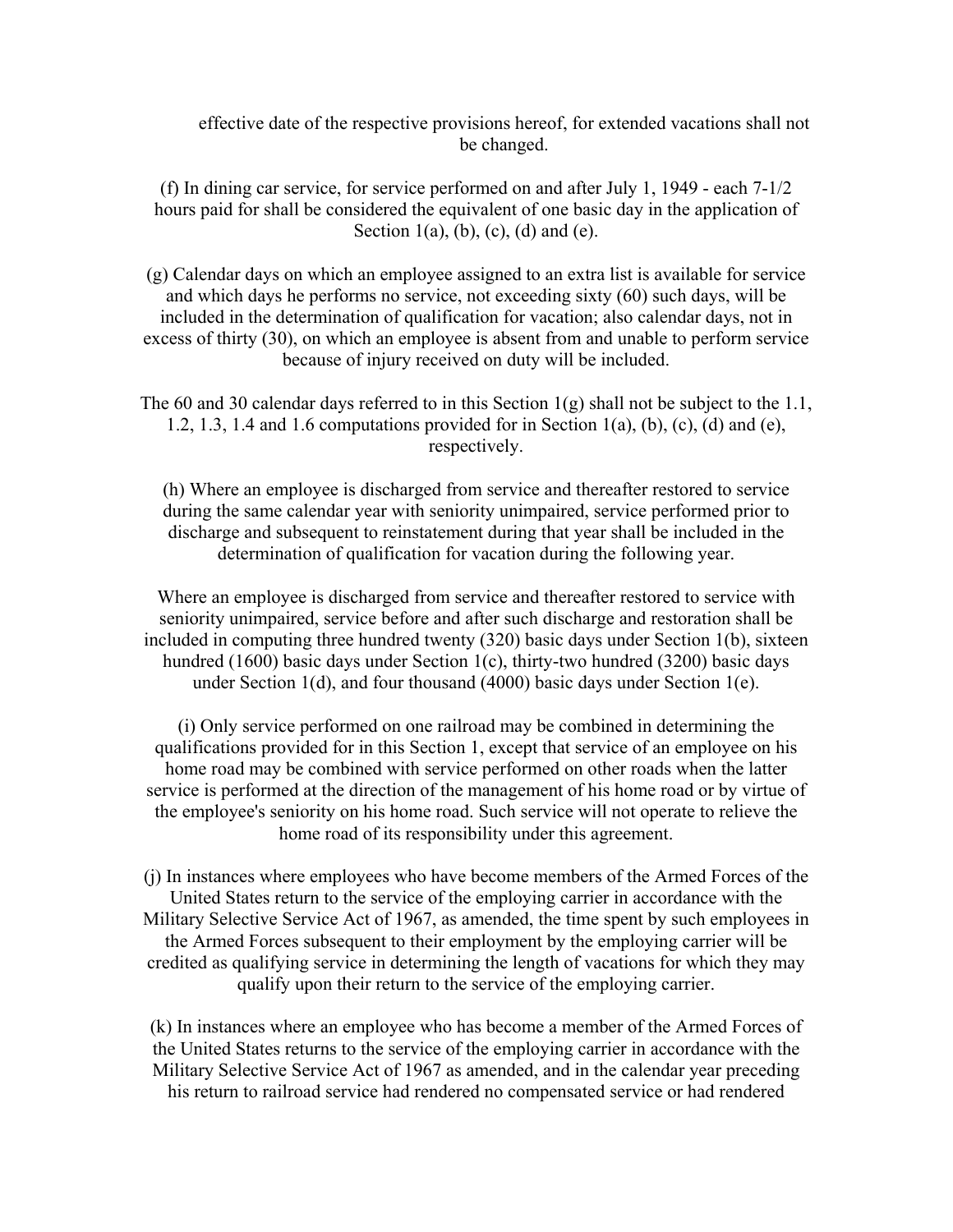effective date of the respective provisions hereof, for extended vacations shall not be changed.

(f) In dining car service, for service performed on and after July 1, 1949 - each 7-1/2 hours paid for shall be considered the equivalent of one basic day in the application of Section 1(a), (b), (c), (d) and (e).

(g) Calendar days on which an employee assigned to an extra list is available for service and which days he performs no service, not exceeding sixty (60) such days, will be included in the determination of qualification for vacation; also calendar days, not in excess of thirty (30), on which an employee is absent from and unable to perform service because of injury received on duty will be included.

The 60 and 30 calendar days referred to in this Section 1(g) shall not be subject to the 1.1, 1.2, 1.3, 1.4 and 1.6 computations provided for in Section 1(a), (b), (c), (d) and (e), respectively.

(h) Where an employee is discharged from service and thereafter restored to service during the same calendar year with seniority unimpaired, service performed prior to discharge and subsequent to reinstatement during that year shall be included in the determination of qualification for vacation during the following year.

Where an employee is discharged from service and thereafter restored to service with seniority unimpaired, service before and after such discharge and restoration shall be included in computing three hundred twenty (320) basic days under Section 1(b), sixteen hundred (1600) basic days under Section 1(c), thirty-two hundred (3200) basic days under Section 1(d), and four thousand (4000) basic days under Section 1(e).

(i) Only service performed on one railroad may be combined in determining the qualifications provided for in this Section 1, except that service of an employee on his home road may be combined with service performed on other roads when the latter service is performed at the direction of the management of his home road or by virtue of the employee's seniority on his home road. Such service will not operate to relieve the home road of its responsibility under this agreement.

(j) In instances where employees who have become members of the Armed Forces of the United States return to the service of the employing carrier in accordance with the Military Selective Service Act of 1967, as amended, the time spent by such employees in the Armed Forces subsequent to their employment by the employing carrier will be credited as qualifying service in determining the length of vacations for which they may qualify upon their return to the service of the employing carrier.

(k) In instances where an employee who has become a member of the Armed Forces of the United States returns to the service of the employing carrier in accordance with the Military Selective Service Act of 1967 as amended, and in the calendar year preceding his return to railroad service had rendered no compensated service or had rendered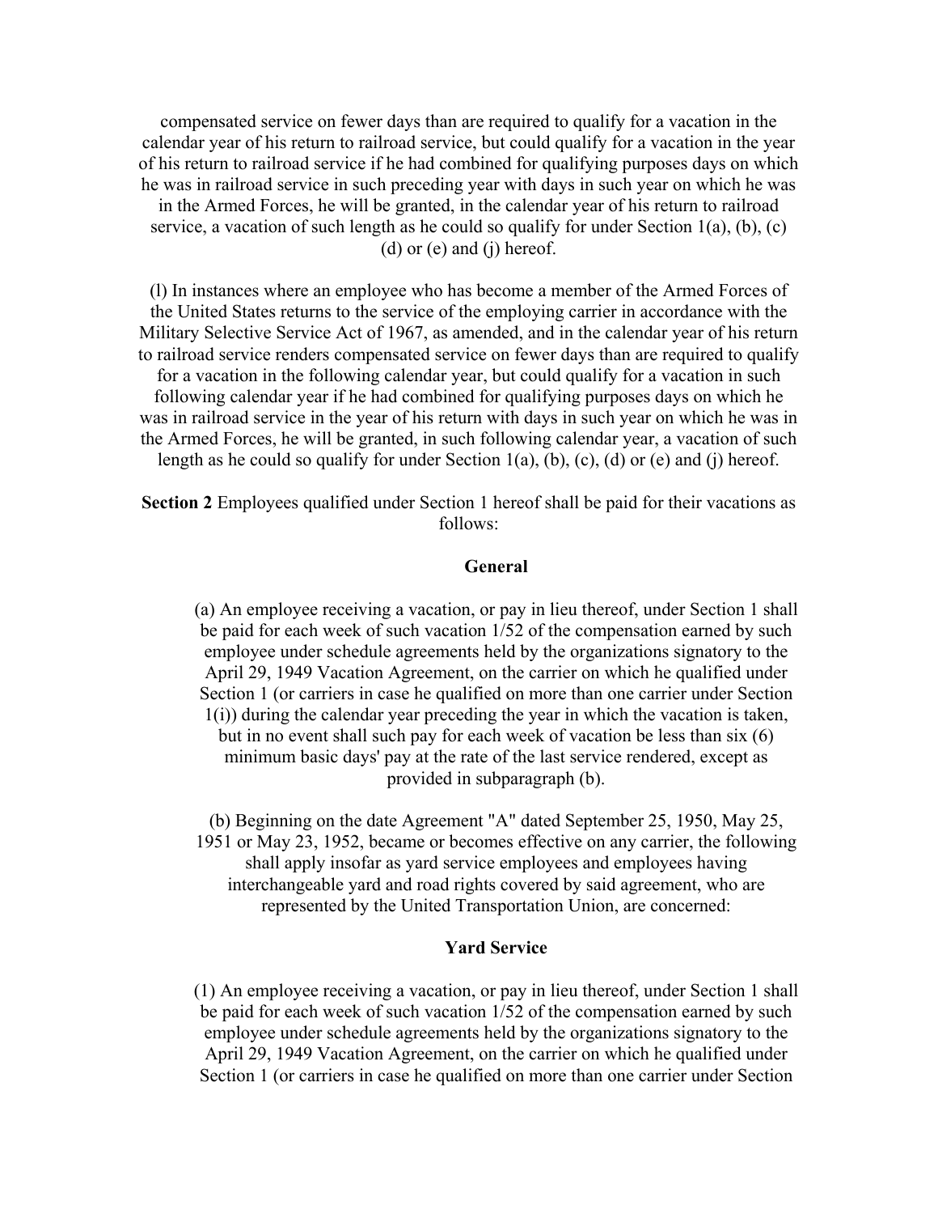compensated service on fewer days than are required to qualify for a vacation in the calendar year of his return to railroad service, but could qualify for a vacation in the year of his return to railroad service if he had combined for qualifying purposes days on which he was in railroad service in such preceding year with days in such year on which he was in the Armed Forces, he will be granted, in the calendar year of his return to railroad service, a vacation of such length as he could so qualify for under Section 1(a), (b), (c) (d) or (e) and (j) hereof.

(l) In instances where an employee who has become a member of the Armed Forces of the United States returns to the service of the employing carrier in accordance with the Military Selective Service Act of 1967, as amended, and in the calendar year of his return to railroad service renders compensated service on fewer days than are required to qualify for a vacation in the following calendar year, but could qualify for a vacation in such following calendar year if he had combined for qualifying purposes days on which he was in railroad service in the year of his return with days in such year on which he was in the Armed Forces, he will be granted, in such following calendar year, a vacation of such length as he could so qualify for under Section 1(a), (b), (c), (d) or (e) and (j) hereof.

**Section 2** Employees qualified under Section 1 hereof shall be paid for their vacations as follows:

**General**

(a) An employee receiving a vacation, or pay in lieu thereof, under Section 1 shall be paid for each week of such vacation 1/52 of the compensation earned by such employee under schedule agreements held by the organizations signatory to the April 29, 1949 Vacation Agreement, on the carrier on which he qualified under Section 1 (or carriers in case he qualified on more than one carrier under Section 1(i)) during the calendar year preceding the year in which the vacation is taken, but in no event shall such pay for each week of vacation be less than six (6) minimum basic days' pay at the rate of the last service rendered, except as provided in subparagraph (b).

(b) Beginning on the date Agreement "A" dated September 25, 1950, May 25, 1951 or May 23, 1952, became or becomes effective on any carrier, the following shall apply insofar as yard service employees and employees having interchangeable yard and road rights covered by said agreement, who are represented by the United Transportation Union, are concerned:

**Yard Service**

(1) An employee receiving a vacation, or pay in lieu thereof, under Section 1 shall be paid for each week of such vacation 1/52 of the compensation earned by such employee under schedule agreements held by the organizations signatory to the April 29, 1949 Vacation Agreement, on the carrier on which he qualified under Section 1 (or carriers in case he qualified on more than one carrier under Section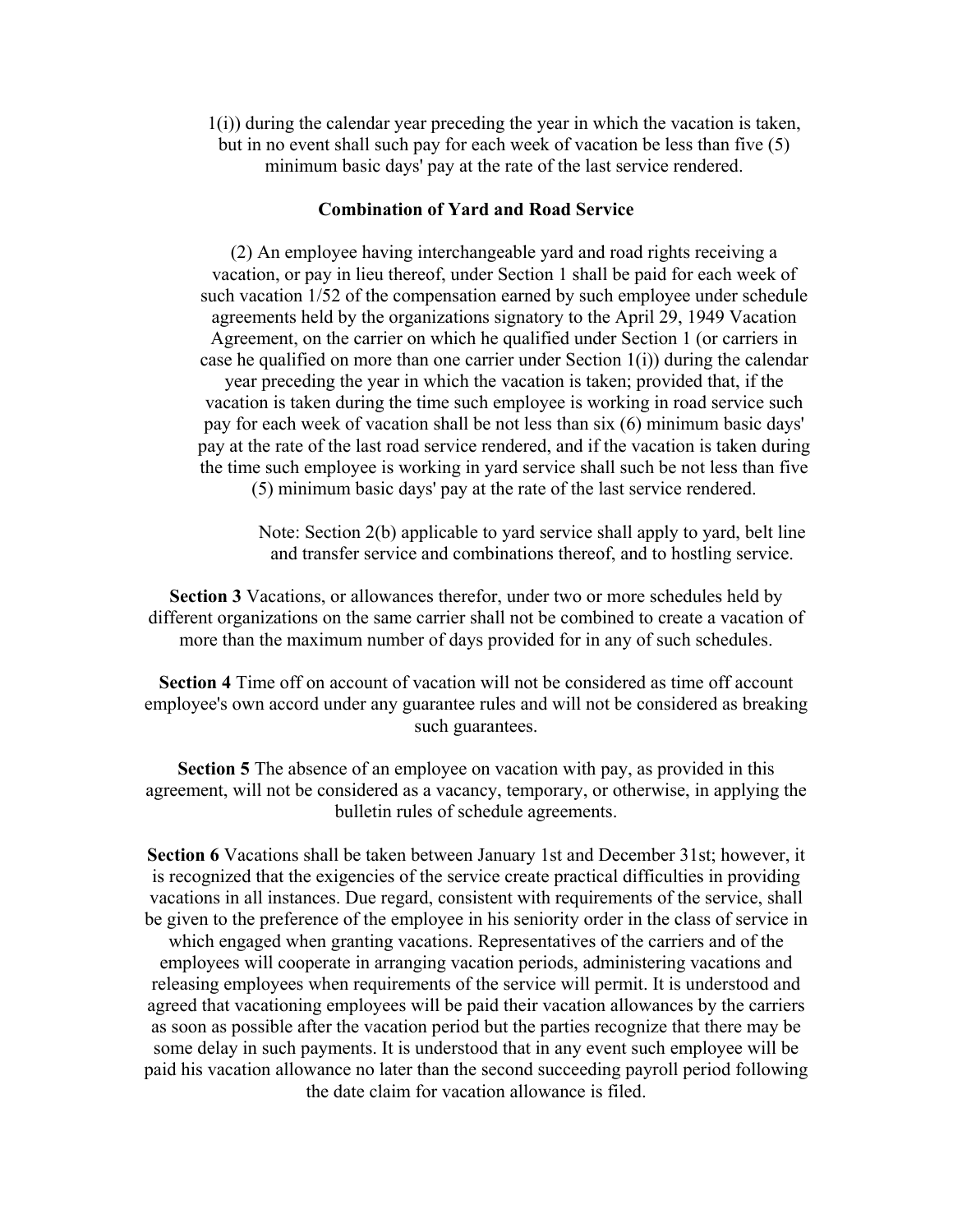1(i)) during the calendar year preceding the year in which the vacation is taken, but in no event shall such pay for each week of vacation be less than five (5) minimum basic days' pay at the rate of the last service rendered.

**Combination of Yard and Road Service**

(2) An employee having interchangeable yard and road rights receiving a vacation, or pay in lieu thereof, under Section 1 shall be paid for each week of such vacation 1/52 of the compensation earned by such employee under schedule agreements held by the organizations signatory to the April 29, 1949 Vacation Agreement, on the carrier on which he qualified under Section 1 (or carriers in case he qualified on more than one carrier under Section 1(i)) during the calendar year preceding the year in which the vacation is taken; provided that, if the vacation is taken during the time such employee is working in road service such pay for each week of vacation shall be not less than six (6) minimum basic days' pay at the rate of the last road service rendered, and if the vacation is taken during the time such employee is working in yard service shall such be not less than five (5) minimum basic days' pay at the rate of the last service rendered.

Note: Section 2(b) applicable to yard service shall apply to yard, belt line and transfer service and combinations thereof, and to hostling service.

**Section 3** Vacations, or allowances therefor, under two or more schedules held by different organizations on the same carrier shall not be combined to create a vacation of more than the maximum number of days provided for in any of such schedules.

**Section 4** Time off on account of vacation will not be considered as time off account employee's own accord under any guarantee rules and will not be considered as breaking such guarantees.

**Section 5** The absence of an employee on vacation with pay, as provided in this agreement, will not be considered as a vacancy, temporary, or otherwise, in applying the bulletin rules of schedule agreements.

**Section 6** Vacations shall be taken between January 1st and December 31st; however, it is recognized that the exigencies of the service create practical difficulties in providing vacations in all instances. Due regard, consistent with requirements of the service, shall be given to the preference of the employee in his seniority order in the class of service in which engaged when granting vacations. Representatives of the carriers and of the employees will cooperate in arranging vacation periods, administering vacations and releasing employees when requirements of the service will permit. It is understood and agreed that vacationing employees will be paid their vacation allowances by the carriers as soon as possible after the vacation period but the parties recognize that there may be some delay in such payments. It is understood that in any event such employee will be paid his vacation allowance no later than the second succeeding payroll period following the date claim for vacation allowance is filed.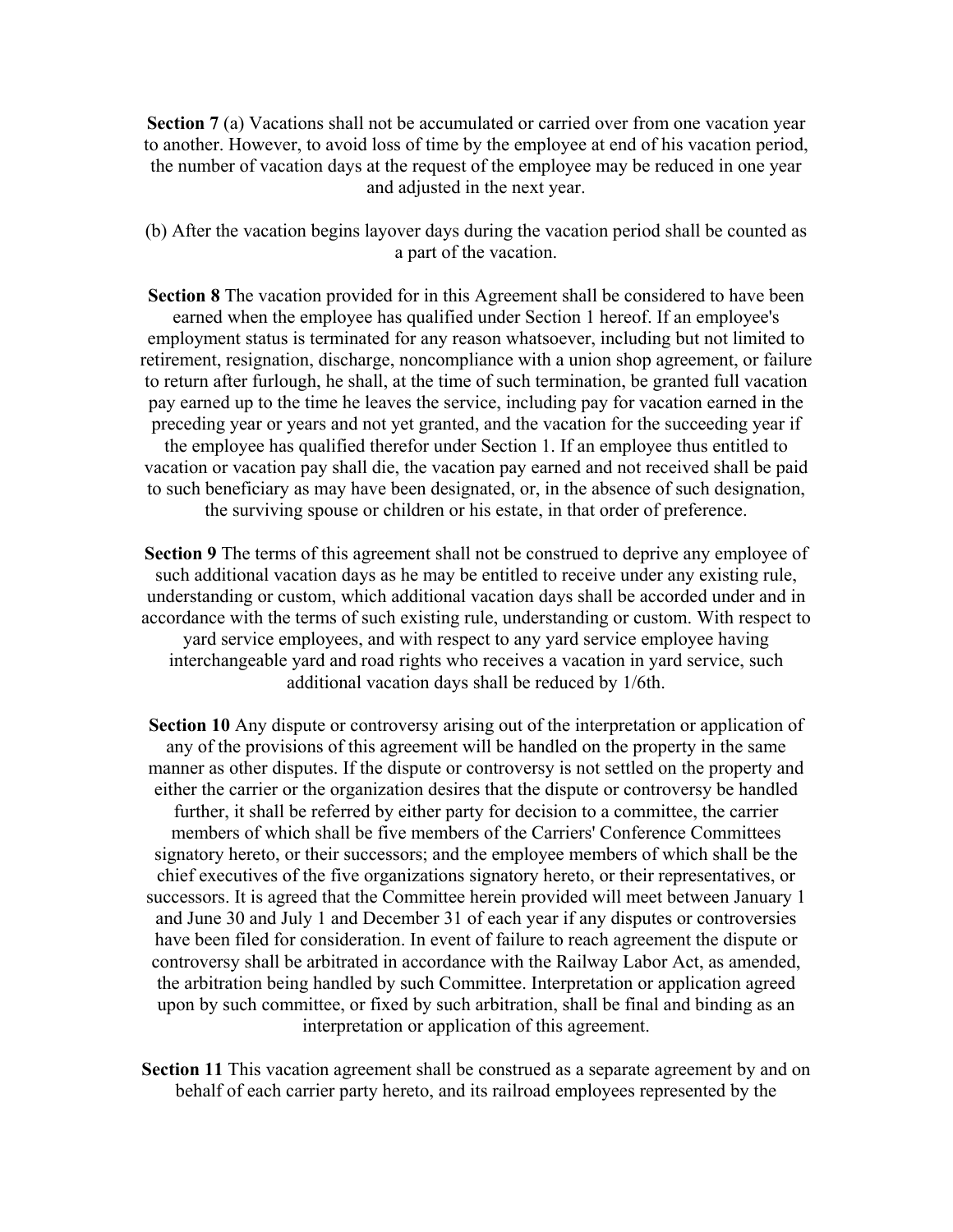**Section 7** (a) Vacations shall not be accumulated or carried over from one vacation year to another. However, to avoid loss of time by the employee at end of his vacation period, the number of vacation days at the request of the employee may be reduced in one year and adjusted in the next year.

(b) After the vacation begins layover days during the vacation period shall be counted as a part of the vacation.

**Section 8** The vacation provided for in this Agreement shall be considered to have been earned when the employee has qualified under Section 1 hereof. If an employee's employment status is terminated for any reason whatsoever, including but not limited to retirement, resignation, discharge, noncompliance with a union shop agreement, or failure to return after furlough, he shall, at the time of such termination, be granted full vacation pay earned up to the time he leaves the service, including pay for vacation earned in the preceding year or years and not yet granted, and the vacation for the succeeding year if the employee has qualified therefor under Section 1. If an employee thus entitled to vacation or vacation pay shall die, the vacation pay earned and not received shall be paid to such beneficiary as may have been designated, or, in the absence of such designation, the surviving spouse or children or his estate, in that order of preference.

**Section 9** The terms of this agreement shall not be construed to deprive any employee of such additional vacation days as he may be entitled to receive under any existing rule, understanding or custom, which additional vacation days shall be accorded under and in accordance with the terms of such existing rule, understanding or custom. With respect to yard service employees, and with respect to any yard service employee having interchangeable yard and road rights who receives a vacation in yard service, such additional vacation days shall be reduced by 1/6th.

**Section 10** Any dispute or controversy arising out of the interpretation or application of any of the provisions of this agreement will be handled on the property in the same manner as other disputes. If the dispute or controversy is not settled on the property and either the carrier or the organization desires that the dispute or controversy be handled further, it shall be referred by either party for decision to a committee, the carrier members of which shall be five members of the Carriers' Conference Committees signatory hereto, or their successors; and the employee members of which shall be the chief executives of the five organizations signatory hereto, or their representatives, or successors. It is agreed that the Committee herein provided will meet between January 1 and June 30 and July 1 and December 31 of each year if any disputes or controversies have been filed for consideration. In event of failure to reach agreement the dispute or controversy shall be arbitrated in accordance with the Railway Labor Act, as amended, the arbitration being handled by such Committee. Interpretation or application agreed upon by such committee, or fixed by such arbitration, shall be final and binding as an interpretation or application of this agreement.

**Section 11** This vacation agreement shall be construed as a separate agreement by and on behalf of each carrier party hereto, and its railroad employees represented by the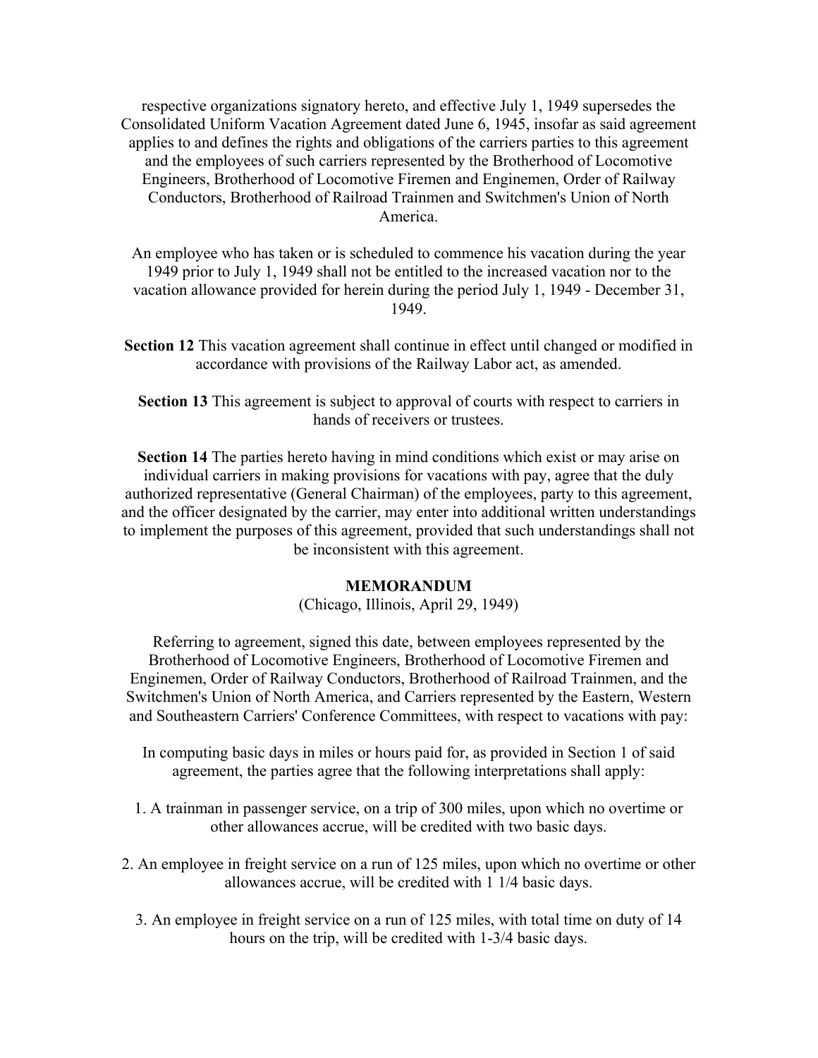respective organizations signatory hereto, and effective July 1, 1949 supersedes the Consolidated Uniform Vacation Agreement dated June 6, 1945, insofar as said agreement applies to and defines the rights and obligations of the carriers parties to this agreement and the employees of such carriers represented by the Brotherhood of Locomotive Engineers, Brotherhood of Locomotive Firemen and Enginemen, Order of Railway Conductors, Brotherhood of Railroad Trainmen and Switchmen's Union of North America.

An employee who has taken or is scheduled to commence his vacation during the year 1949 prior to July 1, 1949 shall not be entitled to the increased vacation nor to the vacation allowance provided for herein during the period July 1, 1949 - December 31, 1949.

**Section 12** This vacation agreement shall continue in effect until changed or modified in accordance with provisions of the Railway Labor act, as amended.

**Section 13** This agreement is subject to approval of courts with respect to carriers in hands of receivers or trustees.

**Section 14** The parties hereto having in mind conditions which exist or may arise on individual carriers in making provisions for vacations with pay, agree that the duly authorized representative (General Chairman) of the employees, party to this agreement, and the officer designated by the carrier, may enter into additional written understandings to implement the purposes of this agreement, provided that such understandings shall not be inconsistent with this agreement.

**MEMORANDUM**

(Chicago, Illinois, April 29, 1949)

Referring to agreement, signed this date, between employees represented by the Brotherhood of Locomotive Engineers, Brotherhood of Locomotive Firemen and Enginemen, Order of Railway Conductors, Brotherhood of Railroad Trainmen, and the Switchmen's Union of North America, and Carriers represented by the Eastern, Western and Southeastern Carriers' Conference Committees, with respect to vacations with pay:

In computing basic days in miles or hours paid for, as provided in Section 1 of said agreement, the parties agree that the following interpretations shall apply:

1. A trainman in passenger service, on a trip of 300 miles, upon which no overtime or other allowances accrue, will be credited with two basic days.

2. An employee in freight service on a run of 125 miles, upon which no overtime or other allowances accrue, will be credited with 1 1/4 basic days.

3. An employee in freight service on a run of 125 miles, with total time on duty of 14 hours on the trip, will be credited with 1-3/4 basic days.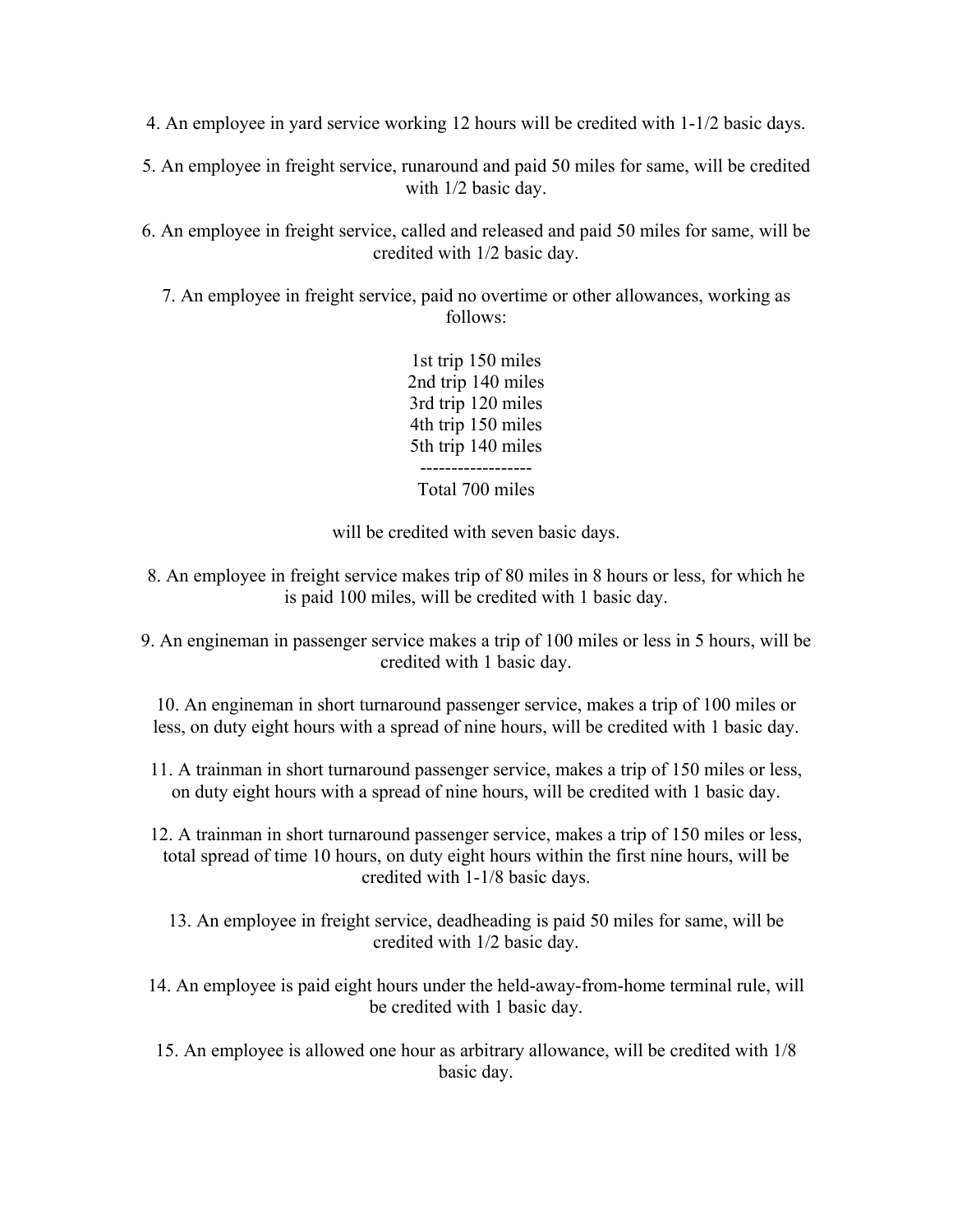4. An employee in yard service working 12 hours will be credited with 1-1/2 basic days.

5. An employee in freight service, runaround and paid 50 miles for same, will be credited with 1/2 basic day.

6. An employee in freight service, called and released and paid 50 miles for same, will be credited with 1/2 basic day.

7. An employee in freight service, paid no overtime or other allowances, working as follows:

1st trip 150 miles
2nd trip 140 miles
3rd trip 120 miles
4th trip 150 miles
5th trip 140 miles
------------------
Total 700 miles

will be credited with seven basic days.

8. An employee in freight service makes trip of 80 miles in 8 hours or less, for which he is paid 100 miles, will be credited with 1 basic day.

9. An engineman in passenger service makes a trip of 100 miles or less in 5 hours, will be credited with 1 basic day.

10. An engineman in short turnaround passenger service, makes a trip of 100 miles or less, on duty eight hours with a spread of nine hours, will be credited with 1 basic day.

11. A trainman in short turnaround passenger service, makes a trip of 150 miles or less, on duty eight hours with a spread of nine hours, will be credited with 1 basic day.

12. A trainman in short turnaround passenger service, makes a trip of 150 miles or less, total spread of time 10 hours, on duty eight hours within the first nine hours, will be credited with 1-1/8 basic days.

13. An employee in freight service, deadheading is paid 50 miles for same, will be credited with 1/2 basic day.

14. An employee is paid eight hours under the held-away-from-home terminal rule, will be credited with 1 basic day.

15. An employee is allowed one hour as arbitrary allowance, will be credited with 1/8 basic day.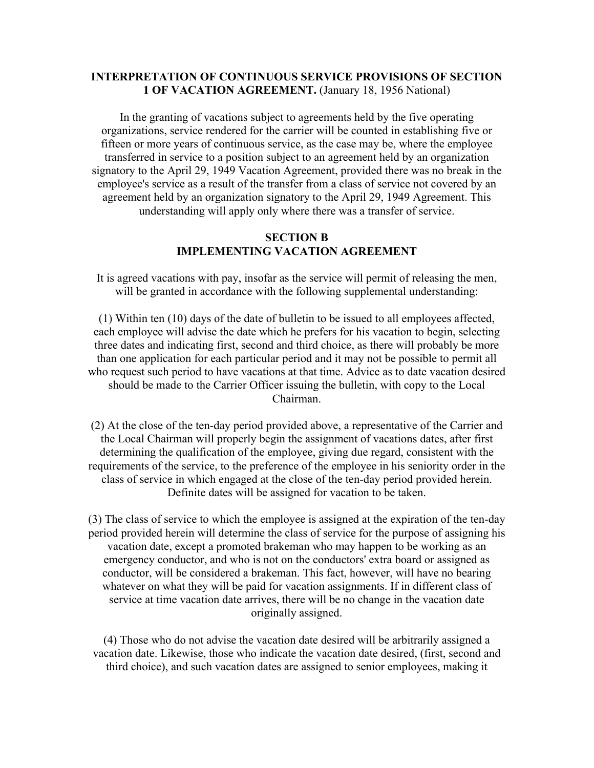**INTERPRETATION OF CONTINUOUS SERVICE PROVISIONS OF SECTION 1 OF VACATION AGREEMENT.** (January 18, 1956 National)

In the granting of vacations subject to agreements held by the five operating organizations, service rendered for the carrier will be counted in establishing five or fifteen or more years of continuous service, as the case may be, where the employee transferred in service to a position subject to an agreement held by an organization signatory to the April 29, 1949 Vacation Agreement, provided there was no break in the employee's service as a result of the transfer from a class of service not covered by an agreement held by an organization signatory to the April 29, 1949 Agreement. This understanding will apply only where there was a transfer of service.

## SECTION B
## IMPLEMENTING VACATION AGREEMENT

It is agreed vacations with pay, insofar as the service will permit of releasing the men, will be granted in accordance with the following supplemental understanding:

(1) Within ten (10) days of the date of bulletin to be issued to all employees affected, each employee will advise the date which he prefers for his vacation to begin, selecting three dates and indicating first, second and third choice, as there will probably be more than one application for each particular period and it may not be possible to permit all who request such period to have vacations at that time. Advice as to date vacation desired should be made to the Carrier Officer issuing the bulletin, with copy to the Local Chairman.

(2) At the close of the ten-day period provided above, a representative of the Carrier and the Local Chairman will properly begin the assignment of vacations dates, after first determining the qualification of the employee, giving due regard, consistent with the requirements of the service, to the preference of the employee in his seniority order in the class of service in which engaged at the close of the ten-day period provided herein. Definite dates will be assigned for vacation to be taken.

(3) The class of service to which the employee is assigned at the expiration of the ten-day period provided herein will determine the class of service for the purpose of assigning his vacation date, except a promoted brakeman who may happen to be working as an emergency conductor, and who is not on the conductors' extra board or assigned as conductor, will be considered a brakeman. This fact, however, will have no bearing whatever on what they will be paid for vacation assignments. If in different class of service at time vacation date arrives, there will be no change in the vacation date originally assigned.

(4) Those who do not advise the vacation date desired will be arbitrarily assigned a vacation date. Likewise, those who indicate the vacation date desired, (first, second and third choice), and such vacation dates are assigned to senior employees, making it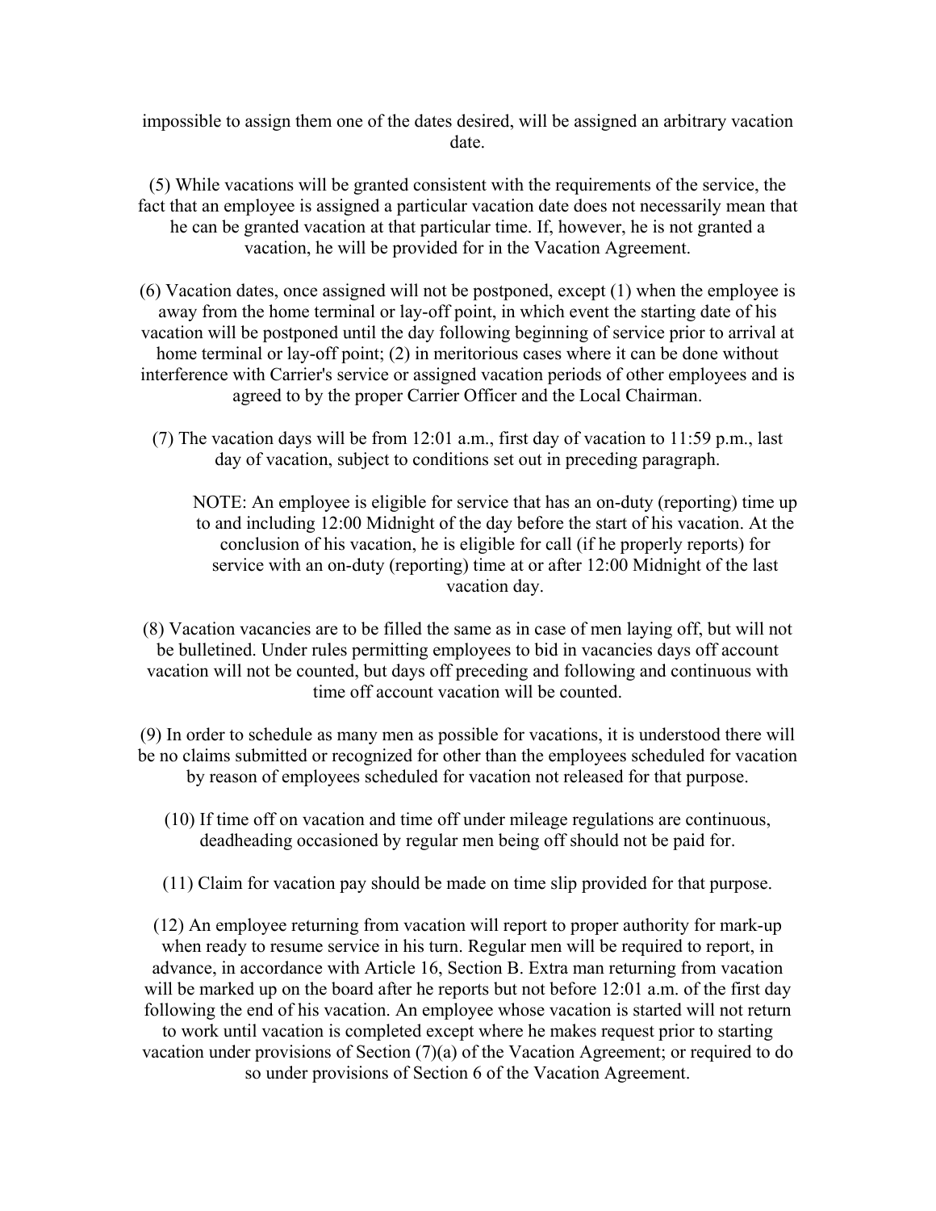impossible to assign them one of the dates desired, will be assigned an arbitrary vacation date.

(5) While vacations will be granted consistent with the requirements of the service, the fact that an employee is assigned a particular vacation date does not necessarily mean that he can be granted vacation at that particular time. If, however, he is not granted a vacation, he will be provided for in the Vacation Agreement.

(6) Vacation dates, once assigned will not be postponed, except (1) when the employee is away from the home terminal or lay-off point, in which event the starting date of his vacation will be postponed until the day following beginning of service prior to arrival at home terminal or lay-off point; (2) in meritorious cases where it can be done without interference with Carrier's service or assigned vacation periods of other employees and is agreed to by the proper Carrier Officer and the Local Chairman.

(7) The vacation days will be from 12:01 a.m., first day of vacation to 11:59 p.m., last day of vacation, subject to conditions set out in preceding paragraph.

> NOTE: An employee is eligible for service that has an on-duty (reporting) time up to and including 12:00 Midnight of the day before the start of his vacation. At the conclusion of his vacation, he is eligible for call (if he properly reports) for service with an on-duty (reporting) time at or after 12:00 Midnight of the last vacation day.

(8) Vacation vacancies are to be filled the same as in case of men laying off, but will not be bulletined. Under rules permitting employees to bid in vacancies days off account vacation will not be counted, but days off preceding and following and continuous with time off account vacation will be counted.

(9) In order to schedule as many men as possible for vacations, it is understood there will be no claims submitted or recognized for other than the employees scheduled for vacation by reason of employees scheduled for vacation not released for that purpose.

(10) If time off on vacation and time off under mileage regulations are continuous, deadheading occasioned by regular men being off should not be paid for.

(11) Claim for vacation pay should be made on time slip provided for that purpose.

(12) An employee returning from vacation will report to proper authority for mark-up when ready to resume service in his turn. Regular men will be required to report, in advance, in accordance with Article 16, Section B. Extra man returning from vacation will be marked up on the board after he reports but not before 12:01 a.m. of the first day following the end of his vacation. An employee whose vacation is started will not return to work until vacation is completed except where he makes request prior to starting vacation under provisions of Section (7)(a) of the Vacation Agreement; or required to do so under provisions of Section 6 of the Vacation Agreement.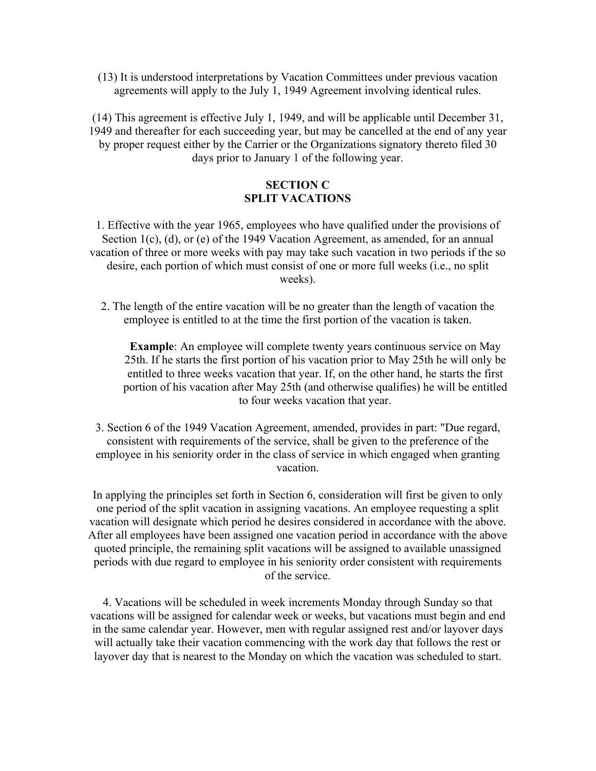(13) It is understood interpretations by Vacation Committees under previous vacation agreements will apply to the July 1, 1949 Agreement involving identical rules.

(14) This agreement is effective July 1, 1949, and will be applicable until December 31, 1949 and thereafter for each succeeding year, but may be cancelled at the end of any year by proper request either by the Carrier or the Organizations signatory thereto filed 30 days prior to January 1 of the following year.

## SECTION C
## SPLIT VACATIONS

1. Effective with the year 1965, employees who have qualified under the provisions of Section 1(c), (d), or (e) of the 1949 Vacation Agreement, as amended, for an annual vacation of three or more weeks with pay may take such vacation in two periods if the so desire, each portion of which must consist of one or more full weeks (i.e., no split weeks).

2. The length of the entire vacation will be no greater than the length of vacation the employee is entitled to at the time the first portion of the vacation is taken.

> **Example**: An employee will complete twenty years continuous service on May 25th. If he starts the first portion of his vacation prior to May 25th he will only be entitled to three weeks vacation that year. If, on the other hand, he starts the first portion of his vacation after May 25th (and otherwise qualifies) he will be entitled to four weeks vacation that year.

3. Section 6 of the 1949 Vacation Agreement, amended, provides in part: "Due regard, consistent with requirements of the service, shall be given to the preference of the employee in his seniority order in the class of service in which engaged when granting vacation.

In applying the principles set forth in Section 6, consideration will first be given to only one period of the split vacation in assigning vacations. An employee requesting a split vacation will designate which period he desires considered in accordance with the above. After all employees have been assigned one vacation period in accordance with the above quoted principle, the remaining split vacations will be assigned to available unassigned periods with due regard to employee in his seniority order consistent with requirements of the service.

4. Vacations will be scheduled in week increments Monday through Sunday so that vacations will be assigned for calendar week or weeks, but vacations must begin and end in the same calendar year. However, men with regular assigned rest and/or layover days will actually take their vacation commencing with the work day that follows the rest or layover day that is nearest to the Monday on which the vacation was scheduled to start.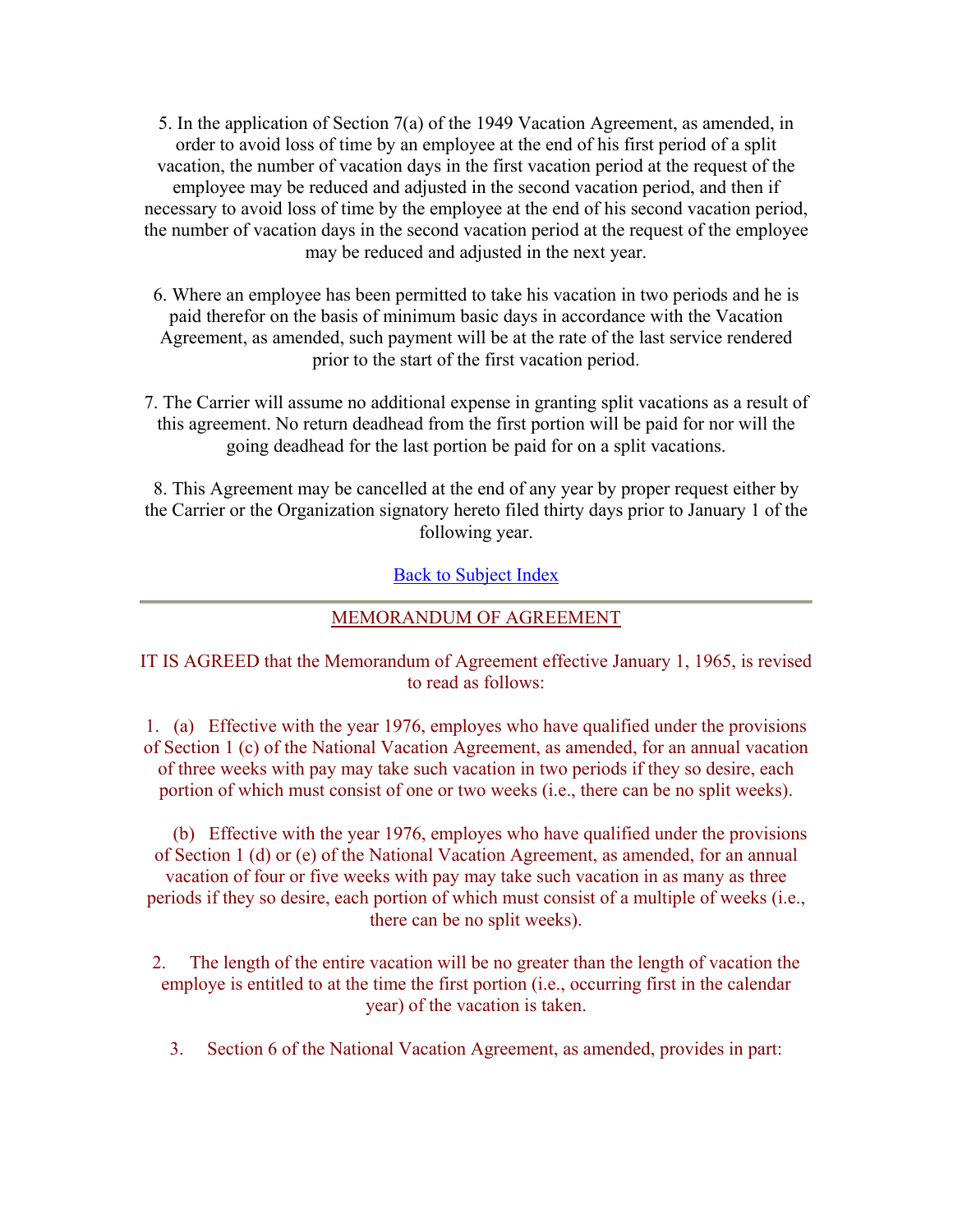5. In the application of Section 7(a) of the 1949 Vacation Agreement, as amended, in order to avoid loss of time by an employee at the end of his first period of a split vacation, the number of vacation days in the first vacation period at the request of the employee may be reduced and adjusted in the second vacation period, and then if necessary to avoid loss of time by the employee at the end of his second vacation period, the number of vacation days in the second vacation period at the request of the employee may be reduced and adjusted in the next year.

6. Where an employee has been permitted to take his vacation in two periods and he is paid therefor on the basis of minimum basic days in accordance with the Vacation Agreement, as amended, such payment will be at the rate of the last service rendered prior to the start of the first vacation period.

7. The Carrier will assume no additional expense in granting split vacations as a result of this agreement. No return deadhead from the first portion will be paid for nor will the going deadhead for the last portion be paid for on a split vacations.

8. This Agreement may be cancelled at the end of any year by proper request either by the Carrier or the Organization signatory hereto filed thirty days prior to January 1 of the following year.

Back to Subject Index

---

## MEMORANDUM OF AGREEMENT

IT IS AGREED that the Memorandum of Agreement effective January 1, 1965, is revised to read as follows:

1. (a) Effective with the year 1976, employes who have qualified under the provisions of Section 1 (c) of the National Vacation Agreement, as amended, for an annual vacation of three weeks with pay may take such vacation in two periods if they so desire, each portion of which must consist of one or two weeks (i.e., there can be no split weeks).

(b) Effective with the year 1976, employes who have qualified under the provisions of Section 1 (d) or (e) of the National Vacation Agreement, as amended, for an annual vacation of four or five weeks with pay may take such vacation in as many as three periods if they so desire, each portion of which must consist of a multiple of weeks (i.e., there can be no split weeks).

2. The length of the entire vacation will be no greater than the length of vacation the employe is entitled to at the time the first portion (i.e., occurring first in the calendar year) of the vacation is taken.

3. Section 6 of the National Vacation Agreement, as amended, provides in part: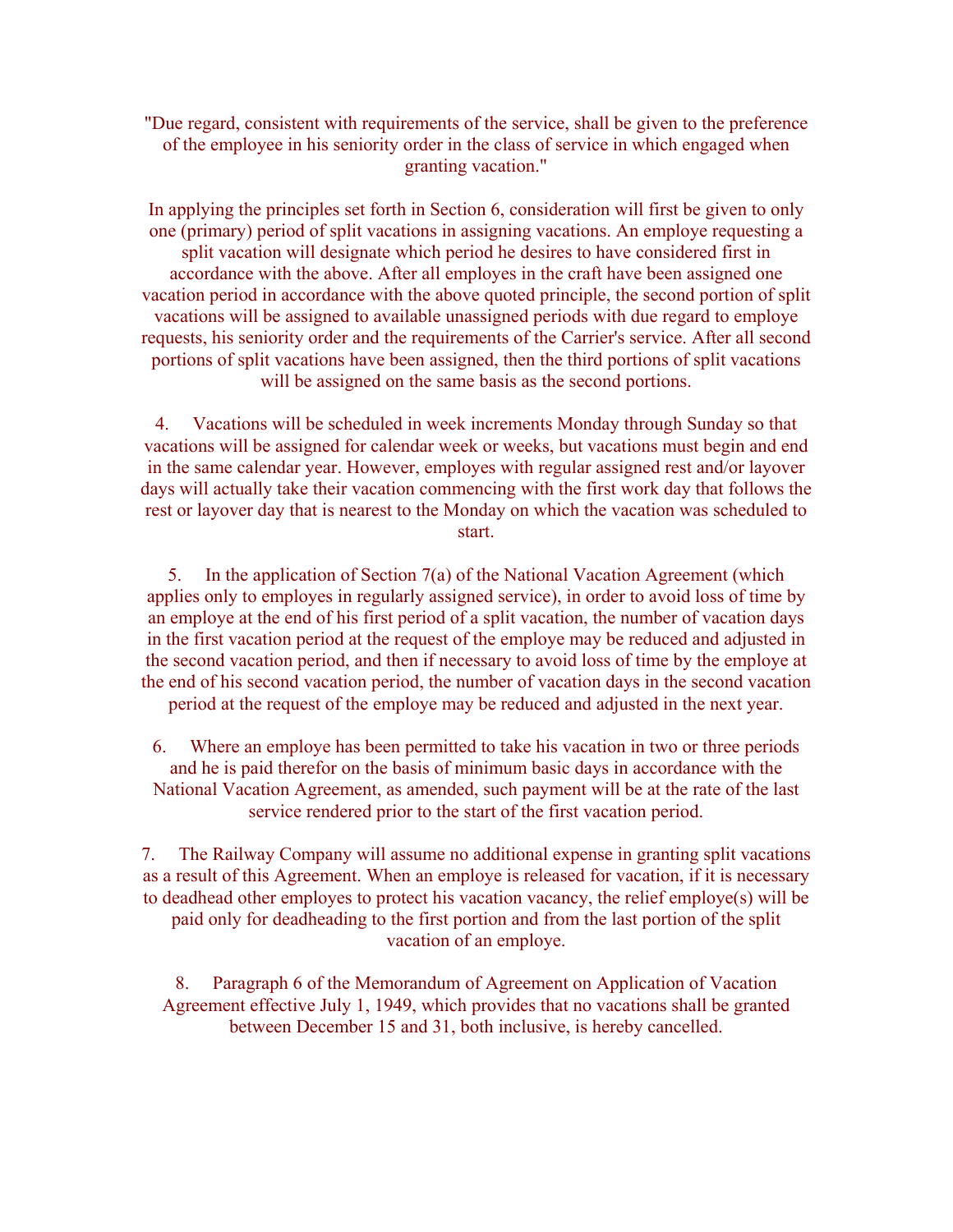"Due regard, consistent with requirements of the service, shall be given to the preference of the employee in his seniority order in the class of service in which engaged when granting vacation."

In applying the principles set forth in Section 6, consideration will first be given to only one (primary) period of split vacations in assigning vacations. An employe requesting a split vacation will designate which period he desires to have considered first in accordance with the above. After all employes in the craft have been assigned one vacation period in accordance with the above quoted principle, the second portion of split vacations will be assigned to available unassigned periods with due regard to employe requests, his seniority order and the requirements of the Carrier's service. After all second portions of split vacations have been assigned, then the third portions of split vacations will be assigned on the same basis as the second portions.

4. Vacations will be scheduled in week increments Monday through Sunday so that vacations will be assigned for calendar week or weeks, but vacations must begin and end in the same calendar year. However, employes with regular assigned rest and/or layover days will actually take their vacation commencing with the first work day that follows the rest or layover day that is nearest to the Monday on which the vacation was scheduled to start.

5. In the application of Section 7(a) of the National Vacation Agreement (which applies only to employes in regularly assigned service), in order to avoid loss of time by an employe at the end of his first period of a split vacation, the number of vacation days in the first vacation period at the request of the employe may be reduced and adjusted in the second vacation period, and then if necessary to avoid loss of time by the employe at the end of his second vacation period, the number of vacation days in the second vacation period at the request of the employe may be reduced and adjusted in the next year.

6. Where an employe has been permitted to take his vacation in two or three periods and he is paid therefor on the basis of minimum basic days in accordance with the National Vacation Agreement, as amended, such payment will be at the rate of the last service rendered prior to the start of the first vacation period.

7. The Railway Company will assume no additional expense in granting split vacations as a result of this Agreement. When an employe is released for vacation, if it is necessary to deadhead other employes to protect his vacation vacancy, the relief employe(s) will be paid only for deadheading to the first portion and from the last portion of the split vacation of an employe.

8. Paragraph 6 of the Memorandum of Agreement on Application of Vacation Agreement effective July 1, 1949, which provides that no vacations shall be granted between December 15 and 31, both inclusive, is hereby cancelled.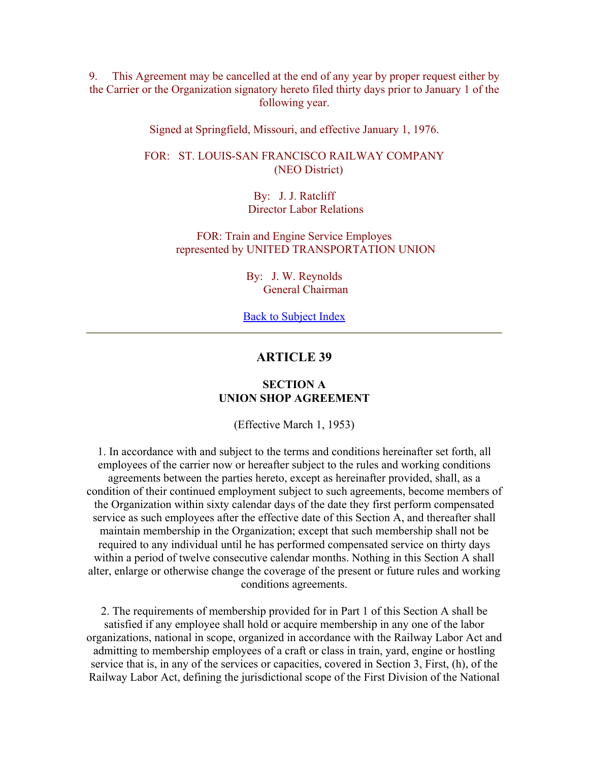9. This Agreement may be cancelled at the end of any year by proper request either by the Carrier or the Organization signatory hereto filed thirty days prior to January 1 of the following year.

Signed at Springfield, Missouri, and effective January 1, 1976.

FOR: ST. LOUIS-SAN FRANCISCO RAILWAY COMPANY
(NEO District)

By: J. J. Ratcliff
Director Labor Relations

FOR: Train and Engine Service Employes
represented by UNITED TRANSPORTATION UNION

By: J. W. Reynolds
General Chairman

Back to Subject Index

---

## ARTICLE 39

### SECTION A
### UNION SHOP AGREEMENT

(Effective March 1, 1953)

1. In accordance with and subject to the terms and conditions hereinafter set forth, all employees of the carrier now or hereafter subject to the rules and working conditions agreements between the parties hereto, except as hereinafter provided, shall, as a condition of their continued employment subject to such agreements, become members of the Organization within sixty calendar days of the date they first perform compensated service as such employees after the effective date of this Section A, and thereafter shall maintain membership in the Organization; except that such membership shall not be required to any individual until he has performed compensated service on thirty days within a period of twelve consecutive calendar months. Nothing in this Section A shall alter, enlarge or otherwise change the coverage of the present or future rules and working conditions agreements.

2. The requirements of membership provided for in Part 1 of this Section A shall be satisfied if any employee shall hold or acquire membership in any one of the labor organizations, national in scope, organized in accordance with the Railway Labor Act and admitting to membership employees of a craft or class in train, yard, engine or hostling service that is, in any of the services or capacities, covered in Section 3, First, (h), of the Railway Labor Act, defining the jurisdictional scope of the First Division of the National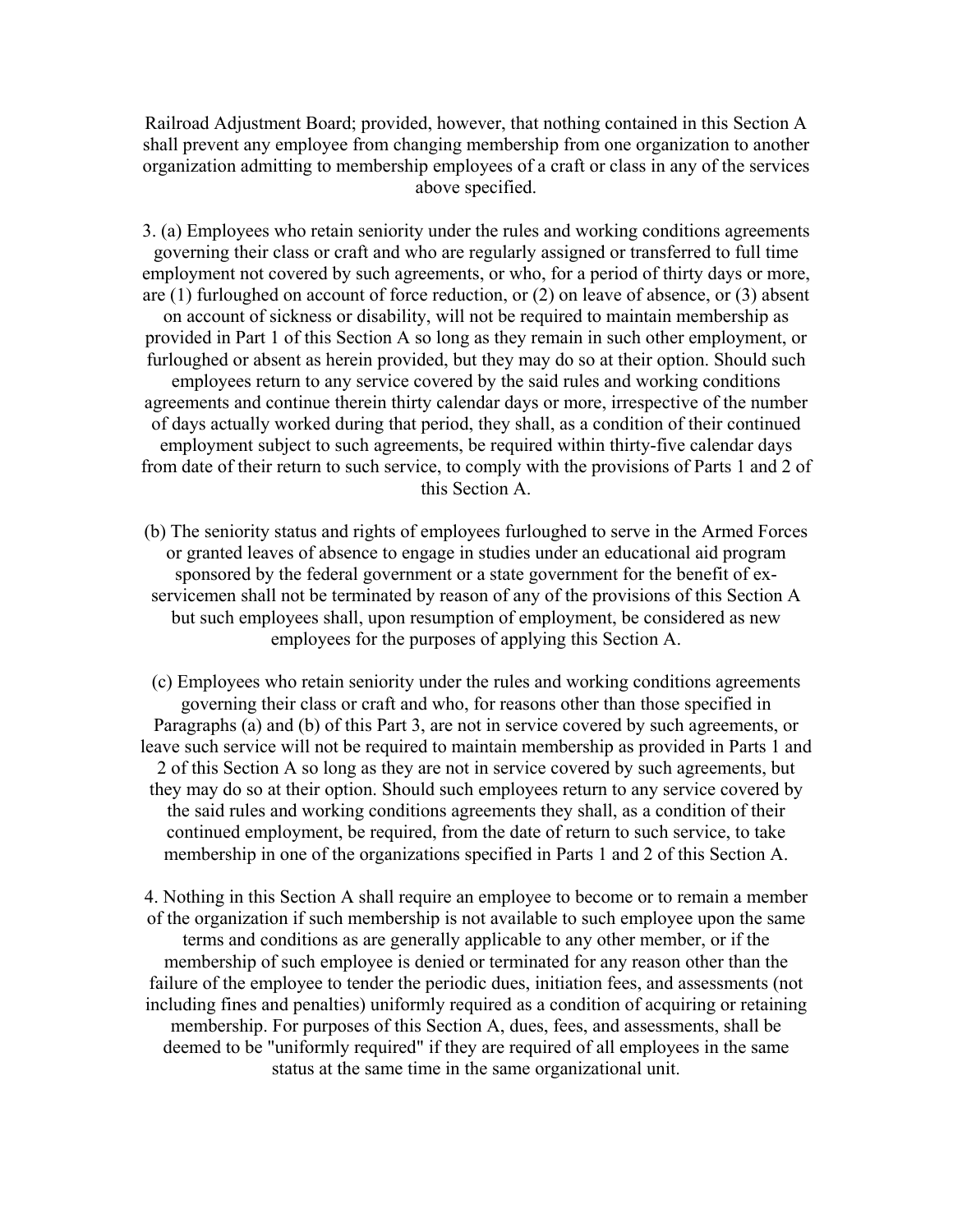Railroad Adjustment Board; provided, however, that nothing contained in this Section A shall prevent any employee from changing membership from one organization to another organization admitting to membership employees of a craft or class in any of the services above specified.

3. (a) Employees who retain seniority under the rules and working conditions agreements governing their class or craft and who are regularly assigned or transferred to full time employment not covered by such agreements, or who, for a period of thirty days or more, are (1) furloughed on account of force reduction, or (2) on leave of absence, or (3) absent on account of sickness or disability, will not be required to maintain membership as provided in Part 1 of this Section A so long as they remain in such other employment, or furloughed or absent as herein provided, but they may do so at their option. Should such employees return to any service covered by the said rules and working conditions agreements and continue therein thirty calendar days or more, irrespective of the number of days actually worked during that period, they shall, as a condition of their continued employment subject to such agreements, be required within thirty-five calendar days from date of their return to such service, to comply with the provisions of Parts 1 and 2 of this Section A.

(b) The seniority status and rights of employees furloughed to serve in the Armed Forces or granted leaves of absence to engage in studies under an educational aid program sponsored by the federal government or a state government for the benefit of ex-servicemen shall not be terminated by reason of any of the provisions of this Section A but such employees shall, upon resumption of employment, be considered as new employees for the purposes of applying this Section A.

(c) Employees who retain seniority under the rules and working conditions agreements governing their class or craft and who, for reasons other than those specified in Paragraphs (a) and (b) of this Part 3, are not in service covered by such agreements, or leave such service will not be required to maintain membership as provided in Parts 1 and 2 of this Section A so long as they are not in service covered by such agreements, but they may do so at their option. Should such employees return to any service covered by the said rules and working conditions agreements they shall, as a condition of their continued employment, be required, from the date of return to such service, to take membership in one of the organizations specified in Parts 1 and 2 of this Section A.

4. Nothing in this Section A shall require an employee to become or to remain a member of the organization if such membership is not available to such employee upon the same terms and conditions as are generally applicable to any other member, or if the membership of such employee is denied or terminated for any reason other than the failure of the employee to tender the periodic dues, initiation fees, and assessments (not including fines and penalties) uniformly required as a condition of acquiring or retaining membership. For purposes of this Section A, dues, fees, and assessments, shall be deemed to be "uniformly required" if they are required of all employees in the same status at the same time in the same organizational unit.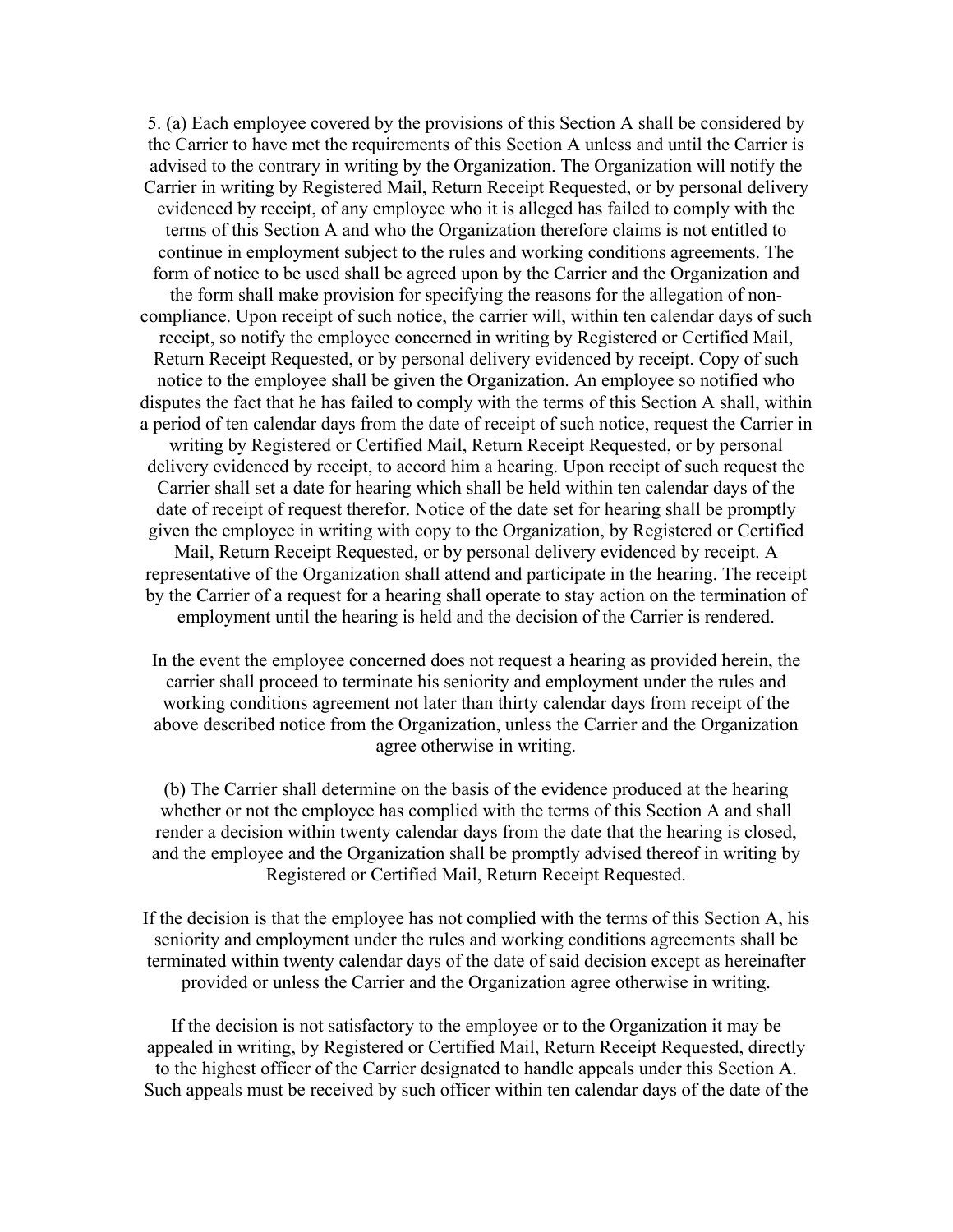5. (a) Each employee covered by the provisions of this Section A shall be considered by the Carrier to have met the requirements of this Section A unless and until the Carrier is advised to the contrary in writing by the Organization. The Organization will notify the Carrier in writing by Registered Mail, Return Receipt Requested, or by personal delivery evidenced by receipt, of any employee who it is alleged has failed to comply with the terms of this Section A and who the Organization therefore claims is not entitled to continue in employment subject to the rules and working conditions agreements. The form of notice to be used shall be agreed upon by the Carrier and the Organization and the form shall make provision for specifying the reasons for the allegation of non-compliance. Upon receipt of such notice, the carrier will, within ten calendar days of such receipt, so notify the employee concerned in writing by Registered or Certified Mail, Return Receipt Requested, or by personal delivery evidenced by receipt. Copy of such notice to the employee shall be given the Organization. An employee so notified who disputes the fact that he has failed to comply with the terms of this Section A shall, within a period of ten calendar days from the date of receipt of such notice, request the Carrier in writing by Registered or Certified Mail, Return Receipt Requested, or by personal delivery evidenced by receipt, to accord him a hearing. Upon receipt of such request the Carrier shall set a date for hearing which shall be held within ten calendar days of the date of receipt of request therefor. Notice of the date set for hearing shall be promptly given the employee in writing with copy to the Organization, by Registered or Certified Mail, Return Receipt Requested, or by personal delivery evidenced by receipt. A representative of the Organization shall attend and participate in the hearing. The receipt by the Carrier of a request for a hearing shall operate to stay action on the termination of employment until the hearing is held and the decision of the Carrier is rendered.

In the event the employee concerned does not request a hearing as provided herein, the carrier shall proceed to terminate his seniority and employment under the rules and working conditions agreement not later than thirty calendar days from receipt of the above described notice from the Organization, unless the Carrier and the Organization agree otherwise in writing.

(b) The Carrier shall determine on the basis of the evidence produced at the hearing whether or not the employee has complied with the terms of this Section A and shall render a decision within twenty calendar days from the date that the hearing is closed, and the employee and the Organization shall be promptly advised thereof in writing by Registered or Certified Mail, Return Receipt Requested.

If the decision is that the employee has not complied with the terms of this Section A, his seniority and employment under the rules and working conditions agreements shall be terminated within twenty calendar days of the date of said decision except as hereinafter provided or unless the Carrier and the Organization agree otherwise in writing.

If the decision is not satisfactory to the employee or to the Organization it may be appealed in writing, by Registered or Certified Mail, Return Receipt Requested, directly to the highest officer of the Carrier designated to handle appeals under this Section A. Such appeals must be received by such officer within ten calendar days of the date of the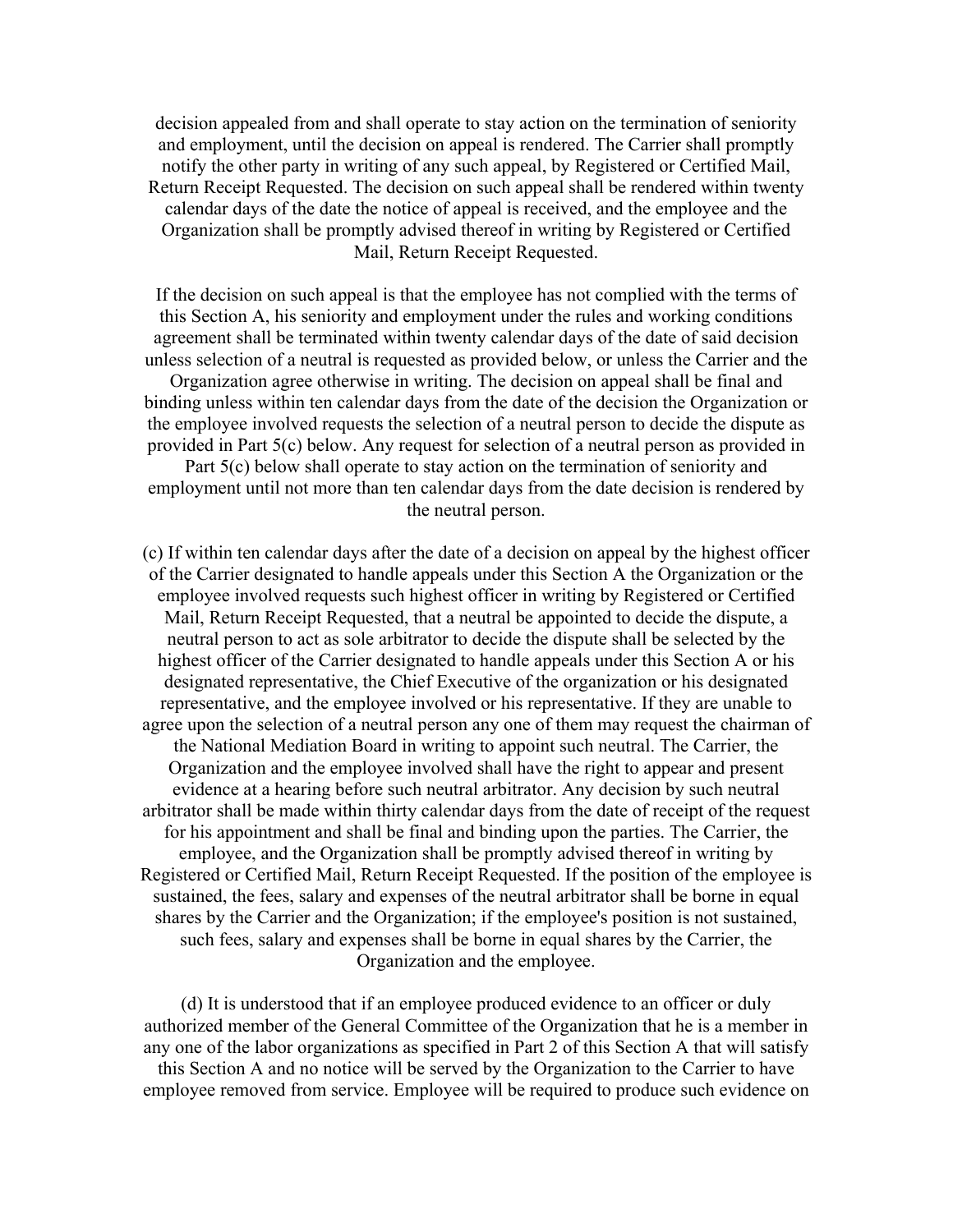decision appealed from and shall operate to stay action on the termination of seniority and employment, until the decision on appeal is rendered. The Carrier shall promptly notify the other party in writing of any such appeal, by Registered or Certified Mail, Return Receipt Requested. The decision on such appeal shall be rendered within twenty calendar days of the date the notice of appeal is received, and the employee and the Organization shall be promptly advised thereof in writing by Registered or Certified Mail, Return Receipt Requested.

If the decision on such appeal is that the employee has not complied with the terms of this Section A, his seniority and employment under the rules and working conditions agreement shall be terminated within twenty calendar days of the date of said decision unless selection of a neutral is requested as provided below, or unless the Carrier and the Organization agree otherwise in writing. The decision on appeal shall be final and binding unless within ten calendar days from the date of the decision the Organization or the employee involved requests the selection of a neutral person to decide the dispute as provided in Part 5(c) below. Any request for selection of a neutral person as provided in Part 5(c) below shall operate to stay action on the termination of seniority and employment until not more than ten calendar days from the date decision is rendered by the neutral person.

(c) If within ten calendar days after the date of a decision on appeal by the highest officer of the Carrier designated to handle appeals under this Section A the Organization or the employee involved requests such highest officer in writing by Registered or Certified Mail, Return Receipt Requested, that a neutral be appointed to decide the dispute, a neutral person to act as sole arbitrator to decide the dispute shall be selected by the highest officer of the Carrier designated to handle appeals under this Section A or his designated representative, the Chief Executive of the organization or his designated representative, and the employee involved or his representative. If they are unable to agree upon the selection of a neutral person any one of them may request the chairman of the National Mediation Board in writing to appoint such neutral. The Carrier, the Organization and the employee involved shall have the right to appear and present evidence at a hearing before such neutral arbitrator. Any decision by such neutral arbitrator shall be made within thirty calendar days from the date of receipt of the request for his appointment and shall be final and binding upon the parties. The Carrier, the employee, and the Organization shall be promptly advised thereof in writing by Registered or Certified Mail, Return Receipt Requested. If the position of the employee is sustained, the fees, salary and expenses of the neutral arbitrator shall be borne in equal shares by the Carrier and the Organization; if the employee's position is not sustained, such fees, salary and expenses shall be borne in equal shares by the Carrier, the Organization and the employee.

(d) It is understood that if an employee produced evidence to an officer or duly authorized member of the General Committee of the Organization that he is a member in any one of the labor organizations as specified in Part 2 of this Section A that will satisfy this Section A and no notice will be served by the Organization to the Carrier to have employee removed from service. Employee will be required to produce such evidence on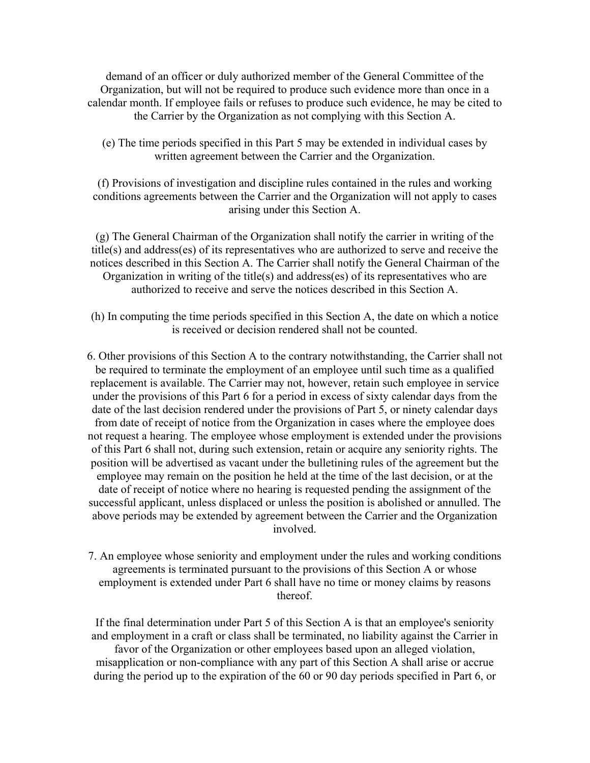demand of an officer or duly authorized member of the General Committee of the Organization, but will not be required to produce such evidence more than once in a calendar month. If employee fails or refuses to produce such evidence, he may be cited to the Carrier by the Organization as not complying with this Section A.

(e) The time periods specified in this Part 5 may be extended in individual cases by written agreement between the Carrier and the Organization.

(f) Provisions of investigation and discipline rules contained in the rules and working conditions agreements between the Carrier and the Organization will not apply to cases arising under this Section A.

(g) The General Chairman of the Organization shall notify the carrier in writing of the title(s) and address(es) of its representatives who are authorized to serve and receive the notices described in this Section A. The Carrier shall notify the General Chairman of the Organization in writing of the title(s) and address(es) of its representatives who are authorized to receive and serve the notices described in this Section A.

(h) In computing the time periods specified in this Section A, the date on which a notice is received or decision rendered shall not be counted.

6. Other provisions of this Section A to the contrary notwithstanding, the Carrier shall not be required to terminate the employment of an employee until such time as a qualified replacement is available. The Carrier may not, however, retain such employee in service under the provisions of this Part 6 for a period in excess of sixty calendar days from the date of the last decision rendered under the provisions of Part 5, or ninety calendar days from date of receipt of notice from the Organization in cases where the employee does not request a hearing. The employee whose employment is extended under the provisions of this Part 6 shall not, during such extension, retain or acquire any seniority rights. The position will be advertised as vacant under the bulletining rules of the agreement but the employee may remain on the position he held at the time of the last decision, or at the date of receipt of notice where no hearing is requested pending the assignment of the successful applicant, unless displaced or unless the position is abolished or annulled. The above periods may be extended by agreement between the Carrier and the Organization involved.

7. An employee whose seniority and employment under the rules and working conditions agreements is terminated pursuant to the provisions of this Section A or whose employment is extended under Part 6 shall have no time or money claims by reasons thereof.

If the final determination under Part 5 of this Section A is that an employee's seniority and employment in a craft or class shall be terminated, no liability against the Carrier in favor of the Organization or other employees based upon an alleged violation, misapplication or non-compliance with any part of this Section A shall arise or accrue during the period up to the expiration of the 60 or 90 day periods specified in Part 6, or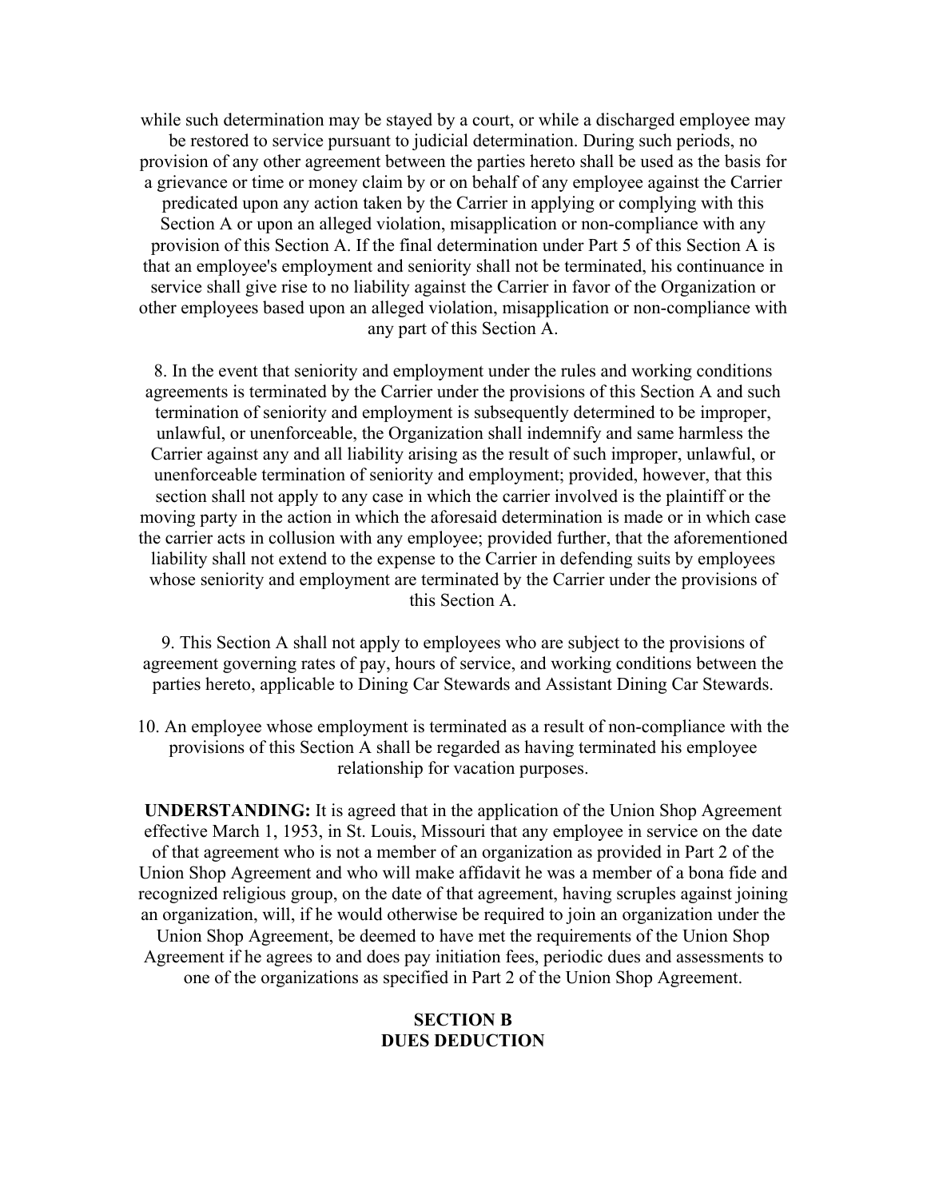while such determination may be stayed by a court, or while a discharged employee may be restored to service pursuant to judicial determination. During such periods, no provision of any other agreement between the parties hereto shall be used as the basis for a grievance or time or money claim by or on behalf of any employee against the Carrier predicated upon any action taken by the Carrier in applying or complying with this Section A or upon an alleged violation, misapplication or non-compliance with any provision of this Section A. If the final determination under Part 5 of this Section A is that an employee's employment and seniority shall not be terminated, his continuance in service shall give rise to no liability against the Carrier in favor of the Organization or other employees based upon an alleged violation, misapplication or non-compliance with any part of this Section A.

8. In the event that seniority and employment under the rules and working conditions agreements is terminated by the Carrier under the provisions of this Section A and such termination of seniority and employment is subsequently determined to be improper, unlawful, or unenforceable, the Organization shall indemnify and same harmless the Carrier against any and all liability arising as the result of such improper, unlawful, or unenforceable termination of seniority and employment; provided, however, that this section shall not apply to any case in which the carrier involved is the plaintiff or the moving party in the action in which the aforesaid determination is made or in which case the carrier acts in collusion with any employee; provided further, that the aforementioned liability shall not extend to the expense to the Carrier in defending suits by employees whose seniority and employment are terminated by the Carrier under the provisions of this Section A.

9. This Section A shall not apply to employees who are subject to the provisions of agreement governing rates of pay, hours of service, and working conditions between the parties hereto, applicable to Dining Car Stewards and Assistant Dining Car Stewards.

10. An employee whose employment is terminated as a result of non-compliance with the provisions of this Section A shall be regarded as having terminated his employee relationship for vacation purposes.

**UNDERSTANDING:** It is agreed that in the application of the Union Shop Agreement effective March 1, 1953, in St. Louis, Missouri that any employee in service on the date of that agreement who is not a member of an organization as provided in Part 2 of the Union Shop Agreement and who will make affidavit he was a member of a bona fide and recognized religious group, on the date of that agreement, having scruples against joining an organization, will, if he would otherwise be required to join an organization under the Union Shop Agreement, be deemed to have met the requirements of the Union Shop Agreement if he agrees to and does pay initiation fees, periodic dues and assessments to one of the organizations as specified in Part 2 of the Union Shop Agreement.

## SECTION B
## DUES DEDUCTION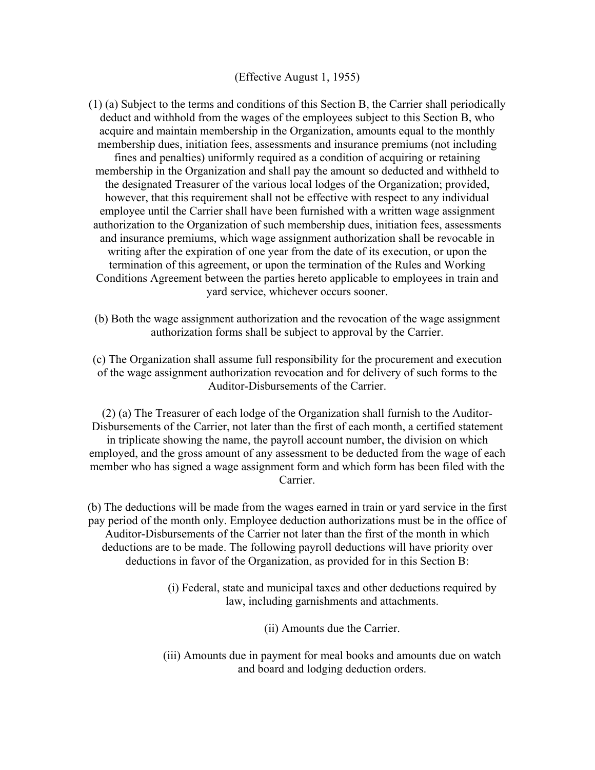(Effective August 1, 1955)

(1) (a) Subject to the terms and conditions of this Section B, the Carrier shall periodically deduct and withhold from the wages of the employees subject to this Section B, who acquire and maintain membership in the Organization, amounts equal to the monthly membership dues, initiation fees, assessments and insurance premiums (not including fines and penalties) uniformly required as a condition of acquiring or retaining membership in the Organization and shall pay the amount so deducted and withheld to the designated Treasurer of the various local lodges of the Organization; provided, however, that this requirement shall not be effective with respect to any individual employee until the Carrier shall have been furnished with a written wage assignment authorization to the Organization of such membership dues, initiation fees, assessments and insurance premiums, which wage assignment authorization shall be revocable in writing after the expiration of one year from the date of its execution, or upon the termination of this agreement, or upon the termination of the Rules and Working Conditions Agreement between the parties hereto applicable to employees in train and yard service, whichever occurs sooner.

(b) Both the wage assignment authorization and the revocation of the wage assignment authorization forms shall be subject to approval by the Carrier.

(c) The Organization shall assume full responsibility for the procurement and execution of the wage assignment authorization revocation and for delivery of such forms to the Auditor-Disbursements of the Carrier.

(2) (a) The Treasurer of each lodge of the Organization shall furnish to the Auditor-Disbursements of the Carrier, not later than the first of each month, a certified statement in triplicate showing the name, the payroll account number, the division on which employed, and the gross amount of any assessment to be deducted from the wage of each member who has signed a wage assignment form and which form has been filed with the Carrier.

(b) The deductions will be made from the wages earned in train or yard service in the first pay period of the month only. Employee deduction authorizations must be in the office of Auditor-Disbursements of the Carrier not later than the first of the month in which deductions are to be made. The following payroll deductions will have priority over deductions in favor of the Organization, as provided for in this Section B:

(i) Federal, state and municipal taxes and other deductions required by law, including garnishments and attachments.

(ii) Amounts due the Carrier.

(iii) Amounts due in payment for meal books and amounts due on watch and board and lodging deduction orders.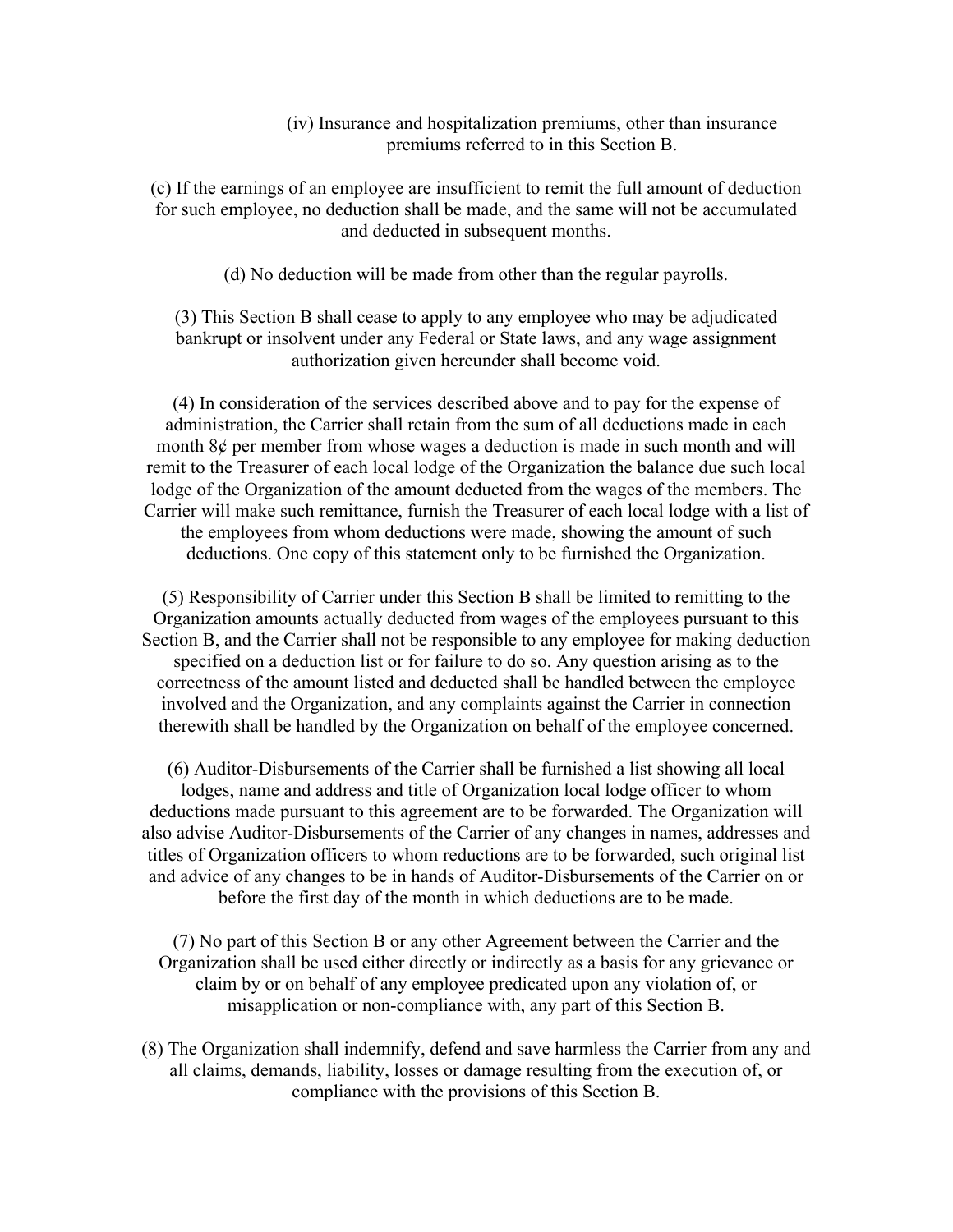(iv) Insurance and hospitalization premiums, other than insurance premiums referred to in this Section B.

(c) If the earnings of an employee are insufficient to remit the full amount of deduction for such employee, no deduction shall be made, and the same will not be accumulated and deducted in subsequent months.

(d) No deduction will be made from other than the regular payrolls.

(3) This Section B shall cease to apply to any employee who may be adjudicated bankrupt or insolvent under any Federal or State laws, and any wage assignment authorization given hereunder shall become void.

(4) In consideration of the services described above and to pay for the expense of administration, the Carrier shall retain from the sum of all deductions made in each month 8¢ per member from whose wages a deduction is made in such month and will remit to the Treasurer of each local lodge of the Organization the balance due such local lodge of the Organization of the amount deducted from the wages of the members. The Carrier will make such remittance, furnish the Treasurer of each local lodge with a list of the employees from whom deductions were made, showing the amount of such deductions. One copy of this statement only to be furnished the Organization.

(5) Responsibility of Carrier under this Section B shall be limited to remitting to the Organization amounts actually deducted from wages of the employees pursuant to this Section B, and the Carrier shall not be responsible to any employee for making deduction specified on a deduction list or for failure to do so. Any question arising as to the correctness of the amount listed and deducted shall be handled between the employee involved and the Organization, and any complaints against the Carrier in connection therewith shall be handled by the Organization on behalf of the employee concerned.

(6) Auditor-Disbursements of the Carrier shall be furnished a list showing all local lodges, name and address and title of Organization local lodge officer to whom deductions made pursuant to this agreement are to be forwarded. The Organization will also advise Auditor-Disbursements of the Carrier of any changes in names, addresses and titles of Organization officers to whom reductions are to be forwarded, such original list and advice of any changes to be in hands of Auditor-Disbursements of the Carrier on or before the first day of the month in which deductions are to be made.

(7) No part of this Section B or any other Agreement between the Carrier and the Organization shall be used either directly or indirectly as a basis for any grievance or claim by or on behalf of any employee predicated upon any violation of, or misapplication or non-compliance with, any part of this Section B.

(8) The Organization shall indemnify, defend and save harmless the Carrier from any and all claims, demands, liability, losses or damage resulting from the execution of, or compliance with the provisions of this Section B.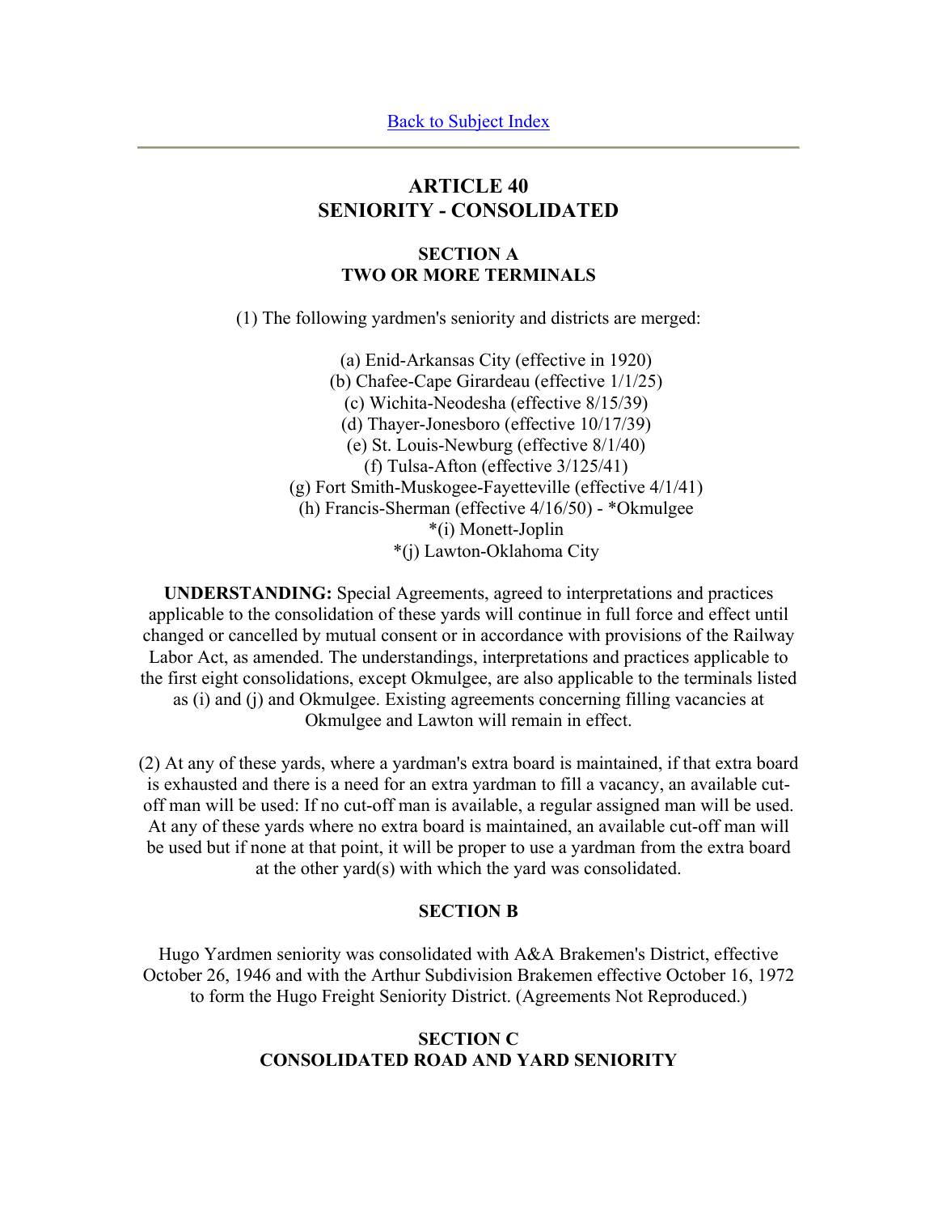Back to Subject Index

---

# ARTICLE 40
# SENIORITY - CONSOLIDATED

## SECTION A
## TWO OR MORE TERMINALS

(1) The following yardmen's seniority and districts are merged:

(a) Enid-Arkansas City (effective in 1920)
(b) Chafee-Cape Girardeau (effective 1/1/25)
(c) Wichita-Neodesha (effective 8/15/39)
(d) Thayer-Jonesboro (effective 10/17/39)
(e) St. Louis-Newburg (effective 8/1/40)
(f) Tulsa-Afton (effective 3/125/41)
(g) Fort Smith-Muskogee-Fayetteville (effective 4/1/41)
(h) Francis-Sherman (effective 4/16/50) - *Okmulgee
*(i) Monett-Joplin
*(j) Lawton-Oklahoma City

**UNDERSTANDING:** Special Agreements, agreed to interpretations and practices applicable to the consolidation of these yards will continue in full force and effect until changed or cancelled by mutual consent or in accordance with provisions of the Railway Labor Act, as amended. The understandings, interpretations and practices applicable to the first eight consolidations, except Okmulgee, are also applicable to the terminals listed as (i) and (j) and Okmulgee. Existing agreements concerning filling vacancies at Okmulgee and Lawton will remain in effect.

(2) At any of these yards, where a yardman's extra board is maintained, if that extra board is exhausted and there is a need for an extra yardman to fill a vacancy, an available cut-off man will be used: If no cut-off man is available, a regular assigned man will be used. At any of these yards where no extra board is maintained, an available cut-off man will be used but if none at that point, it will be proper to use a yardman from the extra board at the other yard(s) with which the yard was consolidated.

## SECTION B

Hugo Yardmen seniority was consolidated with A&A Brakemen's District, effective October 26, 1946 and with the Arthur Subdivision Brakemen effective October 16, 1972 to form the Hugo Freight Seniority District. (Agreements Not Reproduced.)

## SECTION C
## CONSOLIDATED ROAD AND YARD SENIORITY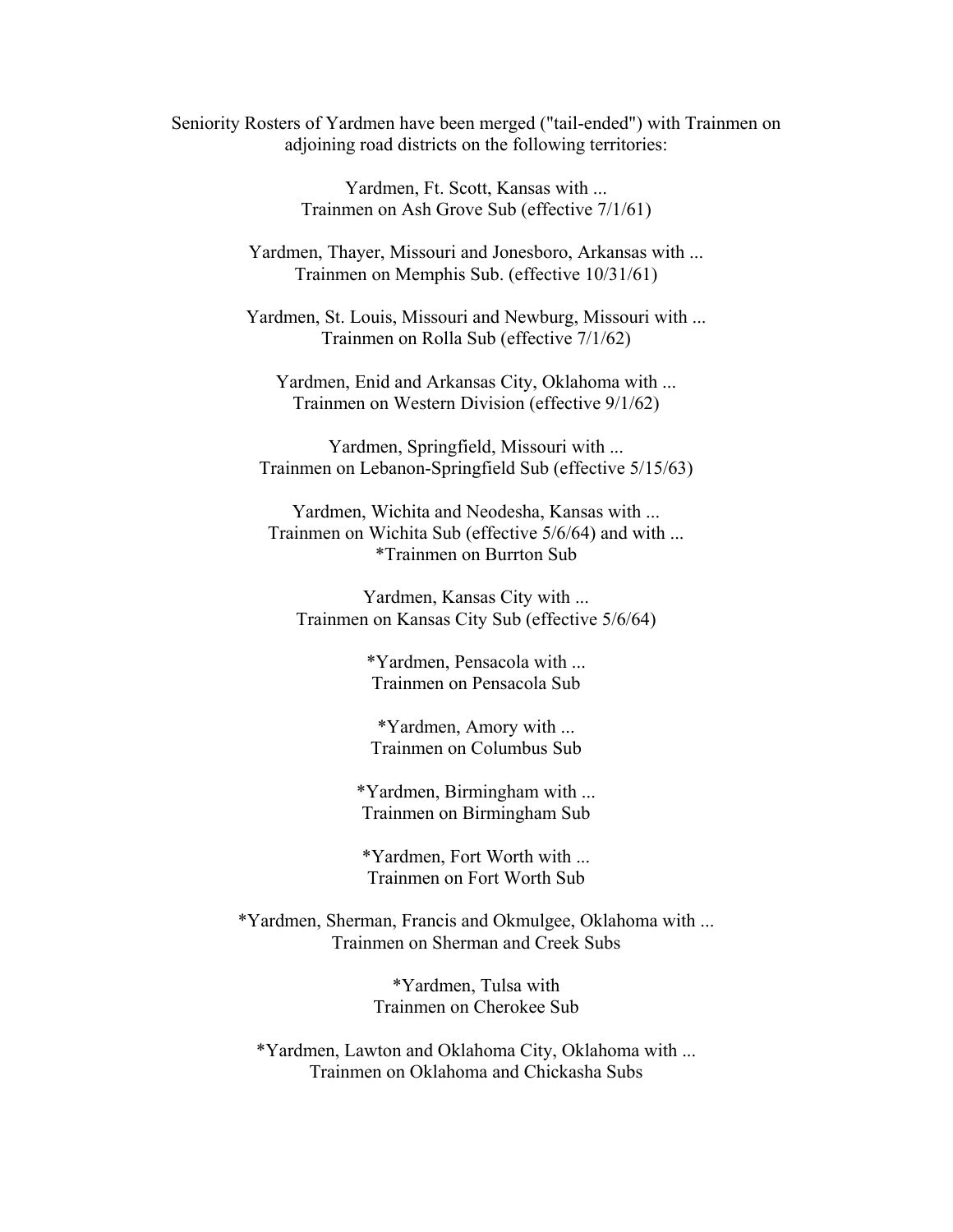Seniority Rosters of Yardmen have been merged ("tail-ended") with Trainmen on adjoining road districts on the following territories:

Yardmen, Ft. Scott, Kansas with ...
Trainmen on Ash Grove Sub (effective 7/1/61)

Yardmen, Thayer, Missouri and Jonesboro, Arkansas with ...
Trainmen on Memphis Sub. (effective 10/31/61)

Yardmen, St. Louis, Missouri and Newburg, Missouri with ...
Trainmen on Rolla Sub (effective 7/1/62)

Yardmen, Enid and Arkansas City, Oklahoma with ...
Trainmen on Western Division (effective 9/1/62)

Yardmen, Springfield, Missouri with ...
Trainmen on Lebanon-Springfield Sub (effective 5/15/63)

Yardmen, Wichita and Neodesha, Kansas with ...
Trainmen on Wichita Sub (effective 5/6/64) and with ...
*Trainmen on Burrton Sub

Yardmen, Kansas City with ...
Trainmen on Kansas City Sub (effective 5/6/64)

*Yardmen, Pensacola with ...
Trainmen on Pensacola Sub

*Yardmen, Amory with ...
Trainmen on Columbus Sub

*Yardmen, Birmingham with ...
Trainmen on Birmingham Sub

*Yardmen, Fort Worth with ...
Trainmen on Fort Worth Sub

*Yardmen, Sherman, Francis and Okmulgee, Oklahoma with ...
Trainmen on Sherman and Creek Subs

*Yardmen, Tulsa with
Trainmen on Cherokee Sub

*Yardmen, Lawton and Oklahoma City, Oklahoma with ...
Trainmen on Oklahoma and Chickasha Subs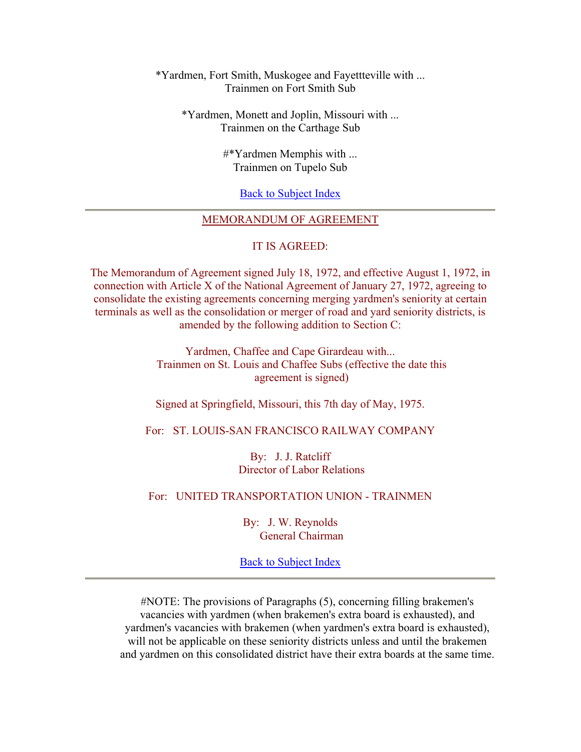*Yardmen, Fort Smith, Muskogee and Fayettteville with ...
Trainmen on Fort Smith Sub

*Yardmen, Monett and Joplin, Missouri with ...
Trainmen on the Carthage Sub

#*Yardmen Memphis with ...
Trainmen on Tupelo Sub

Back to Subject Index

---

## MEMORANDUM OF AGREEMENT

IT IS AGREED:

The Memorandum of Agreement signed July 18, 1972, and effective August 1, 1972, in connection with Article X of the National Agreement of January 27, 1972, agreeing to consolidate the existing agreements concerning merging yardmen's seniority at certain terminals as well as the consolidation or merger of road and yard seniority districts, is amended by the following addition to Section C:

Yardmen, Chaffee and Cape Girardeau with...
Trainmen on St. Louis and Chaffee Subs (effective the date this agreement is signed)

Signed at Springfield, Missouri, this 7th day of May, 1975.

For: ST. LOUIS-SAN FRANCISCO RAILWAY COMPANY

By: J. J. Ratcliff
Director of Labor Relations

For: UNITED TRANSPORTATION UNION - TRAINMEN

By: J. W. Reynolds
General Chairman

Back to Subject Index

---

#NOTE: The provisions of Paragraphs (5), concerning filling brakemen's vacancies with yardmen (when brakemen's extra board is exhausted), and yardmen's vacancies with brakemen (when yardmen's extra board is exhausted), will not be applicable on these seniority districts unless and until the brakemen and yardmen on this consolidated district have their extra boards at the same time.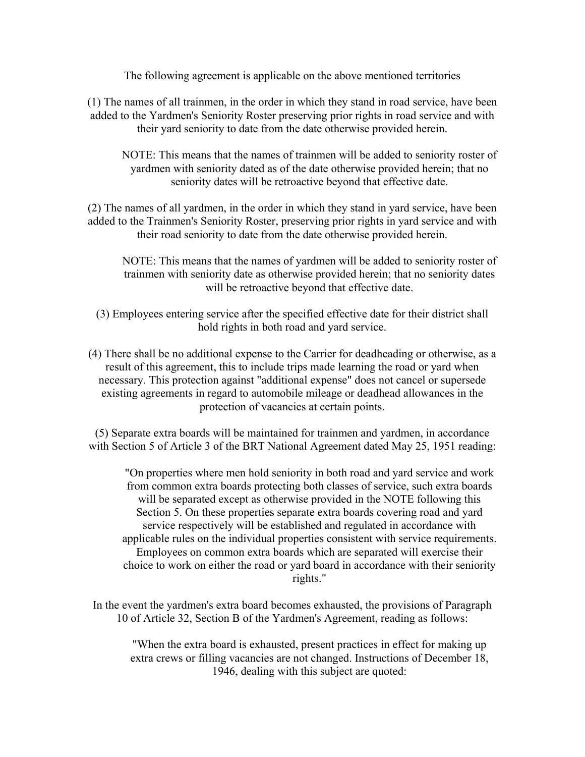The following agreement is applicable on the above mentioned territories

(1) The names of all trainmen, in the order in which they stand in road service, have been added to the Yardmen's Seniority Roster preserving prior rights in road service and with their yard seniority to date from the date otherwise provided herein.

> NOTE: This means that the names of trainmen will be added to seniority roster of yardmen with seniority dated as of the date otherwise provided herein; that no seniority dates will be retroactive beyond that effective date.

(2) The names of all yardmen, in the order in which they stand in yard service, have been added to the Trainmen's Seniority Roster, preserving prior rights in yard service and with their road seniority to date from the date otherwise provided herein.

> NOTE: This means that the names of yardmen will be added to seniority roster of trainmen with seniority date as otherwise provided herein; that no seniority dates will be retroactive beyond that effective date.

(3) Employees entering service after the specified effective date for their district shall hold rights in both road and yard service.

(4) There shall be no additional expense to the Carrier for deadheading or otherwise, as a result of this agreement, this to include trips made learning the road or yard when necessary. This protection against "additional expense" does not cancel or supersede existing agreements in regard to automobile mileage or deadhead allowances in the protection of vacancies at certain points.

(5) Separate extra boards will be maintained for trainmen and yardmen, in accordance with Section 5 of Article 3 of the BRT National Agreement dated May 25, 1951 reading:

> "On properties where men hold seniority in both road and yard service and work from common extra boards protecting both classes of service, such extra boards will be separated except as otherwise provided in the NOTE following this Section 5. On these properties separate extra boards covering road and yard service respectively will be established and regulated in accordance with applicable rules on the individual properties consistent with service requirements. Employees on common extra boards which are separated will exercise their choice to work on either the road or yard board in accordance with their seniority rights."

In the event the yardmen's extra board becomes exhausted, the provisions of Paragraph 10 of Article 32, Section B of the Yardmen's Agreement, reading as follows:

> "When the extra board is exhausted, present practices in effect for making up extra crews or filling vacancies are not changed. Instructions of December 18, 1946, dealing with this subject are quoted: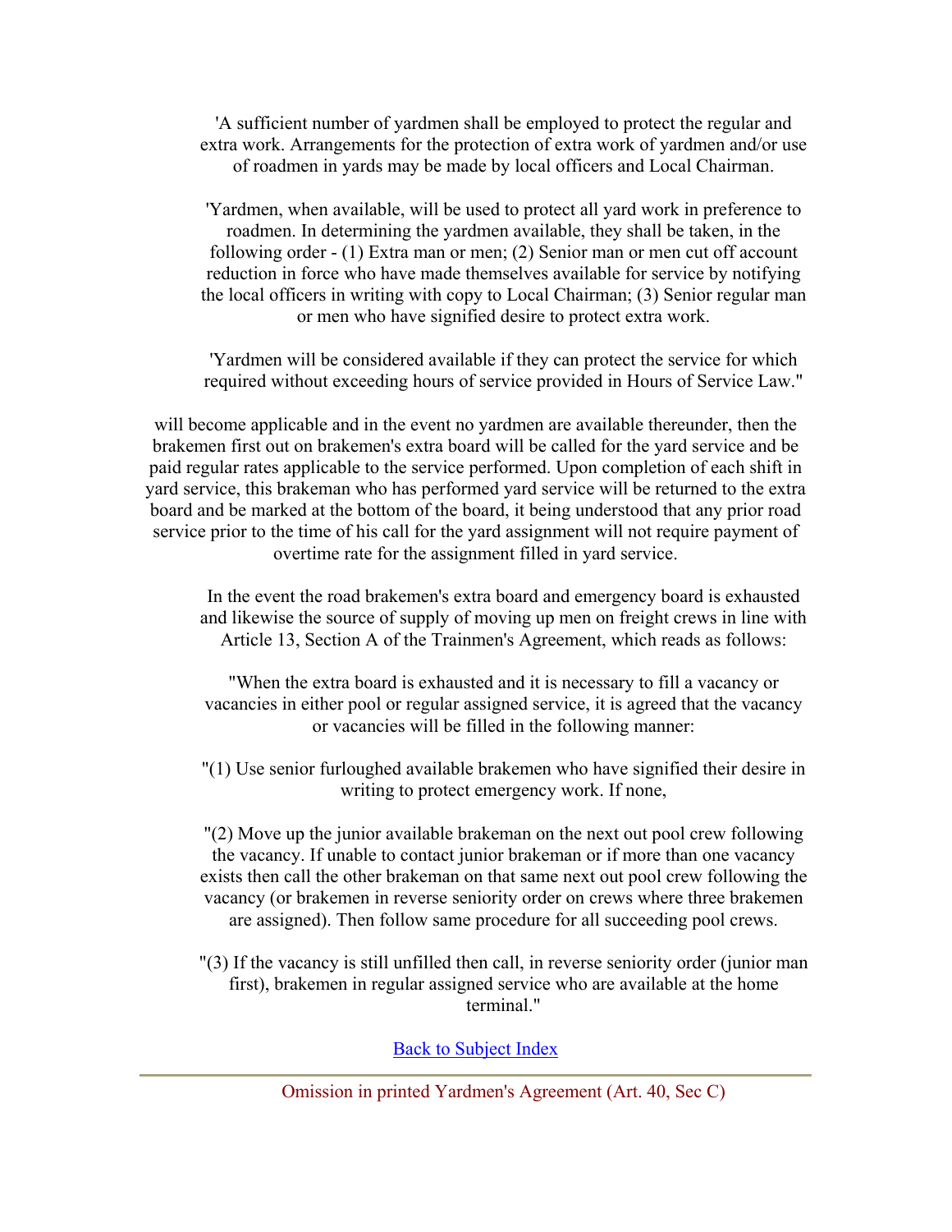'A sufficient number of yardmen shall be employed to protect the regular and extra work. Arrangements for the protection of extra work of yardmen and/or use of roadmen in yards may be made by local officers and Local Chairman.

'Yardmen, when available, will be used to protect all yard work in preference to roadmen. In determining the yardmen available, they shall be taken, in the following order - (1) Extra man or men; (2) Senior man or men cut off account reduction in force who have made themselves available for service by notifying the local officers in writing with copy to Local Chairman; (3) Senior regular man or men who have signified desire to protect extra work.

'Yardmen will be considered available if they can protect the service for which required without exceeding hours of service provided in Hours of Service Law."

will become applicable and in the event no yardmen are available thereunder, then the brakemen first out on brakemen's extra board will be called for the yard service and be paid regular rates applicable to the service performed. Upon completion of each shift in yard service, this brakeman who has performed yard service will be returned to the extra board and be marked at the bottom of the board, it being understood that any prior road service prior to the time of his call for the yard assignment will not require payment of overtime rate for the assignment filled in yard service.

In the event the road brakemen's extra board and emergency board is exhausted and likewise the source of supply of moving up men on freight crews in line with Article 13, Section A of the Trainmen's Agreement, which reads as follows:

"When the extra board is exhausted and it is necessary to fill a vacancy or vacancies in either pool or regular assigned service, it is agreed that the vacancy or vacancies will be filled in the following manner:

"(1) Use senior furloughed available brakemen who have signified their desire in writing to protect emergency work. If none,

"(2) Move up the junior available brakeman on the next out pool crew following the vacancy. If unable to contact junior brakeman or if more than one vacancy exists then call the other brakeman on that same next out pool crew following the vacancy (or brakemen in reverse seniority order on crews where three brakemen are assigned). Then follow same procedure for all succeeding pool crews.

"(3) If the vacancy is still unfilled then call, in reverse seniority order (junior man first), brakemen in regular assigned service who are available at the home terminal."

Back to Subject Index

---

## Omission in printed Yardmen's Agreement (Art. 40, Sec C)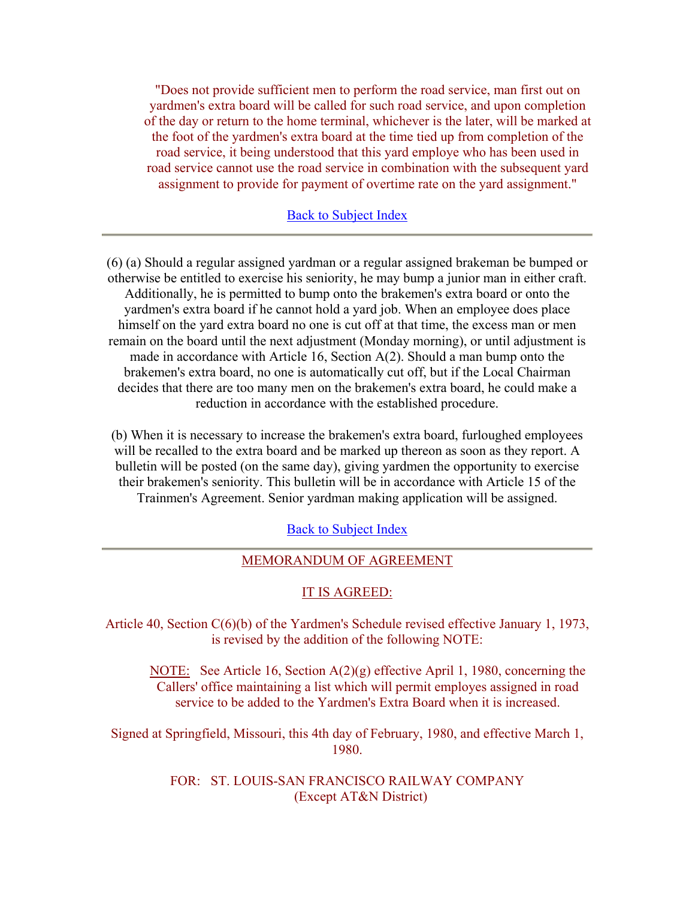"Does not provide sufficient men to perform the road service, man first out on yardmen's extra board will be called for such road service, and upon completion of the day or return to the home terminal, whichever is the later, will be marked at the foot of the yardmen's extra board at the time tied up from completion of the road service, it being understood that this yard employe who has been used in road service cannot use the road service in combination with the subsequent yard assignment to provide for payment of overtime rate on the yard assignment."

Back to Subject Index

---

(6) (a) Should a regular assigned yardman or a regular assigned brakeman be bumped or otherwise be entitled to exercise his seniority, he may bump a junior man in either craft. Additionally, he is permitted to bump onto the brakemen's extra board or onto the yardmen's extra board if he cannot hold a yard job. When an employee does place himself on the yard extra board no one is cut off at that time, the excess man or men remain on the board until the next adjustment (Monday morning), or until adjustment is made in accordance with Article 16, Section A(2). Should a man bump onto the brakemen's extra board, no one is automatically cut off, but if the Local Chairman decides that there are too many men on the brakemen's extra board, he could make a reduction in accordance with the established procedure.

(b) When it is necessary to increase the brakemen's extra board, furloughed employees will be recalled to the extra board and be marked up thereon as soon as they report. A bulletin will be posted (on the same day), giving yardmen the opportunity to exercise their brakemen's seniority. This bulletin will be in accordance with Article 15 of the Trainmen's Agreement. Senior yardman making application will be assigned.

Back to Subject Index

---

MEMORANDUM OF AGREEMENT

IT IS AGREED:

Article 40, Section C(6)(b) of the Yardmen's Schedule revised effective January 1, 1973, is revised by the addition of the following NOTE:

NOTE: See Article 16, Section A(2)(g) effective April 1, 1980, concerning the Callers' office maintaining a list which will permit employes assigned in road service to be added to the Yardmen's Extra Board when it is increased.

Signed at Springfield, Missouri, this 4th day of February, 1980, and effective March 1, 1980.

FOR: ST. LOUIS-SAN FRANCISCO RAILWAY COMPANY
(Except AT&N District)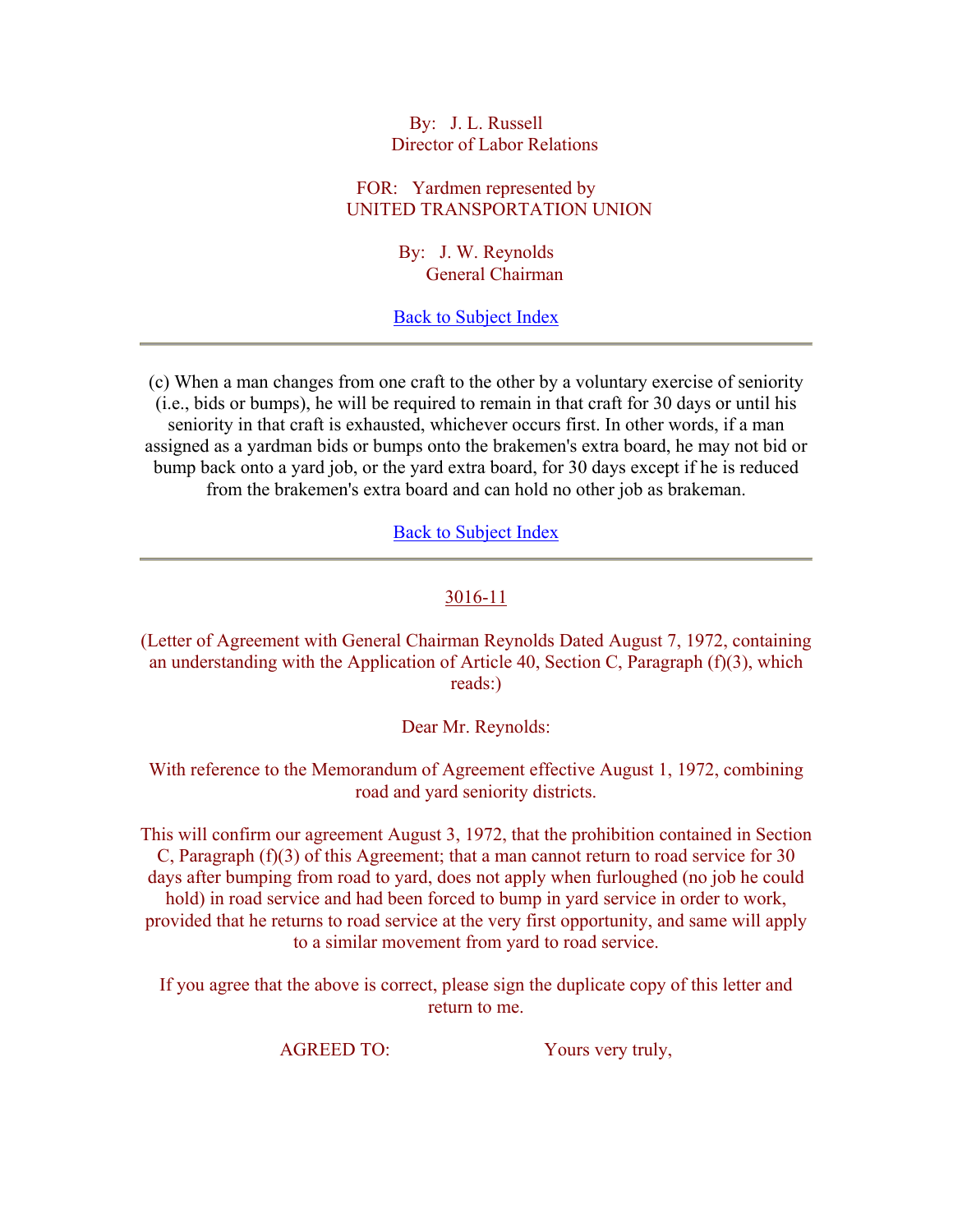By: J. L. Russell
Director of Labor Relations

FOR: Yardmen represented by
UNITED TRANSPORTATION UNION

By: J. W. Reynolds
General Chairman

Back to Subject Index

---

(c) When a man changes from one craft to the other by a voluntary exercise of seniority (i.e., bids or bumps), he will be required to remain in that craft for 30 days or until his seniority in that craft is exhausted, whichever occurs first. In other words, if a man assigned as a yardman bids or bumps onto the brakemen's extra board, he may not bid or bump back onto a yard job, or the yard extra board, for 30 days except if he is reduced from the brakemen's extra board and can hold no other job as brakeman.

Back to Subject Index

---

3016-11

(Letter of Agreement with General Chairman Reynolds Dated August 7, 1972, containing an understanding with the Application of Article 40, Section C, Paragraph (f)(3), which reads:)

Dear Mr. Reynolds:

With reference to the Memorandum of Agreement effective August 1, 1972, combining road and yard seniority districts.

This will confirm our agreement August 3, 1972, that the prohibition contained in Section C, Paragraph (f)(3) of this Agreement; that a man cannot return to road service for 30 days after bumping from road to yard, does not apply when furloughed (no job he could hold) in road service and had been forced to bump in yard service in order to work, provided that he returns to road service at the very first opportunity, and same will apply to a similar movement from yard to road service.

If you agree that the above is correct, please sign the duplicate copy of this letter and return to me.

AGREED TO: Yours very truly,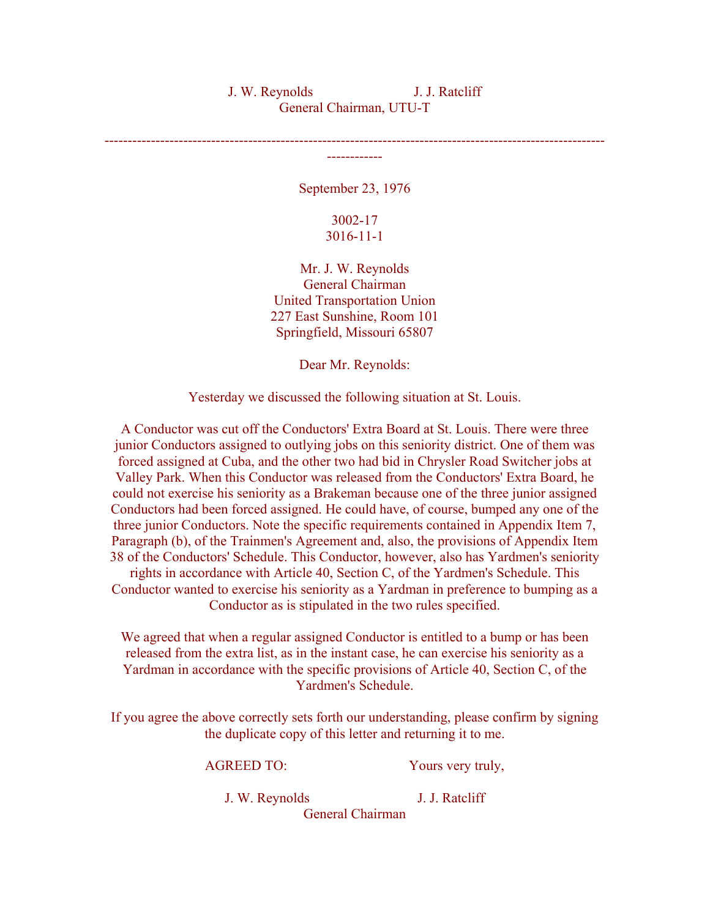J. W. Reynolds                J. J. Ratcliff
General Chairman, UTU-T

---

September 23, 1976

3002-17
3016-11-1

Mr. J. W. Reynolds
General Chairman
United Transportation Union
227 East Sunshine, Room 101
Springfield, Missouri 65807

Dear Mr. Reynolds:

Yesterday we discussed the following situation at St. Louis.

A Conductor was cut off the Conductors' Extra Board at St. Louis. There were three junior Conductors assigned to outlying jobs on this seniority district. One of them was forced assigned at Cuba, and the other two had bid in Chrysler Road Switcher jobs at Valley Park. When this Conductor was released from the Conductors' Extra Board, he could not exercise his seniority as a Brakeman because one of the three junior assigned Conductors had been forced assigned. He could have, of course, bumped any one of the three junior Conductors. Note the specific requirements contained in Appendix Item 7, Paragraph (b), of the Trainmen's Agreement and, also, the provisions of Appendix Item 38 of the Conductors' Schedule. This Conductor, however, also has Yardmen's seniority rights in accordance with Article 40, Section C, of the Yardmen's Schedule. This Conductor wanted to exercise his seniority as a Yardman in preference to bumping as a Conductor as is stipulated in the two rules specified.

We agreed that when a regular assigned Conductor is entitled to a bump or has been released from the extra list, as in the instant case, he can exercise his seniority as a Yardman in accordance with the specific provisions of Article 40, Section C, of the Yardmen's Schedule.

If you agree the above correctly sets forth our understanding, please confirm by signing the duplicate copy of this letter and returning it to me.

AGREED TO:                Yours very truly,

J. W. Reynolds                J. J. Ratcliff
General Chairman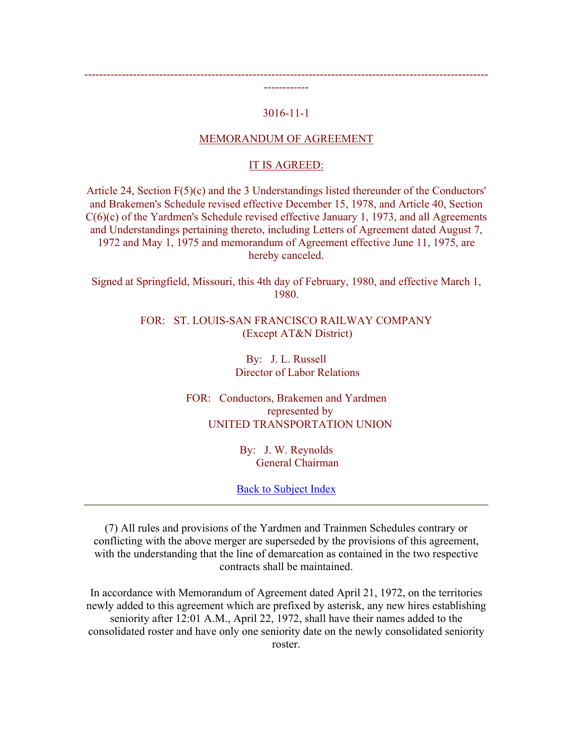---

3016-11-1

MEMORANDUM OF AGREEMENT

IT IS AGREED:

Article 24, Section F(5)(c) and the 3 Understandings listed thereunder of the Conductors' and Brakemen's Schedule revised effective December 15, 1978, and Article 40, Section C(6)(c) of the Yardmen's Schedule revised effective January 1, 1973, and all Agreements and Understandings pertaining thereto, including Letters of Agreement dated August 7, 1972 and May 1, 1975 and memorandum of Agreement effective June 11, 1975, are hereby canceled.

Signed at Springfield, Missouri, this 4th day of February, 1980, and effective March 1, 1980.

FOR: ST. LOUIS-SAN FRANCISCO RAILWAY COMPANY
(Except AT&N District)

By: J. L. Russell
Director of Labor Relations

FOR: Conductors, Brakemen and Yardmen
represented by
UNITED TRANSPORTATION UNION

By: J. W. Reynolds
General Chairman

Back to Subject Index

---

(7) All rules and provisions of the Yardmen and Trainmen Schedules contrary or conflicting with the above merger are superseded by the provisions of this agreement, with the understanding that the line of demarcation as contained in the two respective contracts shall be maintained.

In accordance with Memorandum of Agreement dated April 21, 1972, on the territories newly added to this agreement which are prefixed by asterisk, any new hires establishing seniority after 12:01 A.M., April 22, 1972, shall have their names added to the consolidated roster and have only one seniority date on the newly consolidated seniority roster.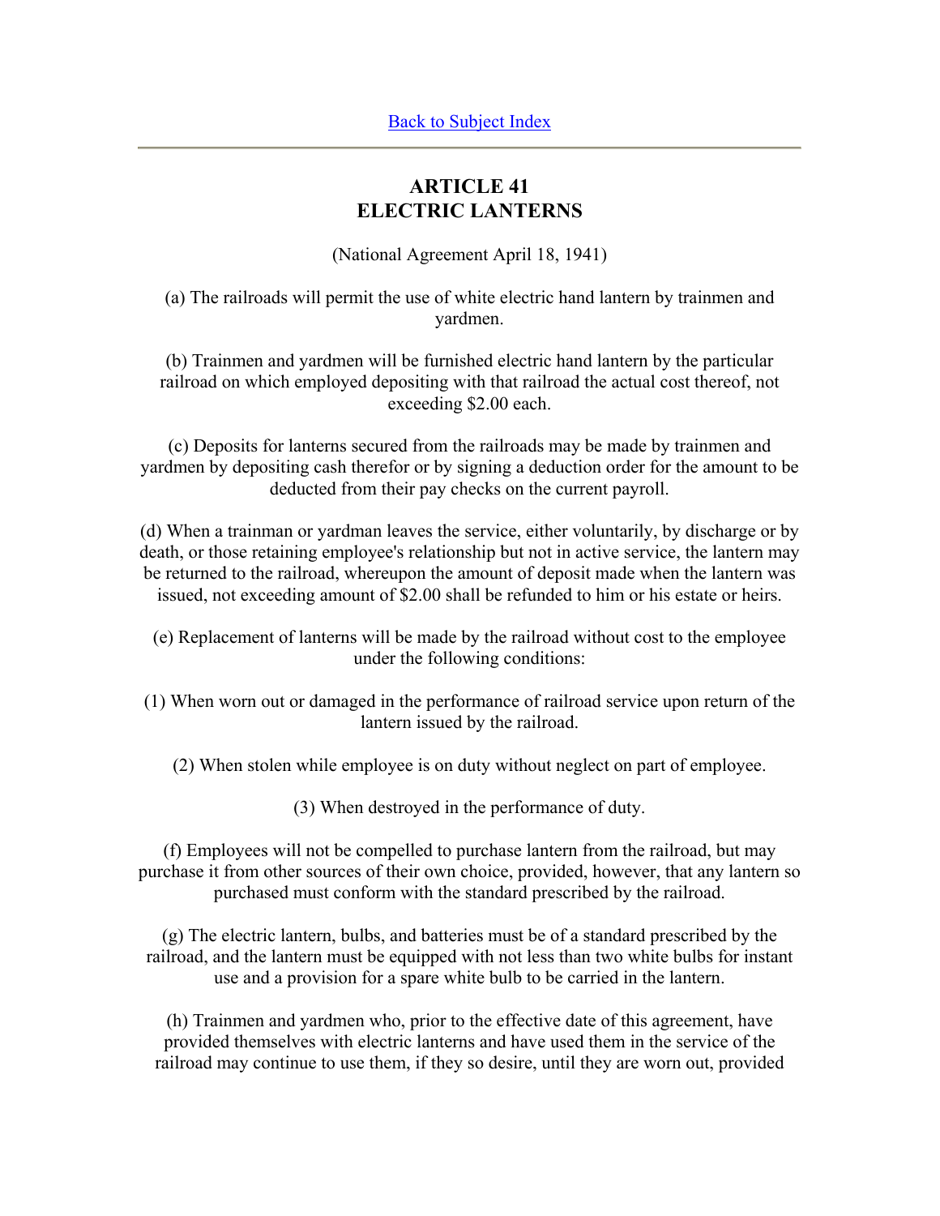Back to Subject Index

---

# ARTICLE 41
# ELECTRIC LANTERNS

(National Agreement April 18, 1941)

(a) The railroads will permit the use of white electric hand lantern by trainmen and yardmen.

(b) Trainmen and yardmen will be furnished electric hand lantern by the particular railroad on which employed depositing with that railroad the actual cost thereof, not exceeding $2.00 each.

(c) Deposits for lanterns secured from the railroads may be made by trainmen and yardmen by depositing cash therefor or by signing a deduction order for the amount to be deducted from their pay checks on the current payroll.

(d) When a trainman or yardman leaves the service, either voluntarily, by discharge or by death, or those retaining employee's relationship but not in active service, the lantern may be returned to the railroad, whereupon the amount of deposit made when the lantern was issued, not exceeding amount of $2.00 shall be refunded to him or his estate or heirs.

(e) Replacement of lanterns will be made by the railroad without cost to the employee under the following conditions:

(1) When worn out or damaged in the performance of railroad service upon return of the lantern issued by the railroad.

(2) When stolen while employee is on duty without neglect on part of employee.

(3) When destroyed in the performance of duty.

(f) Employees will not be compelled to purchase lantern from the railroad, but may purchase it from other sources of their own choice, provided, however, that any lantern so purchased must conform with the standard prescribed by the railroad.

(g) The electric lantern, bulbs, and batteries must be of a standard prescribed by the railroad, and the lantern must be equipped with not less than two white bulbs for instant use and a provision for a spare white bulb to be carried in the lantern.

(h) Trainmen and yardmen who, prior to the effective date of this agreement, have provided themselves with electric lanterns and have used them in the service of the railroad may continue to use them, if they so desire, until they are worn out, provided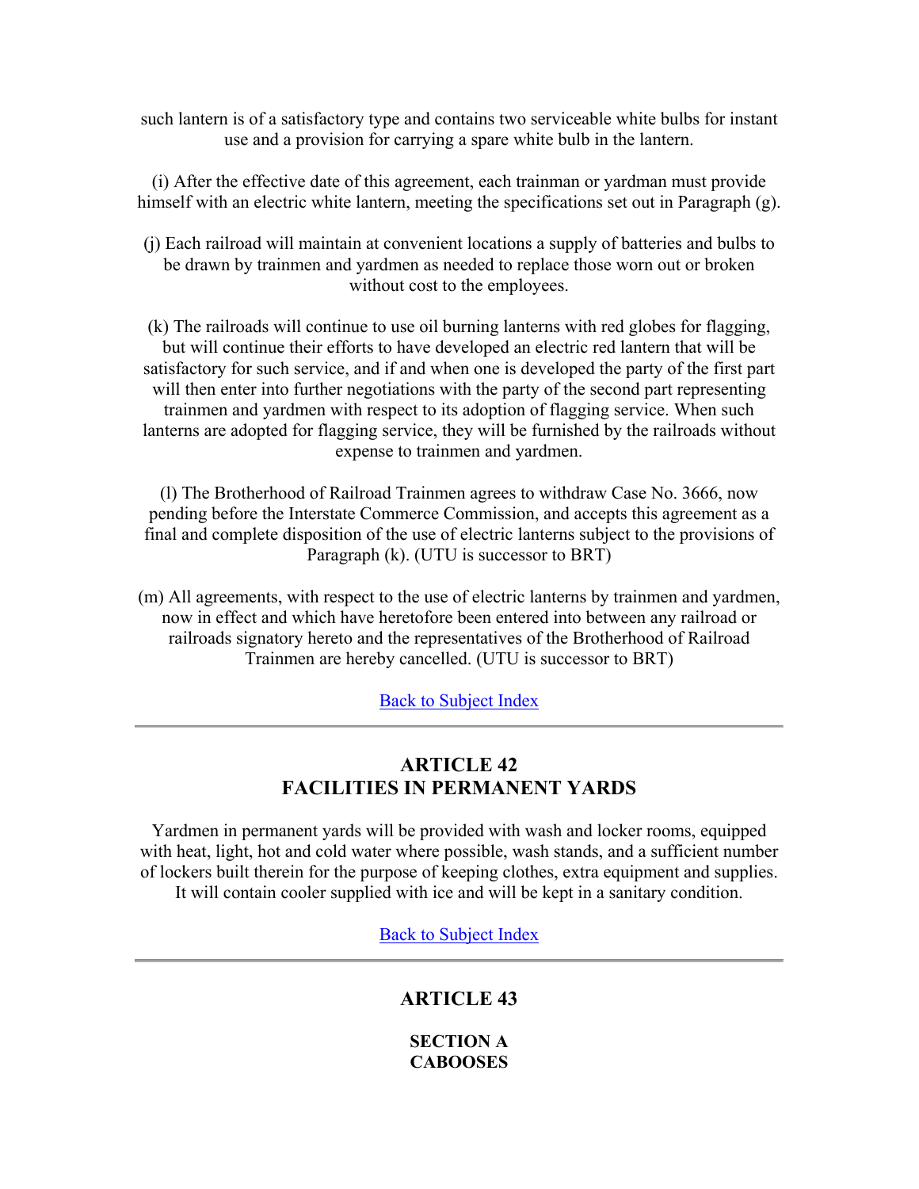such lantern is of a satisfactory type and contains two serviceable white bulbs for instant use and a provision for carrying a spare white bulb in the lantern.

(i) After the effective date of this agreement, each trainman or yardman must provide himself with an electric white lantern, meeting the specifications set out in Paragraph (g).

(j) Each railroad will maintain at convenient locations a supply of batteries and bulbs to be drawn by trainmen and yardmen as needed to replace those worn out or broken without cost to the employees.

(k) The railroads will continue to use oil burning lanterns with red globes for flagging, but will continue their efforts to have developed an electric red lantern that will be satisfactory for such service, and if and when one is developed the party of the first part will then enter into further negotiations with the party of the second part representing trainmen and yardmen with respect to its adoption of flagging service. When such lanterns are adopted for flagging service, they will be furnished by the railroads without expense to trainmen and yardmen.

(l) The Brotherhood of Railroad Trainmen agrees to withdraw Case No. 3666, now pending before the Interstate Commerce Commission, and accepts this agreement as a final and complete disposition of the use of electric lanterns subject to the provisions of Paragraph (k). (UTU is successor to BRT)

(m) All agreements, with respect to the use of electric lanterns by trainmen and yardmen, now in effect and which have heretofore been entered into between any railroad or railroads signatory hereto and the representatives of the Brotherhood of Railroad Trainmen are hereby cancelled. (UTU is successor to BRT)

Back to Subject Index

---

## ARTICLE 42
## FACILITIES IN PERMANENT YARDS

Yardmen in permanent yards will be provided with wash and locker rooms, equipped with heat, light, hot and cold water where possible, wash stands, and a sufficient number of lockers built therein for the purpose of keeping clothes, extra equipment and supplies. It will contain cooler supplied with ice and will be kept in a sanitary condition.

Back to Subject Index

---

## ARTICLE 43

### SECTION A
### CABOOSES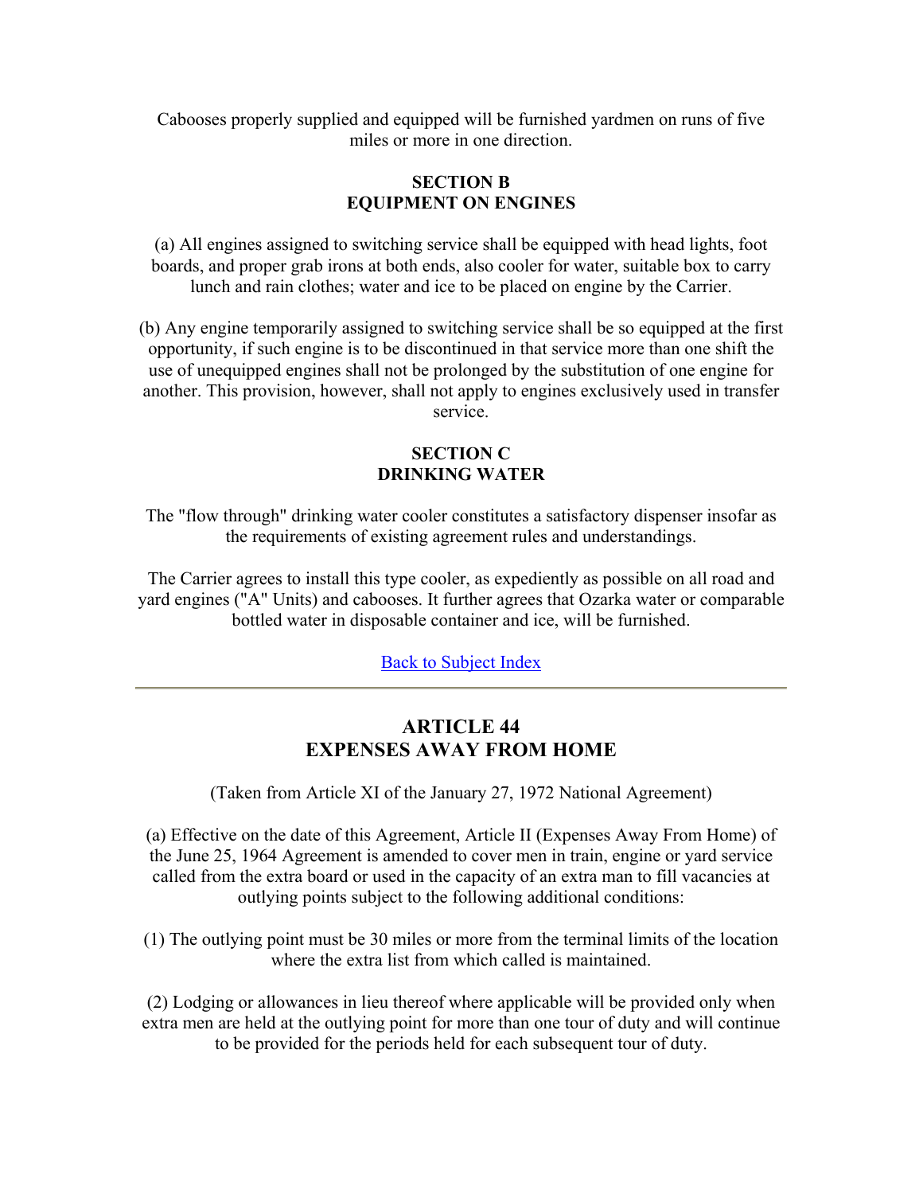Cabooses properly supplied and equipped will be furnished yardmen on runs of five miles or more in one direction.

### SECTION B
### EQUIPMENT ON ENGINES

(a) All engines assigned to switching service shall be equipped with head lights, foot boards, and proper grab irons at both ends, also cooler for water, suitable box to carry lunch and rain clothes; water and ice to be placed on engine by the Carrier.

(b) Any engine temporarily assigned to switching service shall be so equipped at the first opportunity, if such engine is to be discontinued in that service more than one shift the use of unequipped engines shall not be prolonged by the substitution of one engine for another. This provision, however, shall not apply to engines exclusively used in transfer service.

### SECTION C
### DRINKING WATER

The "flow through" drinking water cooler constitutes a satisfactory dispenser insofar as the requirements of existing agreement rules and understandings.

The Carrier agrees to install this type cooler, as expediently as possible on all road and yard engines ("A" Units) and cabooses. It further agrees that Ozarka water or comparable bottled water in disposable container and ice, will be furnished.

Back to Subject Index

---

## ARTICLE 44
## EXPENSES AWAY FROM HOME

(Taken from Article XI of the January 27, 1972 National Agreement)

(a) Effective on the date of this Agreement, Article II (Expenses Away From Home) of the June 25, 1964 Agreement is amended to cover men in train, engine or yard service called from the extra board or used in the capacity of an extra man to fill vacancies at outlying points subject to the following additional conditions:

(1) The outlying point must be 30 miles or more from the terminal limits of the location where the extra list from which called is maintained.

(2) Lodging or allowances in lieu thereof where applicable will be provided only when extra men are held at the outlying point for more than one tour of duty and will continue to be provided for the periods held for each subsequent tour of duty.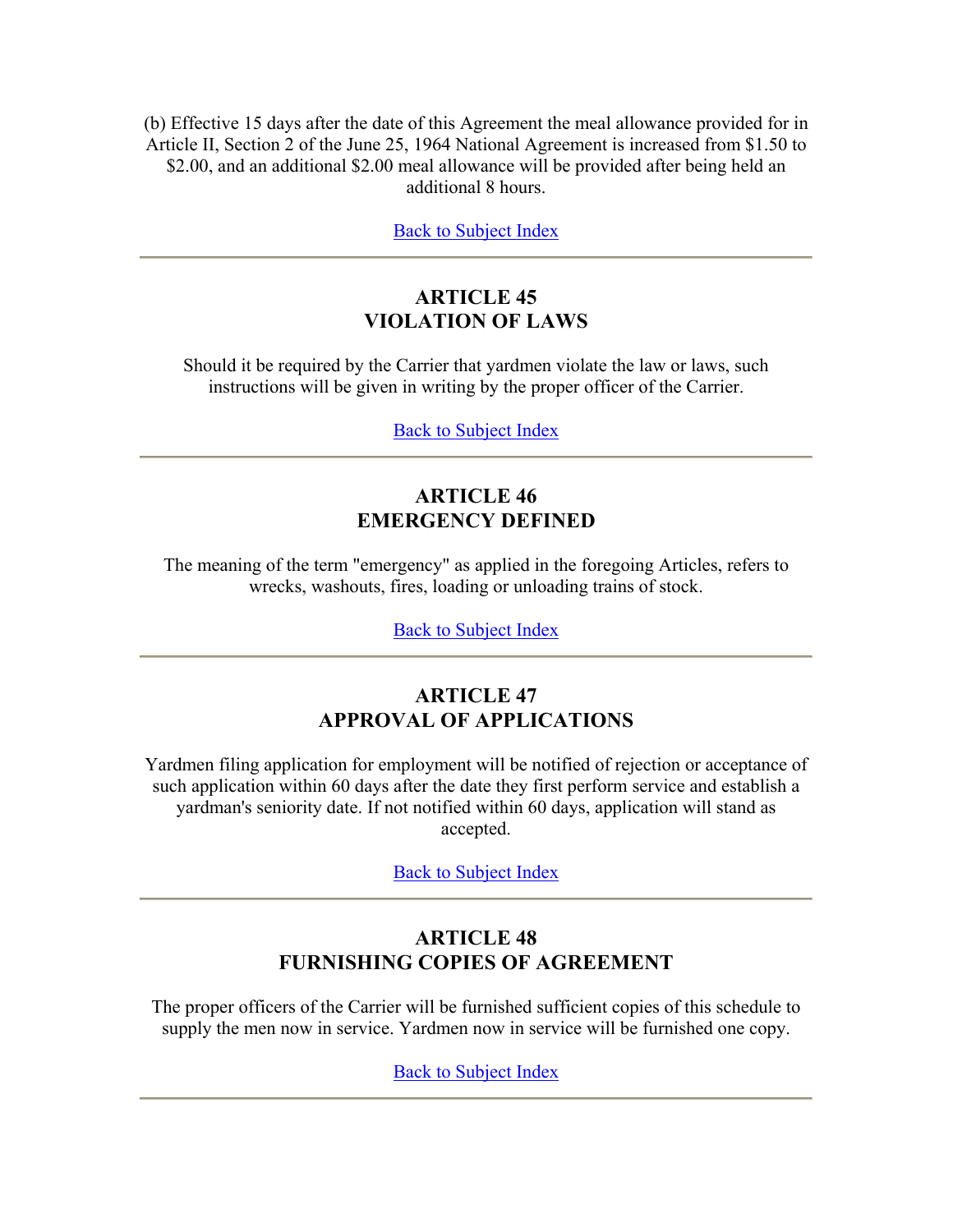(b) Effective 15 days after the date of this Agreement the meal allowance provided for in Article II, Section 2 of the June 25, 1964 National Agreement is increased from $1.50 to $2.00, and an additional $2.00 meal allowance will be provided after being held an additional 8 hours.

Back to Subject Index

---

## ARTICLE 45
## VIOLATION OF LAWS

Should it be required by the Carrier that yardmen violate the law or laws, such instructions will be given in writing by the proper officer of the Carrier.

Back to Subject Index

---

## ARTICLE 46
## EMERGENCY DEFINED

The meaning of the term "emergency" as applied in the foregoing Articles, refers to wrecks, washouts, fires, loading or unloading trains of stock.

Back to Subject Index

---

## ARTICLE 47
## APPROVAL OF APPLICATIONS

Yardmen filing application for employment will be notified of rejection or acceptance of such application within 60 days after the date they first perform service and establish a yardman's seniority date. If not notified within 60 days, application will stand as accepted.

Back to Subject Index

---

## ARTICLE 48
## FURNISHING COPIES OF AGREEMENT

The proper officers of the Carrier will be furnished sufficient copies of this schedule to supply the men now in service. Yardmen now in service will be furnished one copy.

Back to Subject Index

---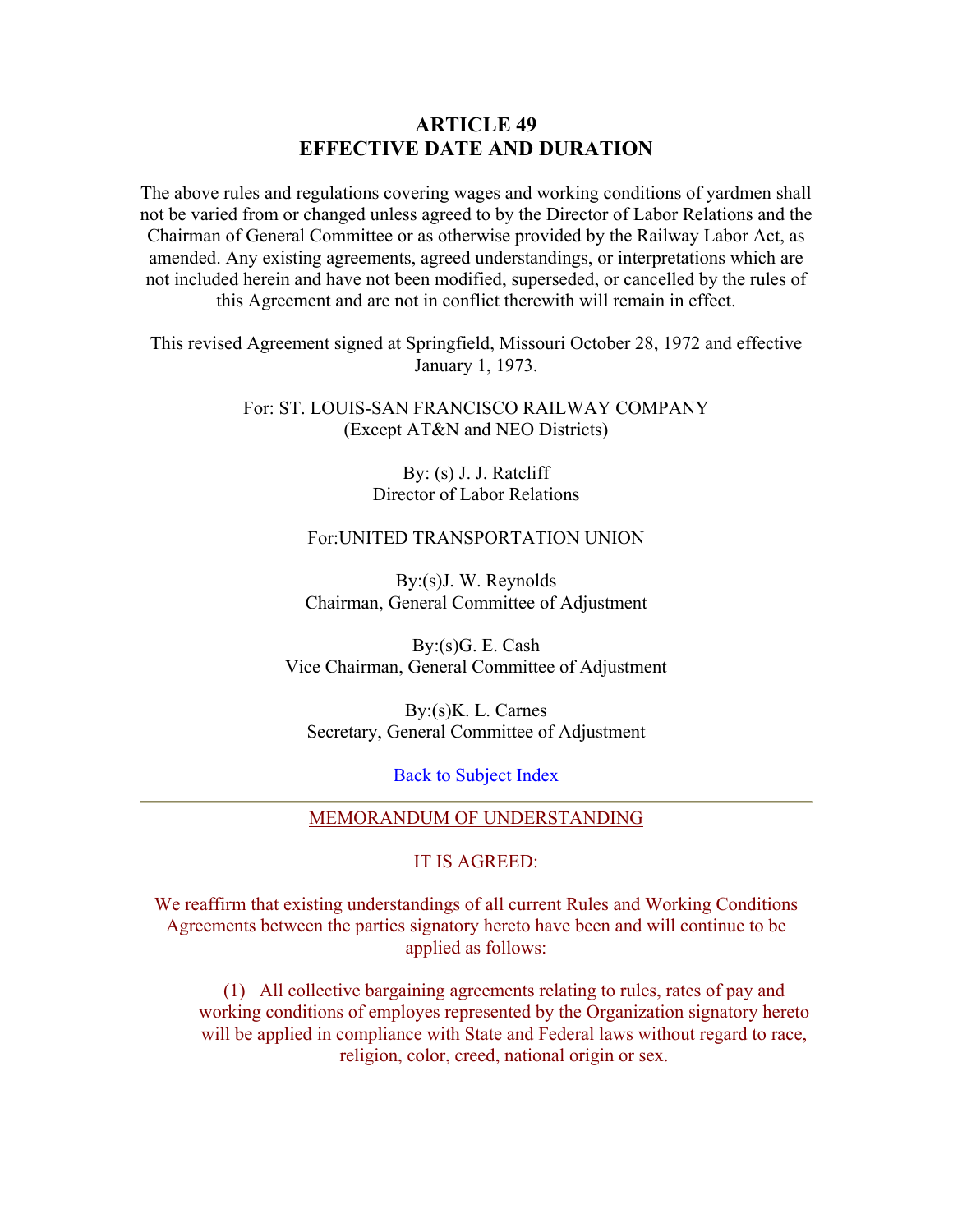# ARTICLE 49
# EFFECTIVE DATE AND DURATION

The above rules and regulations covering wages and working conditions of yardmen shall not be varied from or changed unless agreed to by the Director of Labor Relations and the Chairman of General Committee or as otherwise provided by the Railway Labor Act, as amended. Any existing agreements, agreed understandings, or interpretations which are not included herein and have not been modified, superseded, or cancelled by the rules of this Agreement and are not in conflict therewith will remain in effect.

This revised Agreement signed at Springfield, Missouri October 28, 1972 and effective January 1, 1973.

For: ST. LOUIS-SAN FRANCISCO RAILWAY COMPANY
(Except AT&N and NEO Districts)

By: (s) J. J. Ratcliff
Director of Labor Relations

For:UNITED TRANSPORTATION UNION

By:(s)J. W. Reynolds
Chairman, General Committee of Adjustment

By:(s)G. E. Cash
Vice Chairman, General Committee of Adjustment

By:(s)K. L. Carnes
Secretary, General Committee of Adjustment

Back to Subject Index

---

MEMORANDUM OF UNDERSTANDING

IT IS AGREED:

We reaffirm that existing understandings of all current Rules and Working Conditions Agreements between the parties signatory hereto have been and will continue to be applied as follows:

(1) All collective bargaining agreements relating to rules, rates of pay and working conditions of employes represented by the Organization signatory hereto will be applied in compliance with State and Federal laws without regard to race, religion, color, creed, national origin or sex.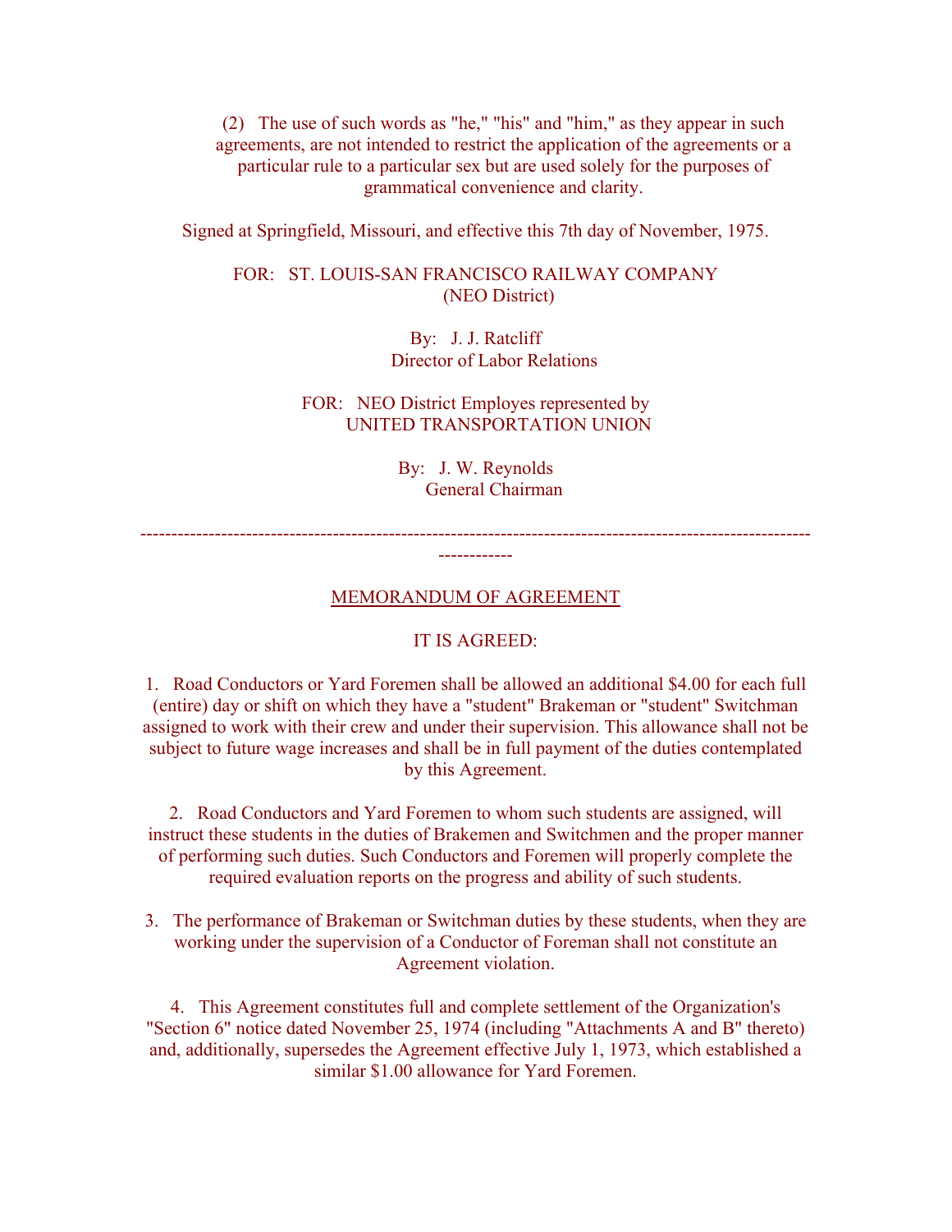(2) The use of such words as "he," "his" and "him," as they appear in such agreements, are not intended to restrict the application of the agreements or a particular rule to a particular sex but are used solely for the purposes of grammatical convenience and clarity.

Signed at Springfield, Missouri, and effective this 7th day of November, 1975.

FOR: ST. LOUIS-SAN FRANCISCO RAILWAY COMPANY
(NEO District)

By: J. J. Ratcliff
Director of Labor Relations

FOR: NEO District Employes represented by
UNITED TRANSPORTATION UNION

By: J. W. Reynolds
General Chairman

---

MEMORANDUM OF AGREEMENT

IT IS AGREED:

1. Road Conductors or Yard Foremen shall be allowed an additional $4.00 for each full (entire) day or shift on which they have a "student" Brakeman or "student" Switchman assigned to work with their crew and under their supervision. This allowance shall not be subject to future wage increases and shall be in full payment of the duties contemplated by this Agreement.

2. Road Conductors and Yard Foremen to whom such students are assigned, will instruct these students in the duties of Brakemen and Switchmen and the proper manner of performing such duties. Such Conductors and Foremen will properly complete the required evaluation reports on the progress and ability of such students.

3. The performance of Brakeman or Switchman duties by these students, when they are working under the supervision of a Conductor of Foreman shall not constitute an Agreement violation.

4. This Agreement constitutes full and complete settlement of the Organization's "Section 6" notice dated November 25, 1974 (including "Attachments A and B" thereto) and, additionally, supersedes the Agreement effective July 1, 1973, which established a similar $1.00 allowance for Yard Foremen.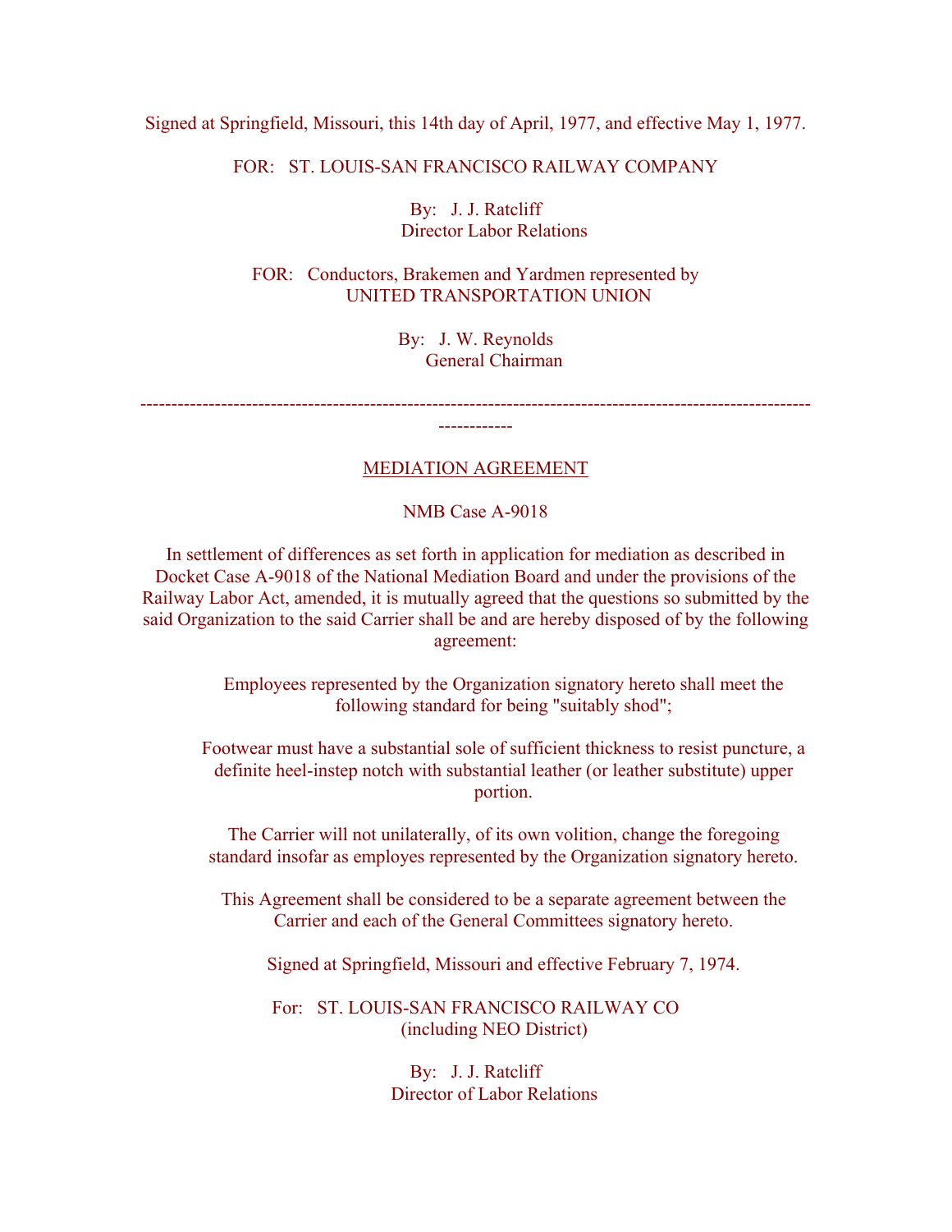Signed at Springfield, Missouri, this 14th day of April, 1977, and effective May 1, 1977.

FOR: ST. LOUIS-SAN FRANCISCO RAILWAY COMPANY

By: J. J. Ratcliff
Director Labor Relations

FOR: Conductors, Brakemen and Yardmen represented by
UNITED TRANSPORTATION UNION

By: J. W. Reynolds
General Chairman

---

## MEDIATION AGREEMENT

NMB Case A-9018

In settlement of differences as set forth in application for mediation as described in Docket Case A-9018 of the National Mediation Board and under the provisions of the Railway Labor Act, amended, it is mutually agreed that the questions so submitted by the said Organization to the said Carrier shall be and are hereby disposed of by the following agreement:

Employees represented by the Organization signatory hereto shall meet the following standard for being "suitably shod";

Footwear must have a substantial sole of sufficient thickness to resist puncture, a definite heel-instep notch with substantial leather (or leather substitute) upper portion.

The Carrier will not unilaterally, of its own volition, change the foregoing standard insofar as employes represented by the Organization signatory hereto.

This Agreement shall be considered to be a separate agreement between the Carrier and each of the General Committees signatory hereto.

Signed at Springfield, Missouri and effective February 7, 1974.

For: ST. LOUIS-SAN FRANCISCO RAILWAY CO
(including NEO District)

By: J. J. Ratcliff
Director of Labor Relations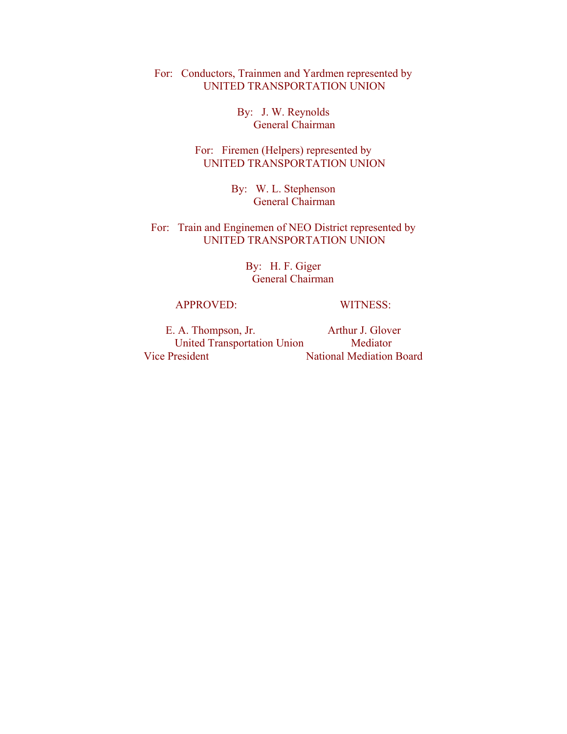For: Conductors, Trainmen and Yardmen represented by
UNITED TRANSPORTATION UNION

By: J. W. Reynolds
General Chairman

For: Firemen (Helpers) represented by
UNITED TRANSPORTATION UNION

By: W. L. Stephenson
General Chairman

For: Train and Enginemen of NEO District represented by
UNITED TRANSPORTATION UNION

By: H. F. Giger
General Chairman

| APPROVED: | WITNESS: |
|---|---|
| E. A. Thompson, Jr.<br>United Transportation Union<br>Vice President | Arthur J. Glover<br>Mediator<br>National Mediation Board |